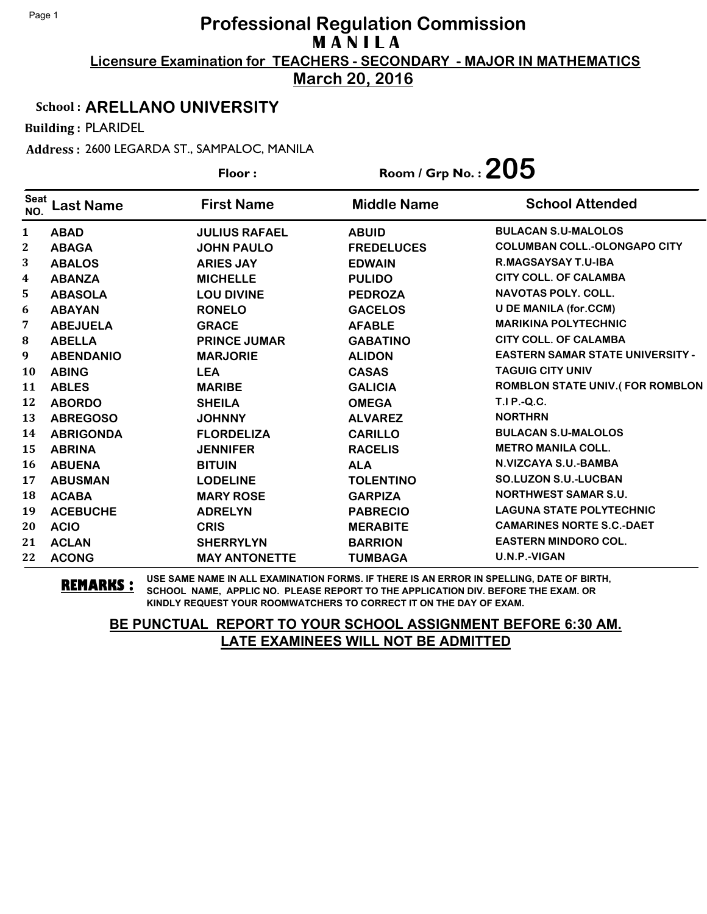# Professional Regulation Commission
## MANILA
### Licensure Examination for TEACHERS - SECONDARY - MAJOR IN MATHEMATICS
### March 20, 2016

**School : ARELLANO UNIVERSITY**

**Building :** PLARIDEL

**Address :** 2600 LEGARDA ST., SAMPALOC, MANILA

**Floor :** **Room / Grp No. : 205**

| Seat NO. | Last Name | First Name | Middle Name | School Attended |
|---|---|---|---|---|
| 1 | ABAD | JULIUS RAFAEL | ABUID | BULACAN S.U-MALOLOS |
| 2 | ABAGA | JOHN PAULO | FREDELUCES | COLUMBAN COLL.-OLONGAPO CITY |
| 3 | ABALOS | ARIES JAY | EDWAIN | R.MAGSAYSAY T.U-IBA |
| 4 | ABANZA | MICHELLE | PULIDO | CITY COLL. OF CALAMBA |
| 5 | ABASOLA | LOU DIVINE | PEDROZA | NAVOTAS POLY. COLL. |
| 6 | ABAYAN | RONELO | GACELOS | U DE MANILA (for.CCM) |
| 7 | ABEJUELA | GRACE | AFABLE | MARIKINA POLYTECHNIC |
| 8 | ABELLA | PRINCE JUMAR | GABATINO | CITY COLL. OF CALAMBA |
| 9 | ABENDANIO | MARJORIE | ALIDON | EASTERN SAMAR STATE UNIVERSITY - |
| 10 | ABING | LEA | CASAS | TAGUIG CITY UNIV |
| 11 | ABLES | MARIBE | GALICIA | ROMBLON STATE UNIV.( FOR ROMBLON |
| 12 | ABORDO | SHEILA | OMEGA | T.I P.-Q.C. |
| 13 | ABREGOSO | JOHNNY | ALVAREZ | NORTHRN |
| 14 | ABRIGONDA | FLORDELIZA | CARILLO | BULACAN S.U-MALOLOS |
| 15 | ABRINA | JENNIFER | RACELIS | METRO MANILA COLL. |
| 16 | ABUENA | BITUIN | ALA | N.VIZCAYA S.U.-BAMBA |
| 17 | ABUSMAN | LODELINE | TOLENTINO | SO.LUZON S.U.-LUCBAN |
| 18 | ACABA | MARY ROSE | GARPIZA | NORTHWEST SAMAR S.U. |
| 19 | ACEBUCHE | ADRELYN | PABRECIO | LAGUNA STATE POLYTECHNIC |
| 20 | ACIO | CRIS | MERABITE | CAMARINES NORTE S.C.-DAET |
| 21 | ACLAN | SHERRYLYN | BARRION | EASTERN MINDORO COL. |
| 22 | ACONG | MAY ANTONETTE | TUMBAGA | U.N.P.-VIGAN |

**REMARKS :** USE SAME NAME IN ALL EXAMINATION FORMS. IF THERE IS AN ERROR IN SPELLING, DATE OF BIRTH, SCHOOL NAME, APPLIC NO. PLEASE REPORT TO THE APPLICATION DIV. BEFORE THE EXAM. OR KINDLY REQUEST YOUR ROOMWATCHERS TO CORRECT IT ON THE DAY OF EXAM.

**BE PUNCTUAL REPORT TO YOUR SCHOOL ASSIGNMENT BEFORE 6:30 AM.**
**LATE EXAMINEES WILL NOT BE ADMITTED**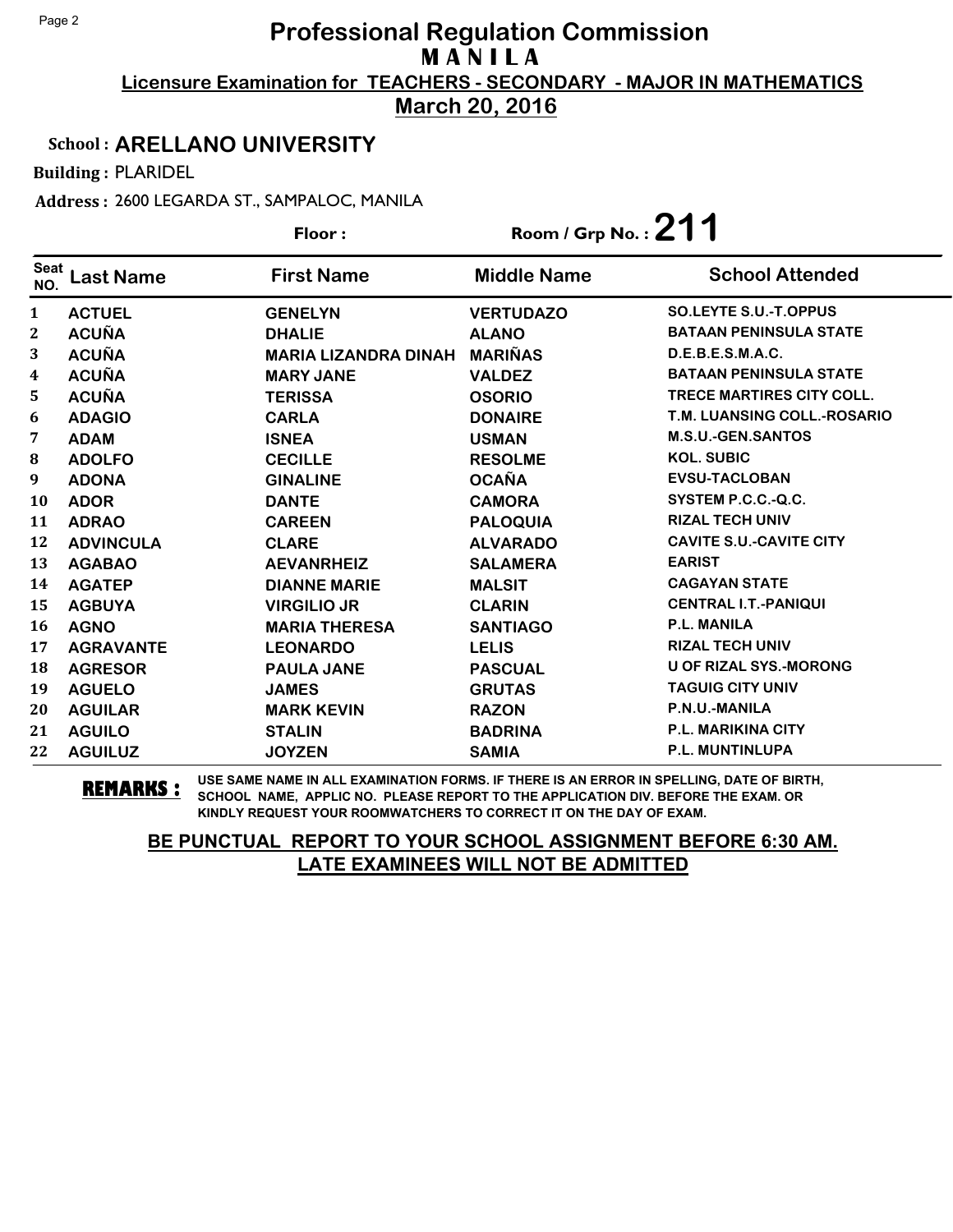# Professional Regulation Commission

## M A N I L A

**Licensure Examination for TEACHERS - SECONDARY - MAJOR IN MATHEMATICS**

**March 20, 2016**

**School : ARELLANO UNIVERSITY**

**Building :** PLARIDEL

**Address :** 2600 LEGARDA ST., SAMPALOC, MANILA

**Floor :** **Room / Grp No. : 211**

| Seat NO. | Last Name | First Name | Middle Name | School Attended |
|---|---|---|---|---|
| 1 | ACTUEL | GENELYN | VERTUDAZO | SO.LEYTE S.U.-T.OPPUS |
| 2 | ACUÑA | DHALIE | ALANO | BATAAN PENINSULA STATE |
| 3 | ACUÑA | MARIA LIZANDRA DINAH | MARIÑAS | D.E.B.E.S.M.A.C. |
| 4 | ACUÑA | MARY JANE | VALDEZ | BATAAN PENINSULA STATE |
| 5 | ACUÑA | TERISSA | OSORIO | TRECE MARTIRES CITY COLL. |
| 6 | ADAGIO | CARLA | DONAIRE | T.M. LUANSING COLL.-ROSARIO |
| 7 | ADAM | ISNEA | USMAN | M.S.U.-GEN.SANTOS |
| 8 | ADOLFO | CECILLE | RESOLME | KOL. SUBIC |
| 9 | ADONA | GINALINE | OCAÑA | EVSU-TACLOBAN |
| 10 | ADOR | DANTE | CAMORA | SYSTEM P.C.C.-Q.C. |
| 11 | ADRAO | CAREEN | PALOQUIA | RIZAL TECH UNIV |
| 12 | ADVINCULA | CLARE | ALVARADO | CAVITE S.U.-CAVITE CITY |
| 13 | AGABAO | AEVANRHEIZ | SALAMERA | EARIST |
| 14 | AGATEP | DIANNE MARIE | MALSIT | CAGAYAN STATE |
| 15 | AGBUYA | VIRGILIO JR | CLARIN | CENTRAL I.T.-PANIQUI |
| 16 | AGNO | MARIA THERESA | SANTIAGO | P.L. MANILA |
| 17 | AGRAVANTE | LEONARDO | LELIS | RIZAL TECH UNIV |
| 18 | AGRESOR | PAULA JANE | PASCUAL | U OF RIZAL SYS.-MORONG |
| 19 | AGUELO | JAMES | GRUTAS | TAGUIG CITY UNIV |
| 20 | AGUILAR | MARK KEVIN | RAZON | P.N.U.-MANILA |
| 21 | AGUILO | STALIN | BADRINA | P.L. MARIKINA CITY |
| 22 | AGUILUZ | JOYZEN | SAMIA | P.L. MUNTINLUPA |

**REMARKS :** USE SAME NAME IN ALL EXAMINATION FORMS. IF THERE IS AN ERROR IN SPELLING, DATE OF BIRTH, SCHOOL NAME, APPLIC NO. PLEASE REPORT TO THE APPLICATION DIV. BEFORE THE EXAM. OR KINDLY REQUEST YOUR ROOMWATCHERS TO CORRECT IT ON THE DAY OF EXAM.

**BE PUNCTUAL REPORT TO YOUR SCHOOL ASSIGNMENT BEFORE 6:30 AM. LATE EXAMINEES WILL NOT BE ADMITTED**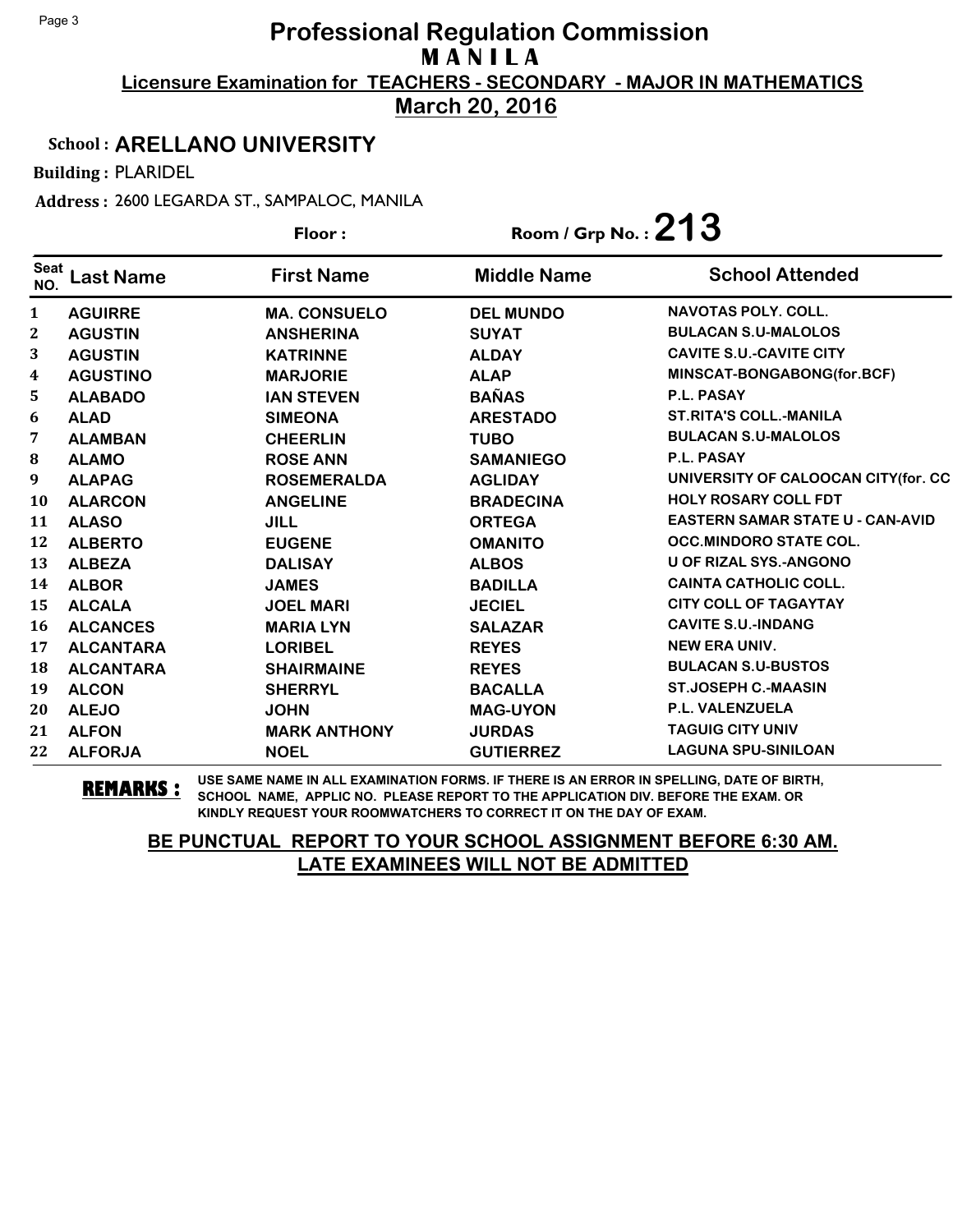# Professional Regulation Commission
## M A N I L A
### Licensure Examination for TEACHERS - SECONDARY - MAJOR IN MATHEMATICS
### March 20, 2016

**School :** ARELLANO UNIVERSITY

**Building :** PLARIDEL

**Address :** 2600 LEGARDA ST., SAMPALOC, MANILA

**Floor :** 

**Room / Grp No. :** 213

| Seat NO. | Last Name | First Name | Middle Name | School Attended |
|---|---|---|---|---|
| 1 | AGUIRRE | MA. CONSUELO | DEL MUNDO | NAVOTAS POLY. COLL. |
| 2 | AGUSTIN | ANSHERINA | SUYAT | BULACAN S.U-MALOLOS |
| 3 | AGUSTIN | KATRINNE | ALDAY | CAVITE S.U.-CAVITE CITY |
| 4 | AGUSTINO | MARJORIE | ALAP | MINSCAT-BONGABONG(for.BCF) |
| 5 | ALABADO | IAN STEVEN | BAÑAS | P.L. PASAY |
| 6 | ALAD | SIMEONA | ARESTADO | ST.RITA'S COLL.-MANILA |
| 7 | ALAMBAN | CHEERLIN | TUBO | BULACAN S.U-MALOLOS |
| 8 | ALAMO | ROSE ANN | SAMANIEGO | P.L. PASAY |
| 9 | ALAPAG | ROSEMERALDA | AGLIDAY | UNIVERSITY OF CALOOCAN CITY(for. CC |
| 10 | ALARCON | ANGELINE | BRADECINA | HOLY ROSARY COLL FDT |
| 11 | ALASO | JILL | ORTEGA | EASTERN SAMAR STATE U - CAN-AVID |
| 12 | ALBERTO | EUGENE | OMANITO | OCC.MINDORO STATE COL. |
| 13 | ALBEZA | DALISAY | ALBOS | U OF RIZAL SYS.-ANGONO |
| 14 | ALBOR | JAMES | BADILLA | CAINTA CATHOLIC COLL. |
| 15 | ALCALA | JOEL MARI | JECIEL | CITY COLL OF TAGAYTAY |
| 16 | ALCANCES | MARIA LYN | SALAZAR | CAVITE S.U.-INDANG |
| 17 | ALCANTARA | LORIBEL | REYES | NEW ERA UNIV. |
| 18 | ALCANTARA | SHAIRMAINE | REYES | BULACAN S.U-BUSTOS |
| 19 | ALCON | SHERRYL | BACALLA | ST.JOSEPH C.-MAASIN |
| 20 | ALEJO | JOHN | MAG-UYON | P.L. VALENZUELA |
| 21 | ALFON | MARK ANTHONY | JURDAS | TAGUIG CITY UNIV |
| 22 | ALFORJA | NOEL | GUTIERREZ | LAGUNA SPU-SINILOAN |

**REMARKS :** USE SAME NAME IN ALL EXAMINATION FORMS. IF THERE IS AN ERROR IN SPELLING, DATE OF BIRTH, SCHOOL NAME, APPLIC NO. PLEASE REPORT TO THE APPLICATION DIV. BEFORE THE EXAM. OR KINDLY REQUEST YOUR ROOMWATCHERS TO CORRECT IT ON THE DAY OF EXAM.

**BE PUNCTUAL REPORT TO YOUR SCHOOL ASSIGNMENT BEFORE 6:30 AM.**
**LATE EXAMINEES WILL NOT BE ADMITTED**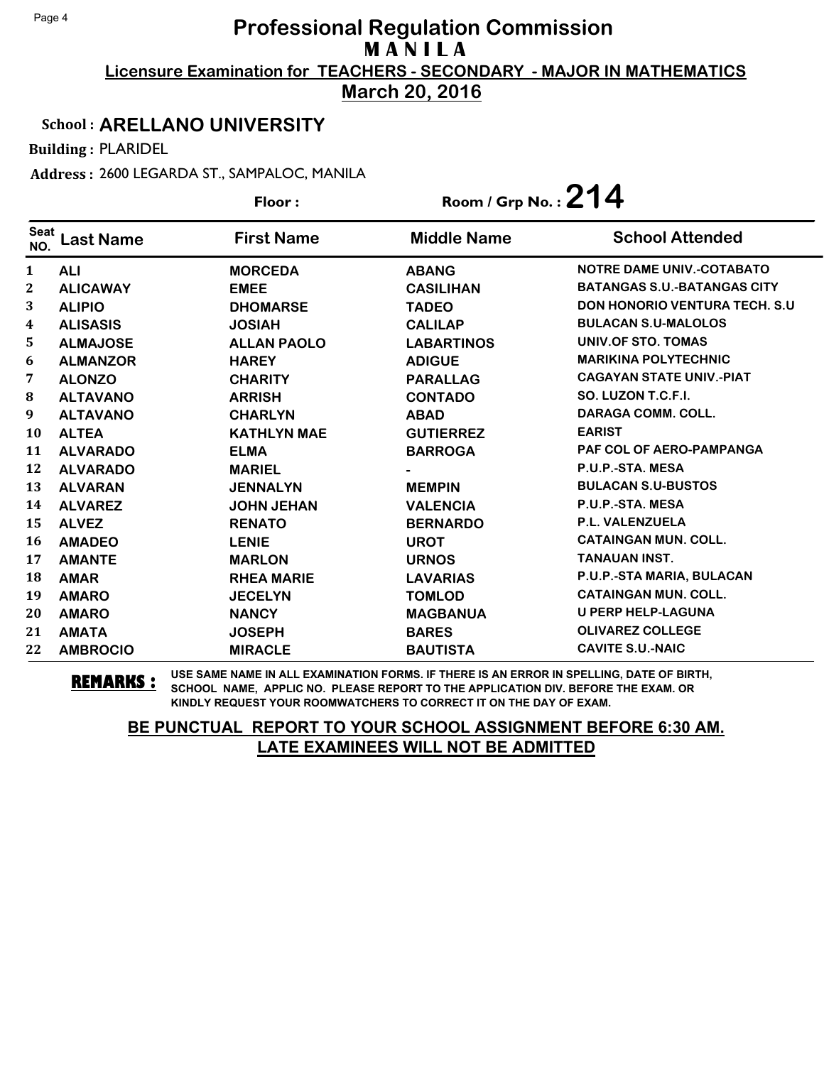# Professional Regulation Commission

## MANILA

**Licensure Examination for TEACHERS - SECONDARY - MAJOR IN MATHEMATICS**

**March 20, 2016**

**School :** **ARELLANO UNIVERSITY**

**Building :** PLARIDEL

**Address :** 2600 LEGARDA ST., SAMPALOC, MANILA

**Floor :**

**Room / Grp No. : 214**

| Seat NO. | Last Name | First Name | Middle Name | School Attended |
|---|---|---|---|---|
| 1 | ALI | MORCEDA | ABANG | NOTRE DAME UNIV.-COTABATO |
| 2 | ALICAWAY | EMEE | CASILIHAN | BATANGAS S.U.-BATANGAS CITY |
| 3 | ALIPIO | DHOMARSE | TADEO | DON HONORIO VENTURA TECH. S.U |
| 4 | ALISASIS | JOSIAH | CALILAP | BULACAN S.U-MALOLOS |
| 5 | ALMAJOSE | ALLAN PAOLO | LABARTINOS | UNIV.OF STO. TOMAS |
| 6 | ALMANZOR | HAREY | ADIGUE | MARIKINA POLYTECHNIC |
| 7 | ALONZO | CHARITY | PARALLAG | CAGAYAN STATE UNIV.-PIAT |
| 8 | ALTAVANO | ARRISH | CONTADO | SO. LUZON T.C.F.I. |
| 9 | ALTAVANO | CHARLYN | ABAD | DARAGA COMM. COLL. |
| 10 | ALTEA | KATHLYN MAE | GUTIERREZ | EARIST |
| 11 | ALVARADO | ELMA | BARROGA | PAF COL OF AERO-PAMPANGA |
| 12 | ALVARADO | MARIEL | - | P.U.P.-STA. MESA |
| 13 | ALVARAN | JENNALYN | MEMPIN | BULACAN S.U-BUSTOS |
| 14 | ALVAREZ | JOHN JEHAN | VALENCIA | P.U.P.-STA. MESA |
| 15 | ALVEZ | RENATO | BERNARDO | P.L. VALENZUELA |
| 16 | AMADEO | LENIE | UROT | CATAINGAN MUN. COLL. |
| 17 | AMANTE | MARLON | URNOS | TANAUAN INST. |
| 18 | AMAR | RHEA MARIE | LAVARIAS | P.U.P.-STA MARIA, BULACAN |
| 19 | AMARO | JECELYN | TOMLOD | CATAINGAN MUN. COLL. |
| 20 | AMARO | NANCY | MAGBANUA | U PERP HELP-LAGUNA |
| 21 | AMATA | JOSEPH | BARES | OLIVAREZ COLLEGE |
| 22 | AMBROCIO | MIRACLE | BAUTISTA | CAVITE S.U.-NAIC |

**REMARKS :** USE SAME NAME IN ALL EXAMINATION FORMS. IF THERE IS AN ERROR IN SPELLING, DATE OF BIRTH, SCHOOL NAME, APPLIC NO. PLEASE REPORT TO THE APPLICATION DIV. BEFORE THE EXAM. OR KINDLY REQUEST YOUR ROOMWATCHERS TO CORRECT IT ON THE DAY OF EXAM.

**BE PUNCTUAL REPORT TO YOUR SCHOOL ASSIGNMENT BEFORE 6:30 AM.**
**LATE EXAMINEES WILL NOT BE ADMITTED**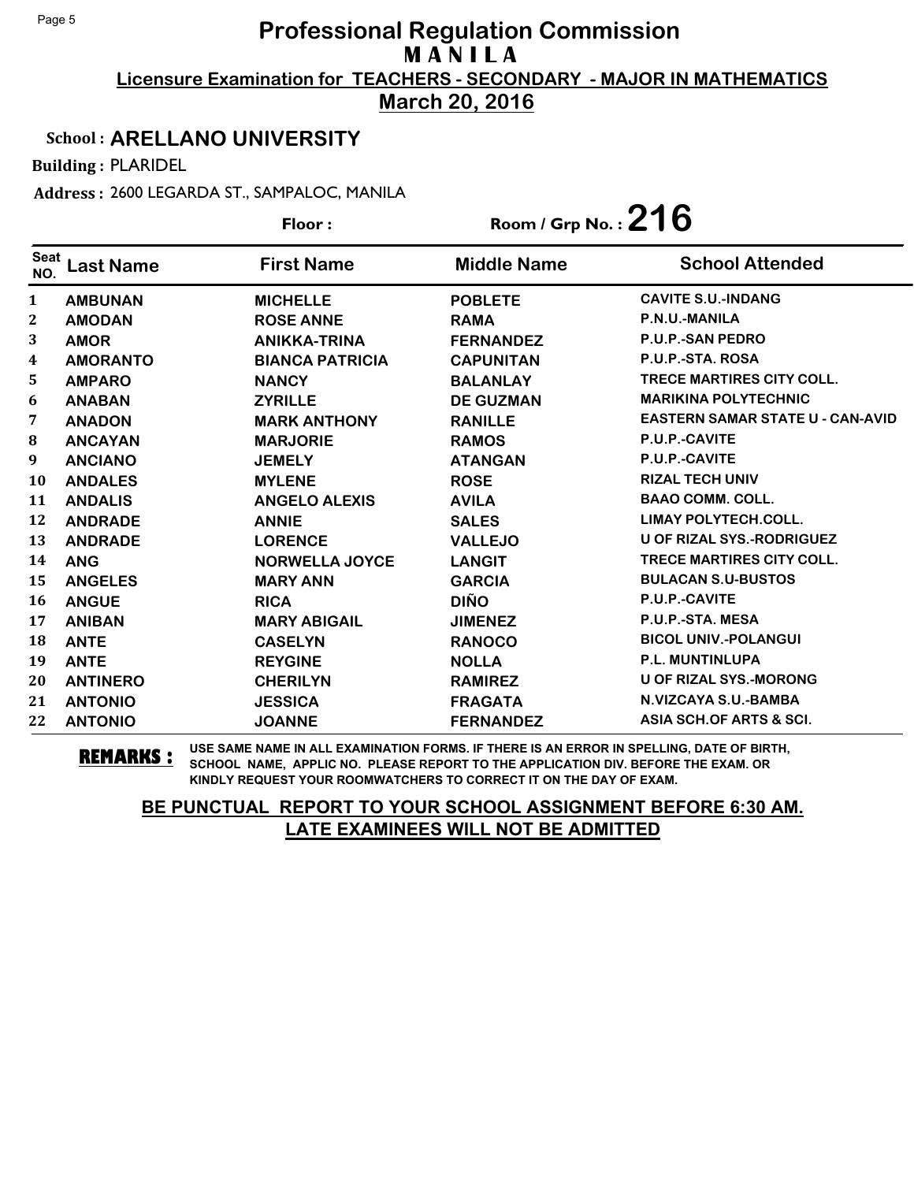# Professional Regulation Commission

## M A N I L A

**Licensure Examination for TEACHERS - SECONDARY - MAJOR IN MATHEMATICS**

**March 20, 2016**

**School : ARELLANO UNIVERSITY**

**Building :** PLARIDEL

**Address :** 2600 LEGARDA ST., SAMPALOC, MANILA

**Floor :**

**Room / Grp No. : 216**

| Seat NO. | Last Name | First Name | Middle Name | School Attended |
|---|---|---|---|---|
| 1 | AMBUNAN | MICHELLE | POBLETE | CAVITE S.U.-INDANG |
| 2 | AMODAN | ROSE ANNE | RAMA | P.N.U.-MANILA |
| 3 | AMOR | ANIKKA-TRINA | FERNANDEZ | P.U.P.-SAN PEDRO |
| 4 | AMORANTO | BIANCA PATRICIA | CAPUNITAN | P.U.P.-STA. ROSA |
| 5 | AMPARO | NANCY | BALANLAY | TRECE MARTIRES CITY COLL. |
| 6 | ANABAN | ZYRILLE | DE GUZMAN | MARIKINA POLYTECHNIC |
| 7 | ANADON | MARK ANTHONY | RANILLE | EASTERN SAMAR STATE U - CAN-AVID |
| 8 | ANCAYAN | MARJORIE | RAMOS | P.U.P.-CAVITE |
| 9 | ANCIANO | JEMELY | ATANGAN | P.U.P.-CAVITE |
| 10 | ANDALES | MYLENE | ROSE | RIZAL TECH UNIV |
| 11 | ANDALIS | ANGELO ALEXIS | AVILA | BAAO COMM. COLL. |
| 12 | ANDRADE | ANNIE | SALES | LIMAY POLYTECH.COLL. |
| 13 | ANDRADE | LORENCE | VALLEJO | U OF RIZAL SYS.-RODRIGUEZ |
| 14 | ANG | NORWELLA JOYCE | LANGIT | TRECE MARTIRES CITY COLL. |
| 15 | ANGELES | MARY ANN | GARCIA | BULACAN S.U-BUSTOS |
| 16 | ANGUE | RICA | DIÑO | P.U.P.-CAVITE |
| 17 | ANIBAN | MARY ABIGAIL | JIMENEZ | P.U.P.-STA. MESA |
| 18 | ANTE | CASELYN | RANOCO | BICOL UNIV.-POLANGUI |
| 19 | ANTE | REYGINE | NOLLA | P.L. MUNTINLUPA |
| 20 | ANTINERO | CHERILYN | RAMIREZ | U OF RIZAL SYS.-MORONG |
| 21 | ANTONIO | JESSICA | FRAGATA | N.VIZCAYA S.U.-BAMBA |
| 22 | ANTONIO | JOANNE | FERNANDEZ | ASIA SCH.OF ARTS & SCI. |

**REMARKS :** USE SAME NAME IN ALL EXAMINATION FORMS. IF THERE IS AN ERROR IN SPELLING, DATE OF BIRTH, SCHOOL NAME, APPLIC NO. PLEASE REPORT TO THE APPLICATION DIV. BEFORE THE EXAM. OR KINDLY REQUEST YOUR ROOMWATCHERS TO CORRECT IT ON THE DAY OF EXAM.

**BE PUNCTUAL REPORT TO YOUR SCHOOL ASSIGNMENT BEFORE 6:30 AM. LATE EXAMINEES WILL NOT BE ADMITTED**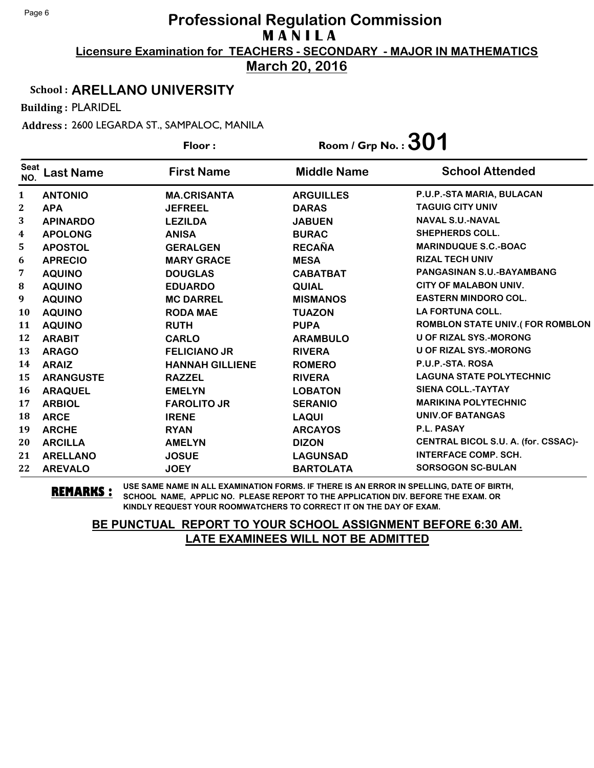# Professional Regulation Commission

## M A N I L A

**Licensure Examination for TEACHERS - SECONDARY - MAJOR IN MATHEMATICS**

**March 20, 2016**

**School : ARELLANO UNIVERSITY**

**Building :** PLARIDEL

**Address :** 2600 LEGARDA ST., SAMPALOC, MANILA

**Floor :** 

**Room / Grp No. : 301**

| Seat NO. | Last Name | First Name | Middle Name | School Attended |
|---|---|---|---|---|
| 1 | ANTONIO | MA.CRISANTA | ARGUILLES | P.U.P.-STA MARIA, BULACAN |
| 2 | APA | JEFREEL | DARAS | TAGUIG CITY UNIV |
| 3 | APINARDO | LEZILDA | JABUEN | NAVAL S.U.-NAVAL |
| 4 | APOLONG | ANISA | BURAC | SHEPHERDS COLL. |
| 5 | APOSTOL | GERALGEN | RECAÑA | MARINDUQUE S.C.-BOAC |
| 6 | APRECIO | MARY GRACE | MESA | RIZAL TECH UNIV |
| 7 | AQUINO | DOUGLAS | CABATBAT | PANGASINAN S.U.-BAYAMBANG |
| 8 | AQUINO | EDUARDO | QUIAL | CITY OF MALABON UNIV. |
| 9 | AQUINO | MC DARREL | MISMANOS | EASTERN MINDORO COL. |
| 10 | AQUINO | RODA MAE | TUAZON | LA FORTUNA COLL. |
| 11 | AQUINO | RUTH | PUPA | ROMBLON STATE UNIV.( FOR ROMBLON |
| 12 | ARABIT | CARLO | ARAMBULO | U OF RIZAL SYS.-MORONG |
| 13 | ARAGO | FELICIANO JR | RIVERA | U OF RIZAL SYS.-MORONG |
| 14 | ARAIZ | HANNAH GILLIENE | ROMERO | P.U.P.-STA. ROSA |
| 15 | ARANGUSTE | RAZZEL | RIVERA | LAGUNA STATE POLYTECHNIC |
| 16 | ARAQUEL | EMELYN | LOBATON | SIENA COLL.-TAYTAY |
| 17 | ARBIOL | FAROLITO JR | SERANIO | MARIKINA POLYTECHNIC |
| 18 | ARCE | IRENE | LAQUI | UNIV.OF BATANGAS |
| 19 | ARCHE | RYAN | ARCAYOS | P.L. PASAY |
| 20 | ARCILLA | AMELYN | DIZON | CENTRAL BICOL S.U. A. (for. CSSAC)- |
| 21 | ARELLANO | JOSUE | LAGUNSAD | INTERFACE COMP. SCH. |
| 22 | AREVALO | JOEY | BARTOLATA | SORSOGON SC-BULAN |

**REMARKS :** USE SAME NAME IN ALL EXAMINATION FORMS. IF THERE IS AN ERROR IN SPELLING, DATE OF BIRTH, SCHOOL NAME, APPLIC NO. PLEASE REPORT TO THE APPLICATION DIV. BEFORE THE EXAM. OR KINDLY REQUEST YOUR ROOMWATCHERS TO CORRECT IT ON THE DAY OF EXAM.

**BE PUNCTUAL REPORT TO YOUR SCHOOL ASSIGNMENT BEFORE 6:30 AM. LATE EXAMINEES WILL NOT BE ADMITTED**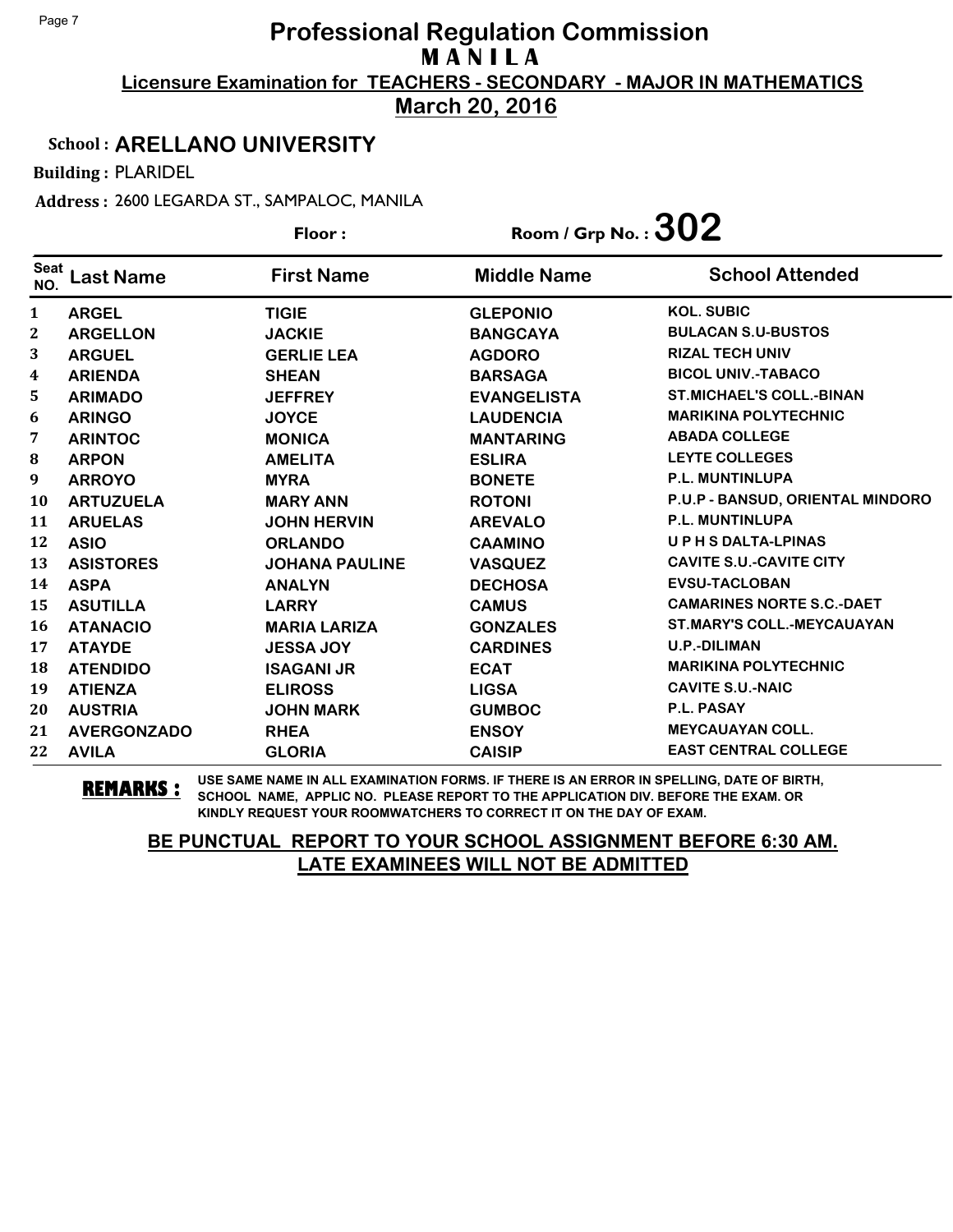# Professional Regulation Commission
## M A N I L A
### Licensure Examination for TEACHERS - SECONDARY - MAJOR IN MATHEMATICS
### March 20, 2016

**School : ARELLANO UNIVERSITY**

**Building :** PLARIDEL

**Address :** 2600 LEGARDA ST., SAMPALOC, MANILA

**Floor :** **Room / Grp No. : 302**

| Seat NO. | Last Name | First Name | Middle Name | School Attended |
|---|---|---|---|---|
| 1 | ARGEL | TIGIE | GLEPONIO | KOL. SUBIC |
| 2 | ARGELLON | JACKIE | BANGCAYA | BULACAN S.U-BUSTOS |
| 3 | ARGUEL | GERLIE LEA | AGDORO | RIZAL TECH UNIV |
| 4 | ARIENDA | SHEAN | BARSAGA | BICOL UNIV.-TABACO |
| 5 | ARIMADO | JEFFREY | EVANGELISTA | ST.MICHAEL'S COLL.-BINAN |
| 6 | ARINGO | JOYCE | LAUDENCIA | MARIKINA POLYTECHNIC |
| 7 | ARINTOC | MONICA | MANTARING | ABADA COLLEGE |
| 8 | ARPON | AMELITA | ESLIRA | LEYTE COLLEGES |
| 9 | ARROYO | MYRA | BONETE | P.L. MUNTINLUPA |
| 10 | ARTUZUELA | MARY ANN | ROTONI | P.U.P - BANSUD, ORIENTAL MINDORO |
| 11 | ARUELAS | JOHN HERVIN | AREVALO | P.L. MUNTINLUPA |
| 12 | ASIO | ORLANDO | CAAMINO | U P H S DALTA-LPINAS |
| 13 | ASISTORES | JOHANA PAULINE | VASQUEZ | CAVITE S.U.-CAVITE CITY |
| 14 | ASPA | ANALYN | DECHOSA | EVSU-TACLOBAN |
| 15 | ASUTILLA | LARRY | CAMUS | CAMARINES NORTE S.C.-DAET |
| 16 | ATANACIO | MARIA LARIZA | GONZALES | ST.MARY'S COLL.-MEYCAUAYAN |
| 17 | ATAYDE | JESSA JOY | CARDINES | U.P.-DILIMAN |
| 18 | ATENDIDO | ISAGANI JR | ECAT | MARIKINA POLYTECHNIC |
| 19 | ATIENZA | ELIROSS | LIGSA | CAVITE S.U.-NAIC |
| 20 | AUSTRIA | JOHN MARK | GUMBOC | P.L. PASAY |
| 21 | AVERGONZADO | RHEA | ENSOY | MEYCAUAYAN COLL. |
| 22 | AVILA | GLORIA | CAISIP | EAST CENTRAL COLLEGE |

**REMARKS :** USE SAME NAME IN ALL EXAMINATION FORMS. IF THERE IS AN ERROR IN SPELLING, DATE OF BIRTH, SCHOOL NAME, APPLIC NO. PLEASE REPORT TO THE APPLICATION DIV. BEFORE THE EXAM. OR KINDLY REQUEST YOUR ROOMWATCHERS TO CORRECT IT ON THE DAY OF EXAM.

**BE PUNCTUAL REPORT TO YOUR SCHOOL ASSIGNMENT BEFORE 6:30 AM. LATE EXAMINEES WILL NOT BE ADMITTED**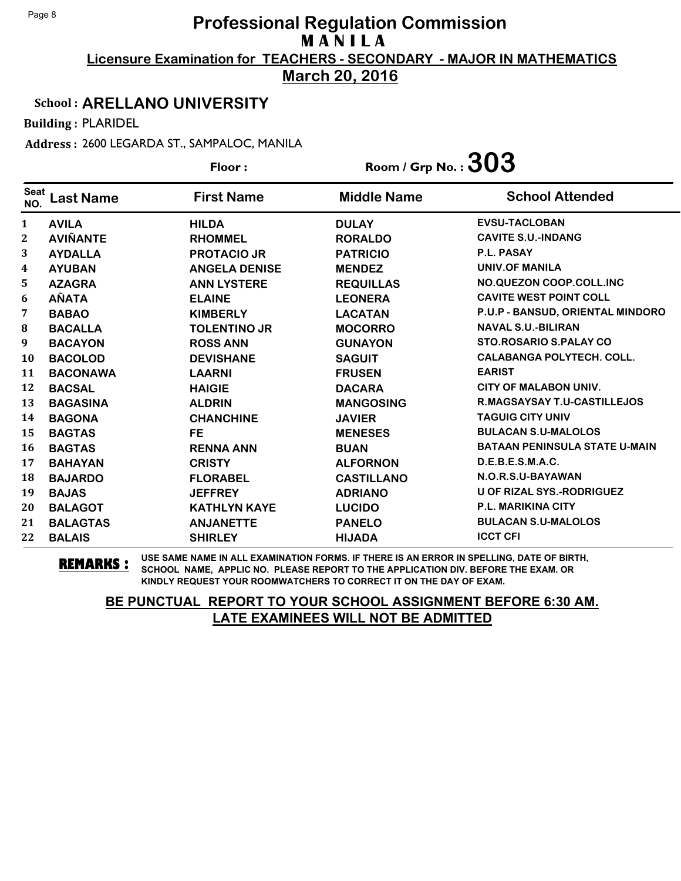# Professional Regulation Commission

## M A N I L A

**Licensure Examination for TEACHERS - SECONDARY - MAJOR IN MATHEMATICS**

**March 20, 2016**

**School : ARELLANO UNIVERSITY**

**Building :** PLARIDEL

**Address :** 2600 LEGARDA ST., SAMPALOC, MANILA

**Floor :** **Room / Grp No. : 303**

| Seat NO. | Last Name | First Name | Middle Name | School Attended |
|---|---|---|---|---|
| 1 | AVILA | HILDA | DULAY | EVSU-TACLOBAN |
| 2 | AVIÑANTE | RHOMMEL | RORALDO | CAVITE S.U.-INDANG |
| 3 | AYDALLA | PROTACIO JR | PATRICIO | P.L. PASAY |
| 4 | AYUBAN | ANGELA DENISE | MENDEZ | UNIV.OF MANILA |
| 5 | AZAGRA | ANN LYSTERE | REQUILLAS | NO.QUEZON COOP.COLL.INC |
| 6 | AÑATA | ELAINE | LEONERA | CAVITE WEST POINT COLL |
| 7 | BABAO | KIMBERLY | LACATAN | P.U.P - BANSUD, ORIENTAL MINDORO |
| 8 | BACALLA | TOLENTINO JR | MOCORRO | NAVAL S.U.-BILIRAN |
| 9 | BACAYON | ROSS ANN | GUNAYON | STO.ROSARIO S.PALAY CO |
| 10 | BACOLOD | DEVISHANE | SAGUIT | CALABANGA POLYTECH. COLL. |
| 11 | BACONAWA | LAARNI | FRUSEN | EARIST |
| 12 | BACSAL | HAIGIE | DACARA | CITY OF MALABON UNIV. |
| 13 | BAGASINA | ALDRIN | MANGOSING | R.MAGSAYSAY T.U-CASTILLEJOS |
| 14 | BAGONA | CHANCHINE | JAVIER | TAGUIG CITY UNIV |
| 15 | BAGTAS | FE | MENESES | BULACAN S.U-MALOLOS |
| 16 | BAGTAS | RENNA ANN | BUAN | BATAAN PENINSULA STATE U-MAIN |
| 17 | BAHAYAN | CRISTY | ALFORNON | D.E.B.E.S.M.A.C. |
| 18 | BAJARDO | FLORABEL | CASTILLANO | N.O.R.S.U-BAYAWAN |
| 19 | BAJAS | JEFFREY | ADRIANO | U OF RIZAL SYS.-RODRIGUEZ |
| 20 | BALAGOT | KATHLYN KAYE | LUCIDO | P.L. MARIKINA CITY |
| 21 | BALAGTAS | ANJANETTE | PANELO | BULACAN S.U-MALOLOS |
| 22 | BALAIS | SHIRLEY | HIJADA | ICCT CFI |

**REMARKS :** USE SAME NAME IN ALL EXAMINATION FORMS. IF THERE IS AN ERROR IN SPELLING, DATE OF BIRTH, SCHOOL NAME, APPLIC NO. PLEASE REPORT TO THE APPLICATION DIV. BEFORE THE EXAM. OR KINDLY REQUEST YOUR ROOMWATCHERS TO CORRECT IT ON THE DAY OF EXAM.

**BE PUNCTUAL REPORT TO YOUR SCHOOL ASSIGNMENT BEFORE 6:30 AM. LATE EXAMINEES WILL NOT BE ADMITTED**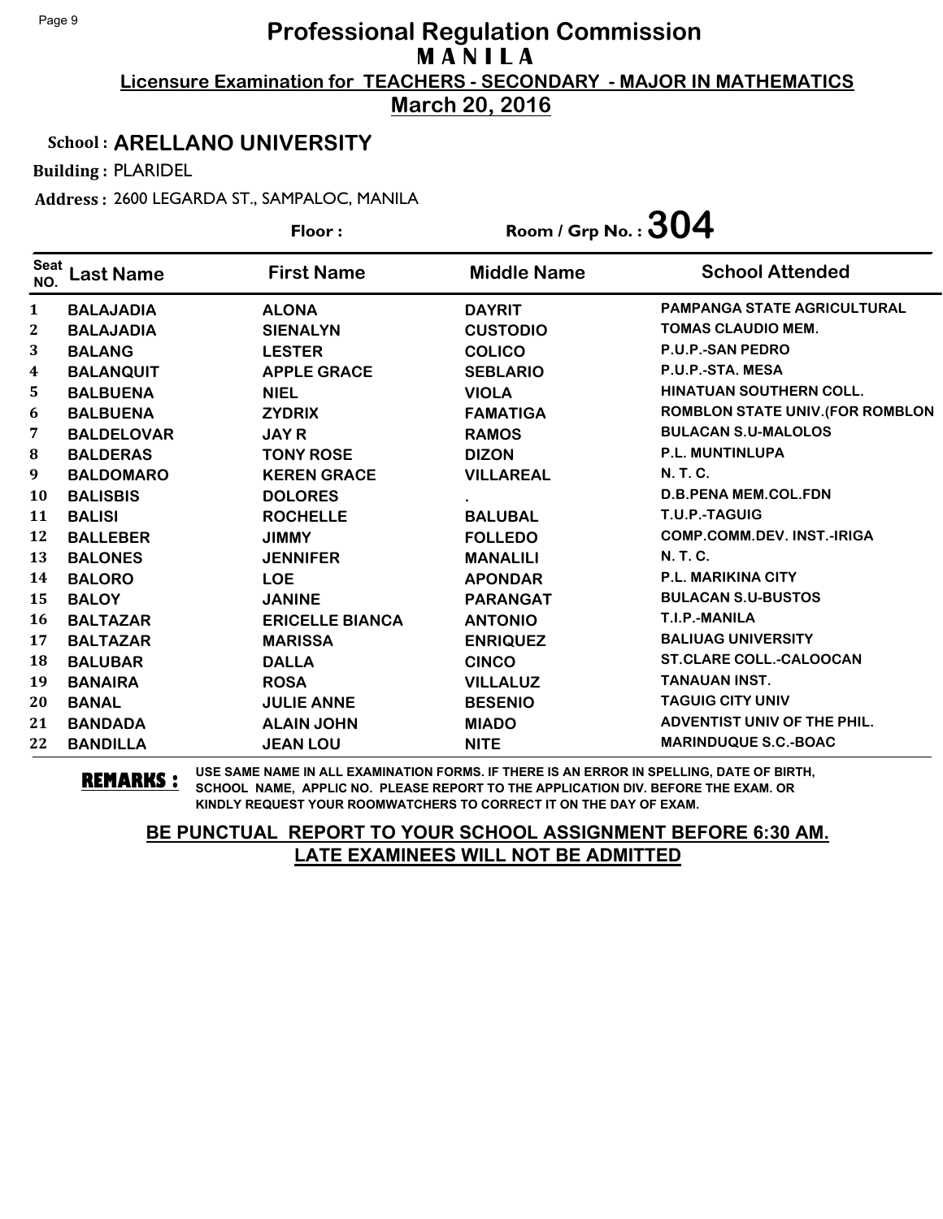# Professional Regulation Commission

## MANILA

### Licensure Examination for TEACHERS - SECONDARY - MAJOR IN MATHEMATICS

### March 20, 2016

**School :** ARELLANO UNIVERSITY

**Building :** PLARIDEL

**Address :** 2600 LEGARDA ST., SAMPALOC, MANILA

**Floor :** 

**Room / Grp No. :** 304

| Seat NO. | Last Name | First Name | Middle Name | School Attended |
|---|---|---|---|---|
| 1 | BALAJADIA | ALONA | DAYRIT | PAMPANGA STATE AGRICULTURAL |
| 2 | BALAJADIA | SIENALYN | CUSTODIO | TOMAS CLAUDIO MEM. |
| 3 | BALANG | LESTER | COLICO | P.U.P.-SAN PEDRO |
| 4 | BALANQUIT | APPLE GRACE | SEBLARIO | P.U.P.-STA. MESA |
| 5 | BALBUENA | NIEL | VIOLA | HINATUAN SOUTHERN COLL. |
| 6 | BALBUENA | ZYDRIX | FAMATIGA | ROMBLON STATE UNIV.(FOR ROMBLON |
| 7 | BALDELOVAR | JAY R | RAMOS | BULACAN S.U-MALOLOS |
| 8 | BALDERAS | TONY ROSE | DIZON | P.L. MUNTINLUPA |
| 9 | BALDOMARO | KEREN GRACE | VILLAREAL | N. T. C. |
| 10 | BALISBIS | DOLORES | . | D.B.PENA MEM.COL.FDN |
| 11 | BALISI | ROCHELLE | BALUBAL | T.U.P.-TAGUIG |
| 12 | BALLEBER | JIMMY | FOLLEDO | COMP.COMM.DEV. INST.-IRIGA |
| 13 | BALONES | JENNIFER | MANALILI | N. T. C. |
| 14 | BALORO | LOE | APONDAR | P.L. MARIKINA CITY |
| 15 | BALOY | JANINE | PARANGAT | BULACAN S.U-BUSTOS |
| 16 | BALTAZAR | ERICELLE BIANCA | ANTONIO | T.I.P.-MANILA |
| 17 | BALTAZAR | MARISSA | ENRIQUEZ | BALIUAG UNIVERSITY |
| 18 | BALUBAR | DALLA | CINCO | ST.CLARE COLL.-CALOOCAN |
| 19 | BANAIRA | ROSA | VILLALUZ | TANAUAN INST. |
| 20 | BANAL | JULIE ANNE | BESENIO | TAGUIG CITY UNIV |
| 21 | BANDADA | ALAIN JOHN | MIADO | ADVENTIST UNIV OF THE PHIL. |
| 22 | BANDILLA | JEAN LOU | NITE | MARINDUQUE S.C.-BOAC |

**REMARKS :** USE SAME NAME IN ALL EXAMINATION FORMS. IF THERE IS AN ERROR IN SPELLING, DATE OF BIRTH, SCHOOL NAME, APPLIC NO. PLEASE REPORT TO THE APPLICATION DIV. BEFORE THE EXAM. OR KINDLY REQUEST YOUR ROOMWATCHERS TO CORRECT IT ON THE DAY OF EXAM.

**BE PUNCTUAL REPORT TO YOUR SCHOOL ASSIGNMENT BEFORE 6:30 AM. LATE EXAMINEES WILL NOT BE ADMITTED**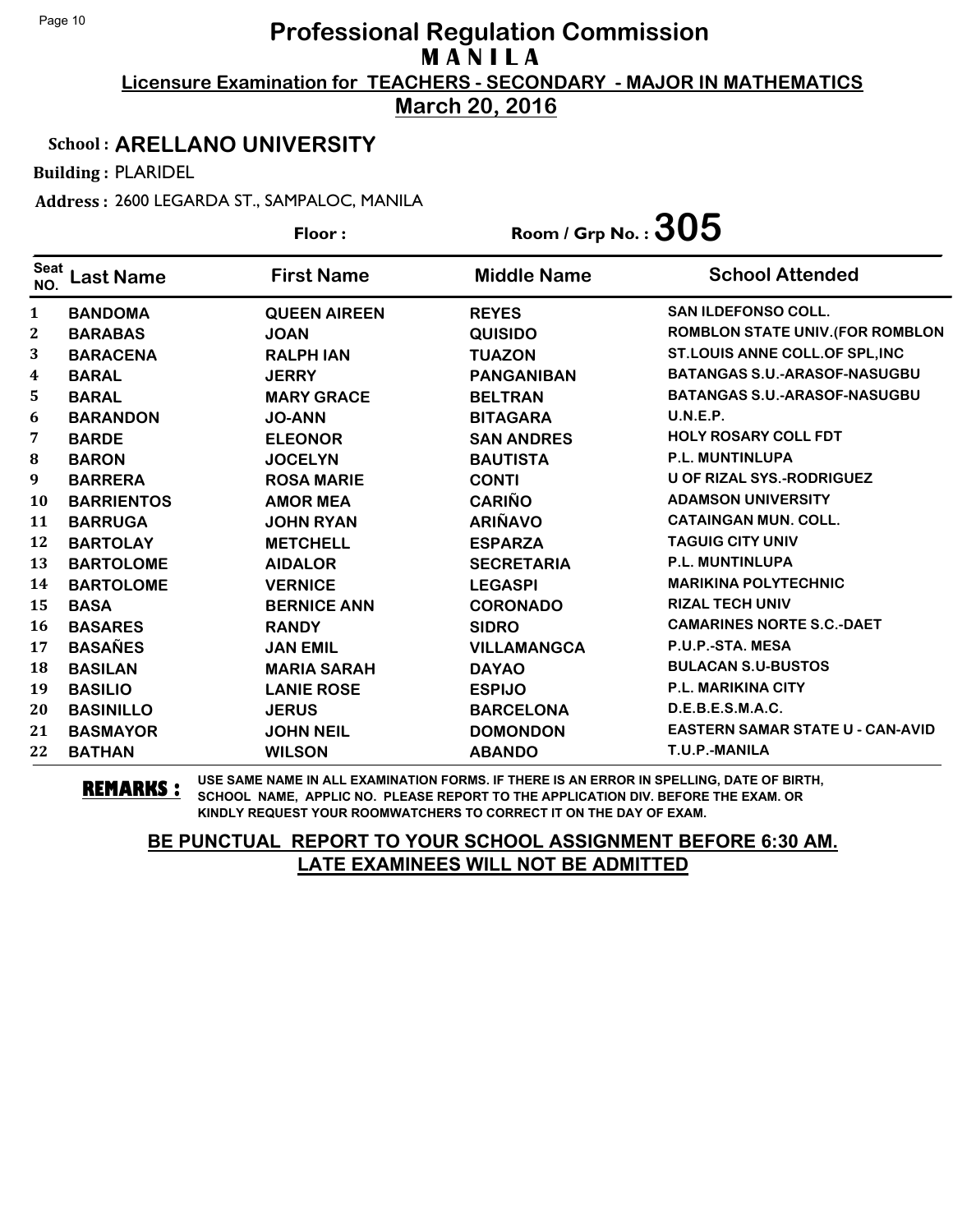# Professional Regulation Commission

## M A N I L A

**Licensure Examination for TEACHERS - SECONDARY - MAJOR IN MATHEMATICS**

**March 20, 2016**

**School : ARELLANO UNIVERSITY**

**Building :** PLARIDEL

**Address :** 2600 LEGARDA ST., SAMPALOC, MANILA

**Floor :** 　　　　**Room / Grp No. : 305**

| Seat NO. | Last Name | First Name | Middle Name | School Attended |
|---|---|---|---|---|
| 1 | BANDOMA | QUEEN AIREEN | REYES | SAN ILDEFONSO COLL. |
| 2 | BARABAS | JOAN | QUISIDO | ROMBLON STATE UNIV.(FOR ROMBLON |
| 3 | BARACENA | RALPH IAN | TUAZON | ST.LOUIS ANNE COLL.OF SPL,INC |
| 4 | BARAL | JERRY | PANGANIBAN | BATANGAS S.U.-ARASOF-NASUGBU |
| 5 | BARAL | MARY GRACE | BELTRAN | BATANGAS S.U.-ARASOF-NASUGBU |
| 6 | BARANDON | JO-ANN | BITAGARA | U.N.E.P. |
| 7 | BARDE | ELEONOR | SAN ANDRES | HOLY ROSARY COLL FDT |
| 8 | BARON | JOCELYN | BAUTISTA | P.L. MUNTINLUPA |
| 9 | BARRERA | ROSA MARIE | CONTI | U OF RIZAL SYS.-RODRIGUEZ |
| 10 | BARRIENTOS | AMOR MEA | CARIÑO | ADAMSON UNIVERSITY |
| 11 | BARRUGA | JOHN RYAN | ARIÑAVO | CATAINGAN MUN. COLL. |
| 12 | BARTOLAY | METCHELL | ESPARZA | TAGUIG CITY UNIV |
| 13 | BARTOLOME | AIDALOR | SECRETARIA | P.L. MUNTINLUPA |
| 14 | BARTOLOME | VERNICE | LEGASPI | MARIKINA POLYTECHNIC |
| 15 | BASA | BERNICE ANN | CORONADO | RIZAL TECH UNIV |
| 16 | BASARES | RANDY | SIDRO | CAMARINES NORTE S.C.-DAET |
| 17 | BASAÑES | JAN EMIL | VILLAMANGCA | P.U.P.-STA. MESA |
| 18 | BASILAN | MARIA SARAH | DAYAO | BULACAN S.U-BUSTOS |
| 19 | BASILIO | LANIE ROSE | ESPIJO | P.L. MARIKINA CITY |
| 20 | BASINILLO | JERUS | BARCELONA | D.E.B.E.S.M.A.C. |
| 21 | BASMAYOR | JOHN NEIL | DOMONDON | EASTERN SAMAR STATE U - CAN-AVID |
| 22 | BATHAN | WILSON | ABANDO | T.U.P.-MANILA |

**REMARKS :** USE SAME NAME IN ALL EXAMINATION FORMS. IF THERE IS AN ERROR IN SPELLING, DATE OF BIRTH, SCHOOL NAME, APPLIC NO. PLEASE REPORT TO THE APPLICATION DIV. BEFORE THE EXAM. OR KINDLY REQUEST YOUR ROOMWATCHERS TO CORRECT IT ON THE DAY OF EXAM.

**BE PUNCTUAL REPORT TO YOUR SCHOOL ASSIGNMENT BEFORE 6:30 AM.**
**LATE EXAMINEES WILL NOT BE ADMITTED**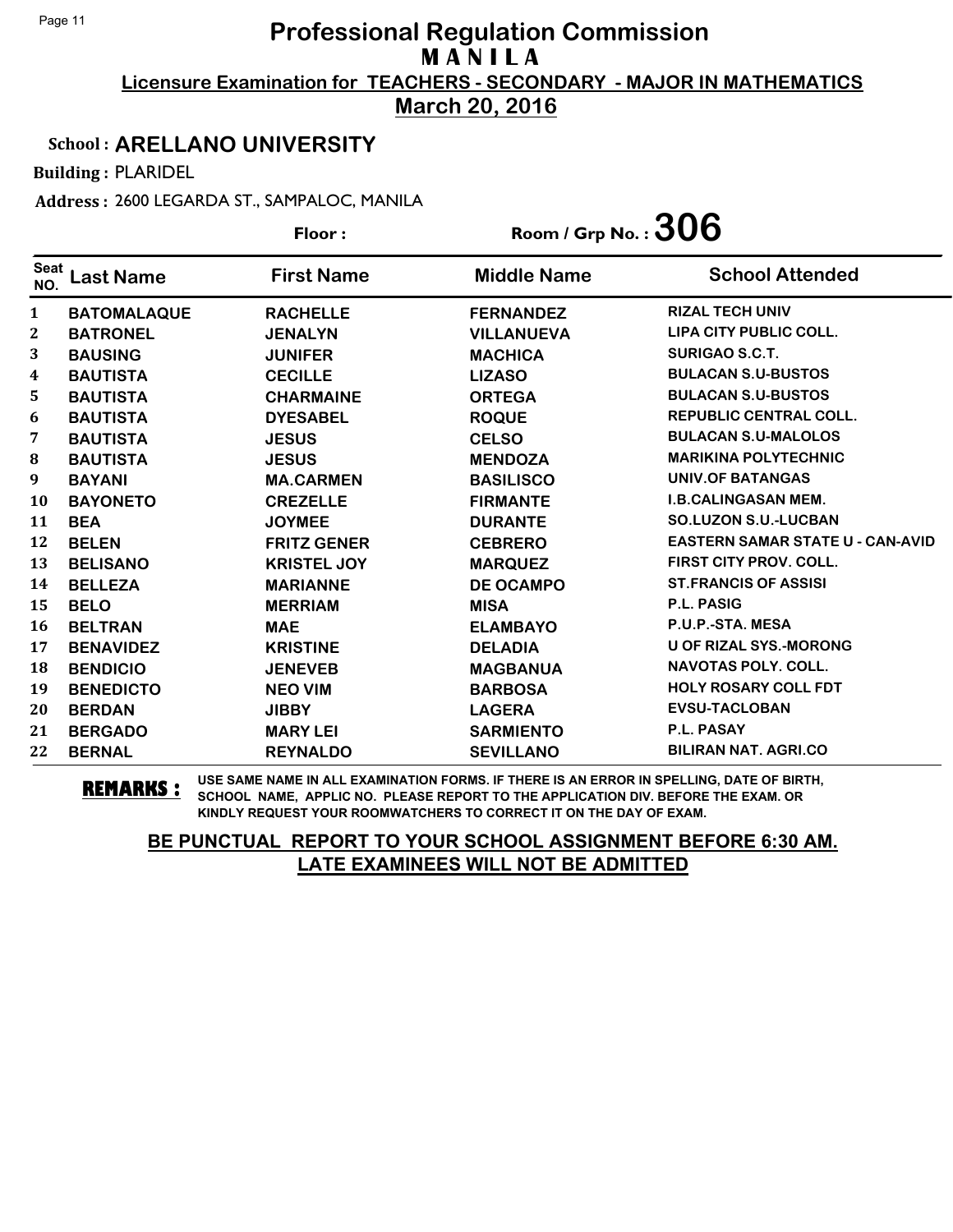# Professional Regulation Commission
## MANILA
### Licensure Examination for TEACHERS - SECONDARY - MAJOR IN MATHEMATICS
### March 20, 2016

**School : ARELLANO UNIVERSITY**

**Building :** PLARIDEL

**Address :** 2600 LEGARDA ST., SAMPALOC, MANILA

**Floor :** 

**Room / Grp No. : 306**

| Seat NO. | Last Name | First Name | Middle Name | School Attended |
|---|---|---|---|---|
| 1 | BATOMALAQUE | RACHELLE | FERNANDEZ | RIZAL TECH UNIV |
| 2 | BATRONEL | JENALYN | VILLANUEVA | LIPA CITY PUBLIC COLL. |
| 3 | BAUSING | JUNIFER | MACHICA | SURIGAO S.C.T. |
| 4 | BAUTISTA | CECILLE | LIZASO | BULACAN S.U-BUSTOS |
| 5 | BAUTISTA | CHARMAINE | ORTEGA | BULACAN S.U-BUSTOS |
| 6 | BAUTISTA | DYESABEL | ROQUE | REPUBLIC CENTRAL COLL. |
| 7 | BAUTISTA | JESUS | CELSO | BULACAN S.U-MALOLOS |
| 8 | BAUTISTA | JESUS | MENDOZA | MARIKINA POLYTECHNIC |
| 9 | BAYANI | MA.CARMEN | BASILISCO | UNIV.OF BATANGAS |
| 10 | BAYONETO | CREZELLE | FIRMANTE | I.B.CALINGASAN MEM. |
| 11 | BEA | JOYMEE | DURANTE | SO.LUZON S.U.-LUCBAN |
| 12 | BELEN | FRITZ GENER | CEBRERO | EASTERN SAMAR STATE U - CAN-AVID |
| 13 | BELISANO | KRISTEL JOY | MARQUEZ | FIRST CITY PROV. COLL. |
| 14 | BELLEZA | MARIANNE | DE OCAMPO | ST.FRANCIS OF ASSISI |
| 15 | BELO | MERRIAM | MISA | P.L. PASIG |
| 16 | BELTRAN | MAE | ELAMBAYO | P.U.P.-STA. MESA |
| 17 | BENAVIDEZ | KRISTINE | DELADIA | U OF RIZAL SYS.-MORONG |
| 18 | BENDICIO | JENEVEB | MAGBANUA | NAVOTAS POLY. COLL. |
| 19 | BENEDICTO | NEO VIM | BARBOSA | HOLY ROSARY COLL FDT |
| 20 | BERDAN | JIBBY | LAGERA | EVSU-TACLOBAN |
| 21 | BERGADO | MARY LEI | SARMIENTO | P.L. PASAY |
| 22 | BERNAL | REYNALDO | SEVILLANO | BILIRAN NAT. AGRI.CO |

**REMARKS :** USE SAME NAME IN ALL EXAMINATION FORMS. IF THERE IS AN ERROR IN SPELLING, DATE OF BIRTH, SCHOOL NAME, APPLIC NO. PLEASE REPORT TO THE APPLICATION DIV. BEFORE THE EXAM. OR KINDLY REQUEST YOUR ROOMWATCHERS TO CORRECT IT ON THE DAY OF EXAM.

**BE PUNCTUAL REPORT TO YOUR SCHOOL ASSIGNMENT BEFORE 6:30 AM. LATE EXAMINEES WILL NOT BE ADMITTED**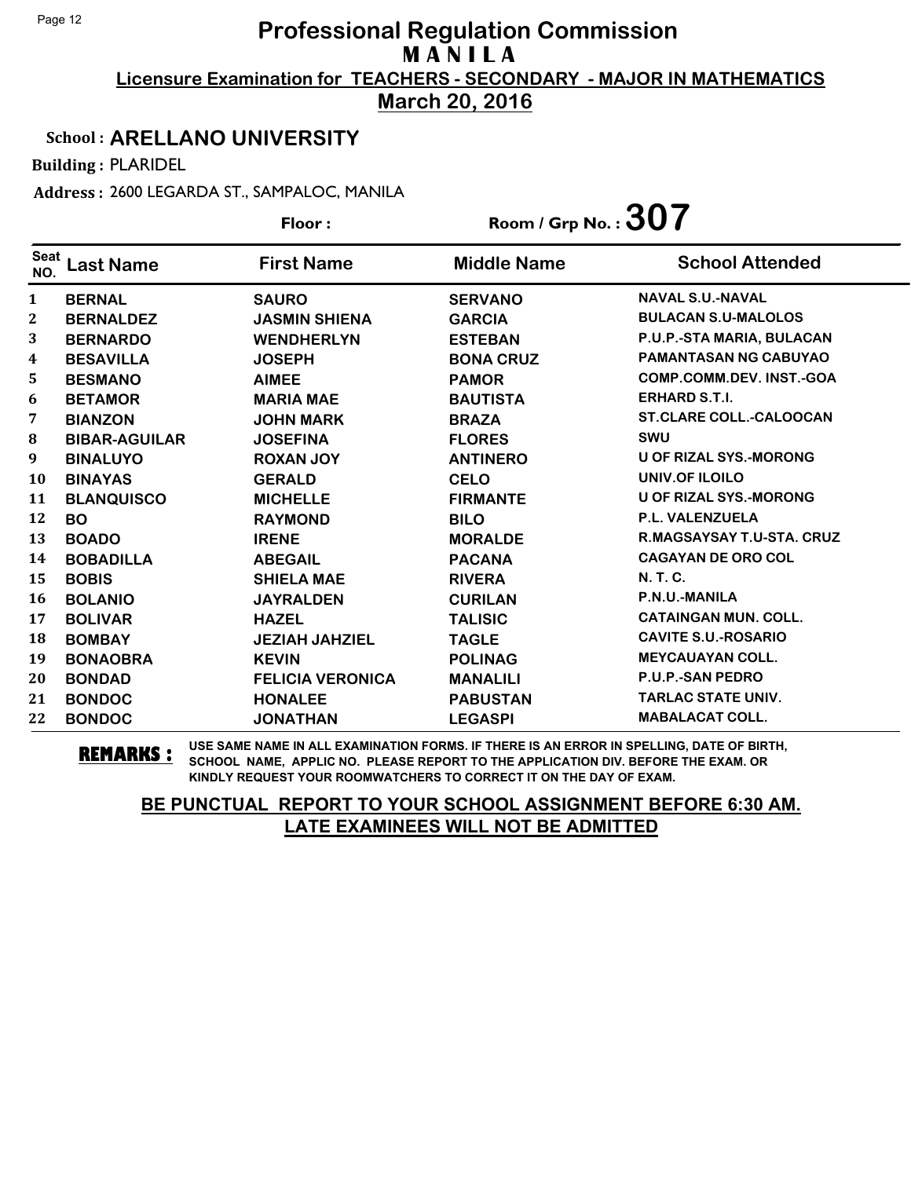# Professional Regulation Commission
## M A N I L A
### Licensure Examination for TEACHERS - SECONDARY - MAJOR IN MATHEMATICS
### March 20, 2016

**School : ARELLANO UNIVERSITY**

**Building :** PLARIDEL

**Address :** 2600 LEGARDA ST., SAMPALOC, MANILA

**Floor :**

**Room / Grp No. : 307**

| Seat NO. | Last Name | First Name | Middle Name | School Attended |
|---|---|---|---|---|
| 1 | BERNAL | SAURO | SERVANO | NAVAL S.U.-NAVAL |
| 2 | BERNALDEZ | JASMIN SHIENA | GARCIA | BULACAN S.U-MALOLOS |
| 3 | BERNARDO | WENDHERLYN | ESTEBAN | P.U.P.-STA MARIA, BULACAN |
| 4 | BESAVILLA | JOSEPH | BONA CRUZ | PAMANTASAN NG CABUYAO |
| 5 | BESMANO | AIMEE | PAMOR | COMP.COMM.DEV. INST.-GOA |
| 6 | BETAMOR | MARIA MAE | BAUTISTA | ERHARD S.T.I. |
| 7 | BIANZON | JOHN MARK | BRAZA | ST.CLARE COLL.-CALOOCAN |
| 8 | BIBAR-AGUILAR | JOSEFINA | FLORES | SWU |
| 9 | BINALUYO | ROXAN JOY | ANTINERO | U OF RIZAL SYS.-MORONG |
| 10 | BINAYAS | GERALD | CELO | UNIV.OF ILOILO |
| 11 | BLANQUISCO | MICHELLE | FIRMANTE | U OF RIZAL SYS.-MORONG |
| 12 | BO | RAYMOND | BILO | P.L. VALENZUELA |
| 13 | BOADO | IRENE | MORALDE | R.MAGSAYSAY T.U-STA. CRUZ |
| 14 | BOBADILLA | ABEGAIL | PACANA | CAGAYAN DE ORO COL |
| 15 | BOBIS | SHIELA MAE | RIVERA | N. T. C. |
| 16 | BOLANIO | JAYRALDEN | CURILAN | P.N.U.-MANILA |
| 17 | BOLIVAR | HAZEL | TALISIC | CATAINGAN MUN. COLL. |
| 18 | BOMBAY | JEZIAH JAHZIEL | TAGLE | CAVITE S.U.-ROSARIO |
| 19 | BONAOBRA | KEVIN | POLINAG | MEYCAUAYAN COLL. |
| 20 | BONDAD | FELICIA VERONICA | MANALILI | P.U.P.-SAN PEDRO |
| 21 | BONDOC | HONALEE | PABUSTAN | TARLAC STATE UNIV. |
| 22 | BONDOC | JONATHAN | LEGASPI | MABALACAT COLL. |

**REMARKS :** USE SAME NAME IN ALL EXAMINATION FORMS. IF THERE IS AN ERROR IN SPELLING, DATE OF BIRTH, SCHOOL NAME, APPLIC NO. PLEASE REPORT TO THE APPLICATION DIV. BEFORE THE EXAM. OR KINDLY REQUEST YOUR ROOMWATCHERS TO CORRECT IT ON THE DAY OF EXAM.

**BE PUNCTUAL REPORT TO YOUR SCHOOL ASSIGNMENT BEFORE 6:30 AM.**
**LATE EXAMINEES WILL NOT BE ADMITTED**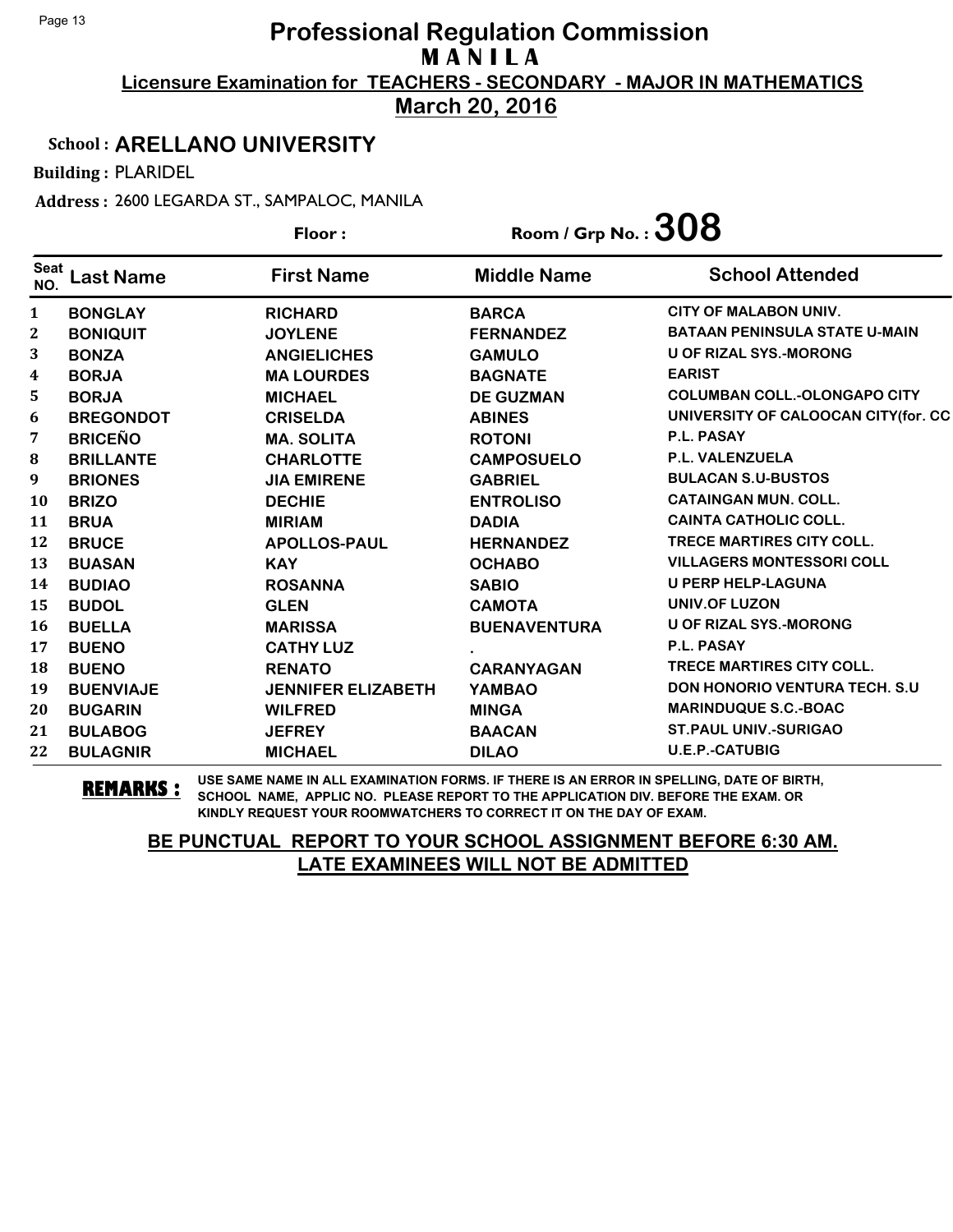# Professional Regulation Commission
## M A N I L A
### Licensure Examination for TEACHERS - SECONDARY - MAJOR IN MATHEMATICS
### March 20, 2016

**School :** ARELLANO UNIVERSITY

**Building :** PLARIDEL

**Address :** 2600 LEGARDA ST., SAMPALOC, MANILA

**Floor :**

**Room / Grp No. : 308**

| Seat NO. | Last Name | First Name | Middle Name | School Attended |
|---|---|---|---|---|
| 1 | BONGLAY | RICHARD | BARCA | CITY OF MALABON UNIV. |
| 2 | BONIQUIT | JOYLENE | FERNANDEZ | BATAAN PENINSULA STATE U-MAIN |
| 3 | BONZA | ANGIELICHES | GAMULO | U OF RIZAL SYS.-MORONG |
| 4 | BORJA | MA LOURDES | BAGNATE | EARIST |
| 5 | BORJA | MICHAEL | DE GUZMAN | COLUMBAN COLL.-OLONGAPO CITY |
| 6 | BREGONDOT | CRISELDA | ABINES | UNIVERSITY OF CALOOCAN CITY(for. CC |
| 7 | BRICEÑO | MA. SOLITA | ROTONI | P.L. PASAY |
| 8 | BRILLANTE | CHARLOTTE | CAMPOSUELO | P.L. VALENZUELA |
| 9 | BRIONES | JIA EMIRENE | GABRIEL | BULACAN S.U-BUSTOS |
| 10 | BRIZO | DECHIE | ENTROLISO | CATAINGAN MUN. COLL. |
| 11 | BRUA | MIRIAM | DADIA | CAINTA CATHOLIC COLL. |
| 12 | BRUCE | APOLLOS-PAUL | HERNANDEZ | TRECE MARTIRES CITY COLL. |
| 13 | BUASAN | KAY | OCHABO | VILLAGERS MONTESSORI COLL |
| 14 | BUDIAO | ROSANNA | SABIO | U PERP HELP-LAGUNA |
| 15 | BUDOL | GLEN | CAMOTA | UNIV.OF LUZON |
| 16 | BUELLA | MARISSA | BUENAVENTURA | U OF RIZAL SYS.-MORONG |
| 17 | BUENO | CATHY LUZ | . | P.L. PASAY |
| 18 | BUENO | RENATO | CARANYAGAN | TRECE MARTIRES CITY COLL. |
| 19 | BUENVIAJE | JENNIFER ELIZABETH | YAMBAO | DON HONORIO VENTURA TECH. S.U |
| 20 | BUGARIN | WILFRED | MINGA | MARINDUQUE S.C.-BOAC |
| 21 | BULABOG | JEFREY | BAACAN | ST.PAUL UNIV.-SURIGAO |
| 22 | BULAGNIR | MICHAEL | DILAO | U.E.P.-CATUBIG |

**REMARKS :** USE SAME NAME IN ALL EXAMINATION FORMS. IF THERE IS AN ERROR IN SPELLING, DATE OF BIRTH, SCHOOL NAME, APPLIC NO. PLEASE REPORT TO THE APPLICATION DIV. BEFORE THE EXAM. OR KINDLY REQUEST YOUR ROOMWATCHERS TO CORRECT IT ON THE DAY OF EXAM.

**BE PUNCTUAL REPORT TO YOUR SCHOOL ASSIGNMENT BEFORE 6:30 AM.**
**LATE EXAMINEES WILL NOT BE ADMITTED**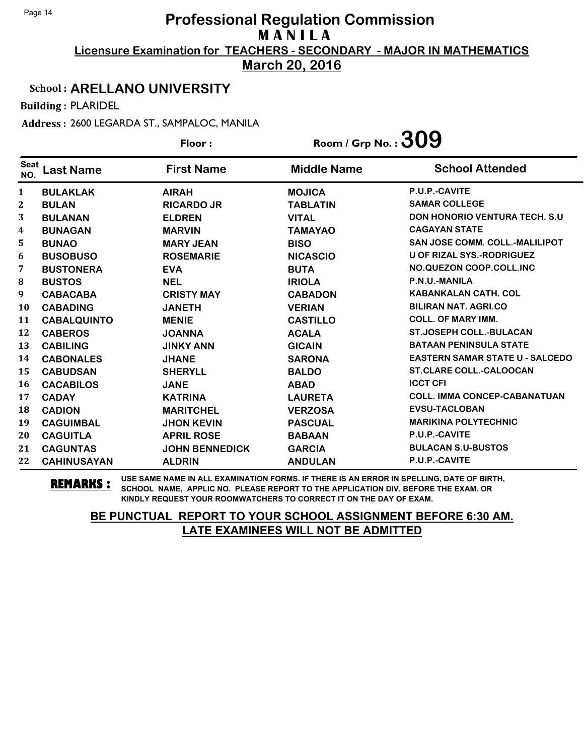# Professional Regulation Commission
## M A N I L A
**Licensure Examination for TEACHERS - SECONDARY - MAJOR IN MATHEMATICS**
**March 20, 2016**

School : **ARELLANO UNIVERSITY**

Building : PLARIDEL

Address : 2600 LEGARDA ST., SAMPALOC, MANILA

Floor :  Room / Grp No. : **309**

| Seat NO. | Last Name | First Name | Middle Name | School Attended |
|---|---|---|---|---|
| 1 | BULAKLAK | AIRAH | MOJICA | P.U.P.-CAVITE |
| 2 | BULAN | RICARDO JR | TABLATIN | SAMAR COLLEGE |
| 3 | BULANAN | ELDREN | VITAL | DON HONORIO VENTURA TECH. S.U |
| 4 | BUNAGAN | MARVIN | TAMAYAO | CAGAYAN STATE |
| 5 | BUNAO | MARY JEAN | BISO | SAN JOSE COMM. COLL.-MALILIPOT |
| 6 | BUSOBUSO | ROSEMARIE | NICASCIO | U OF RIZAL SYS.-RODRIGUEZ |
| 7 | BUSTONERA | EVA | BUTA | NO.QUEZON COOP.COLL.INC |
| 8 | BUSTOS | NEL | IRIOLA | P.N.U.-MANILA |
| 9 | CABACABA | CRISTY MAY | CABADON | KABANKALAN CATH. COL |
| 10 | CABADING | JANETH | VERIAN | BILIRAN NAT. AGRI.CO |
| 11 | CABALQUINTO | MENIE | CASTILLO | COLL. OF MARY IMM. |
| 12 | CABEROS | JOANNA | ACALA | ST.JOSEPH COLL.-BULACAN |
| 13 | CABILING | JINKY ANN | GICAIN | BATAAN PENINSULA STATE |
| 14 | CABONALES | JHANE | SARONA | EASTERN SAMAR STATE U - SALCEDO |
| 15 | CABUDSAN | SHERYLL | BALDO | ST.CLARE COLL.-CALOOCAN |
| 16 | CACABILOS | JANE | ABAD | ICCT CFI |
| 17 | CADAY | KATRINA | LAURETA | COLL. IMMA CONCEP-CABANATUAN |
| 18 | CADION | MARITCHEL | VERZOSA | EVSU-TACLOBAN |
| 19 | CAGUIMBAL | JHON KEVIN | PASCUAL | MARIKINA POLYTECHNIC |
| 20 | CAGUITLA | APRIL ROSE | BABAAN | P.U.P.-CAVITE |
| 21 | CAGUNTAS | JOHN BENNEDICK | GARCIA | BULACAN S.U-BUSTOS |
| 22 | CAHINUSAYAN | ALDRIN | ANDULAN | P.U.P.-CAVITE |

**REMARKS :** USE SAME NAME IN ALL EXAMINATION FORMS. IF THERE IS AN ERROR IN SPELLING, DATE OF BIRTH, SCHOOL NAME, APPLIC NO. PLEASE REPORT TO THE APPLICATION DIV. BEFORE THE EXAM. OR KINDLY REQUEST YOUR ROOMWATCHERS TO CORRECT IT ON THE DAY OF EXAM.

**BE PUNCTUAL REPORT TO YOUR SCHOOL ASSIGNMENT BEFORE 6:30 AM. LATE EXAMINEES WILL NOT BE ADMITTED**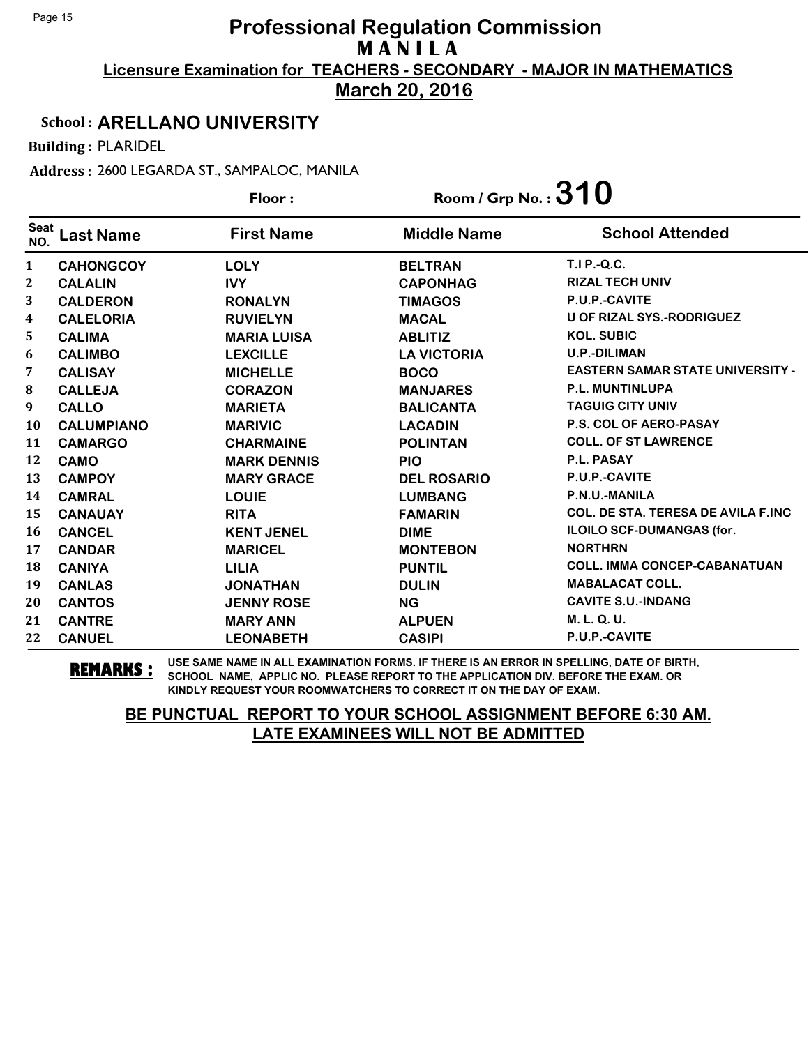# Professional Regulation Commission

## M A N I L A

### Licensure Examination for TEACHERS - SECONDARY - MAJOR IN MATHEMATICS

### March 20, 2016

**School : ARELLANO UNIVERSITY**

**Building :** PLARIDEL

**Address :** 2600 LEGARDA ST., SAMPALOC, MANILA

**Floor :**

**Room / Grp No. : 310**

| Seat NO. | Last Name | First Name | Middle Name | School Attended |
|---|---|---|---|---|
| 1 | CAHONGCOY | LOLY | BELTRAN | T.I P.-Q.C. |
| 2 | CALALIN | IVY | CAPONHAG | RIZAL TECH UNIV |
| 3 | CALDERON | RONALYN | TIMAGOS | P.U.P.-CAVITE |
| 4 | CALELORIA | RUVIELYN | MACAL | U OF RIZAL SYS.-RODRIGUEZ |
| 5 | CALIMA | MARIA LUISA | ABLITIZ | KOL. SUBIC |
| 6 | CALIMBO | LEXCILLE | LA VICTORIA | U.P.-DILIMAN |
| 7 | CALISAY | MICHELLE | BOCO | EASTERN SAMAR STATE UNIVERSITY - |
| 8 | CALLEJA | CORAZON | MANJARES | P.L. MUNTINLUPA |
| 9 | CALLO | MARIETA | BALICANTA | TAGUIG CITY UNIV |
| 10 | CALUMPIANO | MARIVIC | LACADIN | P.S. COL OF AERO-PASAY |
| 11 | CAMARGO | CHARMAINE | POLINTAN | COLL. OF ST LAWRENCE |
| 12 | CAMO | MARK DENNIS | PIO | P.L. PASAY |
| 13 | CAMPOY | MARY GRACE | DEL ROSARIO | P.U.P.-CAVITE |
| 14 | CAMRAL | LOUIE | LUMBANG | P.N.U.-MANILA |
| 15 | CANAUAY | RITA | FAMARIN | COL. DE STA. TERESA DE AVILA F.INC |
| 16 | CANCEL | KENT JENEL | DIME | ILOILO SCF-DUMANGAS (for. |
| 17 | CANDAR | MARICEL | MONTEBON | NORTHRN |
| 18 | CANIYA | LILIA | PUNTIL | COLL. IMMA CONCEP-CABANATUAN |
| 19 | CANLAS | JONATHAN | DULIN | MABALACAT COLL. |
| 20 | CANTOS | JENNY ROSE | NG | CAVITE S.U.-INDANG |
| 21 | CANTRE | MARY ANN | ALPUEN | M. L. Q. U. |
| 22 | CANUEL | LEONABETH | CASIPI | P.U.P.-CAVITE |

**REMARKS :** USE SAME NAME IN ALL EXAMINATION FORMS. IF THERE IS AN ERROR IN SPELLING, DATE OF BIRTH, SCHOOL NAME, APPLIC NO. PLEASE REPORT TO THE APPLICATION DIV. BEFORE THE EXAM. OR KINDLY REQUEST YOUR ROOMWATCHERS TO CORRECT IT ON THE DAY OF EXAM.

**BE PUNCTUAL REPORT TO YOUR SCHOOL ASSIGNMENT BEFORE 6:30 AM.**
**LATE EXAMINEES WILL NOT BE ADMITTED**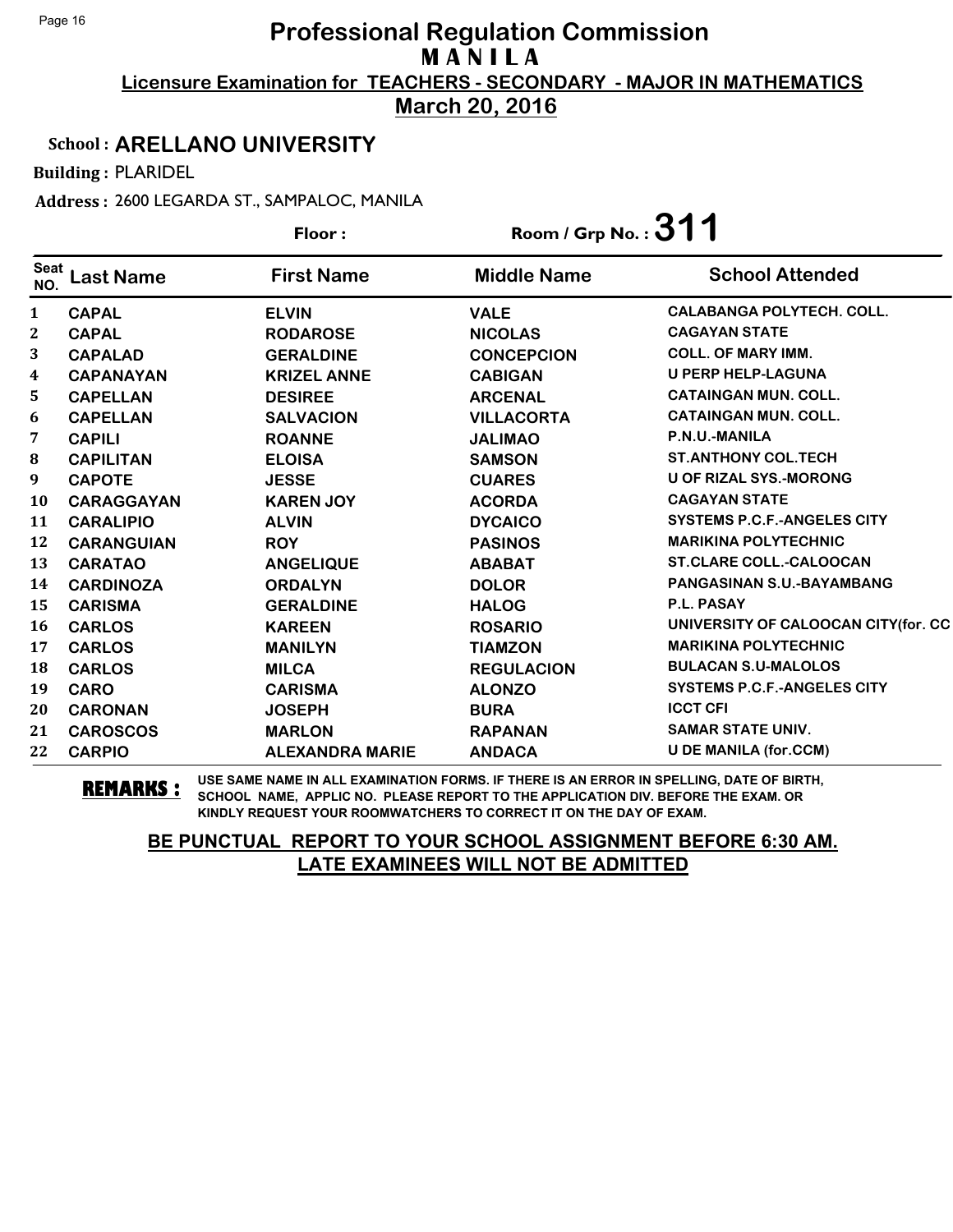# Professional Regulation Commission

## MANILA

**Licensure Examination for TEACHERS - SECONDARY - MAJOR IN MATHEMATICS**

**March 20, 2016**

**School : ARELLANO UNIVERSITY**

**Building :** PLARIDEL

**Address :** 2600 LEGARDA ST., SAMPALOC, MANILA

**Floor :** 

**Room / Grp No. : 311**

| Seat NO. | Last Name | First Name | Middle Name | School Attended |
|---|---|---|---|---|
| 1 | CAPAL | ELVIN | VALE | CALABANGA POLYTECH. COLL. |
| 2 | CAPAL | RODAROSE | NICOLAS | CAGAYAN STATE |
| 3 | CAPALAD | GERALDINE | CONCEPCION | COLL. OF MARY IMM. |
| 4 | CAPANAYAN | KRIZEL ANNE | CABIGAN | U PERP HELP-LAGUNA |
| 5 | CAPELLAN | DESIREE | ARCENAL | CATAINGAN MUN. COLL. |
| 6 | CAPELLAN | SALVACION | VILLACORTA | CATAINGAN MUN. COLL. |
| 7 | CAPILI | ROANNE | JALIMAO | P.N.U.-MANILA |
| 8 | CAPILITAN | ELOISA | SAMSON | ST.ANTHONY COL.TECH |
| 9 | CAPOTE | JESSE | CUARES | U OF RIZAL SYS.-MORONG |
| 10 | CARAGGAYAN | KAREN JOY | ACORDA | CAGAYAN STATE |
| 11 | CARALIPIO | ALVIN | DYCAICO | SYSTEMS P.C.F.-ANGELES CITY |
| 12 | CARANGUIAN | ROY | PASINOS | MARIKINA POLYTECHNIC |
| 13 | CARATAO | ANGELIQUE | ABABAT | ST.CLARE COLL.-CALOOCAN |
| 14 | CARDINOZA | ORDALYN | DOLOR | PANGASINAN S.U.-BAYAMBANG |
| 15 | CARISMA | GERALDINE | HALOG | P.L. PASAY |
| 16 | CARLOS | KAREEN | ROSARIO | UNIVERSITY OF CALOOCAN CITY(for. CC |
| 17 | CARLOS | MANILYN | TIAMZON | MARIKINA POLYTECHNIC |
| 18 | CARLOS | MILCA | REGULACION | BULACAN S.U-MALOLOS |
| 19 | CARO | CARISMA | ALONZO | SYSTEMS P.C.F.-ANGELES CITY |
| 20 | CARONAN | JOSEPH | BURA | ICCT CFI |
| 21 | CAROSCOS | MARLON | RAPANAN | SAMAR STATE UNIV. |
| 22 | CARPIO | ALEXANDRA MARIE | ANDACA | U DE MANILA (for.CCM) |

**REMARKS :** USE SAME NAME IN ALL EXAMINATION FORMS. IF THERE IS AN ERROR IN SPELLING, DATE OF BIRTH, SCHOOL NAME, APPLIC NO. PLEASE REPORT TO THE APPLICATION DIV. BEFORE THE EXAM. OR KINDLY REQUEST YOUR ROOMWATCHERS TO CORRECT IT ON THE DAY OF EXAM.

**BE PUNCTUAL REPORT TO YOUR SCHOOL ASSIGNMENT BEFORE 6:30 AM. LATE EXAMINEES WILL NOT BE ADMITTED**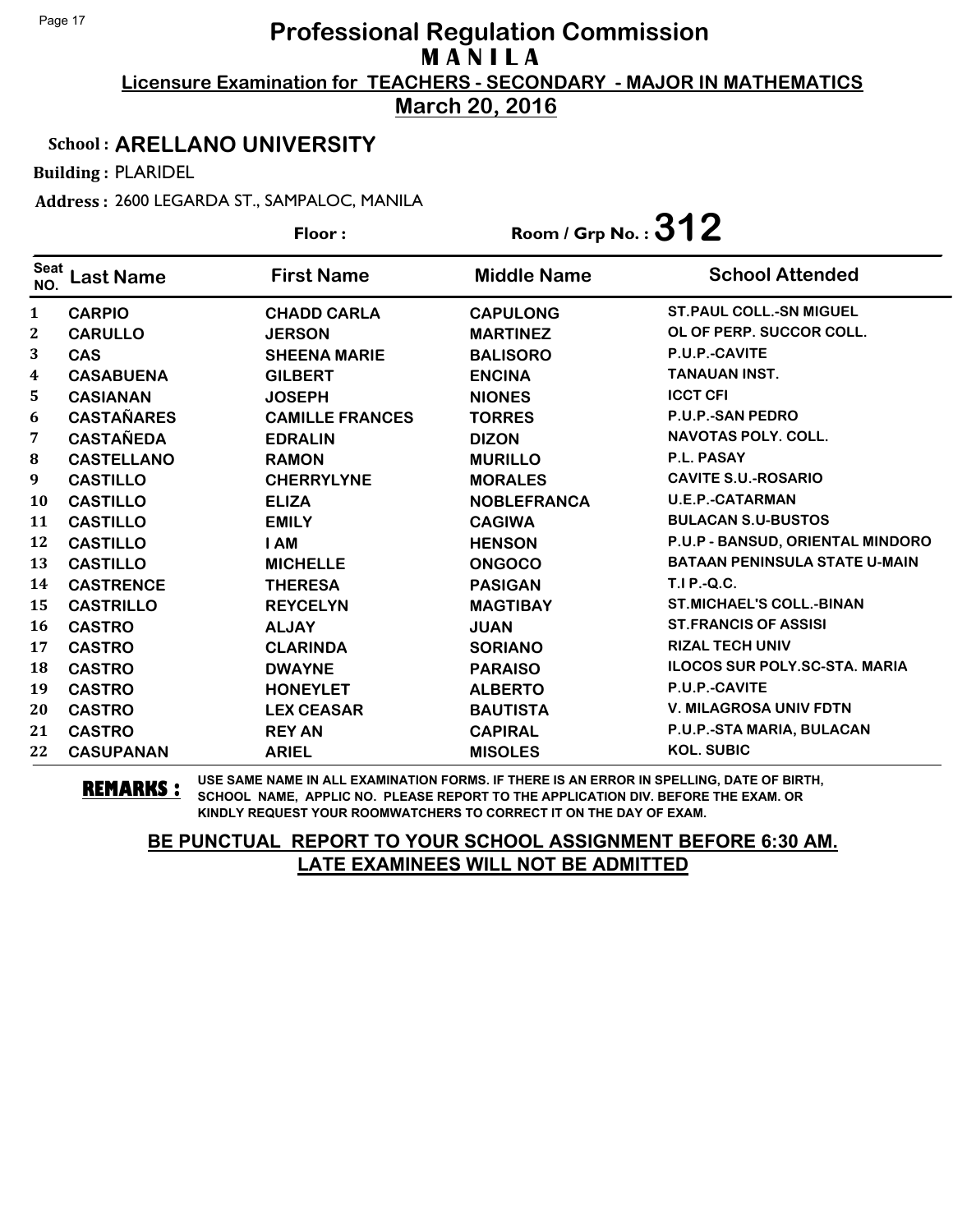# Professional Regulation Commission
## M A N I L A
### Licensure Examination for TEACHERS - SECONDARY - MAJOR IN MATHEMATICS
### March 20, 2016

**School : ARELLANO UNIVERSITY**

**Building :** PLARIDEL

**Address :** 2600 LEGARDA ST., SAMPALOC, MANILA

**Floor :** **Room / Grp No. : 312**

| Seat NO. | Last Name | First Name | Middle Name | School Attended |
|---|---|---|---|---|
| 1 | CARPIO | CHADD CARLA | CAPULONG | ST.PAUL COLL.-SN MIGUEL |
| 2 | CARULLO | JERSON | MARTINEZ | OL OF PERP. SUCCOR COLL. |
| 3 | CAS | SHEENA MARIE | BALISORO | P.U.P.-CAVITE |
| 4 | CASABUENA | GILBERT | ENCINA | TANAUAN INST. |
| 5 | CASIANAN | JOSEPH | NIONES | ICCT CFI |
| 6 | CASTAÑARES | CAMILLE FRANCES | TORRES | P.U.P.-SAN PEDRO |
| 7 | CASTAÑEDA | EDRALIN | DIZON | NAVOTAS POLY. COLL. |
| 8 | CASTELLANO | RAMON | MURILLO | P.L. PASAY |
| 9 | CASTILLO | CHERRYLYNE | MORALES | CAVITE S.U.-ROSARIO |
| 10 | CASTILLO | ELIZA | NOBLEFRANCA | U.E.P.-CATARMAN |
| 11 | CASTILLO | EMILY | CAGIWA | BULACAN S.U-BUSTOS |
| 12 | CASTILLO | I AM | HENSON | P.U.P - BANSUD, ORIENTAL MINDORO |
| 13 | CASTILLO | MICHELLE | ONGOCO | BATAAN PENINSULA STATE U-MAIN |
| 14 | CASTRENCE | THERESA | PASIGAN | T.I P.-Q.C. |
| 15 | CASTRILLO | REYCELYN | MAGTIBAY | ST.MICHAEL'S COLL.-BINAN |
| 16 | CASTRO | ALJAY | JUAN | ST.FRANCIS OF ASSISI |
| 17 | CASTRO | CLARINDA | SORIANO | RIZAL TECH UNIV |
| 18 | CASTRO | DWAYNE | PARAISO | ILOCOS SUR POLY.SC-STA. MARIA |
| 19 | CASTRO | HONEYLET | ALBERTO | P.U.P.-CAVITE |
| 20 | CASTRO | LEX CEASAR | BAUTISTA | V. MILAGROSA UNIV FDTN |
| 21 | CASTRO | REY AN | CAPIRAL | P.U.P.-STA MARIA, BULACAN |
| 22 | CASUPANAN | ARIEL | MISOLES | KOL. SUBIC |

**REMARKS :** USE SAME NAME IN ALL EXAMINATION FORMS. IF THERE IS AN ERROR IN SPELLING, DATE OF BIRTH, SCHOOL NAME, APPLIC NO. PLEASE REPORT TO THE APPLICATION DIV. BEFORE THE EXAM. OR KINDLY REQUEST YOUR ROOMWATCHERS TO CORRECT IT ON THE DAY OF EXAM.

**BE PUNCTUAL REPORT TO YOUR SCHOOL ASSIGNMENT BEFORE 6:30 AM.**
**LATE EXAMINEES WILL NOT BE ADMITTED**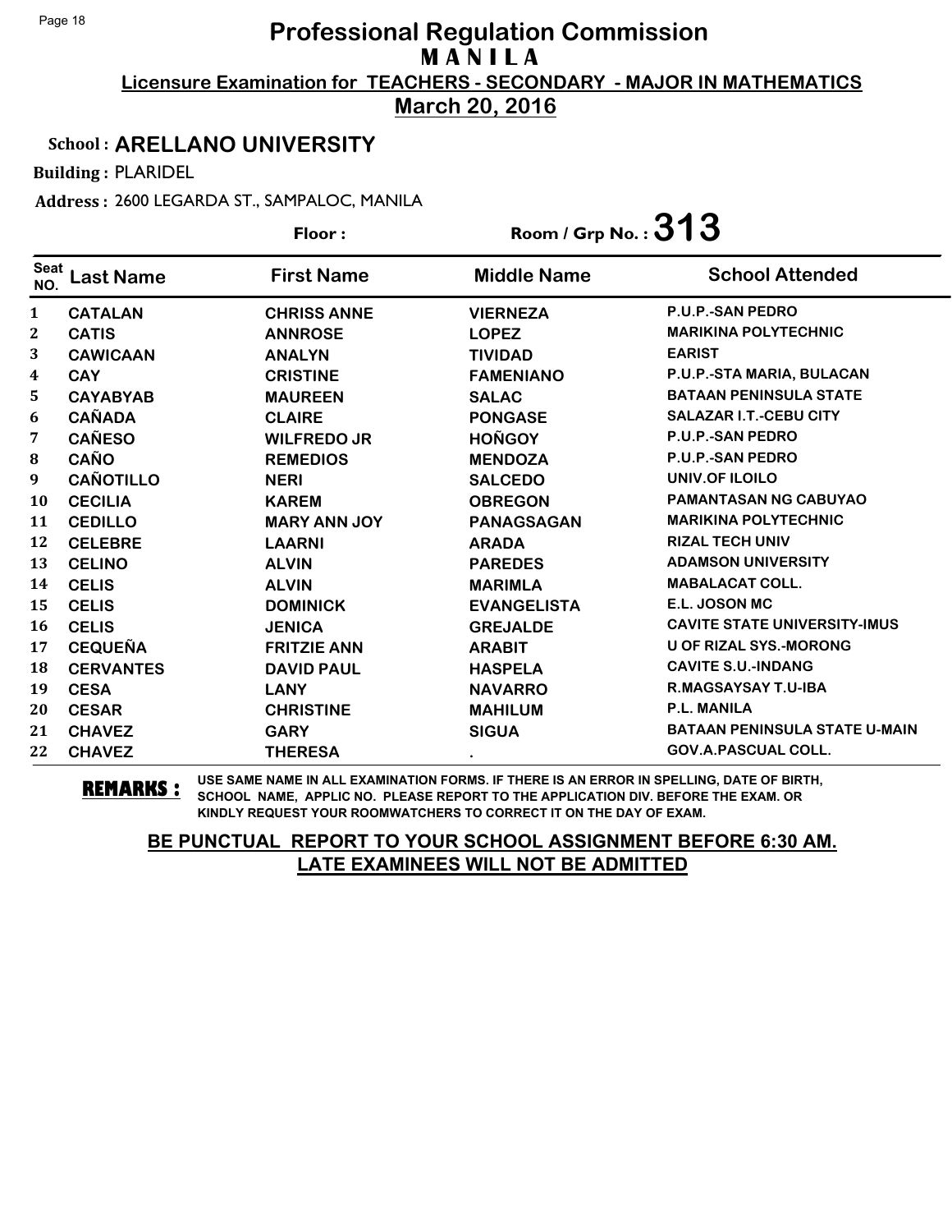# Professional Regulation Commission
## M A N I L A
### Licensure Examination for TEACHERS - SECONDARY - MAJOR IN MATHEMATICS
### March 20, 2016

**School :** ARELLANO UNIVERSITY

**Building :** PLARIDEL

**Address :** 2600 LEGARDA ST., SAMPALOC, MANILA

**Floor :**  **Room / Grp No. : 313**

| Seat NO. | Last Name | First Name | Middle Name | School Attended |
|---|---|---|---|---|
| 1 | CATALAN | CHRISS ANNE | VIERNEZA | P.U.P.-SAN PEDRO |
| 2 | CATIS | ANNROSE | LOPEZ | MARIKINA POLYTECHNIC |
| 3 | CAWICAAN | ANALYN | TIVIDAD | EARIST |
| 4 | CAY | CRISTINE | FAMENIANO | P.U.P.-STA MARIA, BULACAN |
| 5 | CAYABYAB | MAUREEN | SALAC | BATAAN PENINSULA STATE |
| 6 | CAÑADA | CLAIRE | PONGASE | SALAZAR I.T.-CEBU CITY |
| 7 | CAÑESO | WILFREDO JR | HOÑGOY | P.U.P.-SAN PEDRO |
| 8 | CAÑO | REMEDIOS | MENDOZA | P.U.P.-SAN PEDRO |
| 9 | CAÑOTILLO | NERI | SALCEDO | UNIV.OF ILOILO |
| 10 | CECILIA | KAREM | OBREGON | PAMANTASAN NG CABUYAO |
| 11 | CEDILLO | MARY ANN JOY | PANAGSAGAN | MARIKINA POLYTECHNIC |
| 12 | CELEBRE | LAARNI | ARADA | RIZAL TECH UNIV |
| 13 | CELINO | ALVIN | PAREDES | ADAMSON UNIVERSITY |
| 14 | CELIS | ALVIN | MARIMLA | MABALACAT COLL. |
| 15 | CELIS | DOMINICK | EVANGELISTA | E.L. JOSON MC |
| 16 | CELIS | JENICA | GREJALDE | CAVITE STATE UNIVERSITY-IMUS |
| 17 | CEQUEÑA | FRITZIE ANN | ARABIT | U OF RIZAL SYS.-MORONG |
| 18 | CERVANTES | DAVID PAUL | HASPELA | CAVITE S.U.-INDANG |
| 19 | CESA | LANY | NAVARRO | R.MAGSAYSAY T.U-IBA |
| 20 | CESAR | CHRISTINE | MAHILUM | P.L. MANILA |
| 21 | CHAVEZ | GARY | SIGUA | BATAAN PENINSULA STATE U-MAIN |
| 22 | CHAVEZ | THERESA | . | GOV.A.PASCUAL COLL. |

**REMARKS :** USE SAME NAME IN ALL EXAMINATION FORMS. IF THERE IS AN ERROR IN SPELLING, DATE OF BIRTH, SCHOOL NAME, APPLIC NO. PLEASE REPORT TO THE APPLICATION DIV. BEFORE THE EXAM. OR KINDLY REQUEST YOUR ROOMWATCHERS TO CORRECT IT ON THE DAY OF EXAM.

**BE PUNCTUAL REPORT TO YOUR SCHOOL ASSIGNMENT BEFORE 6:30 AM.**
**LATE EXAMINEES WILL NOT BE ADMITTED**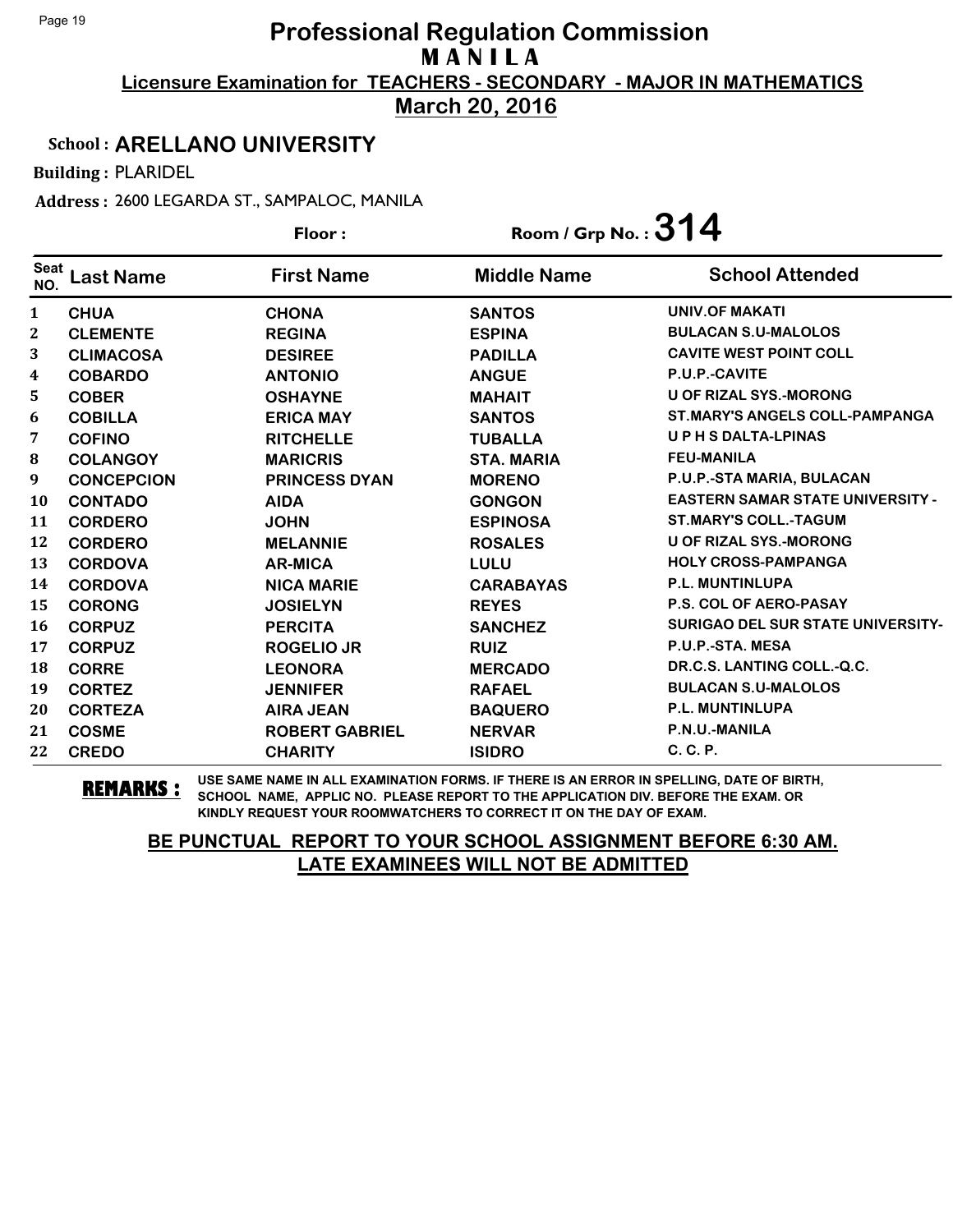# Professional Regulation Commission

**M A N I L A**

**Licensure Examination for TEACHERS - SECONDARY - MAJOR IN MATHEMATICS**

**March 20, 2016**

**School : ARELLANO UNIVERSITY**

**Building :** PLARIDEL

**Address :** 2600 LEGARDA ST., SAMPALOC, MANILA

**Floor :** **Room / Grp No. : 314**

| Seat NO. | Last Name | First Name | Middle Name | School Attended |
|---|---|---|---|---|
| 1 | CHUA | CHONA | SANTOS | UNIV.OF MAKATI |
| 2 | CLEMENTE | REGINA | ESPINA | BULACAN S.U-MALOLOS |
| 3 | CLIMACOSA | DESIREE | PADILLA | CAVITE WEST POINT COLL |
| 4 | COBARDO | ANTONIO | ANGUE | P.U.P.-CAVITE |
| 5 | COBER | OSHAYNE | MAHAIT | U OF RIZAL SYS.-MORONG |
| 6 | COBILLA | ERICA MAY | SANTOS | ST.MARY'S ANGELS COLL-PAMPANGA |
| 7 | COFINO | RITCHELLE | TUBALLA | U P H S DALTA-LPINAS |
| 8 | COLANGOY | MARICRIS | STA. MARIA | FEU-MANILA |
| 9 | CONCEPCION | PRINCESS DYAN | MORENO | P.U.P.-STA MARIA, BULACAN |
| 10 | CONTADO | AIDA | GONGON | EASTERN SAMAR STATE UNIVERSITY - |
| 11 | CORDERO | JOHN | ESPINOSA | ST.MARY'S COLL.-TAGUM |
| 12 | CORDERO | MELANNIE | ROSALES | U OF RIZAL SYS.-MORONG |
| 13 | CORDOVA | AR-MICA | LULU | HOLY CROSS-PAMPANGA |
| 14 | CORDOVA | NICA MARIE | CARABAYAS | P.L. MUNTINLUPA |
| 15 | CORONG | JOSIELYN | REYES | P.S. COL OF AERO-PASAY |
| 16 | CORPUZ | PERCITA | SANCHEZ | SURIGAO DEL SUR STATE UNIVERSITY- |
| 17 | CORPUZ | ROGELIO JR | RUIZ | P.U.P.-STA. MESA |
| 18 | CORRE | LEONORA | MERCADO | DR.C.S. LANTING COLL.-Q.C. |
| 19 | CORTEZ | JENNIFER | RAFAEL | BULACAN S.U-MALOLOS |
| 20 | CORTEZA | AIRA JEAN | BAQUERO | P.L. MUNTINLUPA |
| 21 | COSME | ROBERT GABRIEL | NERVAR | P.N.U.-MANILA |
| 22 | CREDO | CHARITY | ISIDRO | C. C. P. |

**REMARKS :** USE SAME NAME IN ALL EXAMINATION FORMS. IF THERE IS AN ERROR IN SPELLING, DATE OF BIRTH, SCHOOL NAME, APPLIC NO. PLEASE REPORT TO THE APPLICATION DIV. BEFORE THE EXAM. OR KINDLY REQUEST YOUR ROOMWATCHERS TO CORRECT IT ON THE DAY OF EXAM.

**BE PUNCTUAL REPORT TO YOUR SCHOOL ASSIGNMENT BEFORE 6:30 AM.**
**LATE EXAMINEES WILL NOT BE ADMITTED**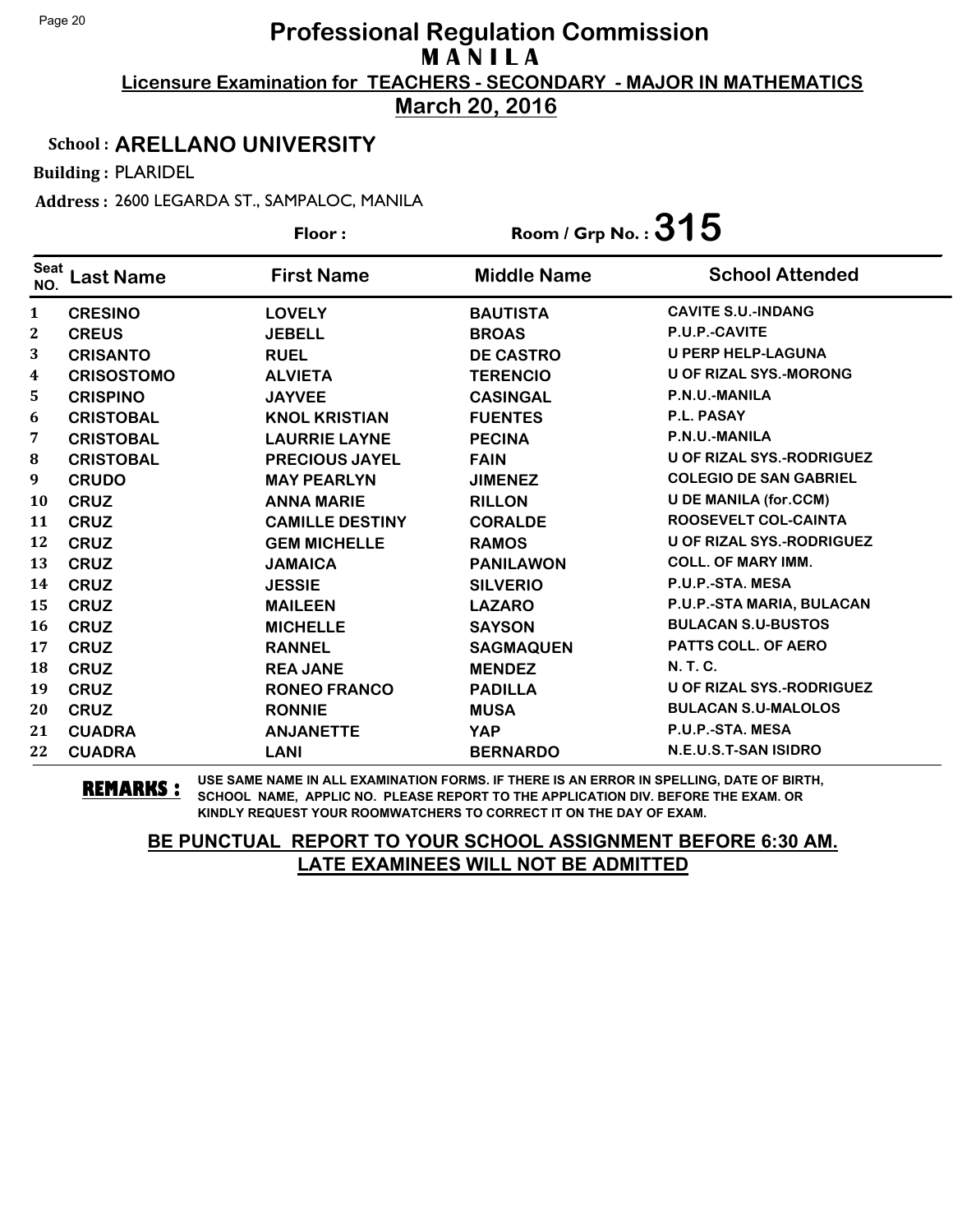# Professional Regulation Commission
## M A N I L A
### Licensure Examination for TEACHERS - SECONDARY - MAJOR IN MATHEMATICS
### March 20, 2016

**School : ARELLANO UNIVERSITY**

**Building :** PLARIDEL

**Address :** 2600 LEGARDA ST., SAMPALOC, MANILA

**Floor :**

**Room / Grp No. : 315**

| Seat NO. | Last Name | First Name | Middle Name | School Attended |
|---|---|---|---|---|
| 1 | CRESINO | LOVELY | BAUTISTA | CAVITE S.U.-INDANG |
| 2 | CREUS | JEBELL | BROAS | P.U.P.-CAVITE |
| 3 | CRISANTO | RUEL | DE CASTRO | U PERP HELP-LAGUNA |
| 4 | CRISOSTOMO | ALVIETA | TERENCIO | U OF RIZAL SYS.-MORONG |
| 5 | CRISPINO | JAYVEE | CASINGAL | P.N.U.-MANILA |
| 6 | CRISTOBAL | KNOL KRISTIAN | FUENTES | P.L. PASAY |
| 7 | CRISTOBAL | LAURRIE LAYNE | PECINA | P.N.U.-MANILA |
| 8 | CRISTOBAL | PRECIOUS JAYEL | FAIN | U OF RIZAL SYS.-RODRIGUEZ |
| 9 | CRUDO | MAY PEARLYN | JIMENEZ | COLEGIO DE SAN GABRIEL |
| 10 | CRUZ | ANNA MARIE | RILLON | U DE MANILA (for.CCM) |
| 11 | CRUZ | CAMILLE DESTINY | CORALDE | ROOSEVELT COL-CAINTA |
| 12 | CRUZ | GEM MICHELLE | RAMOS | U OF RIZAL SYS.-RODRIGUEZ |
| 13 | CRUZ | JAMAICA | PANILAWON | COLL. OF MARY IMM. |
| 14 | CRUZ | JESSIE | SILVERIO | P.U.P.-STA. MESA |
| 15 | CRUZ | MAILEEN | LAZARO | P.U.P.-STA MARIA, BULACAN |
| 16 | CRUZ | MICHELLE | SAYSON | BULACAN S.U-BUSTOS |
| 17 | CRUZ | RANNEL | SAGMAQUEN | PATTS COLL. OF AERO |
| 18 | CRUZ | REA JANE | MENDEZ | N. T. C. |
| 19 | CRUZ | RONEO FRANCO | PADILLA | U OF RIZAL SYS.-RODRIGUEZ |
| 20 | CRUZ | RONNIE | MUSA | BULACAN S.U-MALOLOS |
| 21 | CUADRA | ANJANETTE | YAP | P.U.P.-STA. MESA |
| 22 | CUADRA | LANI | BERNARDO | N.E.U.S.T-SAN ISIDRO |

**REMARKS :** USE SAME NAME IN ALL EXAMINATION FORMS. IF THERE IS AN ERROR IN SPELLING, DATE OF BIRTH, SCHOOL NAME, APPLIC NO. PLEASE REPORT TO THE APPLICATION DIV. BEFORE THE EXAM. OR KINDLY REQUEST YOUR ROOMWATCHERS TO CORRECT IT ON THE DAY OF EXAM.

**BE PUNCTUAL REPORT TO YOUR SCHOOL ASSIGNMENT BEFORE 6:30 AM.**
**LATE EXAMINEES WILL NOT BE ADMITTED**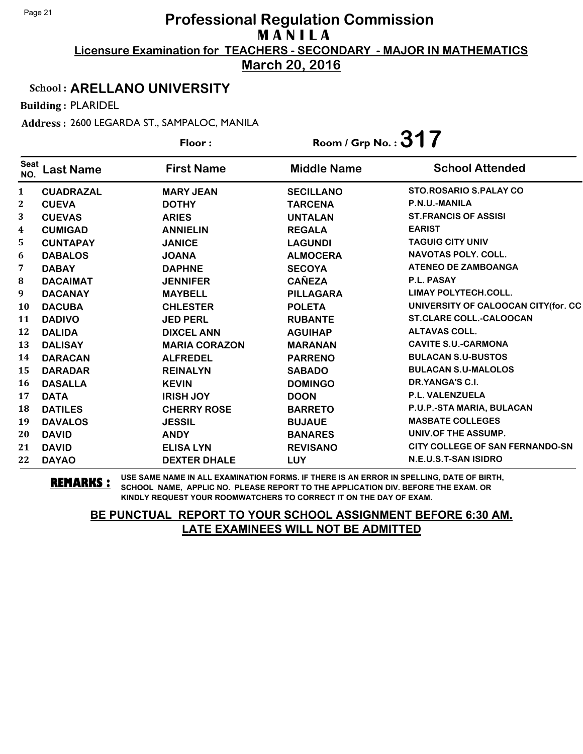# Professional Regulation Commission
## M A N I L A
### Licensure Examination for TEACHERS - SECONDARY - MAJOR IN MATHEMATICS
### March 20, 2016

**School : ARELLANO UNIVERSITY**

**Building :** PLARIDEL

**Address :** 2600 LEGARDA ST., SAMPALOC, MANILA

**Floor :** 

**Room / Grp No. : 317**

| Seat NO. | Last Name | First Name | Middle Name | School Attended |
|---|---|---|---|---|
| 1 | CUADRAZAL | MARY JEAN | SECILLANO | STO.ROSARIO S.PALAY CO |
| 2 | CUEVA | DOTHY | TARCENA | P.N.U.-MANILA |
| 3 | CUEVAS | ARIES | UNTALAN | ST.FRANCIS OF ASSISI |
| 4 | CUMIGAD | ANNIELIN | REGALA | EARIST |
| 5 | CUNTAPAY | JANICE | LAGUNDI | TAGUIG CITY UNIV |
| 6 | DABALOS | JOANA | ALMOCERA | NAVOTAS POLY. COLL. |
| 7 | DABAY | DAPHNE | SECOYA | ATENEO DE ZAMBOANGA |
| 8 | DACAIMAT | JENNIFER | CAÑEZA | P.L. PASAY |
| 9 | DACANAY | MAYBELL | PILLAGARA | LIMAY POLYTECH.COLL. |
| 10 | DACUBA | CHLESTER | POLETA | UNIVERSITY OF CALOOCAN CITY(for. CC |
| 11 | DADIVO | JED PERL | RUBANTE | ST.CLARE COLL.-CALOOCAN |
| 12 | DALIDA | DIXCEL ANN | AGUIHAP | ALTAVAS COLL. |
| 13 | DALISAY | MARIA CORAZON | MARANAN | CAVITE S.U.-CARMONA |
| 14 | DARACAN | ALFREDEL | PARRENO | BULACAN S.U-BUSTOS |
| 15 | DARADAR | REINALYN | SABADO | BULACAN S.U-MALOLOS |
| 16 | DASALLA | KEVIN | DOMINGO | DR.YANGA'S C.I. |
| 17 | DATA | IRISH JOY | DOON | P.L. VALENZUELA |
| 18 | DATILES | CHERRY ROSE | BARRETO | P.U.P.-STA MARIA, BULACAN |
| 19 | DAVALOS | JESSIL | BUJAUE | MASBATE COLLEGES |
| 20 | DAVID | ANDY | BANARES | UNIV.OF THE ASSUMP. |
| 21 | DAVID | ELISA LYN | REVISANO | CITY COLLEGE OF SAN FERNANDO-SN |
| 22 | DAYAO | DEXTER DHALE | LUY | N.E.U.S.T-SAN ISIDRO |

**REMARKS :** USE SAME NAME IN ALL EXAMINATION FORMS. IF THERE IS AN ERROR IN SPELLING, DATE OF BIRTH, SCHOOL NAME, APPLIC NO. PLEASE REPORT TO THE APPLICATION DIV. BEFORE THE EXAM. OR KINDLY REQUEST YOUR ROOMWATCHERS TO CORRECT IT ON THE DAY OF EXAM.

**BE PUNCTUAL REPORT TO YOUR SCHOOL ASSIGNMENT BEFORE 6:30 AM.**
**LATE EXAMINEES WILL NOT BE ADMITTED**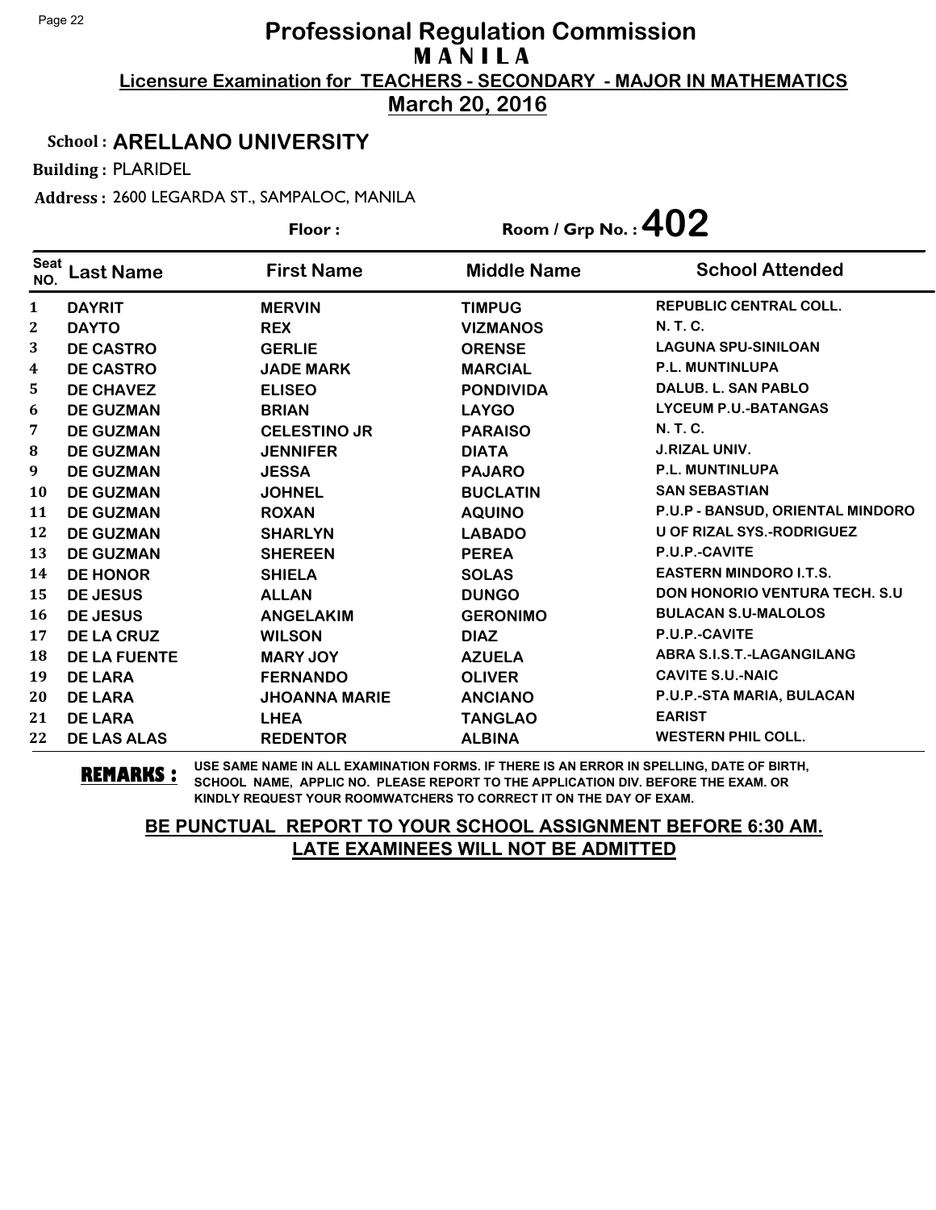# Professional Regulation Commission

## M A N I L A

**Licensure Examination for TEACHERS - SECONDARY - MAJOR IN MATHEMATICS**

**March 20, 2016**

**School : ARELLANO UNIVERSITY**

**Building :** PLARIDEL

**Address :** 2600 LEGARDA ST., SAMPALOC, MANILA

**Floor :** 

**Room / Grp No. : 402**

| Seat NO. | Last Name | First Name | Middle Name | School Attended |
|---|---|---|---|---|
| 1 | DAYRIT | MERVIN | TIMPUG | REPUBLIC CENTRAL COLL. |
| 2 | DAYTO | REX | VIZMANOS | N. T. C. |
| 3 | DE CASTRO | GERLIE | ORENSE | LAGUNA SPU-SINILOAN |
| 4 | DE CASTRO | JADE MARK | MARCIAL | P.L. MUNTINLUPA |
| 5 | DE CHAVEZ | ELISEO | PONDIVIDA | DALUB. L. SAN PABLO |
| 6 | DE GUZMAN | BRIAN | LAYGO | LYCEUM P.U.-BATANGAS |
| 7 | DE GUZMAN | CELESTINO JR | PARAISO | N. T. C. |
| 8 | DE GUZMAN | JENNIFER | DIATA | J.RIZAL UNIV. |
| 9 | DE GUZMAN | JESSA | PAJARO | P.L. MUNTINLUPA |
| 10 | DE GUZMAN | JOHNEL | BUCLATIN | SAN SEBASTIAN |
| 11 | DE GUZMAN | ROXAN | AQUINO | P.U.P - BANSUD, ORIENTAL MINDORO |
| 12 | DE GUZMAN | SHARLYN | LABADO | U OF RIZAL SYS.-RODRIGUEZ |
| 13 | DE GUZMAN | SHEREEN | PEREA | P.U.P.-CAVITE |
| 14 | DE HONOR | SHIELA | SOLAS | EASTERN MINDORO I.T.S. |
| 15 | DE JESUS | ALLAN | DUNGO | DON HONORIO VENTURA TECH. S.U |
| 16 | DE JESUS | ANGELAKIM | GERONIMO | BULACAN S.U-MALOLOS |
| 17 | DE LA CRUZ | WILSON | DIAZ | P.U.P.-CAVITE |
| 18 | DE LA FUENTE | MARY JOY | AZUELA | ABRA S.I.S.T.-LAGANGILANG |
| 19 | DE LARA | FERNANDO | OLIVER | CAVITE S.U.-NAIC |
| 20 | DE LARA | JHOANNA MARIE | ANCIANO | P.U.P.-STA MARIA, BULACAN |
| 21 | DE LARA | LHEA | TANGLAO | EARIST |
| 22 | DE LAS ALAS | REDENTOR | ALBINA | WESTERN PHIL COLL. |

**REMARKS :** USE SAME NAME IN ALL EXAMINATION FORMS. IF THERE IS AN ERROR IN SPELLING, DATE OF BIRTH, SCHOOL NAME, APPLIC NO. PLEASE REPORT TO THE APPLICATION DIV. BEFORE THE EXAM. OR KINDLY REQUEST YOUR ROOMWATCHERS TO CORRECT IT ON THE DAY OF EXAM.

**BE PUNCTUAL REPORT TO YOUR SCHOOL ASSIGNMENT BEFORE 6:30 AM.**
**LATE EXAMINEES WILL NOT BE ADMITTED**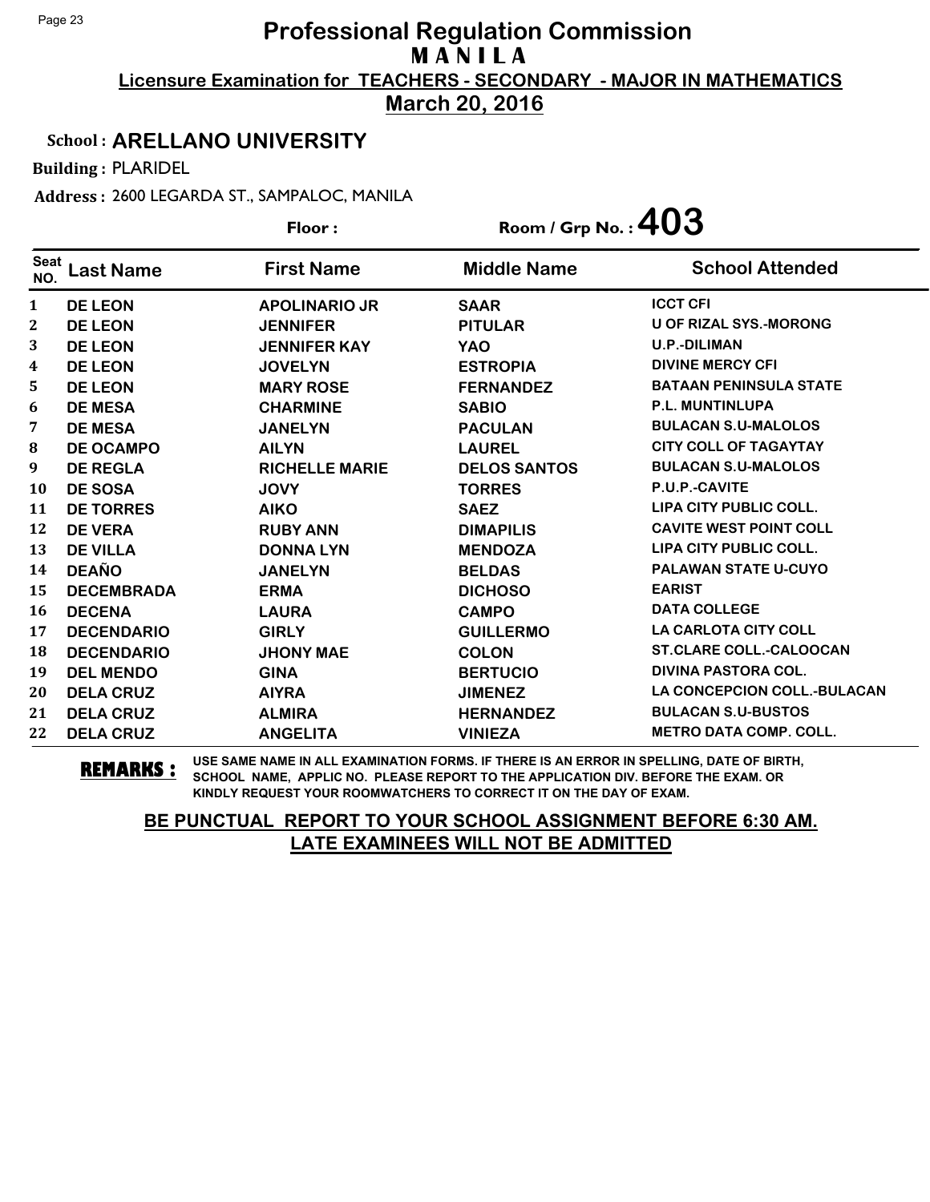# Professional Regulation Commission
## M A N I L A
### Licensure Examination for TEACHERS - SECONDARY - MAJOR IN MATHEMATICS
### March 20, 2016

**School : ARELLANO UNIVERSITY**

**Building :** PLARIDEL

**Address :** 2600 LEGARDA ST., SAMPALOC, MANILA

**Floor :**

**Room / Grp No. : 403**

| Seat NO. | Last Name | First Name | Middle Name | School Attended |
|---|---|---|---|---|
| 1 | DE LEON | APOLINARIO JR | SAAR | ICCT CFI |
| 2 | DE LEON | JENNIFER | PITULAR | U OF RIZAL SYS.-MORONG |
| 3 | DE LEON | JENNIFER KAY | YAO | U.P.-DILIMAN |
| 4 | DE LEON | JOVELYN | ESTROPIA | DIVINE MERCY CFI |
| 5 | DE LEON | MARY ROSE | FERNANDEZ | BATAAN PENINSULA STATE |
| 6 | DE MESA | CHARMINE | SABIO | P.L. MUNTINLUPA |
| 7 | DE MESA | JANELYN | PACULAN | BULACAN S.U-MALOLOS |
| 8 | DE OCAMPO | AILYN | LAUREL | CITY COLL OF TAGAYTAY |
| 9 | DE REGLA | RICHELLE MARIE | DELOS SANTOS | BULACAN S.U-MALOLOS |
| 10 | DE SOSA | JOVY | TORRES | P.U.P.-CAVITE |
| 11 | DE TORRES | AIKO | SAEZ | LIPA CITY PUBLIC COLL. |
| 12 | DE VERA | RUBY ANN | DIMAPILIS | CAVITE WEST POINT COLL |
| 13 | DE VILLA | DONNA LYN | MENDOZA | LIPA CITY PUBLIC COLL. |
| 14 | DEAÑO | JANELYN | BELDAS | PALAWAN STATE U-CUYO |
| 15 | DECEMBRADA | ERMA | DICHOSO | EARIST |
| 16 | DECENA | LAURA | CAMPO | DATA COLLEGE |
| 17 | DECENDARIO | GIRLY | GUILLERMO | LA CARLOTA CITY COLL |
| 18 | DECENDARIO | JHONY MAE | COLON | ST.CLARE COLL.-CALOOCAN |
| 19 | DEL MENDO | GINA | BERTUCIO | DIVINA PASTORA COL. |
| 20 | DELA CRUZ | AIYRA | JIMENEZ | LA CONCEPCION COLL.-BULACAN |
| 21 | DELA CRUZ | ALMIRA | HERNANDEZ | BULACAN S.U-BUSTOS |
| 22 | DELA CRUZ | ANGELITA | VINIEZA | METRO DATA COMP. COLL. |

**REMARKS :** USE SAME NAME IN ALL EXAMINATION FORMS. IF THERE IS AN ERROR IN SPELLING, DATE OF BIRTH, SCHOOL NAME, APPLIC NO. PLEASE REPORT TO THE APPLICATION DIV. BEFORE THE EXAM. OR KINDLY REQUEST YOUR ROOMWATCHERS TO CORRECT IT ON THE DAY OF EXAM.

**BE PUNCTUAL REPORT TO YOUR SCHOOL ASSIGNMENT BEFORE 6:30 AM.**
**LATE EXAMINEES WILL NOT BE ADMITTED**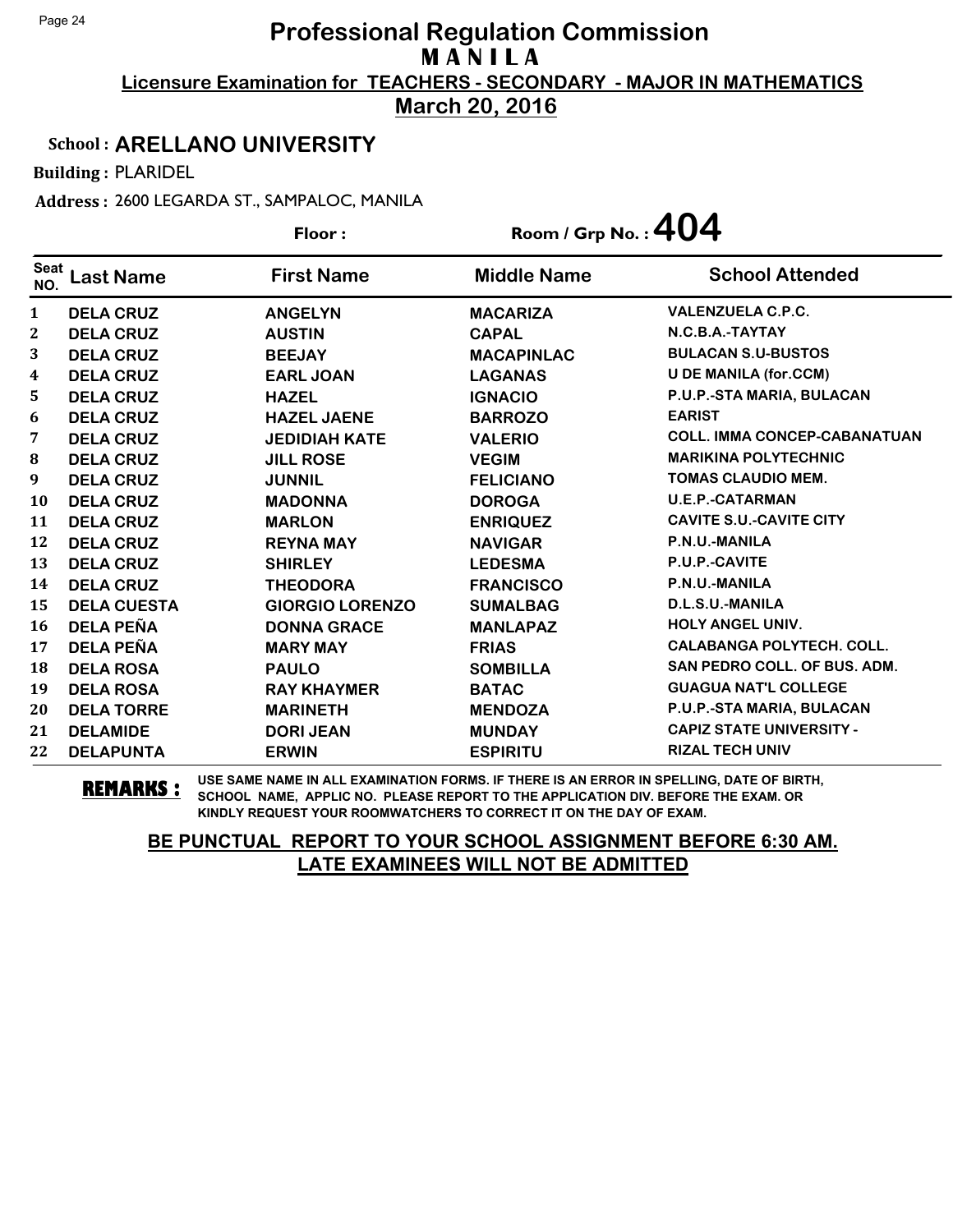# Professional Regulation Commission
## MANILA
### Licensure Examination for TEACHERS - SECONDARY - MAJOR IN MATHEMATICS
### March 20, 2016

**School :** ARELLANO UNIVERSITY

**Building :** PLARIDEL

**Address :** 2600 LEGARDA ST., SAMPALOC, MANILA

**Floor :**

**Room / Grp No. : 404**

| Seat NO. | Last Name | First Name | Middle Name | School Attended |
|---|---|---|---|---|
| 1 | DELA CRUZ | ANGELYN | MACARIZA | VALENZUELA C.P.C. |
| 2 | DELA CRUZ | AUSTIN | CAPAL | N.C.B.A.-TAYTAY |
| 3 | DELA CRUZ | BEEJAY | MACAPINLAC | BULACAN S.U-BUSTOS |
| 4 | DELA CRUZ | EARL JOAN | LAGANAS | U DE MANILA (for.CCM) |
| 5 | DELA CRUZ | HAZEL | IGNACIO | P.U.P.-STA MARIA, BULACAN |
| 6 | DELA CRUZ | HAZEL JAENE | BARROZO | EARIST |
| 7 | DELA CRUZ | JEDIDIAH KATE | VALERIO | COLL. IMMA CONCEP-CABANATUAN |
| 8 | DELA CRUZ | JILL ROSE | VEGIM | MARIKINA POLYTECHNIC |
| 9 | DELA CRUZ | JUNNIL | FELICIANO | TOMAS CLAUDIO MEM. |
| 10 | DELA CRUZ | MADONNA | DOROGA | U.E.P.-CATARMAN |
| 11 | DELA CRUZ | MARLON | ENRIQUEZ | CAVITE S.U.-CAVITE CITY |
| 12 | DELA CRUZ | REYNA MAY | NAVIGAR | P.N.U.-MANILA |
| 13 | DELA CRUZ | SHIRLEY | LEDESMA | P.U.P.-CAVITE |
| 14 | DELA CRUZ | THEODORA | FRANCISCO | P.N.U.-MANILA |
| 15 | DELA CUESTA | GIORGIO LORENZO | SUMALBAG | D.L.S.U.-MANILA |
| 16 | DELA PEÑA | DONNA GRACE | MANLAPAZ | HOLY ANGEL UNIV. |
| 17 | DELA PEÑA | MARY MAY | FRIAS | CALABANGA POLYTECH. COLL. |
| 18 | DELA ROSA | PAULO | SOMBILLA | SAN PEDRO COLL. OF BUS. ADM. |
| 19 | DELA ROSA | RAY KHAYMER | BATAC | GUAGUA NAT'L COLLEGE |
| 20 | DELA TORRE | MARINETH | MENDOZA | P.U.P.-STA MARIA, BULACAN |
| 21 | DELAMIDE | DORI JEAN | MUNDAY | CAPIZ STATE UNIVERSITY - |
| 22 | DELAPUNTA | ERWIN | ESPIRITU | RIZAL TECH UNIV |

**REMARKS :** USE SAME NAME IN ALL EXAMINATION FORMS. IF THERE IS AN ERROR IN SPELLING, DATE OF BIRTH, SCHOOL NAME, APPLIC NO. PLEASE REPORT TO THE APPLICATION DIV. BEFORE THE EXAM. OR KINDLY REQUEST YOUR ROOMWATCHERS TO CORRECT IT ON THE DAY OF EXAM.

**BE PUNCTUAL REPORT TO YOUR SCHOOL ASSIGNMENT BEFORE 6:30 AM.**
**LATE EXAMINEES WILL NOT BE ADMITTED**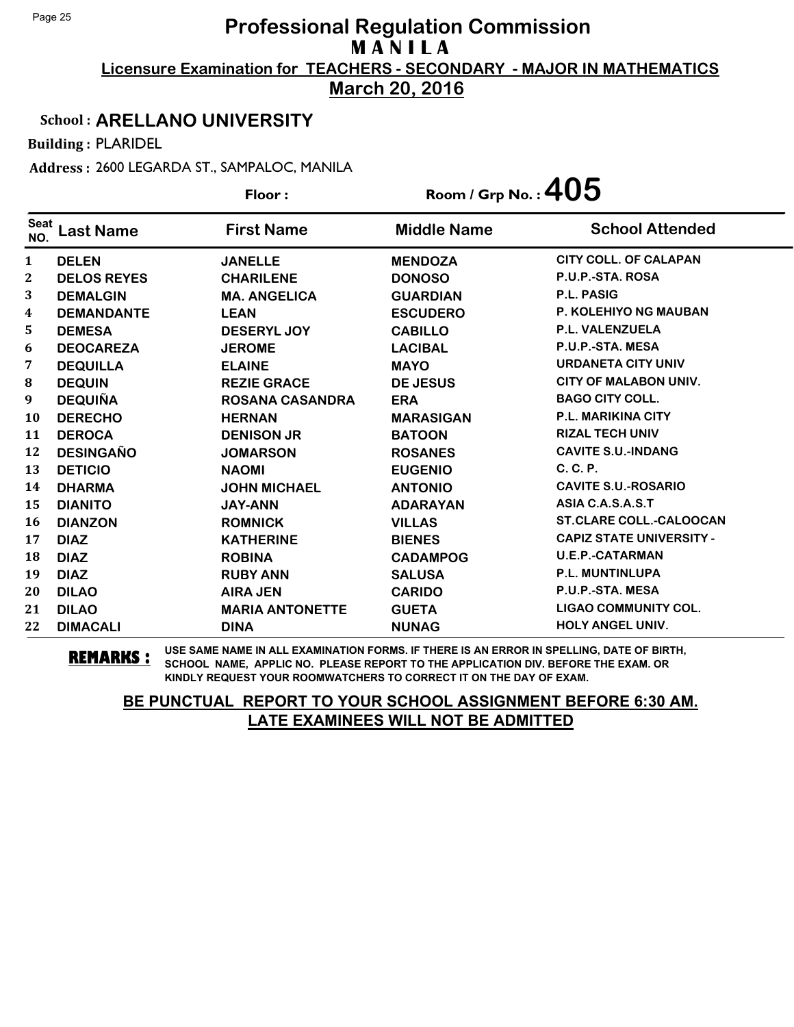# Professional Regulation Commission
## M A N I L A
### Licensure Examination for TEACHERS - SECONDARY - MAJOR IN MATHEMATICS
### March 20, 2016

**School : ARELLANO UNIVERSITY**

**Building :** PLARIDEL

**Address :** 2600 LEGARDA ST., SAMPALOC, MANILA

**Floor :** 　　　　**Room / Grp No. : 405**

| Seat NO. | Last Name | First Name | Middle Name | School Attended |
|---|---|---|---|---|
| 1 | DELEN | JANELLE | MENDOZA | CITY COLL. OF CALAPAN |
| 2 | DELOS REYES | CHARILENE | DONOSO | P.U.P.-STA. ROSA |
| 3 | DEMALGIN | MA. ANGELICA | GUARDIAN | P.L. PASIG |
| 4 | DEMANDANTE | LEAN | ESCUDERO | P. KOLEHIYO NG MAUBAN |
| 5 | DEMESA | DESERYL JOY | CABILLO | P.L. VALENZUELA |
| 6 | DEOCAREZA | JEROME | LACIBAL | P.U.P.-STA. MESA |
| 7 | DEQUILLA | ELAINE | MAYO | URDANETA CITY UNIV |
| 8 | DEQUIN | REZIE GRACE | DE JESUS | CITY OF MALABON UNIV. |
| 9 | DEQUIÑA | ROSANA CASANDRA | ERA | BAGO CITY COLL. |
| 10 | DERECHO | HERNAN | MARASIGAN | P.L. MARIKINA CITY |
| 11 | DEROCA | DENISON JR | BATOON | RIZAL TECH UNIV |
| 12 | DESINGAÑO | JOMARSON | ROSANES | CAVITE S.U.-INDANG |
| 13 | DETICIO | NAOMI | EUGENIO | C. C. P. |
| 14 | DHARMA | JOHN MICHAEL | ANTONIO | CAVITE S.U.-ROSARIO |
| 15 | DIANITO | JAY-ANN | ADARAYAN | ASIA C.A.S.A.S.T |
| 16 | DIANZON | ROMNICK | VILLAS | ST.CLARE COLL.-CALOOCAN |
| 17 | DIAZ | KATHERINE | BIENES | CAPIZ STATE UNIVERSITY - |
| 18 | DIAZ | ROBINA | CADAMPOG | U.E.P.-CATARMAN |
| 19 | DIAZ | RUBY ANN | SALUSA | P.L. MUNTINLUPA |
| 20 | DILAO | AIRA JEN | CARIDO | P.U.P.-STA. MESA |
| 21 | DILAO | MARIA ANTONETTE | GUETA | LIGAO COMMUNITY COL. |
| 22 | DIMACALI | DINA | NUNAG | HOLY ANGEL UNIV. |

**REMARKS :** USE SAME NAME IN ALL EXAMINATION FORMS. IF THERE IS AN ERROR IN SPELLING, DATE OF BIRTH, SCHOOL NAME, APPLIC NO. PLEASE REPORT TO THE APPLICATION DIV. BEFORE THE EXAM. OR KINDLY REQUEST YOUR ROOMWATCHERS TO CORRECT IT ON THE DAY OF EXAM.

**BE PUNCTUAL REPORT TO YOUR SCHOOL ASSIGNMENT BEFORE 6:30 AM.**
**LATE EXAMINEES WILL NOT BE ADMITTED**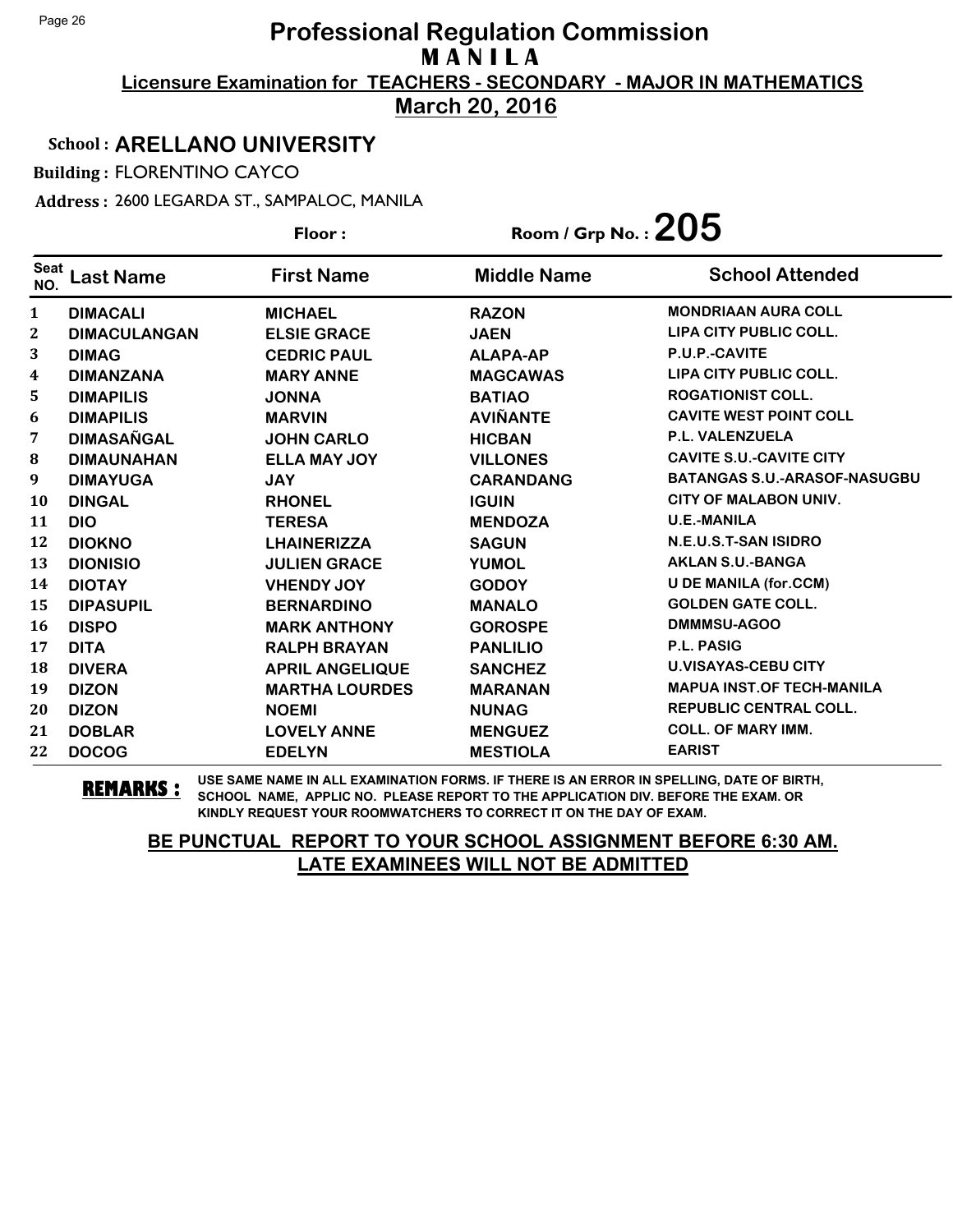# Professional Regulation Commission
## M A N I L A
### Licensure Examination for TEACHERS - SECONDARY - MAJOR IN MATHEMATICS
### March 20, 2016

**School : ARELLANO UNIVERSITY**

**Building :** FLORENTINO CAYCO

**Address :** 2600 LEGARDA ST., SAMPALOC, MANILA

**Floor :** **Room / Grp No. : 205**

| Seat NO. | Last Name | First Name | Middle Name | School Attended |
|---|---|---|---|---|
| 1 | DIMACALI | MICHAEL | RAZON | MONDRIAAN AURA COLL |
| 2 | DIMACULANGAN | ELSIE GRACE | JAEN | LIPA CITY PUBLIC COLL. |
| 3 | DIMAG | CEDRIC PAUL | ALAPA-AP | P.U.P.-CAVITE |
| 4 | DIMANZANA | MARY ANNE | MAGCAWAS | LIPA CITY PUBLIC COLL. |
| 5 | DIMAPILIS | JONNA | BATIAO | ROGATIONIST COLL. |
| 6 | DIMAPILIS | MARVIN | AVIÑANTE | CAVITE WEST POINT COLL |
| 7 | DIMASAÑGAL | JOHN CARLO | HICBAN | P.L. VALENZUELA |
| 8 | DIMAUNAHAN | ELLA MAY JOY | VILLONES | CAVITE S.U.-CAVITE CITY |
| 9 | DIMAYUGA | JAY | CARANDANG | BATANGAS S.U.-ARASOF-NASUGBU |
| 10 | DINGAL | RHONEL | IGUIN | CITY OF MALABON UNIV. |
| 11 | DIO | TERESA | MENDOZA | U.E.-MANILA |
| 12 | DIOKNO | LHAINERIZZA | SAGUN | N.E.U.S.T-SAN ISIDRO |
| 13 | DIONISIO | JULIEN GRACE | YUMOL | AKLAN S.U.-BANGA |
| 14 | DIOTAY | VHENDY JOY | GODOY | U DE MANILA (for.CCM) |
| 15 | DIPASUPIL | BERNARDINO | MANALO | GOLDEN GATE COLL. |
| 16 | DISPO | MARK ANTHONY | GOROSPE | DMMMSU-AGOO |
| 17 | DITA | RALPH BRAYAN | PANLILIO | P.L. PASIG |
| 18 | DIVERA | APRIL ANGELIQUE | SANCHEZ | U.VISAYAS-CEBU CITY |
| 19 | DIZON | MARTHA LOURDES | MARANAN | MAPUA INST.OF TECH-MANILA |
| 20 | DIZON | NOEMI | NUNAG | REPUBLIC CENTRAL COLL. |
| 21 | DOBLAR | LOVELY ANNE | MENGUEZ | COLL. OF MARY IMM. |
| 22 | DOCOG | EDELYN | MESTIOLA | EARIST |

**REMARKS :** USE SAME NAME IN ALL EXAMINATION FORMS. IF THERE IS AN ERROR IN SPELLING, DATE OF BIRTH, SCHOOL NAME, APPLIC NO. PLEASE REPORT TO THE APPLICATION DIV. BEFORE THE EXAM. OR KINDLY REQUEST YOUR ROOMWATCHERS TO CORRECT IT ON THE DAY OF EXAM.

**BE PUNCTUAL REPORT TO YOUR SCHOOL ASSIGNMENT BEFORE 6:30 AM.**
**LATE EXAMINEES WILL NOT BE ADMITTED**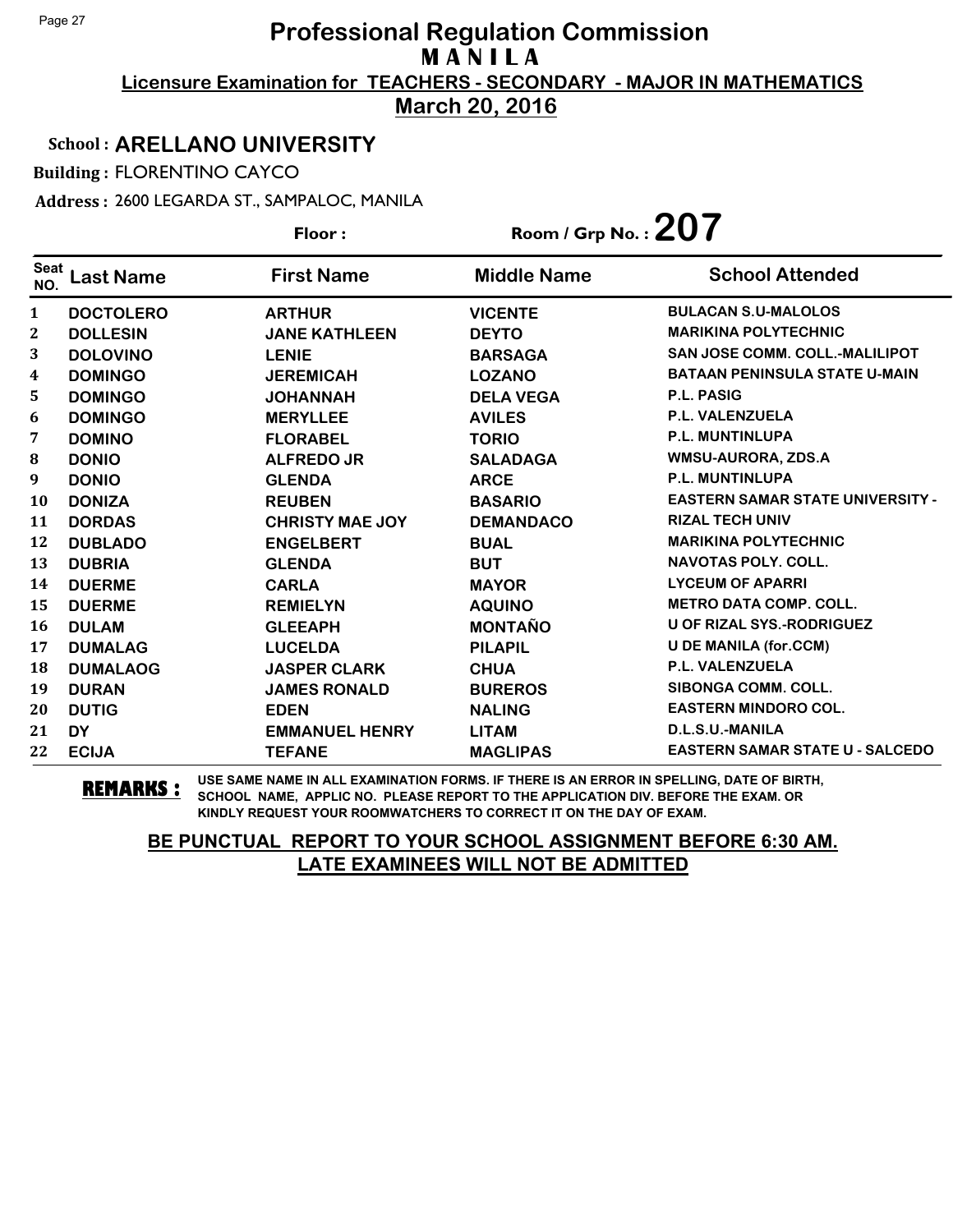# Professional Regulation Commission

## M A N I L A

**Licensure Examination for TEACHERS - SECONDARY - MAJOR IN MATHEMATICS**

**March 20, 2016**

**School : ARELLANO UNIVERSITY**

**Building :** FLORENTINO CAYCO

**Address :** 2600 LEGARDA ST., SAMPALOC, MANILA

**Floor :** **Room / Grp No. : 207**

| Seat NO. | Last Name | First Name | Middle Name | School Attended |
|---|---|---|---|---|
| 1 | DOCTOLERO | ARTHUR | VICENTE | BULACAN S.U-MALOLOS |
| 2 | DOLLESIN | JANE KATHLEEN | DEYTO | MARIKINA POLYTECHNIC |
| 3 | DOLOVINO | LENIE | BARSAGA | SAN JOSE COMM. COLL.-MALILIPOT |
| 4 | DOMINGO | JEREMICAH | LOZANO | BATAAN PENINSULA STATE U-MAIN |
| 5 | DOMINGO | JOHANNAH | DELA VEGA | P.L. PASIG |
| 6 | DOMINGO | MERYLLEE | AVILES | P.L. VALENZUELA |
| 7 | DOMINO | FLORABEL | TORIO | P.L. MUNTINLUPA |
| 8 | DONIO | ALFREDO JR | SALADAGA | WMSU-AURORA, ZDS.A |
| 9 | DONIO | GLENDA | ARCE | P.L. MUNTINLUPA |
| 10 | DONIZA | REUBEN | BASARIO | EASTERN SAMAR STATE UNIVERSITY - |
| 11 | DORDAS | CHRISTY MAE JOY | DEMANDACO | RIZAL TECH UNIV |
| 12 | DUBLADO | ENGELBERT | BUAL | MARIKINA POLYTECHNIC |
| 13 | DUBRIA | GLENDA | BUT | NAVOTAS POLY. COLL. |
| 14 | DUERME | CARLA | MAYOR | LYCEUM OF APARRI |
| 15 | DUERME | REMIELYN | AQUINO | METRO DATA COMP. COLL. |
| 16 | DULAM | GLEEAPH | MONTAÑO | U OF RIZAL SYS.-RODRIGUEZ |
| 17 | DUMALAG | LUCELDA | PILAPIL | U DE MANILA (for.CCM) |
| 18 | DUMALAOG | JASPER CLARK | CHUA | P.L. VALENZUELA |
| 19 | DURAN | JAMES RONALD | BUREROS | SIBONGA COMM. COLL. |
| 20 | DUTIG | EDEN | NALING | EASTERN MINDORO COL. |
| 21 | DY | EMMANUEL HENRY | LITAM | D.L.S.U.-MANILA |
| 22 | ECIJA | TEFANE | MAGLIPAS | EASTERN SAMAR STATE U - SALCEDO |

**REMARKS :** USE SAME NAME IN ALL EXAMINATION FORMS. IF THERE IS AN ERROR IN SPELLING, DATE OF BIRTH, SCHOOL NAME, APPLIC NO. PLEASE REPORT TO THE APPLICATION DIV. BEFORE THE EXAM. OR KINDLY REQUEST YOUR ROOMWATCHERS TO CORRECT IT ON THE DAY OF EXAM.

**BE PUNCTUAL REPORT TO YOUR SCHOOL ASSIGNMENT BEFORE 6:30 AM.**
**LATE EXAMINEES WILL NOT BE ADMITTED**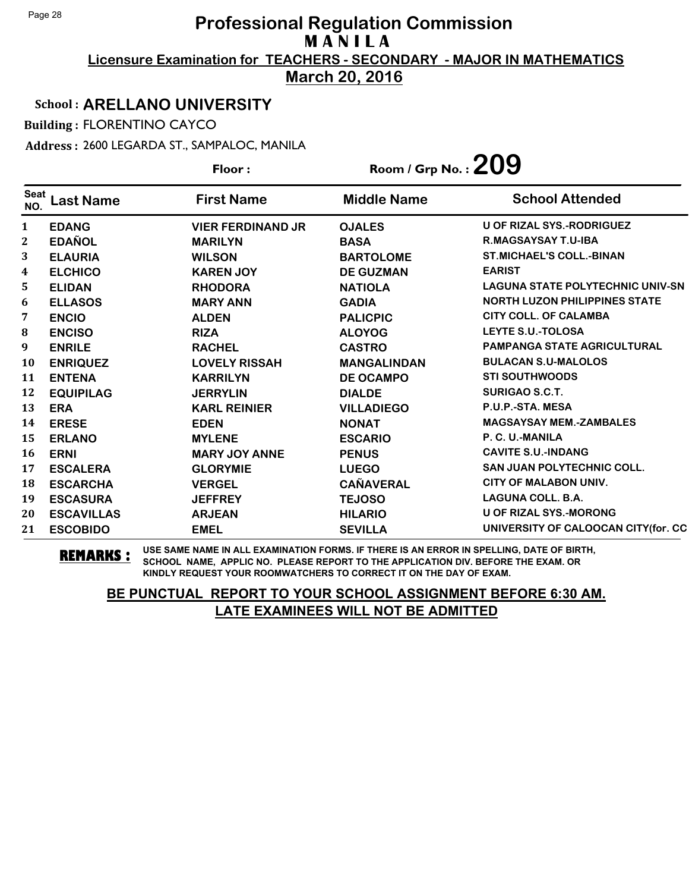# Professional Regulation Commission
## M A N I L A
### Licensure Examination for TEACHERS - SECONDARY - MAJOR IN MATHEMATICS
### March 20, 2016

**School : ARELLANO UNIVERSITY**

**Building :** FLORENTINO CAYCO

**Address :** 2600 LEGARDA ST., SAMPALOC, MANILA

**Floor :** 

**Room / Grp No. : 209**

| Seat NO. | Last Name | First Name | Middle Name | School Attended |
|---|---|---|---|---|
| 1 | EDANG | VIER FERDINAND JR | OJALES | U OF RIZAL SYS.-RODRIGUEZ |
| 2 | EDAÑOL | MARILYN | BASA | R.MAGSAYSAY T.U-IBA |
| 3 | ELAURIA | WILSON | BARTOLOME | ST.MICHAEL'S COLL.-BINAN |
| 4 | ELCHICO | KAREN JOY | DE GUZMAN | EARIST |
| 5 | ELIDAN | RHODORA | NATIOLA | LAGUNA STATE POLYTECHNIC UNIV-SN |
| 6 | ELLASOS | MARY ANN | GADIA | NORTH LUZON PHILIPPINES STATE |
| 7 | ENCIO | ALDEN | PALICPIC | CITY COLL. OF CALAMBA |
| 8 | ENCISO | RIZA | ALOYOG | LEYTE S.U.-TOLOSA |
| 9 | ENRILE | RACHEL | CASTRO | PAMPANGA STATE AGRICULTURAL |
| 10 | ENRIQUEZ | LOVELY RISSAH | MANGALINDAN | BULACAN S.U-MALOLOS |
| 11 | ENTENA | KARRILYN | DE OCAMPO | STI SOUTHWOODS |
| 12 | EQUIPILAG | JERRYLIN | DIALDE | SURIGAO S.C.T. |
| 13 | ERA | KARL REINIER | VILLADIEGO | P.U.P.-STA. MESA |
| 14 | ERESE | EDEN | NONAT | MAGSAYSAY MEM.-ZAMBALES |
| 15 | ERLANO | MYLENE | ESCARIO | P. C. U.-MANILA |
| 16 | ERNI | MARY JOY ANNE | PENUS | CAVITE S.U.-INDANG |
| 17 | ESCALERA | GLORYMIE | LUEGO | SAN JUAN POLYTECHNIC COLL. |
| 18 | ESCARCHA | VERGEL | CAÑAVERAL | CITY OF MALABON UNIV. |
| 19 | ESCASURA | JEFFREY | TEJOSO | LAGUNA COLL. B.A. |
| 20 | ESCAVILLAS | ARJEAN | HILARIO | U OF RIZAL SYS.-MORONG |
| 21 | ESCOBIDO | EMEL | SEVILLA | UNIVERSITY OF CALOOCAN CITY(for. CC |

**REMARKS :** USE SAME NAME IN ALL EXAMINATION FORMS. IF THERE IS AN ERROR IN SPELLING, DATE OF BIRTH, SCHOOL NAME, APPLIC NO. PLEASE REPORT TO THE APPLICATION DIV. BEFORE THE EXAM. OR KINDLY REQUEST YOUR ROOMWATCHERS TO CORRECT IT ON THE DAY OF EXAM.

**BE PUNCTUAL REPORT TO YOUR SCHOOL ASSIGNMENT BEFORE 6:30 AM.**
**LATE EXAMINEES WILL NOT BE ADMITTED**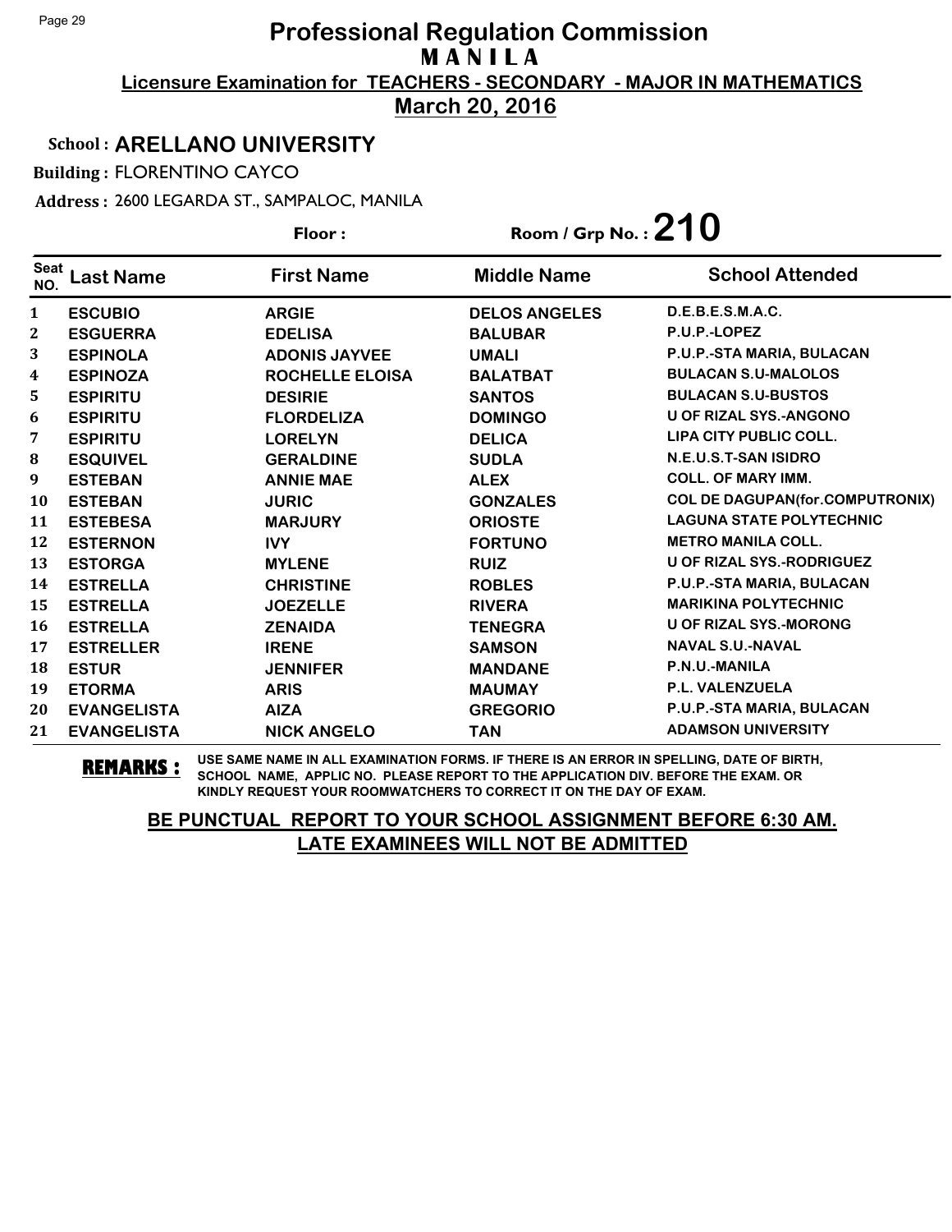# Professional Regulation Commission
## M A N I L A
### Licensure Examination for TEACHERS - SECONDARY - MAJOR IN MATHEMATICS
### March 20, 2016

**School : ARELLANO UNIVERSITY**

**Building :** FLORENTINO CAYCO

**Address :** 2600 LEGARDA ST., SAMPALOC, MANILA

**Floor :** 

**Room / Grp No. : 210**

| Seat NO. | Last Name | First Name | Middle Name | School Attended |
|---|---|---|---|---|
| 1 | ESCUBIO | ARGIE | DELOS ANGELES | D.E.B.E.S.M.A.C. |
| 2 | ESGUERRA | EDELISA | BALUBAR | P.U.P.-LOPEZ |
| 3 | ESPINOLA | ADONIS JAYVEE | UMALI | P.U.P.-STA MARIA, BULACAN |
| 4 | ESPINOZA | ROCHELLE ELOISA | BALATBAT | BULACAN S.U-MALOLOS |
| 5 | ESPIRITU | DESIRIE | SANTOS | BULACAN S.U-BUSTOS |
| 6 | ESPIRITU | FLORDELIZA | DOMINGO | U OF RIZAL SYS.-ANGONO |
| 7 | ESPIRITU | LORELYN | DELICA | LIPA CITY PUBLIC COLL. |
| 8 | ESQUIVEL | GERALDINE | SUDLA | N.E.U.S.T-SAN ISIDRO |
| 9 | ESTEBAN | ANNIE MAE | ALEX | COLL. OF MARY IMM. |
| 10 | ESTEBAN | JURIC | GONZALES | COL DE DAGUPAN(for.COMPUTRONIX) |
| 11 | ESTEBESA | MARJURY | ORIOSTE | LAGUNA STATE POLYTECHNIC |
| 12 | ESTERNON | IVY | FORTUNO | METRO MANILA COLL. |
| 13 | ESTORGA | MYLENE | RUIZ | U OF RIZAL SYS.-RODRIGUEZ |
| 14 | ESTRELLA | CHRISTINE | ROBLES | P.U.P.-STA MARIA, BULACAN |
| 15 | ESTRELLA | JOEZELLE | RIVERA | MARIKINA POLYTECHNIC |
| 16 | ESTRELLA | ZENAIDA | TENEGRA | U OF RIZAL SYS.-MORONG |
| 17 | ESTRELLER | IRENE | SAMSON | NAVAL S.U.-NAVAL |
| 18 | ESTUR | JENNIFER | MANDANE | P.N.U.-MANILA |
| 19 | ETORMA | ARIS | MAUMAY | P.L. VALENZUELA |
| 20 | EVANGELISTA | AIZA | GREGORIO | P.U.P.-STA MARIA, BULACAN |
| 21 | EVANGELISTA | NICK ANGELO | TAN | ADAMSON UNIVERSITY |

**REMARKS :** USE SAME NAME IN ALL EXAMINATION FORMS. IF THERE IS AN ERROR IN SPELLING, DATE OF BIRTH, SCHOOL NAME, APPLIC NO. PLEASE REPORT TO THE APPLICATION DIV. BEFORE THE EXAM. OR KINDLY REQUEST YOUR ROOMWATCHERS TO CORRECT IT ON THE DAY OF EXAM.

**BE PUNCTUAL REPORT TO YOUR SCHOOL ASSIGNMENT BEFORE 6:30 AM.**
**LATE EXAMINEES WILL NOT BE ADMITTED**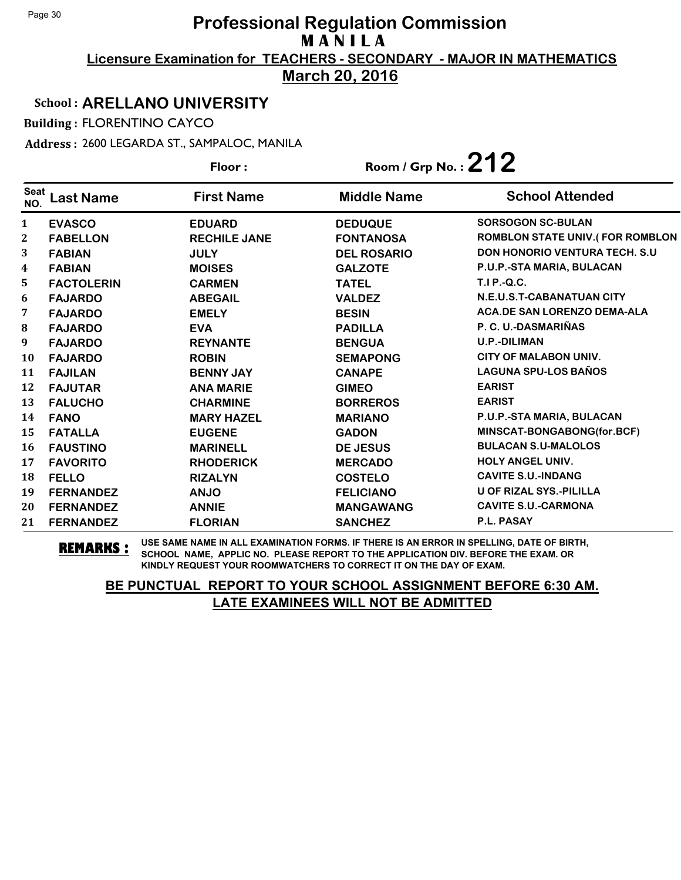# Professional Regulation Commission
## MANILA
### Licensure Examination for TEACHERS - SECONDARY - MAJOR IN MATHEMATICS
### March 20, 2016

**School : ARELLANO UNIVERSITY**

**Building :** FLORENTINO CAYCO

**Address :** 2600 LEGARDA ST., SAMPALOC, MANILA

**Floor :** 

**Room / Grp No. : 212**

| Seat NO. | Last Name | First Name | Middle Name | School Attended |
|---|---|---|---|---|
| 1 | EVASCO | EDUARD | DEDUQUE | SORSOGON SC-BULAN |
| 2 | FABELLON | RECHILE JANE | FONTANOSA | ROMBLON STATE UNIV.( FOR ROMBLON |
| 3 | FABIAN | JULY | DEL ROSARIO | DON HONORIO VENTURA TECH. S.U |
| 4 | FABIAN | MOISES | GALZOTE | P.U.P.-STA MARIA, BULACAN |
| 5 | FACTOLERIN | CARMEN | TATEL | T.I P.-Q.C. |
| 6 | FAJARDO | ABEGAIL | VALDEZ | N.E.U.S.T-CABANATUAN CITY |
| 7 | FAJARDO | EMELY | BESIN | ACA.DE SAN LORENZO DEMA-ALA |
| 8 | FAJARDO | EVA | PADILLA | P. C. U.-DASMARIÑAS |
| 9 | FAJARDO | REYNANTE | BENGUA | U.P.-DILIMAN |
| 10 | FAJARDO | ROBIN | SEMAPONG | CITY OF MALABON UNIV. |
| 11 | FAJILAN | BENNY JAY | CANAPE | LAGUNA SPU-LOS BAÑOS |
| 12 | FAJUTAR | ANA MARIE | GIMEO | EARIST |
| 13 | FALUCHO | CHARMINE | BORREROS | EARIST |
| 14 | FANO | MARY HAZEL | MARIANO | P.U.P.-STA MARIA, BULACAN |
| 15 | FATALLA | EUGENE | GADON | MINSCAT-BONGABONG(for.BCF) |
| 16 | FAUSTINO | MARINELL | DE JESUS | BULACAN S.U-MALOLOS |
| 17 | FAVORITO | RHODERICK | MERCADO | HOLY ANGEL UNIV. |
| 18 | FELLO | RIZALYN | COSTELO | CAVITE S.U.-INDANG |
| 19 | FERNANDEZ | ANJO | FELICIANO | U OF RIZAL SYS.-PILILLA |
| 20 | FERNANDEZ | ANNIE | MANGAWANG | CAVITE S.U.-CARMONA |
| 21 | FERNANDEZ | FLORIAN | SANCHEZ | P.L. PASAY |

**REMARKS :** USE SAME NAME IN ALL EXAMINATION FORMS. IF THERE IS AN ERROR IN SPELLING, DATE OF BIRTH, SCHOOL NAME, APPLIC NO. PLEASE REPORT TO THE APPLICATION DIV. BEFORE THE EXAM. OR KINDLY REQUEST YOUR ROOMWATCHERS TO CORRECT IT ON THE DAY OF EXAM.

**BE PUNCTUAL REPORT TO YOUR SCHOOL ASSIGNMENT BEFORE 6:30 AM.**
**LATE EXAMINEES WILL NOT BE ADMITTED**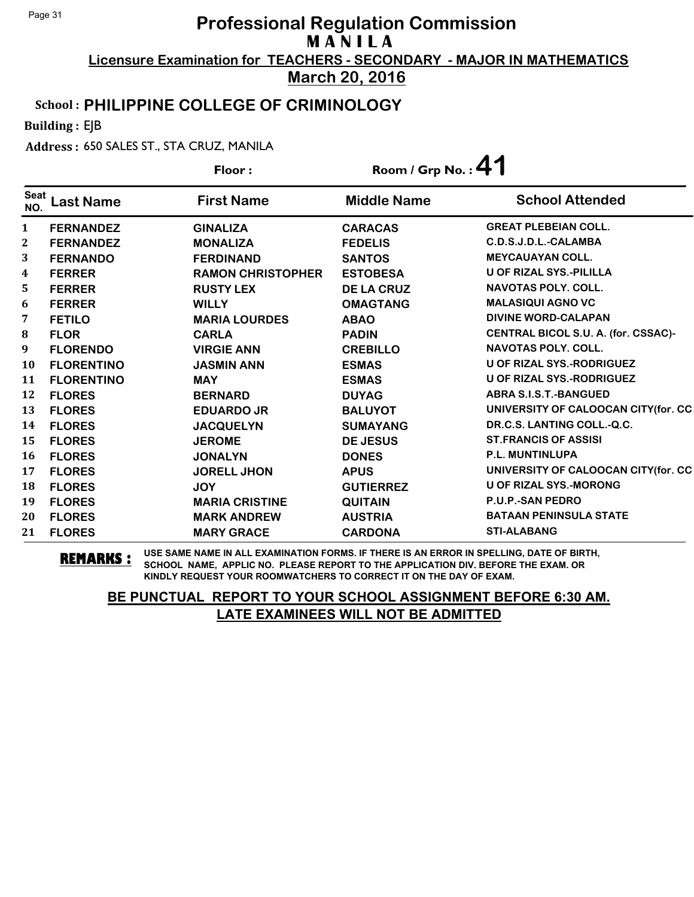# Professional Regulation Commission
## MANILA
### Licensure Examination for TEACHERS - SECONDARY - MAJOR IN MATHEMATICS
### March 20, 2016

**School : PHILIPPINE COLLEGE OF CRIMINOLOGY**

**Building :** EJB

**Address :** 650 SALES ST., STA CRUZ, MANILA

**Floor :** 

**Room / Grp No. : 41**

| Seat NO. | Last Name | First Name | Middle Name | School Attended |
|---|---|---|---|---|
| 1 | FERNANDEZ | GINALIZA | CARACAS | GREAT PLEBEIAN COLL. |
| 2 | FERNANDEZ | MONALIZA | FEDELIS | C.D.S.J.D.L.-CALAMBA |
| 3 | FERNANDO | FERDINAND | SANTOS | MEYCAUAYAN COLL. |
| 4 | FERRER | RAMON CHRISTOPHER | ESTOBESA | U OF RIZAL SYS.-PILILLA |
| 5 | FERRER | RUSTY LEX | DE LA CRUZ | NAVOTAS POLY. COLL. |
| 6 | FERRER | WILLY | OMAGTANG | MALASIQUI AGNO VC |
| 7 | FETILO | MARIA LOURDES | ABAO | DIVINE WORD-CALAPAN |
| 8 | FLOR | CARLA | PADIN | CENTRAL BICOL S.U. A. (for. CSSAC)- |
| 9 | FLORENDO | VIRGIE ANN | CREBILLO | NAVOTAS POLY. COLL. |
| 10 | FLORENTINO | JASMIN ANN | ESMAS | U OF RIZAL SYS.-RODRIGUEZ |
| 11 | FLORENTINO | MAY | ESMAS | U OF RIZAL SYS.-RODRIGUEZ |
| 12 | FLORES | BERNARD | DUYAG | ABRA S.I.S.T.-BANGUED |
| 13 | FLORES | EDUARDO JR | BALUYOT | UNIVERSITY OF CALOOCAN CITY(for. CC |
| 14 | FLORES | JACQUELYN | SUMAYANG | DR.C.S. LANTING COLL.-Q.C. |
| 15 | FLORES | JEROME | DE JESUS | ST.FRANCIS OF ASSISI |
| 16 | FLORES | JONALYN | DONES | P.L. MUNTINLUPA |
| 17 | FLORES | JORELL JHON | APUS | UNIVERSITY OF CALOOCAN CITY(for. CC |
| 18 | FLORES | JOY | GUTIERREZ | U OF RIZAL SYS.-MORONG |
| 19 | FLORES | MARIA CRISTINE | QUITAIN | P.U.P.-SAN PEDRO |
| 20 | FLORES | MARK ANDREW | AUSTRIA | BATAAN PENINSULA STATE |
| 21 | FLORES | MARY GRACE | CARDONA | STI-ALABANG |

**REMARKS :** USE SAME NAME IN ALL EXAMINATION FORMS. IF THERE IS AN ERROR IN SPELLING, DATE OF BIRTH, SCHOOL NAME, APPLIC NO. PLEASE REPORT TO THE APPLICATION DIV. BEFORE THE EXAM. OR KINDLY REQUEST YOUR ROOMWATCHERS TO CORRECT IT ON THE DAY OF EXAM.

**BE PUNCTUAL REPORT TO YOUR SCHOOL ASSIGNMENT BEFORE 6:30 AM.**
**LATE EXAMINEES WILL NOT BE ADMITTED**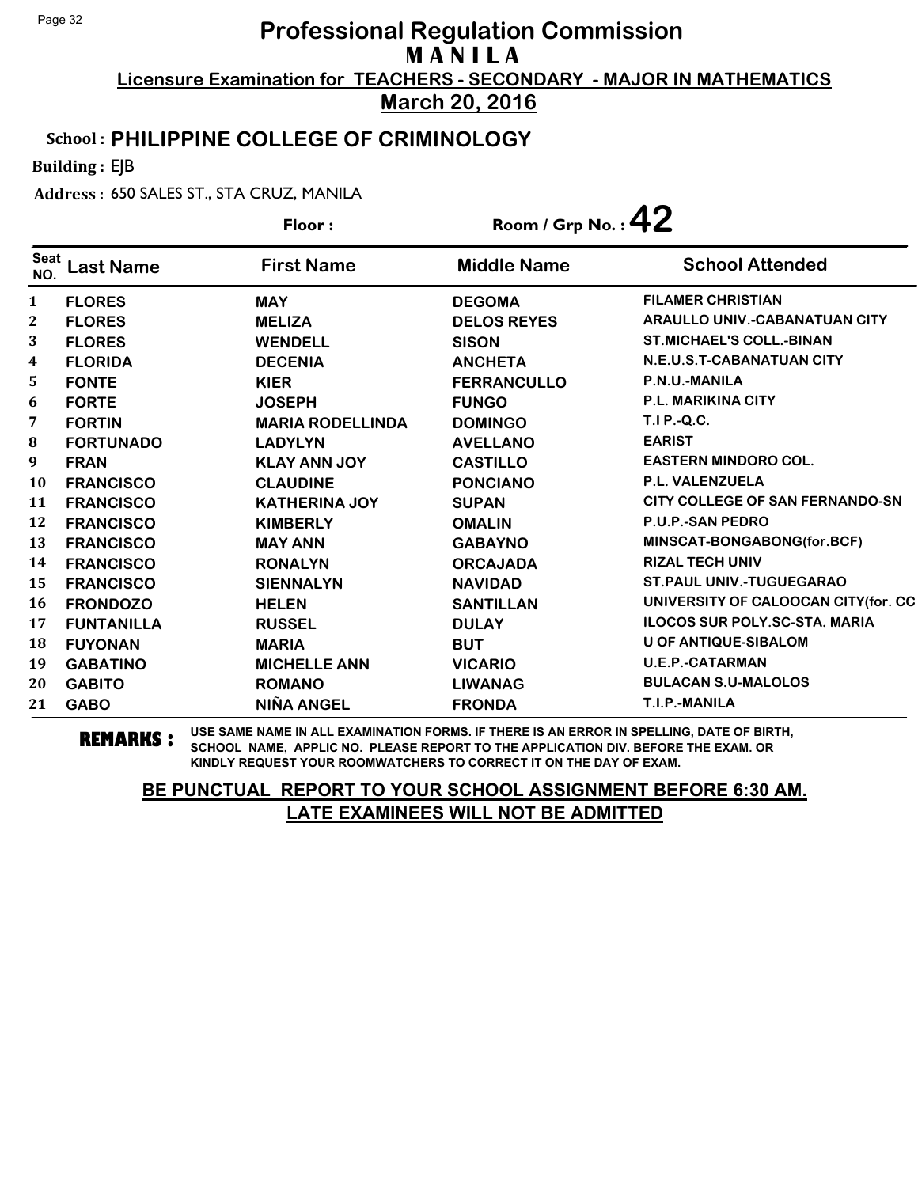# Professional Regulation Commission

## M A N I L A

**Licensure Examination for TEACHERS - SECONDARY - MAJOR IN MATHEMATICS**

**March 20, 2016**

**School : PHILIPPINE COLLEGE OF CRIMINOLOGY**

**Building :** EJB

**Address :** 650 SALES ST., STA CRUZ, MANILA

**Floor :** 

**Room / Grp No. : 42**

| Seat NO. | Last Name | First Name | Middle Name | School Attended |
|---|---|---|---|---|
| 1 | FLORES | MAY | DEGOMA | FILAMER CHRISTIAN |
| 2 | FLORES | MELIZA | DELOS REYES | ARAULLO UNIV.-CABANATUAN CITY |
| 3 | FLORES | WENDELL | SISON | ST.MICHAEL'S COLL.-BINAN |
| 4 | FLORIDA | DECENIA | ANCHETA | N.E.U.S.T-CABANATUAN CITY |
| 5 | FONTE | KIER | FERRANCULLO | P.N.U.-MANILA |
| 6 | FORTE | JOSEPH | FUNGO | P.L. MARIKINA CITY |
| 7 | FORTIN | MARIA RODELLINDA | DOMINGO | T.I P.-Q.C. |
| 8 | FORTUNADO | LADYLYN | AVELLANO | EARIST |
| 9 | FRAN | KLAY ANN JOY | CASTILLO | EASTERN MINDORO COL. |
| 10 | FRANCISCO | CLAUDINE | PONCIANO | P.L. VALENZUELA |
| 11 | FRANCISCO | KATHERINA JOY | SUPAN | CITY COLLEGE OF SAN FERNANDO-SN |
| 12 | FRANCISCO | KIMBERLY | OMALIN | P.U.P.-SAN PEDRO |
| 13 | FRANCISCO | MAY ANN | GABAYNO | MINSCAT-BONGABONG(for.BCF) |
| 14 | FRANCISCO | RONALYN | ORCAJADA | RIZAL TECH UNIV |
| 15 | FRANCISCO | SIENNALYN | NAVIDAD | ST.PAUL UNIV.-TUGUEGARAO |
| 16 | FRONDOZO | HELEN | SANTILLAN | UNIVERSITY OF CALOOCAN CITY(for. CC |
| 17 | FUNTANILLA | RUSSEL | DULAY | ILOCOS SUR POLY.SC-STA. MARIA |
| 18 | FUYONAN | MARIA | BUT | U OF ANTIQUE-SIBALOM |
| 19 | GABATINO | MICHELLE ANN | VICARIO | U.E.P.-CATARMAN |
| 20 | GABITO | ROMANO | LIWANAG | BULACAN S.U-MALOLOS |
| 21 | GABO | NIÑA ANGEL | FRONDA | T.I.P.-MANILA |

**REMARKS :** USE SAME NAME IN ALL EXAMINATION FORMS. IF THERE IS AN ERROR IN SPELLING, DATE OF BIRTH, SCHOOL NAME, APPLIC NO. PLEASE REPORT TO THE APPLICATION DIV. BEFORE THE EXAM. OR KINDLY REQUEST YOUR ROOMWATCHERS TO CORRECT IT ON THE DAY OF EXAM.

**BE PUNCTUAL REPORT TO YOUR SCHOOL ASSIGNMENT BEFORE 6:30 AM.**
**LATE EXAMINEES WILL NOT BE ADMITTED**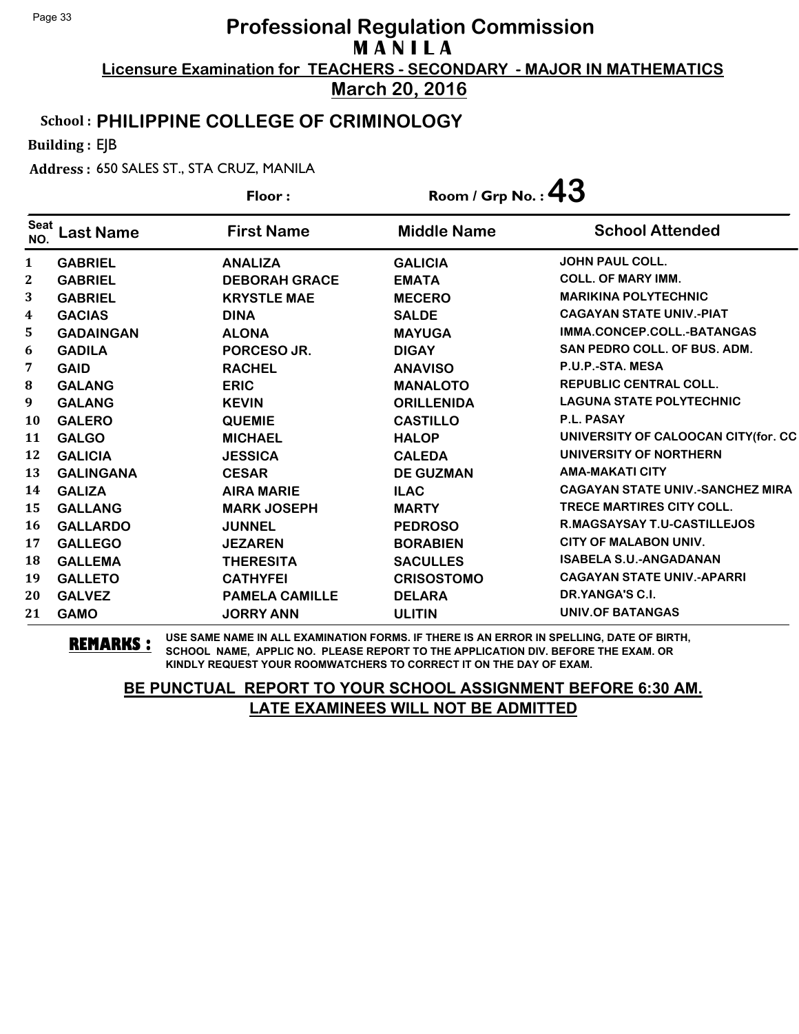# Professional Regulation Commission

## M A N I L A

**Licensure Examination for TEACHERS - SECONDARY - MAJOR IN MATHEMATICS**

**March 20, 2016**

**School : PHILIPPINE COLLEGE OF CRIMINOLOGY**

**Building :** EJB

**Address :** 650 SALES ST., STA CRUZ, MANILA

**Floor :** 

**Room / Grp No. : 43**

| Seat NO. | Last Name | First Name | Middle Name | School Attended |
|---|---|---|---|---|
| 1 | GABRIEL | ANALIZA | GALICIA | JOHN PAUL COLL. |
| 2 | GABRIEL | DEBORAH GRACE | EMATA | COLL. OF MARY IMM. |
| 3 | GABRIEL | KRYSTLE MAE | MECERO | MARIKINA POLYTECHNIC |
| 4 | GACIAS | DINA | SALDE | CAGAYAN STATE UNIV.-PIAT |
| 5 | GADAINGAN | ALONA | MAYUGA | IMMA.CONCEP.COLL.-BATANGAS |
| 6 | GADILA | PORCESO JR. | DIGAY | SAN PEDRO COLL. OF BUS. ADM. |
| 7 | GAID | RACHEL | ANAVISO | P.U.P.-STA. MESA |
| 8 | GALANG | ERIC | MANALOTO | REPUBLIC CENTRAL COLL. |
| 9 | GALANG | KEVIN | ORILLENIDA | LAGUNA STATE POLYTECHNIC |
| 10 | GALERO | QUEMIE | CASTILLO | P.L. PASAY |
| 11 | GALGO | MICHAEL | HALOP | UNIVERSITY OF CALOOCAN CITY(for. CC |
| 12 | GALICIA | JESSICA | CALEDA | UNIVERSITY OF NORTHERN |
| 13 | GALINGANA | CESAR | DE GUZMAN | AMA-MAKATI CITY |
| 14 | GALIZA | AIRA MARIE | ILAC | CAGAYAN STATE UNIV.-SANCHEZ MIRA |
| 15 | GALLANG | MARK JOSEPH | MARTY | TRECE MARTIRES CITY COLL. |
| 16 | GALLARDO | JUNNEL | PEDROSO | R.MAGSAYSAY T.U-CASTILLEJOS |
| 17 | GALLEGO | JEZAREN | BORABIEN | CITY OF MALABON UNIV. |
| 18 | GALLEMA | THERESITA | SACULLES | ISABELA S.U.-ANGADANAN |
| 19 | GALLETO | CATHYFEI | CRISOSTOMO | CAGAYAN STATE UNIV.-APARRI |
| 20 | GALVEZ | PAMELA CAMILLE | DELARA | DR.YANGA'S C.I. |
| 21 | GAMO | JORRY ANN | ULITIN | UNIV.OF BATANGAS |

**REMARKS :** USE SAME NAME IN ALL EXAMINATION FORMS. IF THERE IS AN ERROR IN SPELLING, DATE OF BIRTH, SCHOOL NAME, APPLIC NO. PLEASE REPORT TO THE APPLICATION DIV. BEFORE THE EXAM. OR KINDLY REQUEST YOUR ROOMWATCHERS TO CORRECT IT ON THE DAY OF EXAM.

**BE PUNCTUAL REPORT TO YOUR SCHOOL ASSIGNMENT BEFORE 6:30 AM.**
**LATE EXAMINEES WILL NOT BE ADMITTED**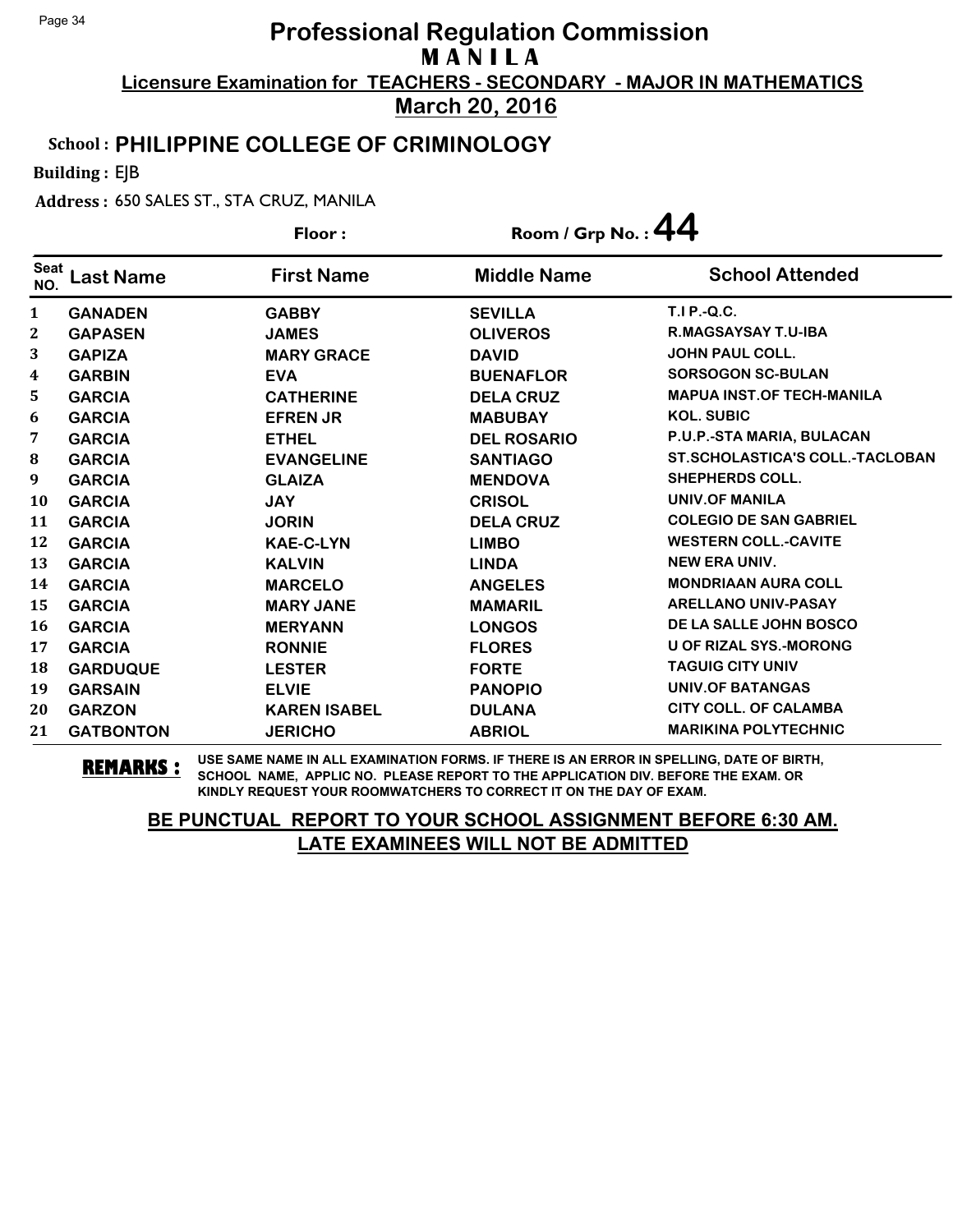# Professional Regulation Commission

## M A N I L A

**Licensure Examination for TEACHERS - SECONDARY - MAJOR IN MATHEMATICS**

**March 20, 2016**

**School : PHILIPPINE COLLEGE OF CRIMINOLOGY**

**Building :** EJB

**Address :** 650 SALES ST., STA CRUZ, MANILA

**Floor :** 

**Room / Grp No. : 44**

| Seat NO. | Last Name | First Name | Middle Name | School Attended |
|---|---|---|---|---|
| 1 | GANADEN | GABBY | SEVILLA | T.I P.-Q.C. |
| 2 | GAPASEN | JAMES | OLIVEROS | R.MAGSAYSAY T.U-IBA |
| 3 | GAPIZA | MARY GRACE | DAVID | JOHN PAUL COLL. |
| 4 | GARBIN | EVA | BUENAFLOR | SORSOGON SC-BULAN |
| 5 | GARCIA | CATHERINE | DELA CRUZ | MAPUA INST.OF TECH-MANILA |
| 6 | GARCIA | EFREN JR | MABUBAY | KOL. SUBIC |
| 7 | GARCIA | ETHEL | DEL ROSARIO | P.U.P.-STA MARIA, BULACAN |
| 8 | GARCIA | EVANGELINE | SANTIAGO | ST.SCHOLASTICA'S COLL.-TACLOBAN |
| 9 | GARCIA | GLAIZA | MENDOVA | SHEPHERDS COLL. |
| 10 | GARCIA | JAY | CRISOL | UNIV.OF MANILA |
| 11 | GARCIA | JORIN | DELA CRUZ | COLEGIO DE SAN GABRIEL |
| 12 | GARCIA | KAE-C-LYN | LIMBO | WESTERN COLL.-CAVITE |
| 13 | GARCIA | KALVIN | LINDA | NEW ERA UNIV. |
| 14 | GARCIA | MARCELO | ANGELES | MONDRIAAN AURA COLL |
| 15 | GARCIA | MARY JANE | MAMARIL | ARELLANO UNIV-PASAY |
| 16 | GARCIA | MERYANN | LONGOS | DE LA SALLE JOHN BOSCO |
| 17 | GARCIA | RONNIE | FLORES | U OF RIZAL SYS.-MORONG |
| 18 | GARDUQUE | LESTER | FORTE | TAGUIG CITY UNIV |
| 19 | GARSAIN | ELVIE | PANOPIO | UNIV.OF BATANGAS |
| 20 | GARZON | KAREN ISABEL | DULANA | CITY COLL. OF CALAMBA |
| 21 | GATBONTON | JERICHO | ABRIOL | MARIKINA POLYTECHNIC |

**REMARKS :** USE SAME NAME IN ALL EXAMINATION FORMS. IF THERE IS AN ERROR IN SPELLING, DATE OF BIRTH, SCHOOL NAME, APPLIC NO. PLEASE REPORT TO THE APPLICATION DIV. BEFORE THE EXAM. OR KINDLY REQUEST YOUR ROOMWATCHERS TO CORRECT IT ON THE DAY OF EXAM.

**BE PUNCTUAL REPORT TO YOUR SCHOOL ASSIGNMENT BEFORE 6:30 AM. LATE EXAMINEES WILL NOT BE ADMITTED**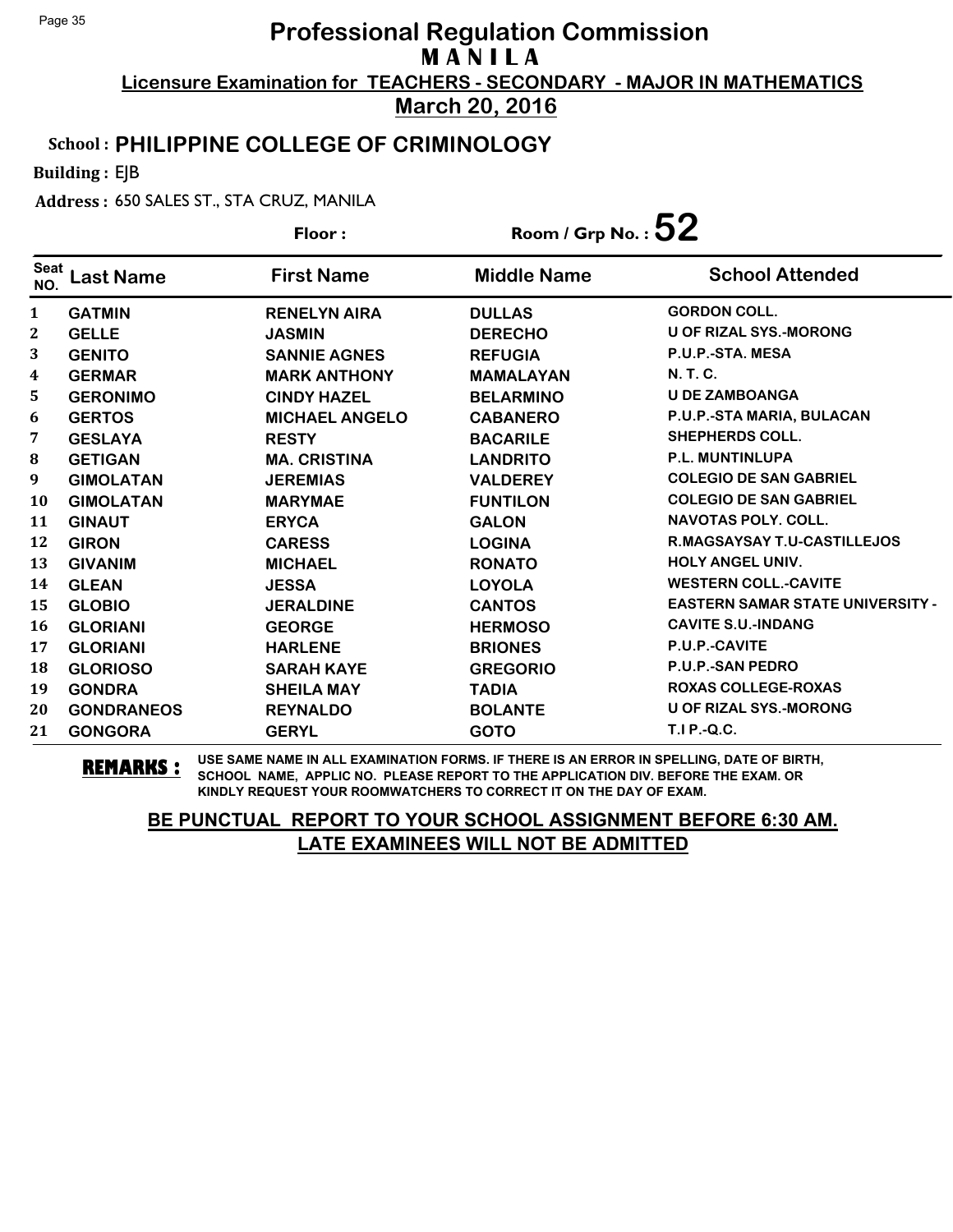# Professional Regulation Commission

## M A N I L A

**Licensure Examination for TEACHERS - SECONDARY - MAJOR IN MATHEMATICS**

**March 20, 2016**

**School : PHILIPPINE COLLEGE OF CRIMINOLOGY**

**Building :** EJB

**Address :** 650 SALES ST., STA CRUZ, MANILA

**Floor :** 

**Room / Grp No. : 52**

| Seat NO. | Last Name | First Name | Middle Name | School Attended |
|---|---|---|---|---|
| 1 | GATMIN | RENELYN AIRA | DULLAS | GORDON COLL. |
| 2 | GELLE | JASMIN | DERECHO | U OF RIZAL SYS.-MORONG |
| 3 | GENITO | SANNIE AGNES | REFUGIA | P.U.P.-STA. MESA |
| 4 | GERMAR | MARK ANTHONY | MAMALAYAN | N. T. C. |
| 5 | GERONIMO | CINDY HAZEL | BELARMINO | U DE ZAMBOANGA |
| 6 | GERTOS | MICHAEL ANGELO | CABANERO | P.U.P.-STA MARIA, BULACAN |
| 7 | GESLAYA | RESTY | BACARILE | SHEPHERDS COLL. |
| 8 | GETIGAN | MA. CRISTINA | LANDRITO | P.L. MUNTINLUPA |
| 9 | GIMOLATAN | JEREMIAS | VALDEREY | COLEGIO DE SAN GABRIEL |
| 10 | GIMOLATAN | MARYMAE | FUNTILON | COLEGIO DE SAN GABRIEL |
| 11 | GINAUT | ERYCA | GALON | NAVOTAS POLY. COLL. |
| 12 | GIRON | CARESS | LOGINA | R.MAGSAYSAY T.U-CASTILLEJOS |
| 13 | GIVANIM | MICHAEL | RONATO | HOLY ANGEL UNIV. |
| 14 | GLEAN | JESSA | LOYOLA | WESTERN COLL.-CAVITE |
| 15 | GLOBIO | JERALDINE | CANTOS | EASTERN SAMAR STATE UNIVERSITY - |
| 16 | GLORIANI | GEORGE | HERMOSO | CAVITE S.U.-INDANG |
| 17 | GLORIANI | HARLENE | BRIONES | P.U.P.-CAVITE |
| 18 | GLORIOSO | SARAH KAYE | GREGORIO | P.U.P.-SAN PEDRO |
| 19 | GONDRA | SHEILA MAY | TADIA | ROXAS COLLEGE-ROXAS |
| 20 | GONDRANEOS | REYNALDO | BOLANTE | U OF RIZAL SYS.-MORONG |
| 21 | GONGORA | GERYL | GOTO | T.I P.-Q.C. |

**REMARKS :** USE SAME NAME IN ALL EXAMINATION FORMS. IF THERE IS AN ERROR IN SPELLING, DATE OF BIRTH, SCHOOL NAME, APPLIC NO. PLEASE REPORT TO THE APPLICATION DIV. BEFORE THE EXAM. OR KINDLY REQUEST YOUR ROOMWATCHERS TO CORRECT IT ON THE DAY OF EXAM.

**BE PUNCTUAL REPORT TO YOUR SCHOOL ASSIGNMENT BEFORE 6:30 AM.**
**LATE EXAMINEES WILL NOT BE ADMITTED**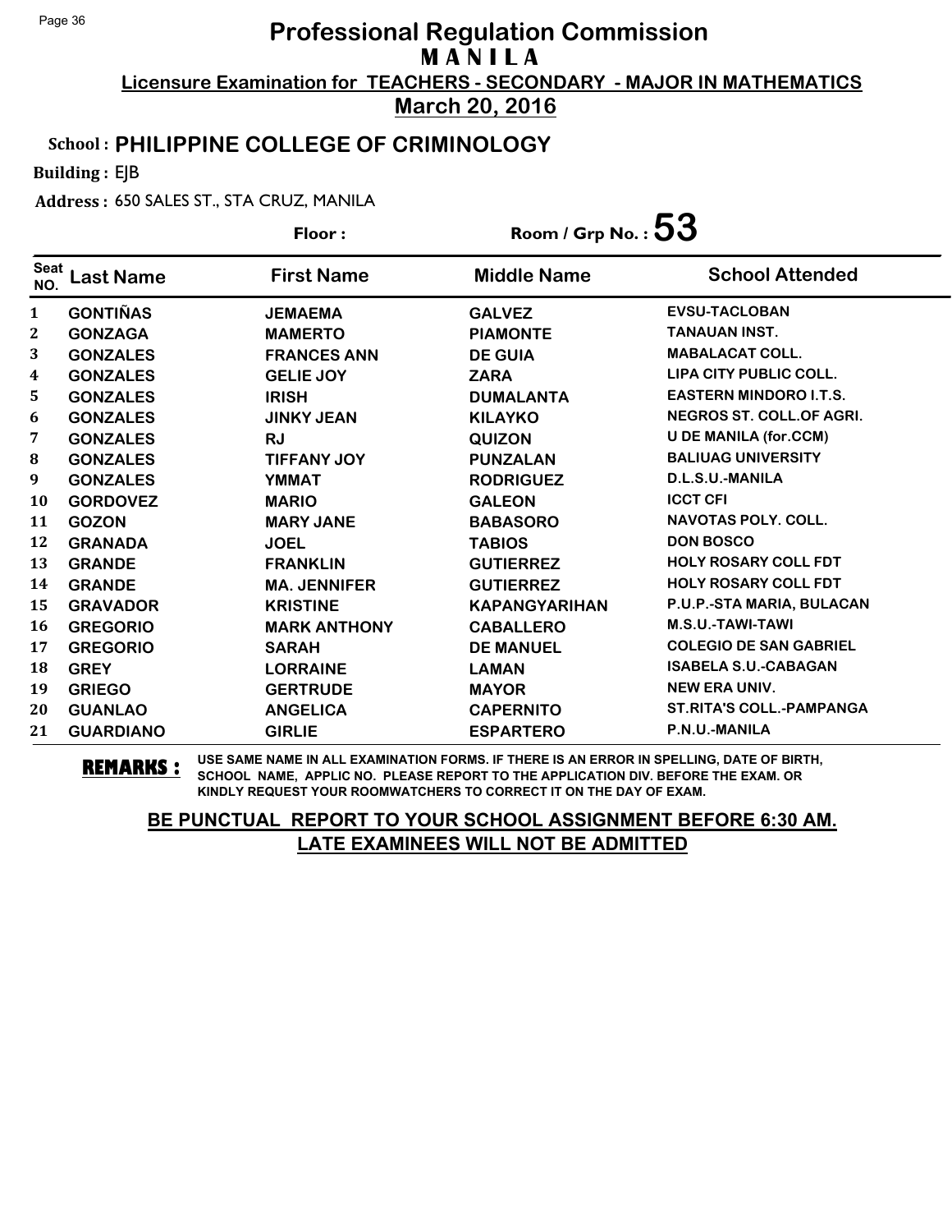# Professional Regulation Commission
## M A N I L A
### Licensure Examination for TEACHERS - SECONDARY - MAJOR IN MATHEMATICS
### March 20, 2016

**School : PHILIPPINE COLLEGE OF CRIMINOLOGY**

**Building :** EJB

**Address :** 650 SALES ST., STA CRUZ, MANILA

**Floor :** 

**Room / Grp No. : 53**

| Seat NO. | Last Name | First Name | Middle Name | School Attended |
|---|---|---|---|---|
| 1 | GONTIÑAS | JEMAEMA | GALVEZ | EVSU-TACLOBAN |
| 2 | GONZAGA | MAMERTO | PIAMONTE | TANAUAN INST. |
| 3 | GONZALES | FRANCES ANN | DE GUIA | MABALACAT COLL. |
| 4 | GONZALES | GELIE JOY | ZARA | LIPA CITY PUBLIC COLL. |
| 5 | GONZALES | IRISH | DUMALANTA | EASTERN MINDORO I.T.S. |
| 6 | GONZALES | JINKY JEAN | KILAYKO | NEGROS ST. COLL.OF AGRI. |
| 7 | GONZALES | RJ | QUIZON | U DE MANILA (for.CCM) |
| 8 | GONZALES | TIFFANY JOY | PUNZALAN | BALIUAG UNIVERSITY |
| 9 | GONZALES | YMMAT | RODRIGUEZ | D.L.S.U.-MANILA |
| 10 | GORDOVEZ | MARIO | GALEON | ICCT CFI |
| 11 | GOZON | MARY JANE | BABASORO | NAVOTAS POLY. COLL. |
| 12 | GRANADA | JOEL | TABIOS | DON BOSCO |
| 13 | GRANDE | FRANKLIN | GUTIERREZ | HOLY ROSARY COLL FDT |
| 14 | GRANDE | MA. JENNIFER | GUTIERREZ | HOLY ROSARY COLL FDT |
| 15 | GRAVADOR | KRISTINE | KAPANGYARIHAN | P.U.P.-STA MARIA, BULACAN |
| 16 | GREGORIO | MARK ANTHONY | CABALLERO | M.S.U.-TAWI-TAWI |
| 17 | GREGORIO | SARAH | DE MANUEL | COLEGIO DE SAN GABRIEL |
| 18 | GREY | LORRAINE | LAMAN | ISABELA S.U.-CABAGAN |
| 19 | GRIEGO | GERTRUDE | MAYOR | NEW ERA UNIV. |
| 20 | GUANLAO | ANGELICA | CAPERNITO | ST.RITA'S COLL.-PAMPANGA |
| 21 | GUARDIANO | GIRLIE | ESPARTERO | P.N.U.-MANILA |

**REMARKS :** USE SAME NAME IN ALL EXAMINATION FORMS. IF THERE IS AN ERROR IN SPELLING, DATE OF BIRTH, SCHOOL NAME, APPLIC NO. PLEASE REPORT TO THE APPLICATION DIV. BEFORE THE EXAM. OR KINDLY REQUEST YOUR ROOMWATCHERS TO CORRECT IT ON THE DAY OF EXAM.

**BE PUNCTUAL REPORT TO YOUR SCHOOL ASSIGNMENT BEFORE 6:30 AM.**
**LATE EXAMINEES WILL NOT BE ADMITTED**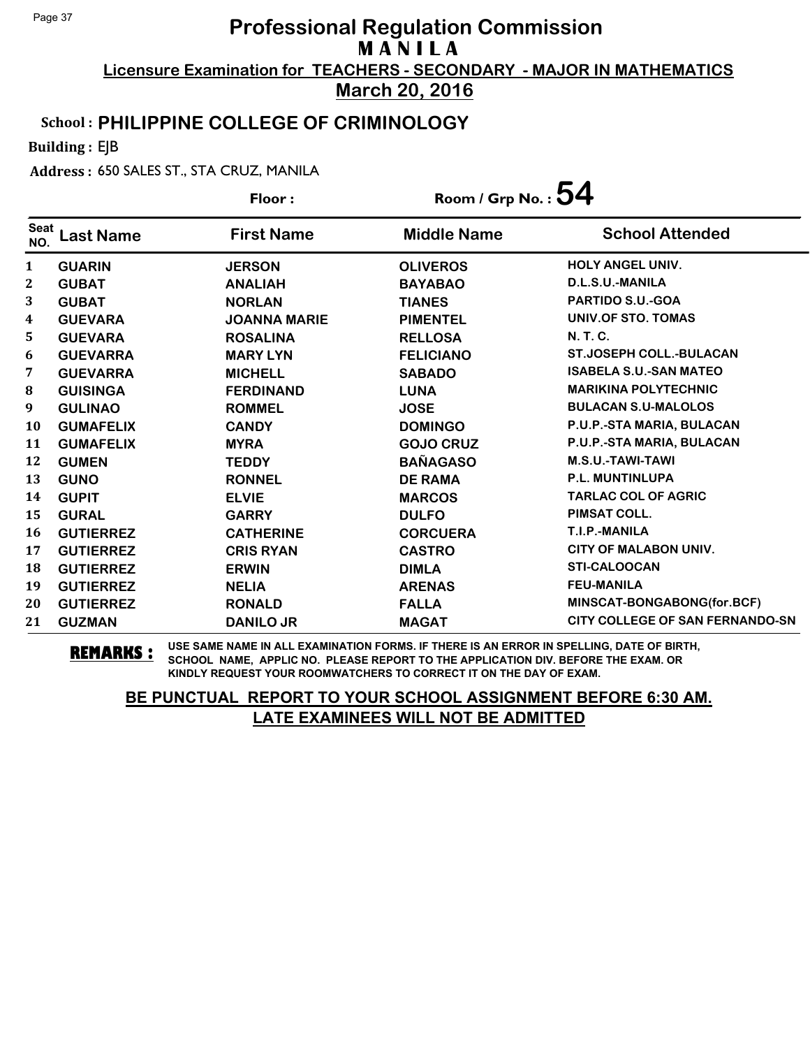# Professional Regulation Commission

**M A N I L A**

**Licensure Examination for TEACHERS - SECONDARY - MAJOR IN MATHEMATICS**

**March 20, 2016**

**School : PHILIPPINE COLLEGE OF CRIMINOLOGY**

**Building :** EJB

**Address :** 650 SALES ST., STA CRUZ, MANILA

**Floor :** &nbsp;&nbsp;&nbsp;&nbsp; **Room / Grp No. : 54**

| Seat NO. | Last Name | First Name | Middle Name | School Attended |
|---|---|---|---|---|
| 1 | GUARIN | JERSON | OLIVEROS | HOLY ANGEL UNIV. |
| 2 | GUBAT | ANALIAH | BAYABAO | D.L.S.U.-MANILA |
| 3 | GUBAT | NORLAN | TIANES | PARTIDO S.U.-GOA |
| 4 | GUEVARA | JOANNA MARIE | PIMENTEL | UNIV.OF STO. TOMAS |
| 5 | GUEVARA | ROSALINA | RELLOSA | N. T. C. |
| 6 | GUEVARRA | MARY LYN | FELICIANO | ST.JOSEPH COLL.-BULACAN |
| 7 | GUEVARRA | MICHELL | SABADO | ISABELA S.U.-SAN MATEO |
| 8 | GUISINGA | FERDINAND | LUNA | MARIKINA POLYTECHNIC |
| 9 | GULINAO | ROMMEL | JOSE | BULACAN S.U-MALOLOS |
| 10 | GUMAFELIX | CANDY | DOMINGO | P.U.P.-STA MARIA, BULACAN |
| 11 | GUMAFELIX | MYRA | GOJO CRUZ | P.U.P.-STA MARIA, BULACAN |
| 12 | GUMEN | TEDDY | BAÑAGASO | M.S.U.-TAWI-TAWI |
| 13 | GUNO | RONNEL | DE RAMA | P.L. MUNTINLUPA |
| 14 | GUPIT | ELVIE | MARCOS | TARLAC COL OF AGRIC |
| 15 | GURAL | GARRY | DULFO | PIMSAT COLL. |
| 16 | GUTIERREZ | CATHERINE | CORCUERA | T.I.P.-MANILA |
| 17 | GUTIERREZ | CRIS RYAN | CASTRO | CITY OF MALABON UNIV. |
| 18 | GUTIERREZ | ERWIN | DIMLA | STI-CALOOCAN |
| 19 | GUTIERREZ | NELIA | ARENAS | FEU-MANILA |
| 20 | GUTIERREZ | RONALD | FALLA | MINSCAT-BONGABONG(for.BCF) |
| 21 | GUZMAN | DANILO JR | MAGAT | CITY COLLEGE OF SAN FERNANDO-SN |

**REMARKS :** USE SAME NAME IN ALL EXAMINATION FORMS. IF THERE IS AN ERROR IN SPELLING, DATE OF BIRTH, SCHOOL NAME, APPLIC NO. PLEASE REPORT TO THE APPLICATION DIV. BEFORE THE EXAM. OR KINDLY REQUEST YOUR ROOMWATCHERS TO CORRECT IT ON THE DAY OF EXAM.

**BE PUNCTUAL REPORT TO YOUR SCHOOL ASSIGNMENT BEFORE 6:30 AM.**
**LATE EXAMINEES WILL NOT BE ADMITTED**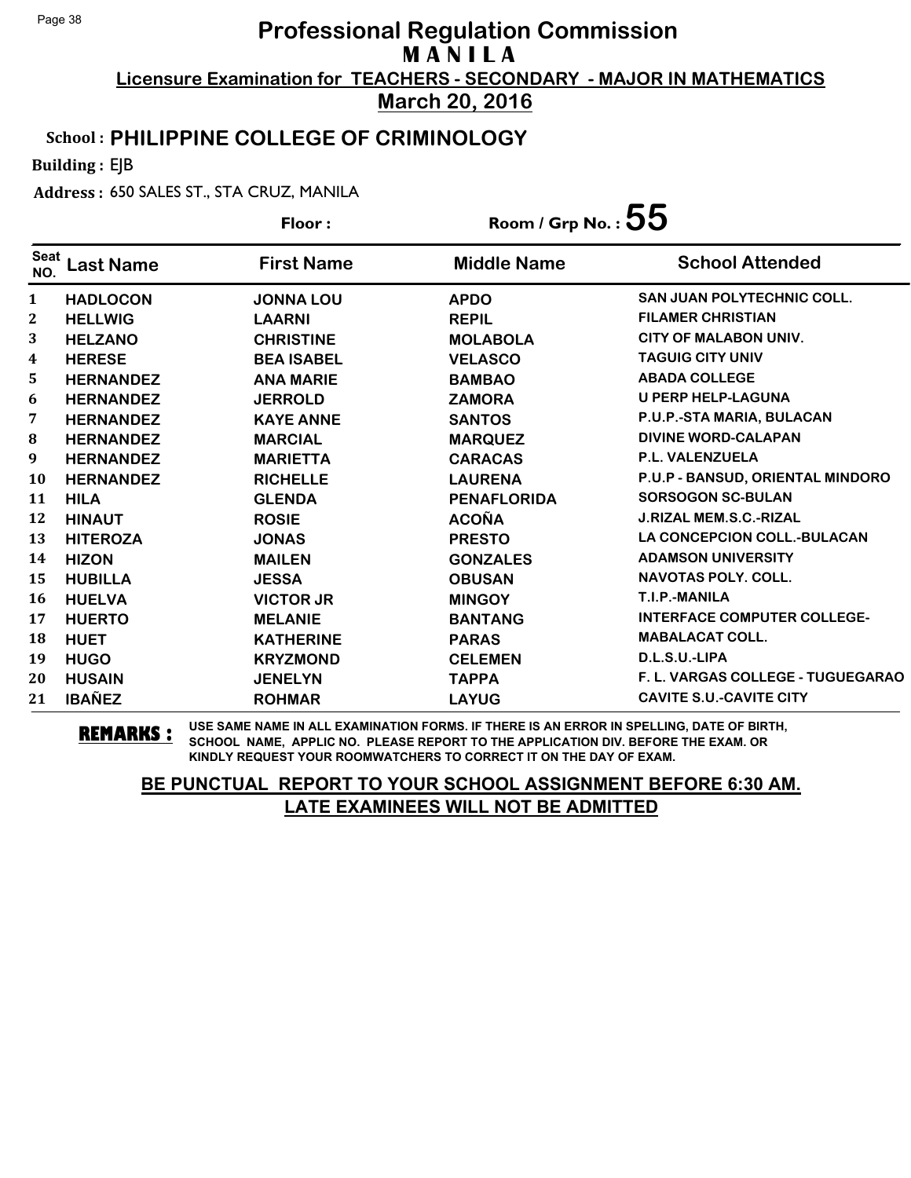# Professional Regulation Commission

**M A N I L A**

**Licensure Examination for TEACHERS - SECONDARY - MAJOR IN MATHEMATICS**

**March 20, 2016**

**School : PHILIPPINE COLLEGE OF CRIMINOLOGY**

**Building :** EJB

**Address :** 650 SALES ST., STA CRUZ, MANILA

**Floor :** 

**Room / Grp No. : 55**

| Seat NO. | Last Name | First Name | Middle Name | School Attended |
|---|---|---|---|---|
| 1 | HADLOCON | JONNA LOU | APDO | SAN JUAN POLYTECHNIC COLL. |
| 2 | HELLWIG | LAARNI | REPIL | FILAMER CHRISTIAN |
| 3 | HELZANO | CHRISTINE | MOLABOLA | CITY OF MALABON UNIV. |
| 4 | HERESE | BEA ISABEL | VELASCO | TAGUIG CITY UNIV |
| 5 | HERNANDEZ | ANA MARIE | BAMBAO | ABADA COLLEGE |
| 6 | HERNANDEZ | JERROLD | ZAMORA | U PERP HELP-LAGUNA |
| 7 | HERNANDEZ | KAYE ANNE | SANTOS | P.U.P.-STA MARIA, BULACAN |
| 8 | HERNANDEZ | MARCIAL | MARQUEZ | DIVINE WORD-CALAPAN |
| 9 | HERNANDEZ | MARIETTA | CARACAS | P.L. VALENZUELA |
| 10 | HERNANDEZ | RICHELLE | LAURENA | P.U.P - BANSUD, ORIENTAL MINDORO |
| 11 | HILA | GLENDA | PENAFLORIDA | SORSOGON SC-BULAN |
| 12 | HINAUT | ROSIE | ACOÑA | J.RIZAL MEM.S.C.-RIZAL |
| 13 | HITEROZA | JONAS | PRESTO | LA CONCEPCION COLL.-BULACAN |
| 14 | HIZON | MAILEN | GONZALES | ADAMSON UNIVERSITY |
| 15 | HUBILLA | JESSA | OBUSAN | NAVOTAS POLY. COLL. |
| 16 | HUELVA | VICTOR JR | MINGOY | T.I.P.-MANILA |
| 17 | HUERTO | MELANIE | BANTANG | INTERFACE COMPUTER COLLEGE- |
| 18 | HUET | KATHERINE | PARAS | MABALACAT COLL. |
| 19 | HUGO | KRYZMOND | CELEMEN | D.L.S.U.-LIPA |
| 20 | HUSAIN | JENELYN | TAPPA | F. L. VARGAS COLLEGE - TUGUEGARAO |
| 21 | IBAÑEZ | ROHMAR | LAYUG | CAVITE S.U.-CAVITE CITY |

**REMARKS :** USE SAME NAME IN ALL EXAMINATION FORMS. IF THERE IS AN ERROR IN SPELLING, DATE OF BIRTH, SCHOOL NAME, APPLIC NO. PLEASE REPORT TO THE APPLICATION DIV. BEFORE THE EXAM. OR KINDLY REQUEST YOUR ROOMWATCHERS TO CORRECT IT ON THE DAY OF EXAM.

**BE PUNCTUAL REPORT TO YOUR SCHOOL ASSIGNMENT BEFORE 6:30 AM.**
**LATE EXAMINEES WILL NOT BE ADMITTED**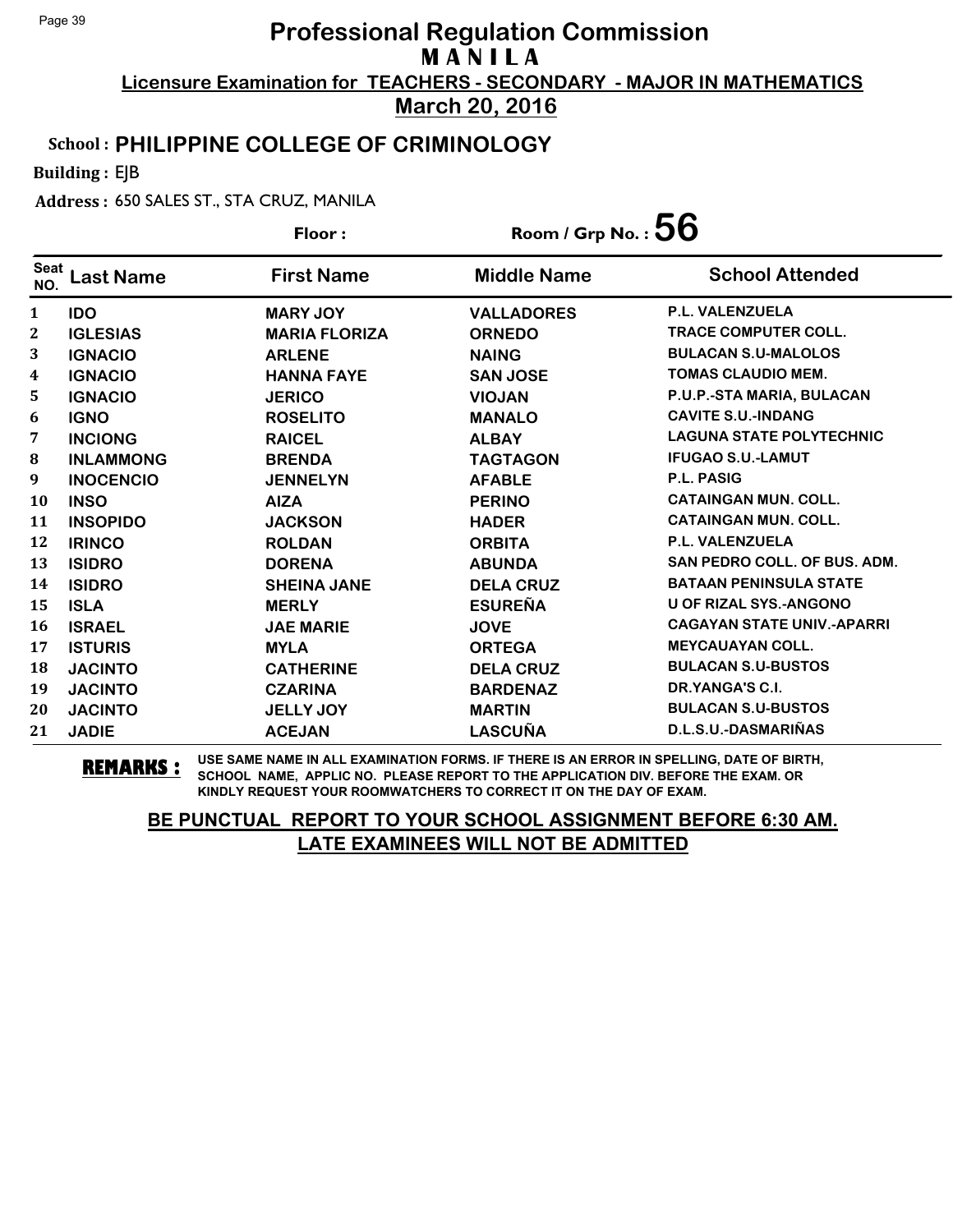# Professional Regulation Commission
## M A N I L A
**Licensure Examination for TEACHERS - SECONDARY - MAJOR IN MATHEMATICS**

**March 20, 2016**

**School : PHILIPPINE COLLEGE OF CRIMINOLOGY**

**Building :** EJB

**Address :** 650 SALES ST., STA CRUZ, MANILA

**Floor :** 

**Room / Grp No. : 56**

| Seat NO. | Last Name | First Name | Middle Name | School Attended |
|---|---|---|---|---|
| 1 | IDO | MARY JOY | VALLADORES | P.L. VALENZUELA |
| 2 | IGLESIAS | MARIA FLORIZA | ORNEDO | TRACE COMPUTER COLL. |
| 3 | IGNACIO | ARLENE | NAING | BULACAN S.U-MALOLOS |
| 4 | IGNACIO | HANNA FAYE | SAN JOSE | TOMAS CLAUDIO MEM. |
| 5 | IGNACIO | JERICO | VIOJAN | P.U.P.-STA MARIA, BULACAN |
| 6 | IGNO | ROSELITO | MANALO | CAVITE S.U.-INDANG |
| 7 | INCIONG | RAICEL | ALBAY | LAGUNA STATE POLYTECHNIC |
| 8 | INLAMMONG | BRENDA | TAGTAGON | IFUGAO S.U.-LAMUT |
| 9 | INOCENCIO | JENNELYN | AFABLE | P.L. PASIG |
| 10 | INSO | AIZA | PERINO | CATAINGAN MUN. COLL. |
| 11 | INSOPIDO | JACKSON | HADER | CATAINGAN MUN. COLL. |
| 12 | IRINCO | ROLDAN | ORBITA | P.L. VALENZUELA |
| 13 | ISIDRO | DORENA | ABUNDA | SAN PEDRO COLL. OF BUS. ADM. |
| 14 | ISIDRO | SHEINA JANE | DELA CRUZ | BATAAN PENINSULA STATE |
| 15 | ISLA | MERLY | ESUREÑA | U OF RIZAL SYS.-ANGONO |
| 16 | ISRAEL | JAE MARIE | JOVE | CAGAYAN STATE UNIV.-APARRI |
| 17 | ISTURIS | MYLA | ORTEGA | MEYCAUAYAN COLL. |
| 18 | JACINTO | CATHERINE | DELA CRUZ | BULACAN S.U-BUSTOS |
| 19 | JACINTO | CZARINA | BARDENAZ | DR.YANGA'S C.I. |
| 20 | JACINTO | JELLY JOY | MARTIN | BULACAN S.U-BUSTOS |
| 21 | JADIE | ACEJAN | LASCUÑA | D.L.S.U.-DASMARIÑAS |

**REMARKS :** USE SAME NAME IN ALL EXAMINATION FORMS. IF THERE IS AN ERROR IN SPELLING, DATE OF BIRTH, SCHOOL NAME, APPLIC NO. PLEASE REPORT TO THE APPLICATION DIV. BEFORE THE EXAM. OR KINDLY REQUEST YOUR ROOMWATCHERS TO CORRECT IT ON THE DAY OF EXAM.

**BE PUNCTUAL REPORT TO YOUR SCHOOL ASSIGNMENT BEFORE 6:30 AM. LATE EXAMINEES WILL NOT BE ADMITTED**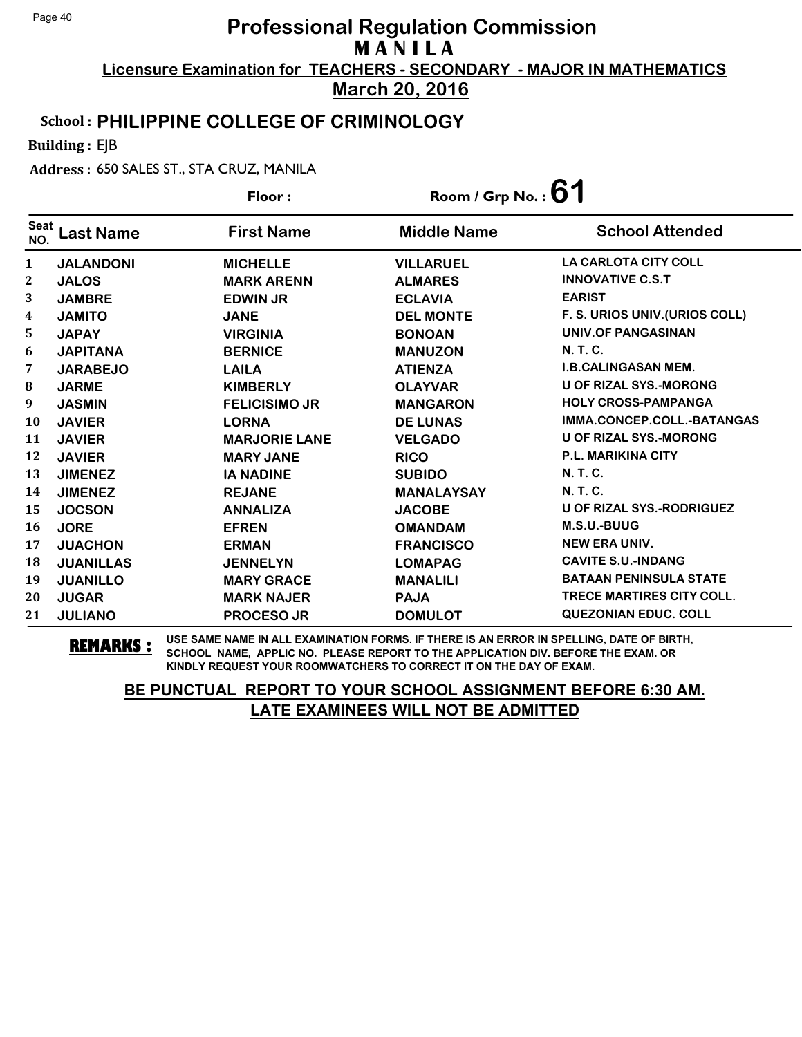# Professional Regulation Commission

## MANILA

**Licensure Examination for TEACHERS - SECONDARY - MAJOR IN MATHEMATICS**

**March 20, 2016**

**School : PHILIPPINE COLLEGE OF CRIMINOLOGY**

**Building :** EJB

**Address :** 650 SALES ST., STA CRUZ, MANILA

**Floor :** 

**Room / Grp No. : 61**

| Seat NO. | Last Name | First Name | Middle Name | School Attended |
|---|---|---|---|---|
| 1 | JALANDONI | MICHELLE | VILLARUEL | LA CARLOTA CITY COLL |
| 2 | JALOS | MARK ARENN | ALMARES | INNOVATIVE C.S.T |
| 3 | JAMBRE | EDWIN JR | ECLAVIA | EARIST |
| 4 | JAMITO | JANE | DEL MONTE | F. S. URIOS UNIV.(URIOS COLL) |
| 5 | JAPAY | VIRGINIA | BONOAN | UNIV.OF PANGASINAN |
| 6 | JAPITANA | BERNICE | MANUZON | N. T. C. |
| 7 | JARABEJO | LAILA | ATIENZA | I.B.CALINGASAN MEM. |
| 8 | JARME | KIMBERLY | OLAYVAR | U OF RIZAL SYS.-MORONG |
| 9 | JASMIN | FELICISIMO JR | MANGARON | HOLY CROSS-PAMPANGA |
| 10 | JAVIER | LORNA | DE LUNAS | IMMA.CONCEP.COLL.-BATANGAS |
| 11 | JAVIER | MARJORIE LANE | VELGADO | U OF RIZAL SYS.-MORONG |
| 12 | JAVIER | MARY JANE | RICO | P.L. MARIKINA CITY |
| 13 | JIMENEZ | IA NADINE | SUBIDO | N. T. C. |
| 14 | JIMENEZ | REJANE | MANALAYSAY | N. T. C. |
| 15 | JOCSON | ANNALIZA | JACOBE | U OF RIZAL SYS.-RODRIGUEZ |
| 16 | JORE | EFREN | OMANDAM | M.S.U.-BUUG |
| 17 | JUACHON | ERMAN | FRANCISCO | NEW ERA UNIV. |
| 18 | JUANILLAS | JENNELYN | LOMAPAG | CAVITE S.U.-INDANG |
| 19 | JUANILLO | MARY GRACE | MANALILI | BATAAN PENINSULA STATE |
| 20 | JUGAR | MARK NAJER | PAJA | TRECE MARTIRES CITY COLL. |
| 21 | JULIANO | PROCESO JR | DOMULOT | QUEZONIAN EDUC. COLL |

**REMARKS :** USE SAME NAME IN ALL EXAMINATION FORMS. IF THERE IS AN ERROR IN SPELLING, DATE OF BIRTH, SCHOOL NAME, APPLIC NO. PLEASE REPORT TO THE APPLICATION DIV. BEFORE THE EXAM. OR KINDLY REQUEST YOUR ROOMWATCHERS TO CORRECT IT ON THE DAY OF EXAM.

**BE PUNCTUAL REPORT TO YOUR SCHOOL ASSIGNMENT BEFORE 6:30 AM. LATE EXAMINEES WILL NOT BE ADMITTED**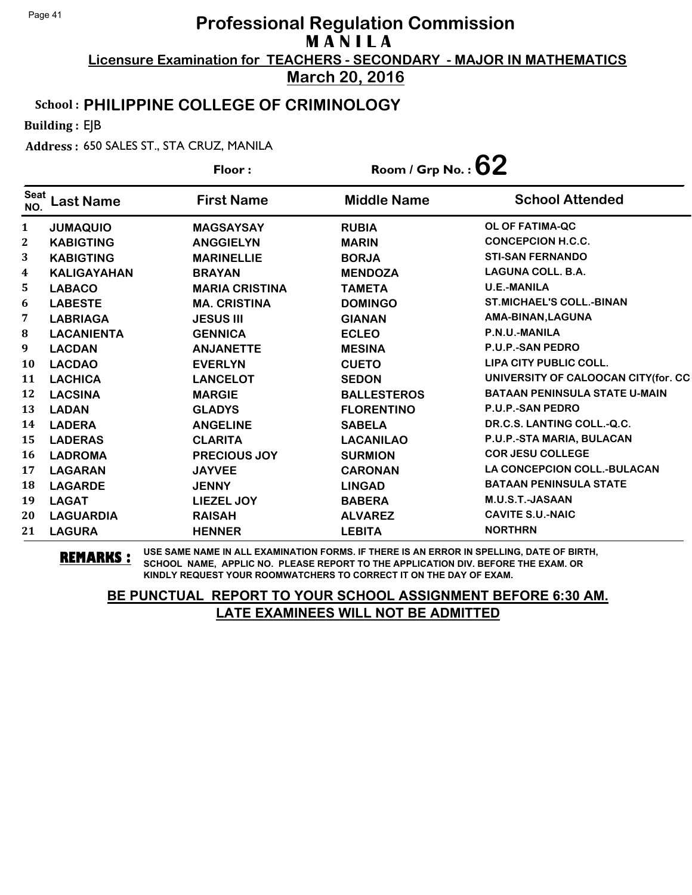# Professional Regulation Commission
## M A N I L A
**Licensure Examination for TEACHERS - SECONDARY - MAJOR IN MATHEMATICS**

**March 20, 2016**

**School : PHILIPPINE COLLEGE OF CRIMINOLOGY**

**Building :** EJB

**Address :** 650 SALES ST., STA CRUZ, MANILA

**Floor :** 

**Room / Grp No. : 62**

| Seat NO. | Last Name | First Name | Middle Name | School Attended |
|---|---|---|---|---|
| 1 | JUMAQUIO | MAGSAYSAY | RUBIA | OL OF FATIMA-QC |
| 2 | KABIGTING | ANGGIELYN | MARIN | CONCEPCION H.C.C. |
| 3 | KABIGTING | MARINELLIE | BORJA | STI-SAN FERNANDO |
| 4 | KALIGAYAHAN | BRAYAN | MENDOZA | LAGUNA COLL. B.A. |
| 5 | LABACO | MARIA CRISTINA | TAMETA | U.E.-MANILA |
| 6 | LABESTE | MA. CRISTINA | DOMINGO | ST.MICHAEL'S COLL.-BINAN |
| 7 | LABRIAGA | JESUS III | GIANAN | AMA-BINAN,LAGUNA |
| 8 | LACANIENTA | GENNICA | ECLEO | P.N.U.-MANILA |
| 9 | LACDAN | ANJANETTE | MESINA | P.U.P.-SAN PEDRO |
| 10 | LACDAO | EVERLYN | CUETO | LIPA CITY PUBLIC COLL. |
| 11 | LACHICA | LANCELOT | SEDON | UNIVERSITY OF CALOOCAN CITY(for. CC |
| 12 | LACSINA | MARGIE | BALLESTEROS | BATAAN PENINSULA STATE U-MAIN |
| 13 | LADAN | GLADYS | FLORENTINO | P.U.P.-SAN PEDRO |
| 14 | LADERA | ANGELINE | SABELA | DR.C.S. LANTING COLL.-Q.C. |
| 15 | LADERAS | CLARITA | LACANILAO | P.U.P.-STA MARIA, BULACAN |
| 16 | LADROMA | PRECIOUS JOY | SURMION | COR JESU COLLEGE |
| 17 | LAGARAN | JAYVEE | CARONAN | LA CONCEPCION COLL.-BULACAN |
| 18 | LAGARDE | JENNY | LINGAD | BATAAN PENINSULA STATE |
| 19 | LAGAT | LIEZEL JOY | BABERA | M.U.S.T.-JASAAN |
| 20 | LAGUARDIA | RAISAH | ALVAREZ | CAVITE S.U.-NAIC |
| 21 | LAGURA | HENNER | LEBITA | NORTHRN |

**REMARKS :** USE SAME NAME IN ALL EXAMINATION FORMS. IF THERE IS AN ERROR IN SPELLING, DATE OF BIRTH, SCHOOL NAME, APPLIC NO. PLEASE REPORT TO THE APPLICATION DIV. BEFORE THE EXAM. OR KINDLY REQUEST YOUR ROOMWATCHERS TO CORRECT IT ON THE DAY OF EXAM.

**BE PUNCTUAL REPORT TO YOUR SCHOOL ASSIGNMENT BEFORE 6:30 AM. LATE EXAMINEES WILL NOT BE ADMITTED**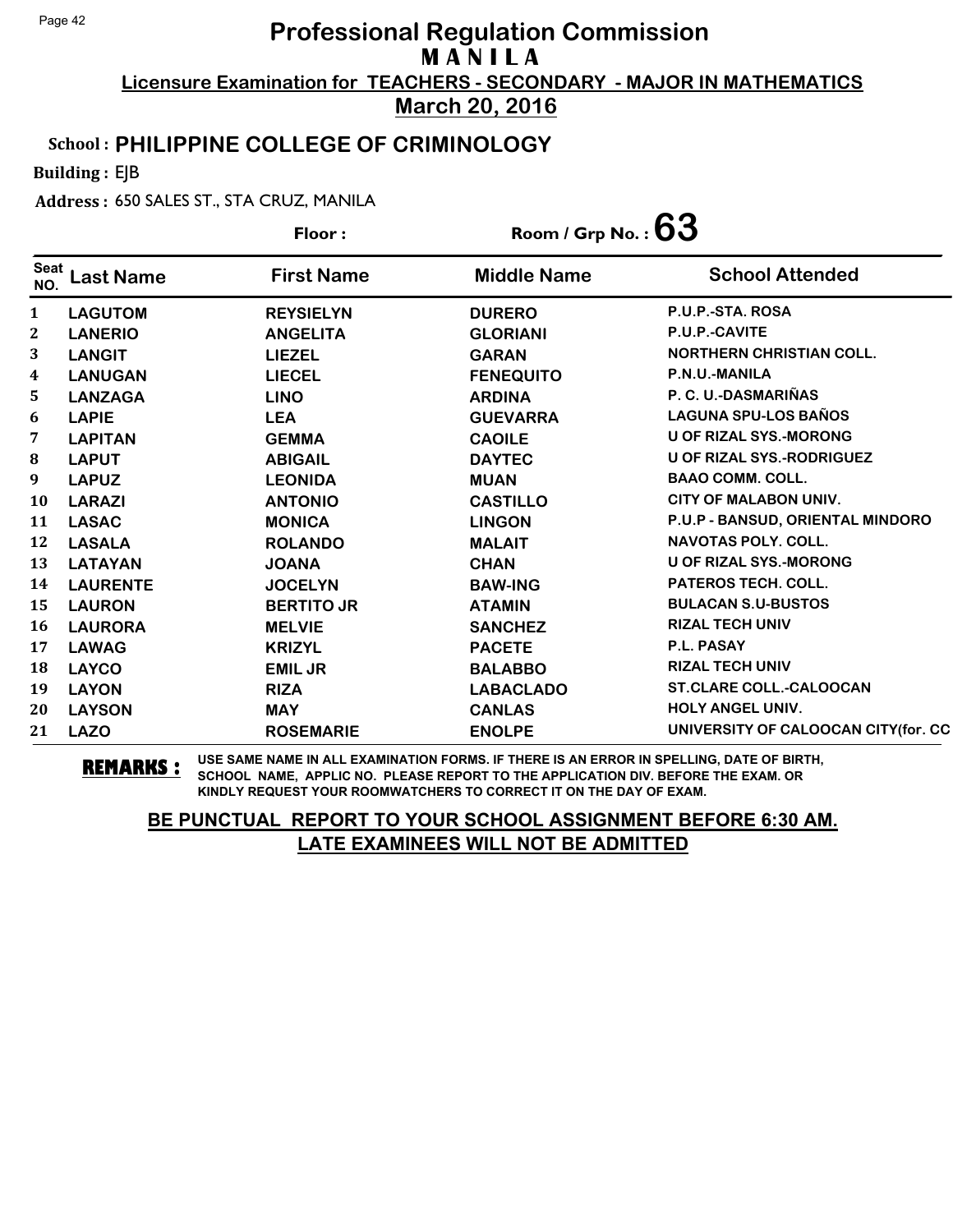# Professional Regulation Commission

## M A N I L A

### Licensure Examination for TEACHERS - SECONDARY - MAJOR IN MATHEMATICS

### March 20, 2016

**School :** PHILIPPINE COLLEGE OF CRIMINOLOGY

**Building :** EJB

**Address :** 650 SALES ST., STA CRUZ, MANILA

**Floor :**

**Room / Grp No. :** 63

| Seat NO. | Last Name | First Name | Middle Name | School Attended |
|---|---|---|---|---|
| 1 | LAGUTOM | REYSIELYN | DURERO | P.U.P.-STA. ROSA |
| 2 | LANERIO | ANGELITA | GLORIANI | P.U.P.-CAVITE |
| 3 | LANGIT | LIEZEL | GARAN | NORTHERN CHRISTIAN COLL. |
| 4 | LANUGAN | LIECEL | FENEQUITO | P.N.U.-MANILA |
| 5 | LANZAGA | LINO | ARDINA | P. C. U.-DASMARIÑAS |
| 6 | LAPIE | LEA | GUEVARRA | LAGUNA SPU-LOS BAÑOS |
| 7 | LAPITAN | GEMMA | CAOILE | U OF RIZAL SYS.-MORONG |
| 8 | LAPUT | ABIGAIL | DAYTEC | U OF RIZAL SYS.-RODRIGUEZ |
| 9 | LAPUZ | LEONIDA | MUAN | BAAO COMM. COLL. |
| 10 | LARAZI | ANTONIO | CASTILLO | CITY OF MALABON UNIV. |
| 11 | LASAC | MONICA | LINGON | P.U.P - BANSUD, ORIENTAL MINDORO |
| 12 | LASALA | ROLANDO | MALAIT | NAVOTAS POLY. COLL. |
| 13 | LATAYAN | JOANA | CHAN | U OF RIZAL SYS.-MORONG |
| 14 | LAURENTE | JOCELYN | BAW-ING | PATEROS TECH. COLL. |
| 15 | LAURON | BERTITO JR | ATAMIN | BULACAN S.U-BUSTOS |
| 16 | LAURORA | MELVIE | SANCHEZ | RIZAL TECH UNIV |
| 17 | LAWAG | KRIZYL | PACETE | P.L. PASAY |
| 18 | LAYCO | EMIL JR | BALABBO | RIZAL TECH UNIV |
| 19 | LAYON | RIZA | LABACLADO | ST.CLARE COLL.-CALOOCAN |
| 20 | LAYSON | MAY | CANLAS | HOLY ANGEL UNIV. |
| 21 | LAZO | ROSEMARIE | ENOLPE | UNIVERSITY OF CALOOCAN CITY(for. CC |

**REMARKS :** USE SAME NAME IN ALL EXAMINATION FORMS. IF THERE IS AN ERROR IN SPELLING, DATE OF BIRTH, SCHOOL NAME, APPLIC NO. PLEASE REPORT TO THE APPLICATION DIV. BEFORE THE EXAM. OR KINDLY REQUEST YOUR ROOMWATCHERS TO CORRECT IT ON THE DAY OF EXAM.

**BE PUNCTUAL REPORT TO YOUR SCHOOL ASSIGNMENT BEFORE 6:30 AM.**
**LATE EXAMINEES WILL NOT BE ADMITTED**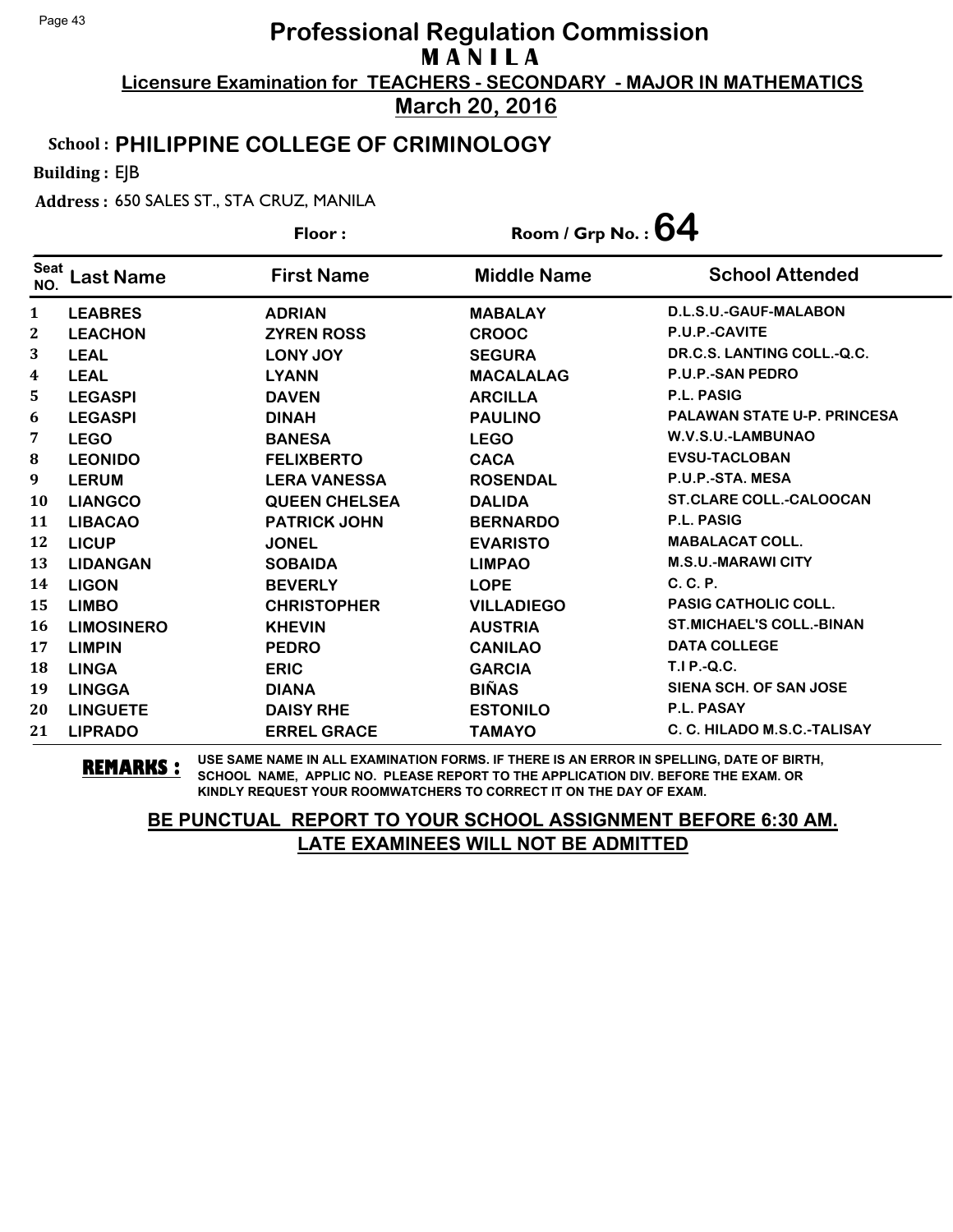# Professional Regulation Commission

## M A N I L A

**Licensure Examination for TEACHERS - SECONDARY - MAJOR IN MATHEMATICS**

**March 20, 2016**

**School : PHILIPPINE COLLEGE OF CRIMINOLOGY**

**Building :** EJB

**Address :** 650 SALES ST., STA CRUZ, MANILA

**Floor :** **Room / Grp No. : 64**

| Seat NO. | Last Name | First Name | Middle Name | School Attended |
|---|---|---|---|---|
| 1 | LEABRES | ADRIAN | MABALAY | D.L.S.U.-GAUF-MALABON |
| 2 | LEACHON | ZYREN ROSS | CROOC | P.U.P.-CAVITE |
| 3 | LEAL | LONY JOY | SEGURA | DR.C.S. LANTING COLL.-Q.C. |
| 4 | LEAL | LYANN | MACALALAG | P.U.P.-SAN PEDRO |
| 5 | LEGASPI | DAVEN | ARCILLA | P.L. PASIG |
| 6 | LEGASPI | DINAH | PAULINO | PALAWAN STATE U-P. PRINCESA |
| 7 | LEGO | BANESA | LEGO | W.V.S.U.-LAMBUNAO |
| 8 | LEONIDO | FELIXBERTO | CACA | EVSU-TACLOBAN |
| 9 | LERUM | LERA VANESSA | ROSENDAL | P.U.P.-STA. MESA |
| 10 | LIANGCO | QUEEN CHELSEA | DALIDA | ST.CLARE COLL.-CALOOCAN |
| 11 | LIBACAO | PATRICK JOHN | BERNARDO | P.L. PASIG |
| 12 | LICUP | JONEL | EVARISTO | MABALACAT COLL. |
| 13 | LIDANGAN | SOBAIDA | LIMPAO | M.S.U.-MARAWI CITY |
| 14 | LIGON | BEVERLY | LOPE | C. C. P. |
| 15 | LIMBO | CHRISTOPHER | VILLADIEGO | PASIG CATHOLIC COLL. |
| 16 | LIMOSINERO | KHEVIN | AUSTRIA | ST.MICHAEL'S COLL.-BINAN |
| 17 | LIMPIN | PEDRO | CANILAO | DATA COLLEGE |
| 18 | LINGA | ERIC | GARCIA | T.I P.-Q.C. |
| 19 | LINGGA | DIANA | BIÑAS | SIENA SCH. OF SAN JOSE |
| 20 | LINGUETE | DAISY RHE | ESTONILO | P.L. PASAY |
| 21 | LIPRADO | ERREL GRACE | TAMAYO | C. C. HILADO M.S.C.-TALISAY |

**REMARKS :** USE SAME NAME IN ALL EXAMINATION FORMS. IF THERE IS AN ERROR IN SPELLING, DATE OF BIRTH, SCHOOL NAME, APPLIC NO. PLEASE REPORT TO THE APPLICATION DIV. BEFORE THE EXAM. OR KINDLY REQUEST YOUR ROOMWATCHERS TO CORRECT IT ON THE DAY OF EXAM.

**BE PUNCTUAL REPORT TO YOUR SCHOOL ASSIGNMENT BEFORE 6:30 AM. LATE EXAMINEES WILL NOT BE ADMITTED**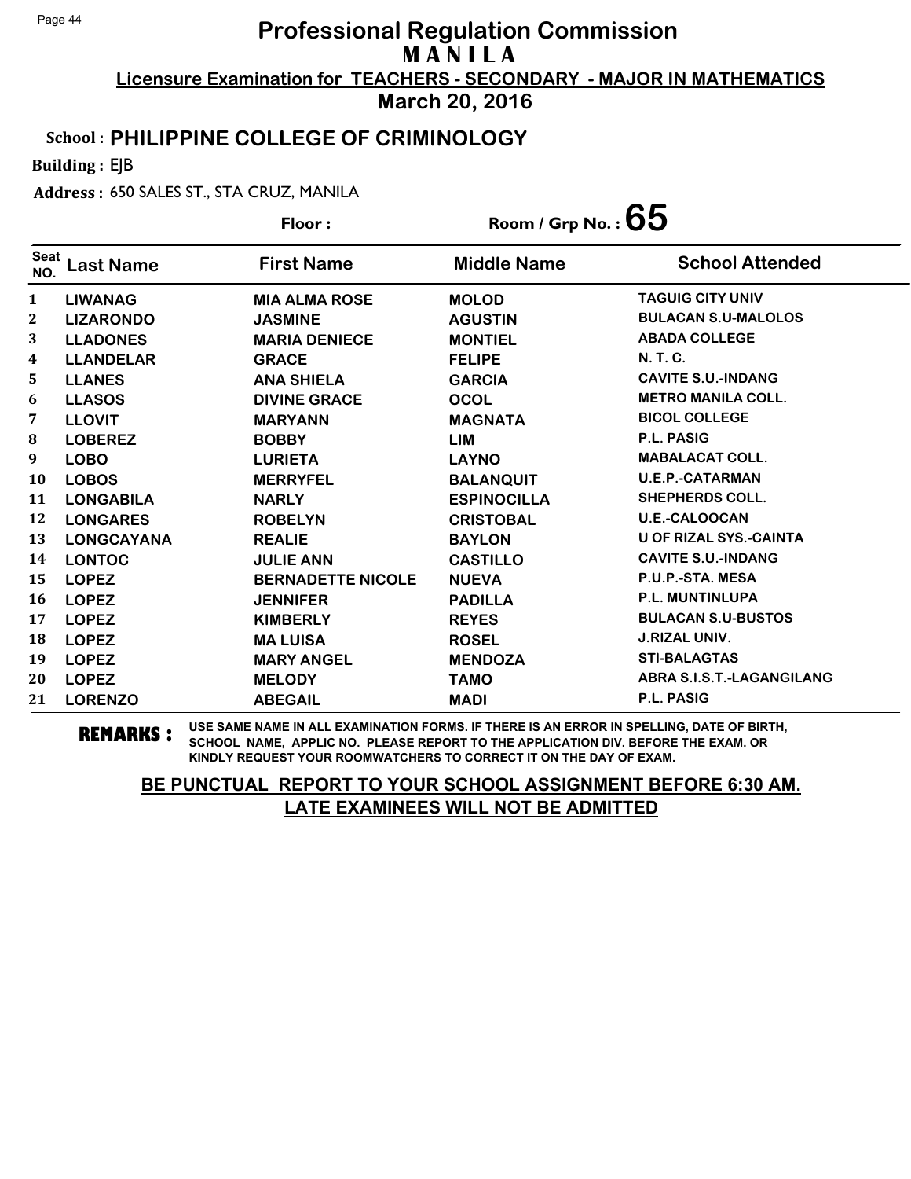# Professional Regulation Commission

## MANILA

**Licensure Examination for TEACHERS - SECONDARY - MAJOR IN MATHEMATICS**

**March 20, 2016**

**School : PHILIPPINE COLLEGE OF CRIMINOLOGY**

**Building :** EJB

**Address :** 650 SALES ST., STA CRUZ, MANILA

**Floor :** 

**Room / Grp No. : 65**

| Seat NO. | Last Name | First Name | Middle Name | School Attended |
|---|---|---|---|---|
| 1 | LIWANAG | MIA ALMA ROSE | MOLOD | TAGUIG CITY UNIV |
| 2 | LIZARONDO | JASMINE | AGUSTIN | BULACAN S.U-MALOLOS |
| 3 | LLADONES | MARIA DENIECE | MONTIEL | ABADA COLLEGE |
| 4 | LLANDELAR | GRACE | FELIPE | N. T. C. |
| 5 | LLANES | ANA SHIELA | GARCIA | CAVITE S.U.-INDANG |
| 6 | LLASOS | DIVINE GRACE | OCOL | METRO MANILA COLL. |
| 7 | LLOVIT | MARYANN | MAGNATA | BICOL COLLEGE |
| 8 | LOBEREZ | BOBBY | LIM | P.L. PASIG |
| 9 | LOBO | LURIETA | LAYNO | MABALACAT COLL. |
| 10 | LOBOS | MERRYFEL | BALANQUIT | U.E.P.-CATARMAN |
| 11 | LONGABILA | NARLY | ESPINOCILLA | SHEPHERDS COLL. |
| 12 | LONGARES | ROBELYN | CRISTOBAL | U.E.-CALOOCAN |
| 13 | LONGCAYANA | REALIE | BAYLON | U OF RIZAL SYS.-CAINTA |
| 14 | LONTOC | JULIE ANN | CASTILLO | CAVITE S.U.-INDANG |
| 15 | LOPEZ | BERNADETTE NICOLE | NUEVA | P.U.P.-STA. MESA |
| 16 | LOPEZ | JENNIFER | PADILLA | P.L. MUNTINLUPA |
| 17 | LOPEZ | KIMBERLY | REYES | BULACAN S.U-BUSTOS |
| 18 | LOPEZ | MA LUISA | ROSEL | J.RIZAL UNIV. |
| 19 | LOPEZ | MARY ANGEL | MENDOZA | STI-BALAGTAS |
| 20 | LOPEZ | MELODY | TAMO | ABRA S.I.S.T.-LAGANGILANG |
| 21 | LORENZO | ABEGAIL | MADI | P.L. PASIG |

**REMARKS :** USE SAME NAME IN ALL EXAMINATION FORMS. IF THERE IS AN ERROR IN SPELLING, DATE OF BIRTH, SCHOOL NAME, APPLIC NO. PLEASE REPORT TO THE APPLICATION DIV. BEFORE THE EXAM. OR KINDLY REQUEST YOUR ROOMWATCHERS TO CORRECT IT ON THE DAY OF EXAM.

**BE PUNCTUAL REPORT TO YOUR SCHOOL ASSIGNMENT BEFORE 6:30 AM.**
**LATE EXAMINEES WILL NOT BE ADMITTED**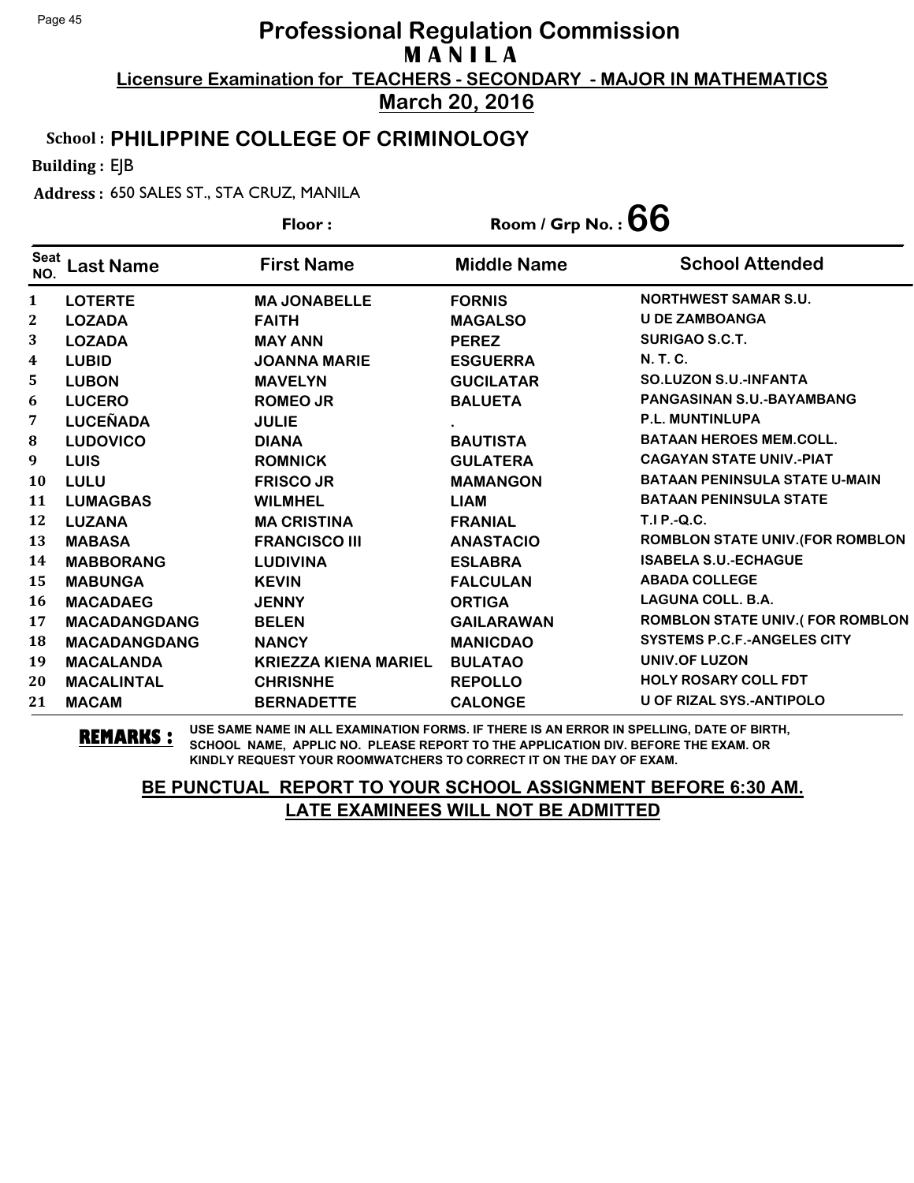# Professional Regulation Commission
## MANILA
### Licensure Examination for TEACHERS - SECONDARY - MAJOR IN MATHEMATICS
### March 20, 2016

**School : PHILIPPINE COLLEGE OF CRIMINOLOGY**

**Building :** EJB

**Address :** 650 SALES ST., STA CRUZ, MANILA

**Floor :** 

**Room / Grp No. : 66**

| Seat NO. | Last Name | First Name | Middle Name | School Attended |
|---|---|---|---|---|
| 1 | LOTERTE | MA JONABELLE | FORNIS | NORTHWEST SAMAR S.U. |
| 2 | LOZADA | FAITH | MAGALSO | U DE ZAMBOANGA |
| 3 | LOZADA | MAY ANN | PEREZ | SURIGAO S.C.T. |
| 4 | LUBID | JOANNA MARIE | ESGUERRA | N. T. C. |
| 5 | LUBON | MAVELYN | GUCILATAR | SO.LUZON S.U.-INFANTA |
| 6 | LUCERO | ROMEO JR | BALUETA | PANGASINAN S.U.-BAYAMBANG |
| 7 | LUCEÑADA | JULIE | . | P.L. MUNTINLUPA |
| 8 | LUDOVICO | DIANA | BAUTISTA | BATAAN HEROES MEM.COLL. |
| 9 | LUIS | ROMNICK | GULATERA | CAGAYAN STATE UNIV.-PIAT |
| 10 | LULU | FRISCO JR | MAMANGON | BATAAN PENINSULA STATE U-MAIN |
| 11 | LUMAGBAS | WILMHEL | LIAM | BATAAN PENINSULA STATE |
| 12 | LUZANA | MA CRISTINA | FRANIAL | T.I P.-Q.C. |
| 13 | MABASA | FRANCISCO III | ANASTACIO | ROMBLON STATE UNIV.(FOR ROMBLON |
| 14 | MABBORANG | LUDIVINA | ESLABRA | ISABELA S.U.-ECHAGUE |
| 15 | MABUNGA | KEVIN | FALCULAN | ABADA COLLEGE |
| 16 | MACADAEG | JENNY | ORTIGA | LAGUNA COLL. B.A. |
| 17 | MACADANGDANG | BELEN | GAILARAWAN | ROMBLON STATE UNIV.( FOR ROMBLON |
| 18 | MACADANGDANG | NANCY | MANICDAO | SYSTEMS P.C.F.-ANGELES CITY |
| 19 | MACALANDA | KRIEZZA KIENA MARIEL | BULATAO | UNIV.OF LUZON |
| 20 | MACALINTAL | CHRISNHE | REPOLLO | HOLY ROSARY COLL FDT |
| 21 | MACAM | BERNADETTE | CALONGE | U OF RIZAL SYS.-ANTIPOLO |

**REMARKS :** USE SAME NAME IN ALL EXAMINATION FORMS. IF THERE IS AN ERROR IN SPELLING, DATE OF BIRTH, SCHOOL NAME, APPLIC NO. PLEASE REPORT TO THE APPLICATION DIV. BEFORE THE EXAM. OR KINDLY REQUEST YOUR ROOMWATCHERS TO CORRECT IT ON THE DAY OF EXAM.

**BE PUNCTUAL REPORT TO YOUR SCHOOL ASSIGNMENT BEFORE 6:30 AM.**
**LATE EXAMINEES WILL NOT BE ADMITTED**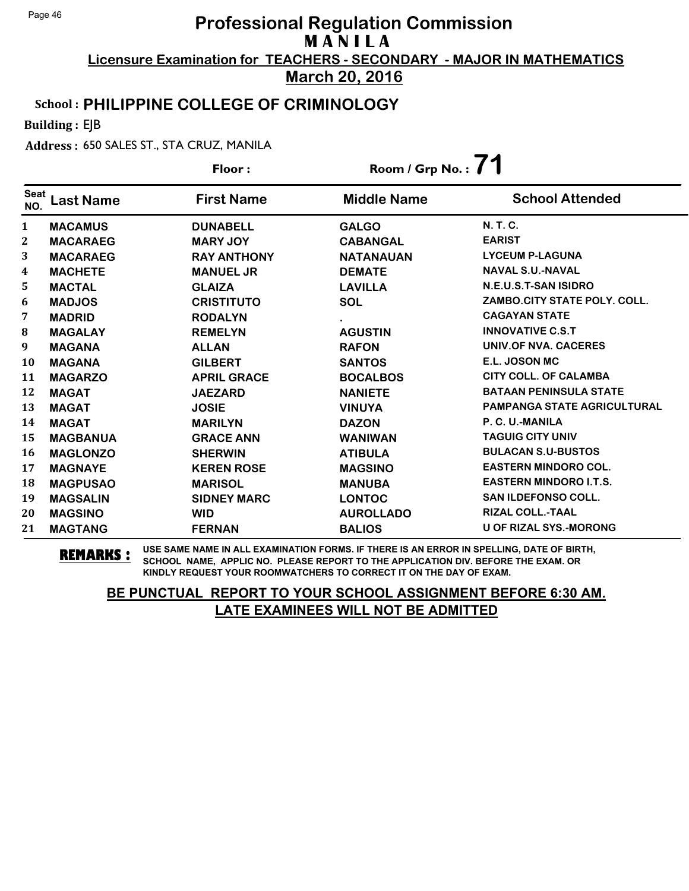# Professional Regulation Commission

## M A N I L A

**Licensure Examination for TEACHERS - SECONDARY - MAJOR IN MATHEMATICS**

**March 20, 2016**

**School : PHILIPPINE COLLEGE OF CRIMINOLOGY**

**Building :** EJB

**Address :** 650 SALES ST., STA CRUZ, MANILA

**Floor :** **Room / Grp No. : 71**

| Seat NO. | Last Name | First Name | Middle Name | School Attended |
|---|---|---|---|---|
| 1 | MACAMUS | DUNABELL | GALGO | N. T. C. |
| 2 | MACARAEG | MARY JOY | CABANGAL | EARIST |
| 3 | MACARAEG | RAY ANTHONY | NATANAUAN | LYCEUM P-LAGUNA |
| 4 | MACHETE | MANUEL JR | DEMATE | NAVAL S.U.-NAVAL |
| 5 | MACTAL | GLAIZA | LAVILLA | N.E.U.S.T-SAN ISIDRO |
| 6 | MADJOS | CRISTITUTO | SOL | ZAMBO.CITY STATE POLY. COLL. |
| 7 | MADRID | RODALYN | . | CAGAYAN STATE |
| 8 | MAGALAY | REMELYN | AGUSTIN | INNOVATIVE C.S.T |
| 9 | MAGANA | ALLAN | RAFON | UNIV.OF NVA. CACERES |
| 10 | MAGANA | GILBERT | SANTOS | E.L. JOSON MC |
| 11 | MAGARZO | APRIL GRACE | BOCALBOS | CITY COLL. OF CALAMBA |
| 12 | MAGAT | JAEZARD | NANIETE | BATAAN PENINSULA STATE |
| 13 | MAGAT | JOSIE | VINUYA | PAMPANGA STATE AGRICULTURAL |
| 14 | MAGAT | MARILYN | DAZON | P. C. U.-MANILA |
| 15 | MAGBANUA | GRACE ANN | WANIWAN | TAGUIG CITY UNIV |
| 16 | MAGLONZO | SHERWIN | ATIBULA | BULACAN S.U-BUSTOS |
| 17 | MAGNAYE | KEREN ROSE | MAGSINO | EASTERN MINDORO COL. |
| 18 | MAGPUSAO | MARISOL | MANUBA | EASTERN MINDORO I.T.S. |
| 19 | MAGSALIN | SIDNEY MARC | LONTOC | SAN ILDEFONSO COLL. |
| 20 | MAGSINO | WID | AUROLLADO | RIZAL COLL.-TAAL |
| 21 | MAGTANG | FERNAN | BALIOS | U OF RIZAL SYS.-MORONG |

**REMARKS :** USE SAME NAME IN ALL EXAMINATION FORMS. IF THERE IS AN ERROR IN SPELLING, DATE OF BIRTH, SCHOOL NAME, APPLIC NO. PLEASE REPORT TO THE APPLICATION DIV. BEFORE THE EXAM. OR KINDLY REQUEST YOUR ROOMWATCHERS TO CORRECT IT ON THE DAY OF EXAM.

**BE PUNCTUAL REPORT TO YOUR SCHOOL ASSIGNMENT BEFORE 6:30 AM.**
**LATE EXAMINEES WILL NOT BE ADMITTED**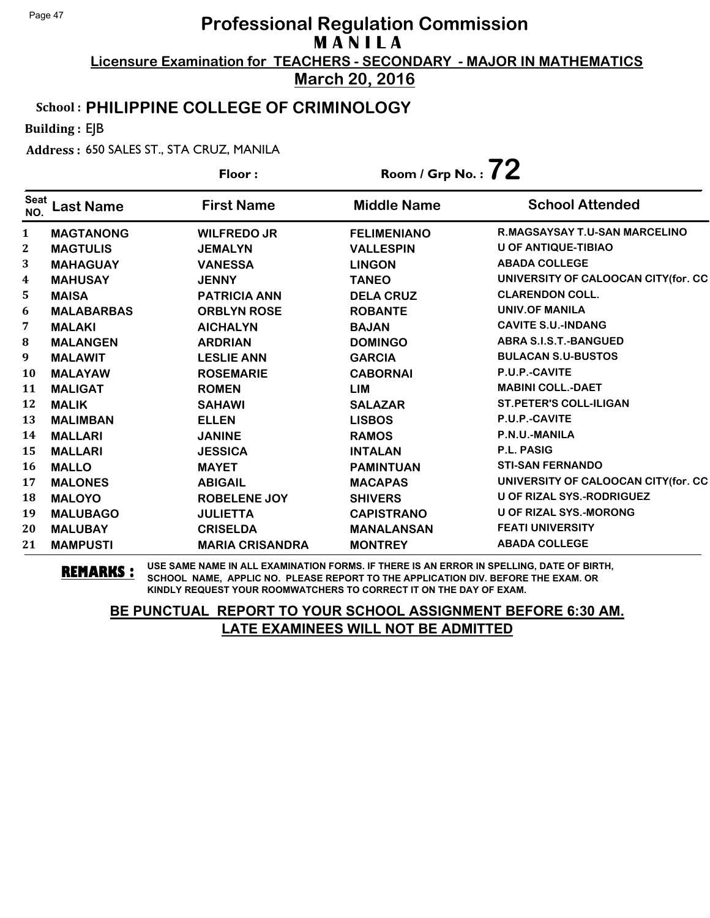# Professional Regulation Commission

## MANILA

**Licensure Examination for TEACHERS - SECONDARY - MAJOR IN MATHEMATICS**

**March 20, 2016**

**School : PHILIPPINE COLLEGE OF CRIMINOLOGY**

**Building :** EJB

**Address :** 650 SALES ST., STA CRUZ, MANILA

**Floor :**

**Room / Grp No. : 72**

| Seat NO. | Last Name | First Name | Middle Name | School Attended |
|---|---|---|---|---|
| 1 | MAGTANONG | WILFREDO JR | FELIMENIANO | R.MAGSAYSAY T.U-SAN MARCELINO |
| 2 | MAGTULIS | JEMALYN | VALLESPIN | U OF ANTIQUE-TIBIAO |
| 3 | MAHAGUAY | VANESSA | LINGON | ABADA COLLEGE |
| 4 | MAHUSAY | JENNY | TANEO | UNIVERSITY OF CALOOCAN CITY(for. CC |
| 5 | MAISA | PATRICIA ANN | DELA CRUZ | CLARENDON COLL. |
| 6 | MALABARBAS | ORBLYN ROSE | ROBANTE | UNIV.OF MANILA |
| 7 | MALAKI | AICHALYN | BAJAN | CAVITE S.U.-INDANG |
| 8 | MALANGEN | ARDRIAN | DOMINGO | ABRA S.I.S.T.-BANGUED |
| 9 | MALAWIT | LESLIE ANN | GARCIA | BULACAN S.U-BUSTOS |
| 10 | MALAYAW | ROSEMARIE | CABORNAI | P.U.P.-CAVITE |
| 11 | MALIGAT | ROMEN | LIM | MABINI COLL.-DAET |
| 12 | MALIK | SAHAWI | SALAZAR | ST.PETER'S COLL-ILIGAN |
| 13 | MALIMBAN | ELLEN | LISBOS | P.U.P.-CAVITE |
| 14 | MALLARI | JANINE | RAMOS | P.N.U.-MANILA |
| 15 | MALLARI | JESSICA | INTALAN | P.L. PASIG |
| 16 | MALLO | MAYET | PAMINTUAN | STI-SAN FERNANDO |
| 17 | MALONES | ABIGAIL | MACAPAS | UNIVERSITY OF CALOOCAN CITY(for. CC |
| 18 | MALOYO | ROBELENE JOY | SHIVERS | U OF RIZAL SYS.-RODRIGUEZ |
| 19 | MALUBAGO | JULIETTA | CAPISTRANO | U OF RIZAL SYS.-MORONG |
| 20 | MALUBAY | CRISELDA | MANALANSAN | FEATI UNIVERSITY |
| 21 | MAMPUSTI | MARIA CRISANDRA | MONTREY | ABADA COLLEGE |

**REMARKS :** USE SAME NAME IN ALL EXAMINATION FORMS. IF THERE IS AN ERROR IN SPELLING, DATE OF BIRTH, SCHOOL NAME, APPLIC NO. PLEASE REPORT TO THE APPLICATION DIV. BEFORE THE EXAM. OR KINDLY REQUEST YOUR ROOMWATCHERS TO CORRECT IT ON THE DAY OF EXAM.

**BE PUNCTUAL REPORT TO YOUR SCHOOL ASSIGNMENT BEFORE 6:30 AM.**
**LATE EXAMINEES WILL NOT BE ADMITTED**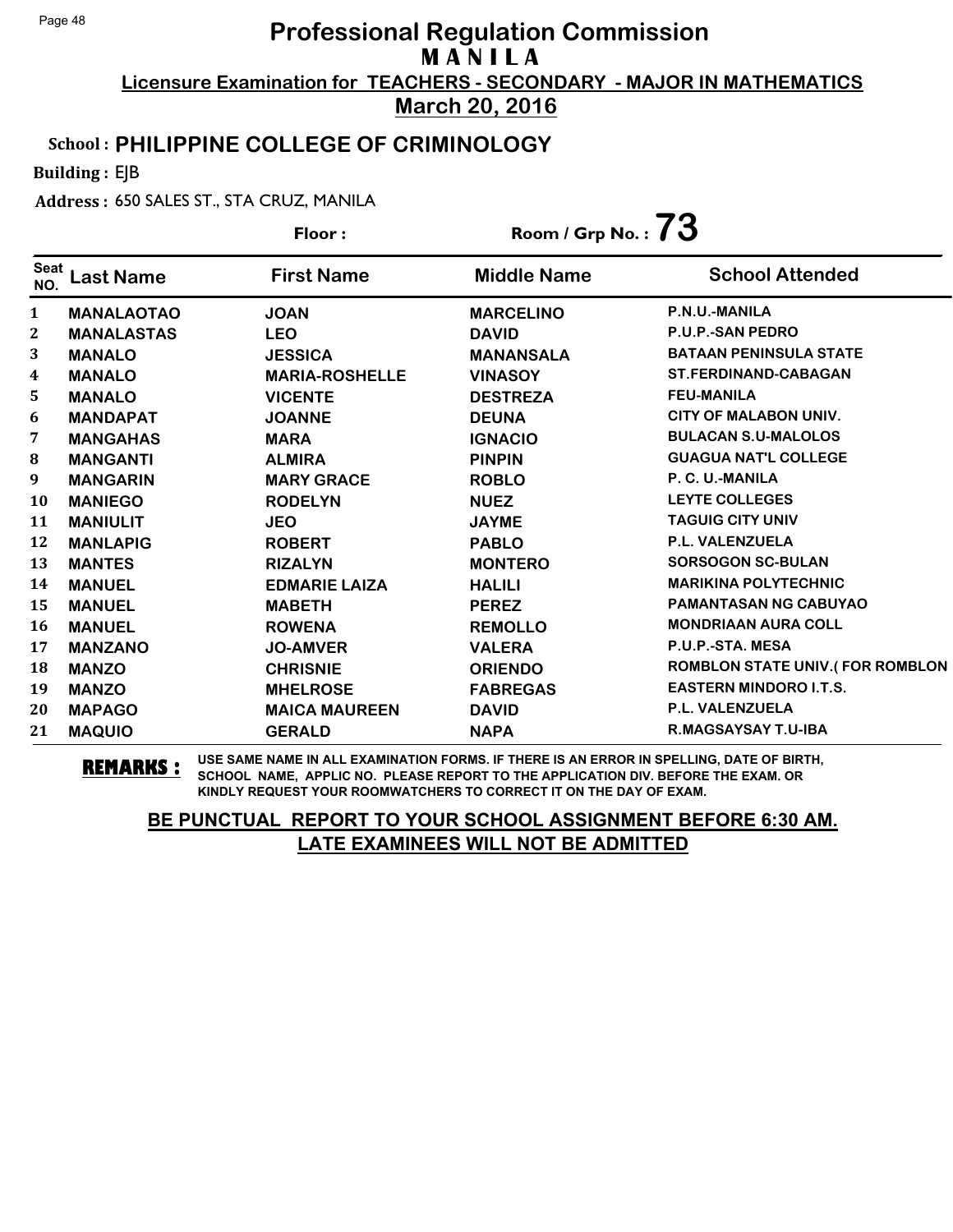# Professional Regulation Commission

## M A N I L A

**Licensure Examination for TEACHERS - SECONDARY - MAJOR IN MATHEMATICS**

**March 20, 2016**

**School : PHILIPPINE COLLEGE OF CRIMINOLOGY**

**Building :** EJB

**Address :** 650 SALES ST., STA CRUZ, MANILA

**Floor :** 

**Room / Grp No. : 73**

| Seat NO. | Last Name | First Name | Middle Name | School Attended |
|---|---|---|---|---|
| 1 | MANALAOTAO | JOAN | MARCELINO | P.N.U.-MANILA |
| 2 | MANALASTAS | LEO | DAVID | P.U.P.-SAN PEDRO |
| 3 | MANALO | JESSICA | MANANSALA | BATAAN PENINSULA STATE |
| 4 | MANALO | MARIA-ROSHELLE | VINASOY | ST.FERDINAND-CABAGAN |
| 5 | MANALO | VICENTE | DESTREZA | FEU-MANILA |
| 6 | MANDAPAT | JOANNE | DEUNA | CITY OF MALABON UNIV. |
| 7 | MANGAHAS | MARA | IGNACIO | BULACAN S.U-MALOLOS |
| 8 | MANGANTI | ALMIRA | PINPIN | GUAGUA NAT'L COLLEGE |
| 9 | MANGARIN | MARY GRACE | ROBLO | P. C. U.-MANILA |
| 10 | MANIEGO | RODELYN | NUEZ | LEYTE COLLEGES |
| 11 | MANIULIT | JEO | JAYME | TAGUIG CITY UNIV |
| 12 | MANLAPIG | ROBERT | PABLO | P.L. VALENZUELA |
| 13 | MANTES | RIZALYN | MONTERO | SORSOGON SC-BULAN |
| 14 | MANUEL | EDMARIE LAIZA | HALILI | MARIKINA POLYTECHNIC |
| 15 | MANUEL | MABETH | PEREZ | PAMANTASAN NG CABUYAO |
| 16 | MANUEL | ROWENA | REMOLLO | MONDRIAAN AURA COLL |
| 17 | MANZANO | JO-AMVER | VALERA | P.U.P.-STA. MESA |
| 18 | MANZO | CHRISNIE | ORIENDO | ROMBLON STATE UNIV.( FOR ROMBLON |
| 19 | MANZO | MHELROSE | FABREGAS | EASTERN MINDORO I.T.S. |
| 20 | MAPAGO | MAICA MAUREEN | DAVID | P.L. VALENZUELA |
| 21 | MAQUIO | GERALD | NAPA | R.MAGSAYSAY T.U-IBA |

**REMARKS :** USE SAME NAME IN ALL EXAMINATION FORMS. IF THERE IS AN ERROR IN SPELLING, DATE OF BIRTH, SCHOOL NAME, APPLIC NO. PLEASE REPORT TO THE APPLICATION DIV. BEFORE THE EXAM. OR KINDLY REQUEST YOUR ROOMWATCHERS TO CORRECT IT ON THE DAY OF EXAM.

**BE PUNCTUAL REPORT TO YOUR SCHOOL ASSIGNMENT BEFORE 6:30 AM.**
**LATE EXAMINEES WILL NOT BE ADMITTED**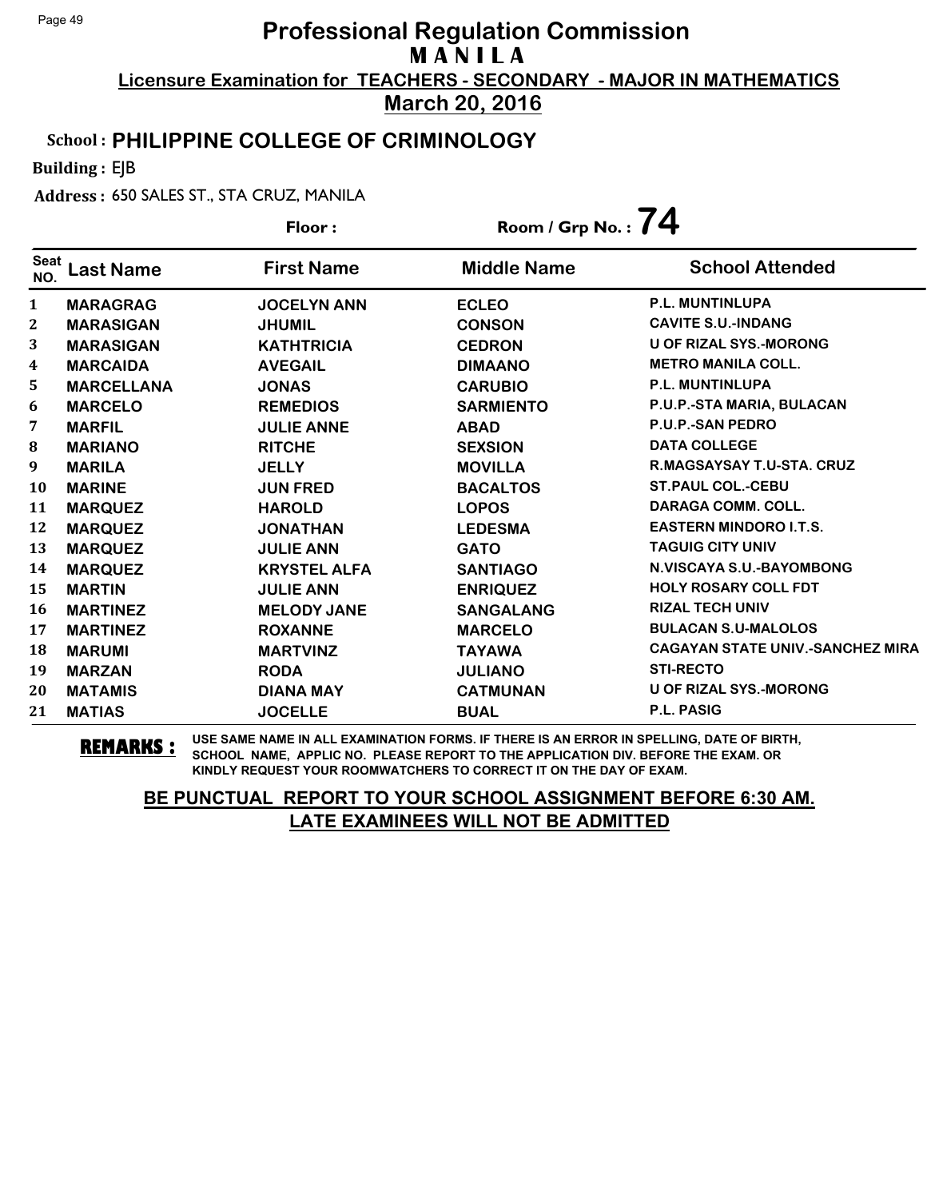# Professional Regulation Commission

**M A N I L A**

**Licensure Examination for TEACHERS - SECONDARY - MAJOR IN MATHEMATICS**

**March 20, 2016**

**School : PHILIPPINE COLLEGE OF CRIMINOLOGY**

**Building :** EJB

**Address :** 650 SALES ST., STA CRUZ, MANILA

**Floor :** &nbsp;&nbsp;&nbsp;&nbsp; **Room / Grp No. : 74**

| Seat NO. | Last Name | First Name | Middle Name | School Attended |
|---|---|---|---|---|
| 1 | MARAGRAG | JOCELYN ANN | ECLEO | P.L. MUNTINLUPA |
| 2 | MARASIGAN | JHUMIL | CONSON | CAVITE S.U.-INDANG |
| 3 | MARASIGAN | KATHTRICIA | CEDRON | U OF RIZAL SYS.-MORONG |
| 4 | MARCAIDA | AVEGAIL | DIMAANO | METRO MANILA COLL. |
| 5 | MARCELLANA | JONAS | CARUBIO | P.L. MUNTINLUPA |
| 6 | MARCELO | REMEDIOS | SARMIENTO | P.U.P.-STA MARIA, BULACAN |
| 7 | MARFIL | JULIE ANNE | ABAD | P.U.P.-SAN PEDRO |
| 8 | MARIANO | RITCHE | SEXSION | DATA COLLEGE |
| 9 | MARILA | JELLY | MOVILLA | R.MAGSAYSAY T.U-STA. CRUZ |
| 10 | MARINE | JUN FRED | BACALTOS | ST.PAUL COL.-CEBU |
| 11 | MARQUEZ | HAROLD | LOPOS | DARAGA COMM. COLL. |
| 12 | MARQUEZ | JONATHAN | LEDESMA | EASTERN MINDORO I.T.S. |
| 13 | MARQUEZ | JULIE ANN | GATO | TAGUIG CITY UNIV |
| 14 | MARQUEZ | KRYSTEL ALFA | SANTIAGO | N.VISCAYA S.U.-BAYOMBONG |
| 15 | MARTIN | JULIE ANN | ENRIQUEZ | HOLY ROSARY COLL FDT |
| 16 | MARTINEZ | MELODY JANE | SANGALANG | RIZAL TECH UNIV |
| 17 | MARTINEZ | ROXANNE | MARCELO | BULACAN S.U-MALOLOS |
| 18 | MARUMI | MARTVINZ | TAYAWA | CAGAYAN STATE UNIV.-SANCHEZ MIRA |
| 19 | MARZAN | RODA | JULIANO | STI-RECTO |
| 20 | MATAMIS | DIANA MAY | CATMUNAN | U OF RIZAL SYS.-MORONG |
| 21 | MATIAS | JOCELLE | BUAL | P.L. PASIG |

**REMARKS :** USE SAME NAME IN ALL EXAMINATION FORMS. IF THERE IS AN ERROR IN SPELLING, DATE OF BIRTH, SCHOOL NAME, APPLIC NO. PLEASE REPORT TO THE APPLICATION DIV. BEFORE THE EXAM. OR KINDLY REQUEST YOUR ROOMWATCHERS TO CORRECT IT ON THE DAY OF EXAM.

**BE PUNCTUAL REPORT TO YOUR SCHOOL ASSIGNMENT BEFORE 6:30 AM.**

**LATE EXAMINEES WILL NOT BE ADMITTED**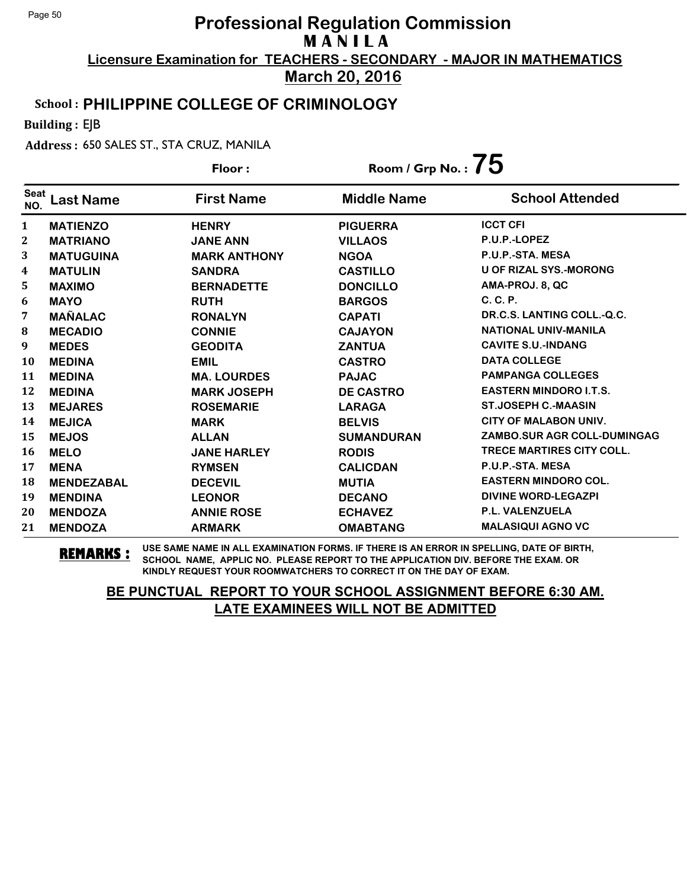# Professional Regulation Commission
## MANILA
### Licensure Examination for TEACHERS - SECONDARY - MAJOR IN MATHEMATICS
### March 20, 2016

**School : PHILIPPINE COLLEGE OF CRIMINOLOGY**

**Building :** EJB

**Address :** 650 SALES ST., STA CRUZ, MANILA

**Floor :**

**Room / Grp No. : 75**

| Seat NO. | Last Name | First Name | Middle Name | School Attended |
|---|---|---|---|---|
| 1 | MATIENZO | HENRY | PIGUERRA | ICCT CFI |
| 2 | MATRIANO | JANE ANN | VILLAOS | P.U.P.-LOPEZ |
| 3 | MATUGUINA | MARK ANTHONY | NGOA | P.U.P.-STA. MESA |
| 4 | MATULIN | SANDRA | CASTILLO | U OF RIZAL SYS.-MORONG |
| 5 | MAXIMO | BERNADETTE | DONCILLO | AMA-PROJ. 8, QC |
| 6 | MAYO | RUTH | BARGOS | C. C. P. |
| 7 | MAÑALAC | RONALYN | CAPATI | DR.C.S. LANTING COLL.-Q.C. |
| 8 | MECADIO | CONNIE | CAJAYON | NATIONAL UNIV-MANILA |
| 9 | MEDES | GEODITA | ZANTUA | CAVITE S.U.-INDANG |
| 10 | MEDINA | EMIL | CASTRO | DATA COLLEGE |
| 11 | MEDINA | MA. LOURDES | PAJAC | PAMPANGA COLLEGES |
| 12 | MEDINA | MARK JOSEPH | DE CASTRO | EASTERN MINDORO I.T.S. |
| 13 | MEJARES | ROSEMARIE | LARAGA | ST.JOSEPH C.-MAASIN |
| 14 | MEJICA | MARK | BELVIS | CITY OF MALABON UNIV. |
| 15 | MEJOS | ALLAN | SUMANDURAN | ZAMBO.SUR AGR COLL-DUMINGAG |
| 16 | MELO | JANE HARLEY | RODIS | TRECE MARTIRES CITY COLL. |
| 17 | MENA | RYMSEN | CALICDAN | P.U.P.-STA. MESA |
| 18 | MENDEZABAL | DECEVIL | MUTIA | EASTERN MINDORO COL. |
| 19 | MENDINA | LEONOR | DECANO | DIVINE WORD-LEGAZPI |
| 20 | MENDOZA | ANNIE ROSE | ECHAVEZ | P.L. VALENZUELA |
| 21 | MENDOZA | ARMARK | OMABTANG | MALASIQUI AGNO VC |

**REMARKS :** USE SAME NAME IN ALL EXAMINATION FORMS. IF THERE IS AN ERROR IN SPELLING, DATE OF BIRTH, SCHOOL NAME, APPLIC NO. PLEASE REPORT TO THE APPLICATION DIV. BEFORE THE EXAM. OR KINDLY REQUEST YOUR ROOMWATCHERS TO CORRECT IT ON THE DAY OF EXAM.

**BE PUNCTUAL REPORT TO YOUR SCHOOL ASSIGNMENT BEFORE 6:30 AM. LATE EXAMINEES WILL NOT BE ADMITTED**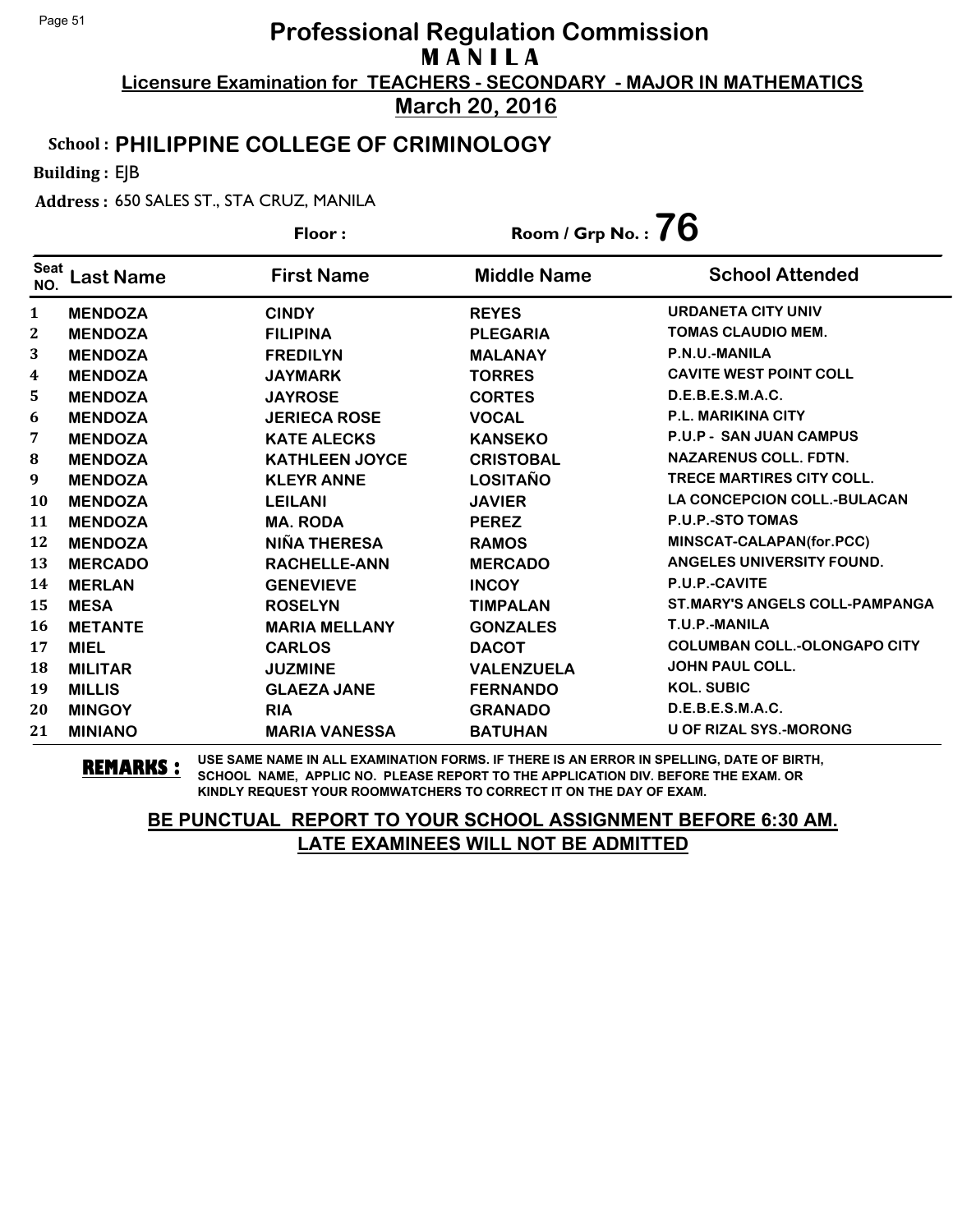# Professional Regulation Commission
## M A N I L A
### Licensure Examination for TEACHERS - SECONDARY - MAJOR IN MATHEMATICS
### March 20, 2016

**School : PHILIPPINE COLLEGE OF CRIMINOLOGY**

**Building :** EJB

**Address :** 650 SALES ST., STA CRUZ, MANILA

**Floor :**

**Room / Grp No. : 76**

| Seat NO. | Last Name | First Name | Middle Name | School Attended |
|---|---|---|---|---|
| 1 | MENDOZA | CINDY | REYES | URDANETA CITY UNIV |
| 2 | MENDOZA | FILIPINA | PLEGARIA | TOMAS CLAUDIO MEM. |
| 3 | MENDOZA | FREDILYN | MALANAY | P.N.U.-MANILA |
| 4 | MENDOZA | JAYMARK | TORRES | CAVITE WEST POINT COLL |
| 5 | MENDOZA | JAYROSE | CORTES | D.E.B.E.S.M.A.C. |
| 6 | MENDOZA | JERIECA ROSE | VOCAL | P.L. MARIKINA CITY |
| 7 | MENDOZA | KATE ALECKS | KANSEKO | P.U.P - SAN JUAN CAMPUS |
| 8 | MENDOZA | KATHLEEN JOYCE | CRISTOBAL | NAZARENUS COLL. FDTN. |
| 9 | MENDOZA | KLEYR ANNE | LOSITAÑO | TRECE MARTIRES CITY COLL. |
| 10 | MENDOZA | LEILANI | JAVIER | LA CONCEPCION COLL.-BULACAN |
| 11 | MENDOZA | MA. RODA | PEREZ | P.U.P.-STO TOMAS |
| 12 | MENDOZA | NIÑA THERESA | RAMOS | MINSCAT-CALAPAN(for.PCC) |
| 13 | MERCADO | RACHELLE-ANN | MERCADO | ANGELES UNIVERSITY FOUND. |
| 14 | MERLAN | GENEVIEVE | INCOY | P.U.P.-CAVITE |
| 15 | MESA | ROSELYN | TIMPALAN | ST.MARY'S ANGELS COLL-PAMPANGA |
| 16 | METANTE | MARIA MELLANY | GONZALES | T.U.P.-MANILA |
| 17 | MIEL | CARLOS | DACOT | COLUMBAN COLL.-OLONGAPO CITY |
| 18 | MILITAR | JUZMINE | VALENZUELA | JOHN PAUL COLL. |
| 19 | MILLIS | GLAEZA JANE | FERNANDO | KOL. SUBIC |
| 20 | MINGOY | RIA | GRANADO | D.E.B.E.S.M.A.C. |
| 21 | MINIANO | MARIA VANESSA | BATUHAN | U OF RIZAL SYS.-MORONG |

**REMARKS :** USE SAME NAME IN ALL EXAMINATION FORMS. IF THERE IS AN ERROR IN SPELLING, DATE OF BIRTH, SCHOOL NAME, APPLIC NO. PLEASE REPORT TO THE APPLICATION DIV. BEFORE THE EXAM. OR KINDLY REQUEST YOUR ROOMWATCHERS TO CORRECT IT ON THE DAY OF EXAM.

**BE PUNCTUAL REPORT TO YOUR SCHOOL ASSIGNMENT BEFORE 6:30 AM.**
**LATE EXAMINEES WILL NOT BE ADMITTED**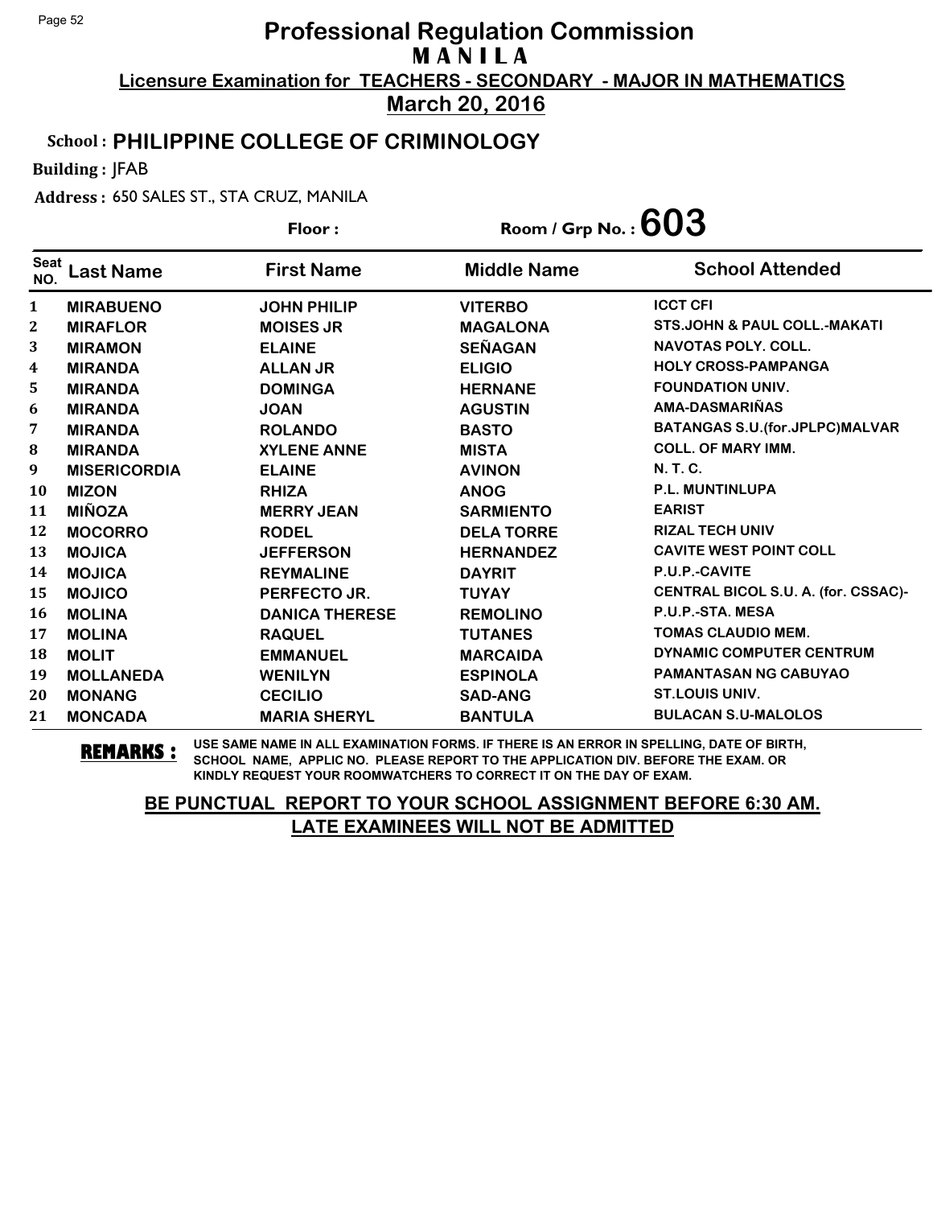# Professional Regulation Commission
## M A N I L A
### Licensure Examination for TEACHERS - SECONDARY - MAJOR IN MATHEMATICS
### March 20, 2016

**School :** PHILIPPINE COLLEGE OF CRIMINOLOGY

**Building :** JFAB

**Address :** 650 SALES ST., STA CRUZ, MANILA

**Floor :**  **Room / Grp No. : 603**

| Seat NO. | Last Name | First Name | Middle Name | School Attended |
|---|---|---|---|---|
| 1 | MIRABUENO | JOHN PHILIP | VITERBO | ICCT CFI |
| 2 | MIRAFLOR | MOISES JR | MAGALONA | STS.JOHN & PAUL COLL.-MAKATI |
| 3 | MIRAMON | ELAINE | SEÑAGAN | NAVOTAS POLY. COLL. |
| 4 | MIRANDA | ALLAN JR | ELIGIO | HOLY CROSS-PAMPANGA |
| 5 | MIRANDA | DOMINGA | HERNANE | FOUNDATION UNIV. |
| 6 | MIRANDA | JOAN | AGUSTIN | AMA-DASMARIÑAS |
| 7 | MIRANDA | ROLANDO | BASTO | BATANGAS S.U.(for.JPLPC)MALVAR |
| 8 | MIRANDA | XYLENE ANNE | MISTA | COLL. OF MARY IMM. |
| 9 | MISERICORDIA | ELAINE | AVINON | N. T. C. |
| 10 | MIZON | RHIZA | ANOG | P.L. MUNTINLUPA |
| 11 | MIÑOZA | MERRY JEAN | SARMIENTO | EARIST |
| 12 | MOCORRO | RODEL | DELA TORRE | RIZAL TECH UNIV |
| 13 | MOJICA | JEFFERSON | HERNANDEZ | CAVITE WEST POINT COLL |
| 14 | MOJICA | REYMALINE | DAYRIT | P.U.P.-CAVITE |
| 15 | MOJICO | PERFECTO JR. | TUYAY | CENTRAL BICOL S.U. A. (for. CSSAC)- |
| 16 | MOLINA | DANICA THERESE | REMOLINO | P.U.P.-STA. MESA |
| 17 | MOLINA | RAQUEL | TUTANES | TOMAS CLAUDIO MEM. |
| 18 | MOLIT | EMMANUEL | MARCAIDA | DYNAMIC COMPUTER CENTRUM |
| 19 | MOLLANEDA | WENILYN | ESPINOLA | PAMANTASAN NG CABUYAO |
| 20 | MONANG | CECILIO | SAD-ANG | ST.LOUIS UNIV. |
| 21 | MONCADA | MARIA SHERYL | BANTULA | BULACAN S.U-MALOLOS |

**REMARKS :** USE SAME NAME IN ALL EXAMINATION FORMS. IF THERE IS AN ERROR IN SPELLING, DATE OF BIRTH, SCHOOL NAME, APPLIC NO. PLEASE REPORT TO THE APPLICATION DIV. BEFORE THE EXAM. OR KINDLY REQUEST YOUR ROOMWATCHERS TO CORRECT IT ON THE DAY OF EXAM.

**BE PUNCTUAL REPORT TO YOUR SCHOOL ASSIGNMENT BEFORE 6:30 AM.**
**LATE EXAMINEES WILL NOT BE ADMITTED**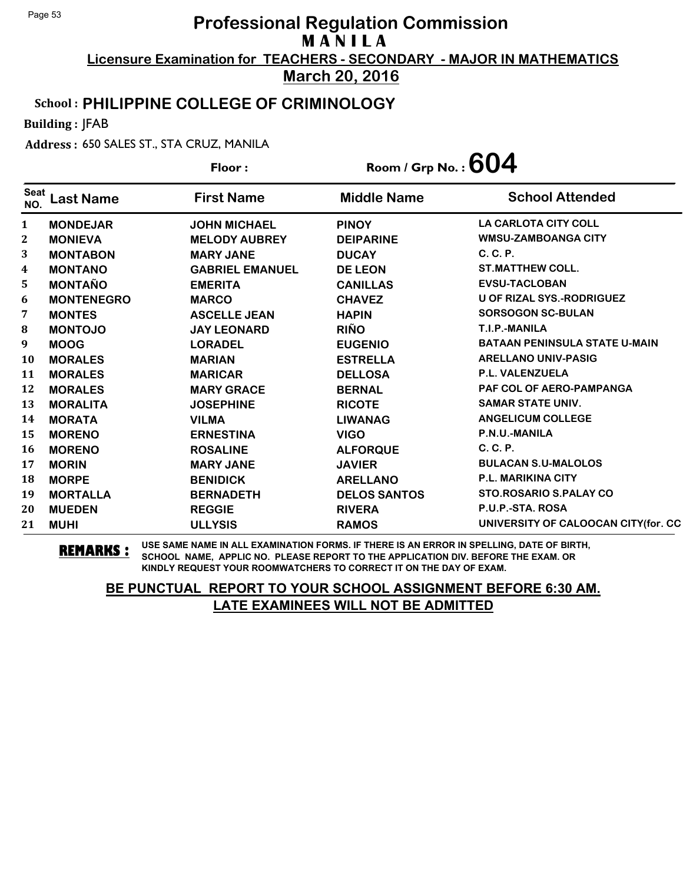# Professional Regulation Commission
## M A N I L A
### Licensure Examination for TEACHERS - SECONDARY - MAJOR IN MATHEMATICS
### March 20, 2016

**School : PHILIPPINE COLLEGE OF CRIMINOLOGY**

**Building :** JFAB

**Address :** 650 SALES ST., STA CRUZ, MANILA

**Floor :** **Room / Grp No. : 604**

| Seat NO. | Last Name | First Name | Middle Name | School Attended |
|---|---|---|---|---|
| 1 | MONDEJAR | JOHN MICHAEL | PINOY | LA CARLOTA CITY COLL |
| 2 | MONIEVA | MELODY AUBREY | DEIPARINE | WMSU-ZAMBOANGA CITY |
| 3 | MONTABON | MARY JANE | DUCAY | C. C. P. |
| 4 | MONTANO | GABRIEL EMANUEL | DE LEON | ST.MATTHEW COLL. |
| 5 | MONTAÑO | EMERITA | CANILLAS | EVSU-TACLOBAN |
| 6 | MONTENEGRO | MARCO | CHAVEZ | U OF RIZAL SYS.-RODRIGUEZ |
| 7 | MONTES | ASCELLE JEAN | HAPIN | SORSOGON SC-BULAN |
| 8 | MONTOJO | JAY LEONARD | RIÑO | T.I.P.-MANILA |
| 9 | MOOG | LORADEL | EUGENIO | BATAAN PENINSULA STATE U-MAIN |
| 10 | MORALES | MARIAN | ESTRELLA | ARELLANO UNIV-PASIG |
| 11 | MORALES | MARICAR | DELLOSA | P.L. VALENZUELA |
| 12 | MORALES | MARY GRACE | BERNAL | PAF COL OF AERO-PAMPANGA |
| 13 | MORALITA | JOSEPHINE | RICOTE | SAMAR STATE UNIV. |
| 14 | MORATA | VILMA | LIWANAG | ANGELICUM COLLEGE |
| 15 | MORENO | ERNESTINA | VIGO | P.N.U.-MANILA |
| 16 | MORENO | ROSALINE | ALFORQUE | C. C. P. |
| 17 | MORIN | MARY JANE | JAVIER | BULACAN S.U-MALOLOS |
| 18 | MORPE | BENIDICK | ARELLANO | P.L. MARIKINA CITY |
| 19 | MORTALLA | BERNADETH | DELOS SANTOS | STO.ROSARIO S.PALAY CO |
| 20 | MUEDEN | REGGIE | RIVERA | P.U.P.-STA. ROSA |
| 21 | MUHI | ULLYSIS | RAMOS | UNIVERSITY OF CALOOCAN CITY(for. CC |

**REMARKS :** USE SAME NAME IN ALL EXAMINATION FORMS. IF THERE IS AN ERROR IN SPELLING, DATE OF BIRTH, SCHOOL NAME, APPLIC NO. PLEASE REPORT TO THE APPLICATION DIV. BEFORE THE EXAM. OR KINDLY REQUEST YOUR ROOMWATCHERS TO CORRECT IT ON THE DAY OF EXAM.

**BE PUNCTUAL REPORT TO YOUR SCHOOL ASSIGNMENT BEFORE 6:30 AM. LATE EXAMINEES WILL NOT BE ADMITTED**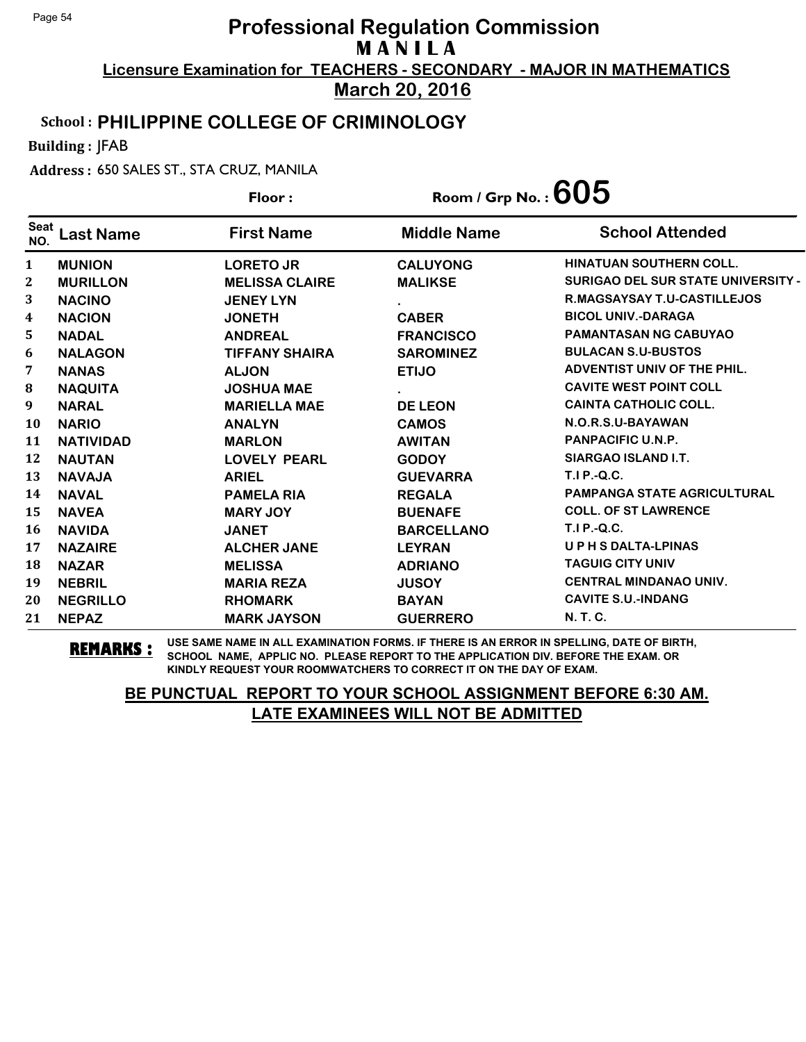# Professional Regulation Commission

## M A N I L A

**Licensure Examination for TEACHERS - SECONDARY - MAJOR IN MATHEMATICS**

**March 20, 2016**

**School : PHILIPPINE COLLEGE OF CRIMINOLOGY**

**Building :** JFAB

**Address :** 650 SALES ST., STA CRUZ, MANILA

**Floor :** **Room / Grp No. : 605**

| Seat NO. | Last Name | First Name | Middle Name | School Attended |
|---|---|---|---|---|
| 1 | MUNION | LORETO JR | CALUYONG | HINATUAN SOUTHERN COLL. |
| 2 | MURILLON | MELISSA CLAIRE | MALIKSE | SURIGAO DEL SUR STATE UNIVERSITY - |
| 3 | NACINO | JENEY LYN | . | R.MAGSAYSAY T.U-CASTILLEJOS |
| 4 | NACION | JONETH | CABER | BICOL UNIV.-DARAGA |
| 5 | NADAL | ANDREAL | FRANCISCO | PAMANTASAN NG CABUYAO |
| 6 | NALAGON | TIFFANY SHAIRA | SAROMINEZ | BULACAN S.U-BUSTOS |
| 7 | NANAS | ALJON | ETIJO | ADVENTIST UNIV OF THE PHIL. |
| 8 | NAQUITA | JOSHUA MAE | . | CAVITE WEST POINT COLL |
| 9 | NARAL | MARIELLA MAE | DE LEON | CAINTA CATHOLIC COLL. |
| 10 | NARIO | ANALYN | CAMOS | N.O.R.S.U-BAYAWAN |
| 11 | NATIVIDAD | MARLON | AWITAN | PANPACIFIC U.N.P. |
| 12 | NAUTAN | LOVELY PEARL | GODOY | SIARGAO ISLAND I.T. |
| 13 | NAVAJA | ARIEL | GUEVARRA | T.I P.-Q.C. |
| 14 | NAVAL | PAMELA RIA | REGALA | PAMPANGA STATE AGRICULTURAL |
| 15 | NAVEA | MARY JOY | BUENAFE | COLL. OF ST LAWRENCE |
| 16 | NAVIDA | JANET | BARCELLANO | T.I P.-Q.C. |
| 17 | NAZAIRE | ALCHER JANE | LEYRAN | U P H S DALTA-LPINAS |
| 18 | NAZAR | MELISSA | ADRIANO | TAGUIG CITY UNIV |
| 19 | NEBRIL | MARIA REZA | JUSOY | CENTRAL MINDANAO UNIV. |
| 20 | NEGRILLO | RHOMARK | BAYAN | CAVITE S.U.-INDANG |
| 21 | NEPAZ | MARK JAYSON | GUERRERO | N. T. C. |

**REMARKS :** USE SAME NAME IN ALL EXAMINATION FORMS. IF THERE IS AN ERROR IN SPELLING, DATE OF BIRTH, SCHOOL NAME, APPLIC NO. PLEASE REPORT TO THE APPLICATION DIV. BEFORE THE EXAM. OR KINDLY REQUEST YOUR ROOMWATCHERS TO CORRECT IT ON THE DAY OF EXAM.

**BE PUNCTUAL REPORT TO YOUR SCHOOL ASSIGNMENT BEFORE 6:30 AM. LATE EXAMINEES WILL NOT BE ADMITTED**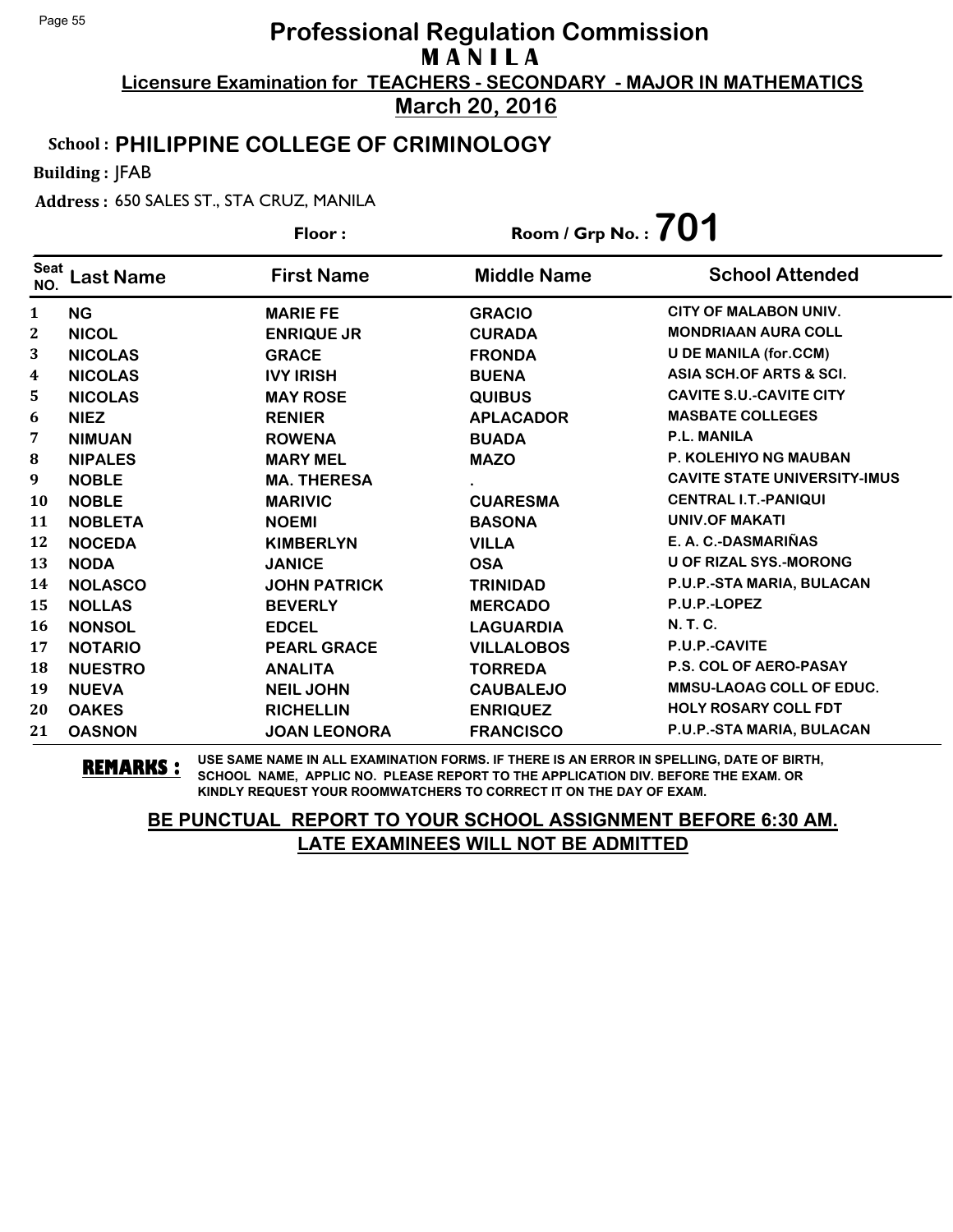# Professional Regulation Commission

**M A N I L A**

**Licensure Examination for TEACHERS - SECONDARY - MAJOR IN MATHEMATICS**

**March 20, 2016**

**School : PHILIPPINE COLLEGE OF CRIMINOLOGY**

**Building :** JFAB

**Address :** 650 SALES ST., STA CRUZ, MANILA

**Floor :** 

**Room / Grp No. : 701**

| Seat NO. | Last Name | First Name | Middle Name | School Attended |
|---|---|---|---|---|
| 1 | NG | MARIE FE | GRACIO | CITY OF MALABON UNIV. |
| 2 | NICOL | ENRIQUE JR | CURADA | MONDRIAAN AURA COLL |
| 3 | NICOLAS | GRACE | FRONDA | U DE MANILA (for.CCM) |
| 4 | NICOLAS | IVY IRISH | BUENA | ASIA SCH.OF ARTS & SCI. |
| 5 | NICOLAS | MAY ROSE | QUIBUS | CAVITE S.U.-CAVITE CITY |
| 6 | NIEZ | RENIER | APLACADOR | MASBATE COLLEGES |
| 7 | NIMUAN | ROWENA | BUADA | P.L. MANILA |
| 8 | NIPALES | MARY MEL | MAZO | P. KOLEHIYO NG MAUBAN |
| 9 | NOBLE | MA. THERESA | . | CAVITE STATE UNIVERSITY-IMUS |
| 10 | NOBLE | MARIVIC | CUARESMA | CENTRAL I.T.-PANIQUI |
| 11 | NOBLETA | NOEMI | BASONA | UNIV.OF MAKATI |
| 12 | NOCEDA | KIMBERLYN | VILLA | E. A. C.-DASMARIÑAS |
| 13 | NODA | JANICE | OSA | U OF RIZAL SYS.-MORONG |
| 14 | NOLASCO | JOHN PATRICK | TRINIDAD | P.U.P.-STA MARIA, BULACAN |
| 15 | NOLLAS | BEVERLY | MERCADO | P.U.P.-LOPEZ |
| 16 | NONSOL | EDCEL | LAGUARDIA | N. T. C. |
| 17 | NOTARIO | PEARL GRACE | VILLALOBOS | P.U.P.-CAVITE |
| 18 | NUESTRO | ANALITA | TORREDA | P.S. COL OF AERO-PASAY |
| 19 | NUEVA | NEIL JOHN | CAUBALEJO | MMSU-LAOAG COLL OF EDUC. |
| 20 | OAKES | RICHELLIN | ENRIQUEZ | HOLY ROSARY COLL FDT |
| 21 | OASNON | JOAN LEONORA | FRANCISCO | P.U.P.-STA MARIA, BULACAN |

**REMARKS :** USE SAME NAME IN ALL EXAMINATION FORMS. IF THERE IS AN ERROR IN SPELLING, DATE OF BIRTH, SCHOOL NAME, APPLIC NO. PLEASE REPORT TO THE APPLICATION DIV. BEFORE THE EXAM. OR KINDLY REQUEST YOUR ROOMWATCHERS TO CORRECT IT ON THE DAY OF EXAM.

**BE PUNCTUAL REPORT TO YOUR SCHOOL ASSIGNMENT BEFORE 6:30 AM.**
**LATE EXAMINEES WILL NOT BE ADMITTED**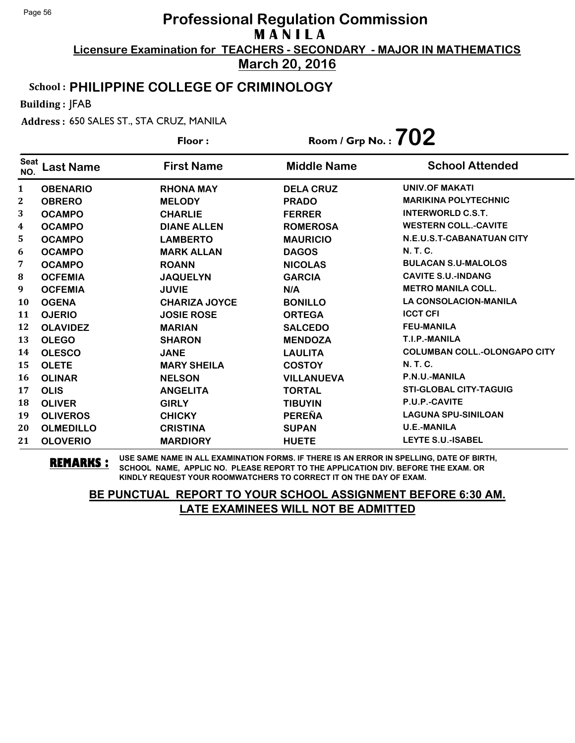# Professional Regulation Commission

## M A N I L A

**Licensure Examination for TEACHERS - SECONDARY - MAJOR IN MATHEMATICS**

**March 20, 2016**

**School : PHILIPPINE COLLEGE OF CRIMINOLOGY**

**Building :** JFAB

**Address :** 650 SALES ST., STA CRUZ, MANILA

**Floor :** 

**Room / Grp No. : 702**

| Seat NO. | Last Name | First Name | Middle Name | School Attended |
|---|---|---|---|---|
| 1 | OBENARIO | RHONA MAY | DELA CRUZ | UNIV.OF MAKATI |
| 2 | OBRERO | MELODY | PRADO | MARIKINA POLYTECHNIC |
| 3 | OCAMPO | CHARLIE | FERRER | INTERWORLD C.S.T. |
| 4 | OCAMPO | DIANE ALLEN | ROMEROSA | WESTERN COLL.-CAVITE |
| 5 | OCAMPO | LAMBERTO | MAURICIO | N.E.U.S.T-CABANATUAN CITY |
| 6 | OCAMPO | MARK ALLAN | DAGOS | N. T. C. |
| 7 | OCAMPO | ROANN | NICOLAS | BULACAN S.U-MALOLOS |
| 8 | OCFEMIA | JAQUELYN | GARCIA | CAVITE S.U.-INDANG |
| 9 | OCFEMIA | JUVIE | N/A | METRO MANILA COLL. |
| 10 | OGENA | CHARIZA JOYCE | BONILLO | LA CONSOLACION-MANILA |
| 11 | OJERIO | JOSIE ROSE | ORTEGA | ICCT CFI |
| 12 | OLAVIDEZ | MARIAN | SALCEDO | FEU-MANILA |
| 13 | OLEGO | SHARON | MENDOZA | T.I.P.-MANILA |
| 14 | OLESCO | JANE | LAULITA | COLUMBAN COLL.-OLONGAPO CITY |
| 15 | OLETE | MARY SHEILA | COSTOY | N. T. C. |
| 16 | OLINAR | NELSON | VILLANUEVA | P.N.U.-MANILA |
| 17 | OLIS | ANGELITA | TORTAL | STI-GLOBAL CITY-TAGUIG |
| 18 | OLIVER | GIRLY | TIBUYIN | P.U.P.-CAVITE |
| 19 | OLIVEROS | CHICKY | PEREÑA | LAGUNA SPU-SINILOAN |
| 20 | OLMEDILLO | CRISTINA | SUPAN | U.E.-MANILA |
| 21 | OLOVERIO | MARDIORY | HUETE | LEYTE S.U.-ISABEL |

**REMARKS :** USE SAME NAME IN ALL EXAMINATION FORMS. IF THERE IS AN ERROR IN SPELLING, DATE OF BIRTH, SCHOOL NAME, APPLIC NO. PLEASE REPORT TO THE APPLICATION DIV. BEFORE THE EXAM. OR KINDLY REQUEST YOUR ROOMWATCHERS TO CORRECT IT ON THE DAY OF EXAM.

**BE PUNCTUAL REPORT TO YOUR SCHOOL ASSIGNMENT BEFORE 6:30 AM.**
**LATE EXAMINEES WILL NOT BE ADMITTED**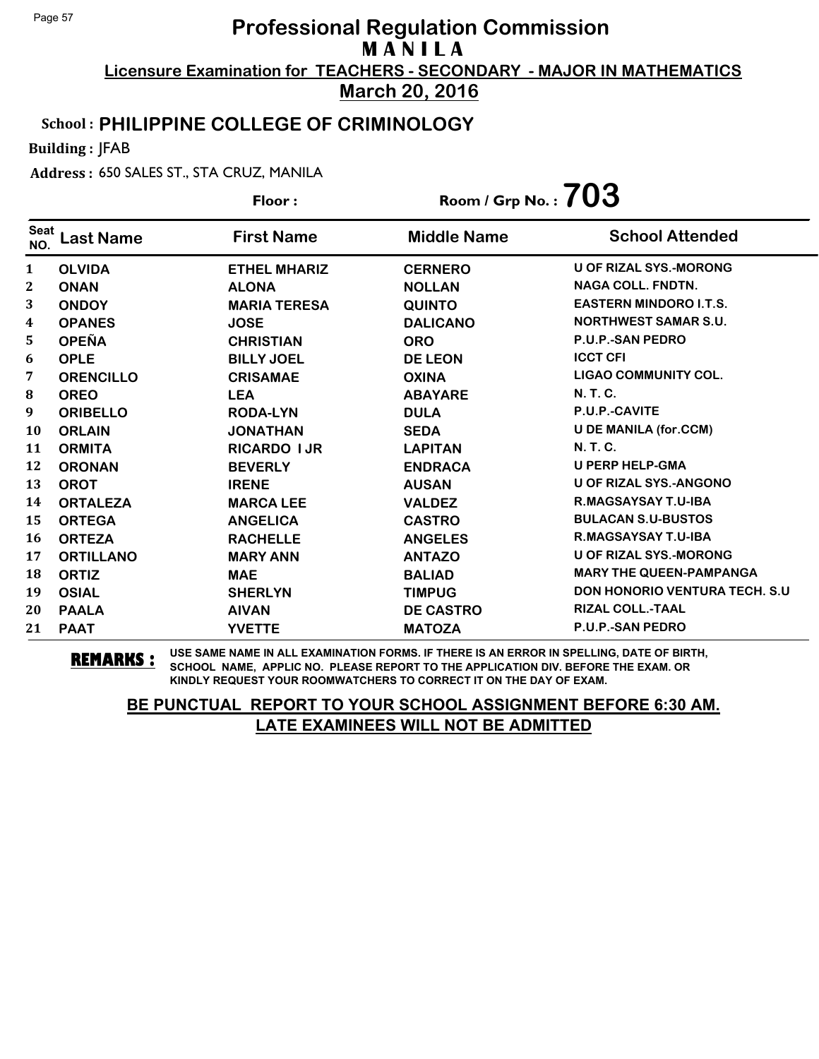# Professional Regulation Commission

## MANILA

**Licensure Examination for TEACHERS - SECONDARY - MAJOR IN MATHEMATICS**

**March 20, 2016**

**School : PHILIPPINE COLLEGE OF CRIMINOLOGY**

**Building :** JFAB

**Address :** 650 SALES ST., STA CRUZ, MANILA

**Floor :** 

**Room / Grp No. : 703**

| Seat NO. | Last Name | First Name | Middle Name | School Attended |
|---|---|---|---|---|
| 1 | OLVIDA | ETHEL MHARIZ | CERNERO | U OF RIZAL SYS.-MORONG |
| 2 | ONAN | ALONA | NOLLAN | NAGA COLL. FNDTN. |
| 3 | ONDOY | MARIA TERESA | QUINTO | EASTERN MINDORO I.T.S. |
| 4 | OPANES | JOSE | DALICANO | NORTHWEST SAMAR S.U. |
| 5 | OPEÑA | CHRISTIAN | ORO | P.U.P.-SAN PEDRO |
| 6 | OPLE | BILLY JOEL | DE LEON | ICCT CFI |
| 7 | ORENCILLO | CRISAMAE | OXINA | LIGAO COMMUNITY COL. |
| 8 | OREO | LEA | ABAYARE | N. T. C. |
| 9 | ORIBELLO | RODA-LYN | DULA | P.U.P.-CAVITE |
| 10 | ORLAIN | JONATHAN | SEDA | U DE MANILA (for.CCM) |
| 11 | ORMITA | RICARDO I JR | LAPITAN | N. T. C. |
| 12 | ORONAN | BEVERLY | ENDRACA | U PERP HELP-GMA |
| 13 | OROT | IRENE | AUSAN | U OF RIZAL SYS.-ANGONO |
| 14 | ORTALEZA | MARCA LEE | VALDEZ | R.MAGSAYSAY T.U-IBA |
| 15 | ORTEGA | ANGELICA | CASTRO | BULACAN S.U-BUSTOS |
| 16 | ORTEZA | RACHELLE | ANGELES | R.MAGSAYSAY T.U-IBA |
| 17 | ORTILLANO | MARY ANN | ANTAZO | U OF RIZAL SYS.-MORONG |
| 18 | ORTIZ | MAE | BALIAD | MARY THE QUEEN-PAMPANGA |
| 19 | OSIAL | SHERLYN | TIMPUG | DON HONORIO VENTURA TECH. S.U |
| 20 | PAALA | AIVAN | DE CASTRO | RIZAL COLL.-TAAL |
| 21 | PAAT | YVETTE | MATOZA | P.U.P.-SAN PEDRO |

**REMARKS :** USE SAME NAME IN ALL EXAMINATION FORMS. IF THERE IS AN ERROR IN SPELLING, DATE OF BIRTH, SCHOOL NAME, APPLIC NO. PLEASE REPORT TO THE APPLICATION DIV. BEFORE THE EXAM. OR KINDLY REQUEST YOUR ROOMWATCHERS TO CORRECT IT ON THE DAY OF EXAM.

**BE PUNCTUAL REPORT TO YOUR SCHOOL ASSIGNMENT BEFORE 6:30 AM. LATE EXAMINEES WILL NOT BE ADMITTED**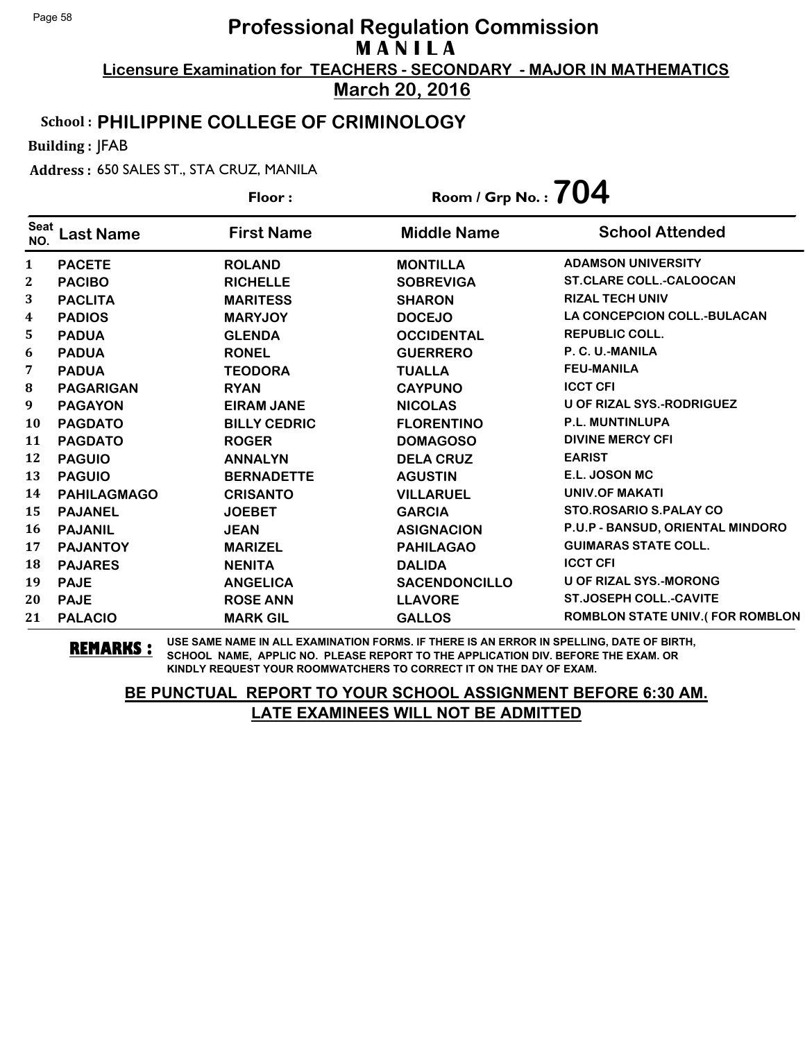# Professional Regulation Commission
## M A N I L A
### Licensure Examination for TEACHERS - SECONDARY - MAJOR IN MATHEMATICS
### March 20, 2016

**School : PHILIPPINE COLLEGE OF CRIMINOLOGY**

**Building :** JFAB

**Address :** 650 SALES ST., STA CRUZ, MANILA

**Floor :** 

**Room / Grp No. : 704**

| Seat NO. | Last Name | First Name | Middle Name | School Attended |
|---|---|---|---|---|
| 1 | PACETE | ROLAND | MONTILLA | ADAMSON UNIVERSITY |
| 2 | PACIBO | RICHELLE | SOBREVIGA | ST.CLARE COLL.-CALOOCAN |
| 3 | PACLITA | MARITESS | SHARON | RIZAL TECH UNIV |
| 4 | PADIOS | MARYJOY | DOCEJO | LA CONCEPCION COLL.-BULACAN |
| 5 | PADUA | GLENDA | OCCIDENTAL | REPUBLIC COLL. |
| 6 | PADUA | RONEL | GUERRERO | P. C. U.-MANILA |
| 7 | PADUA | TEODORA | TUALLA | FEU-MANILA |
| 8 | PAGARIGAN | RYAN | CAYPUNO | ICCT CFI |
| 9 | PAGAYON | EIRAM JANE | NICOLAS | U OF RIZAL SYS.-RODRIGUEZ |
| 10 | PAGDATO | BILLY CEDRIC | FLORENTINO | P.L. MUNTINLUPA |
| 11 | PAGDATO | ROGER | DOMAGOSO | DIVINE MERCY CFI |
| 12 | PAGUIO | ANNALYN | DELA CRUZ | EARIST |
| 13 | PAGUIO | BERNADETTE | AGUSTIN | E.L. JOSON MC |
| 14 | PAHILAGMAGO | CRISANTO | VILLARUEL | UNIV.OF MAKATI |
| 15 | PAJANEL | JOEBET | GARCIA | STO.ROSARIO S.PALAY CO |
| 16 | PAJANIL | JEAN | ASIGNACION | P.U.P - BANSUD, ORIENTAL MINDORO |
| 17 | PAJANTOY | MARIZEL | PAHILAGAO | GUIMARAS STATE COLL. |
| 18 | PAJARES | NENITA | DALIDA | ICCT CFI |
| 19 | PAJE | ANGELICA | SACENDONCILLO | U OF RIZAL SYS.-MORONG |
| 20 | PAJE | ROSE ANN | LLAVORE | ST.JOSEPH COLL.-CAVITE |
| 21 | PALACIO | MARK GIL | GALLOS | ROMBLON STATE UNIV.( FOR ROMBLON |

**REMARKS :** USE SAME NAME IN ALL EXAMINATION FORMS. IF THERE IS AN ERROR IN SPELLING, DATE OF BIRTH, SCHOOL NAME, APPLIC NO. PLEASE REPORT TO THE APPLICATION DIV. BEFORE THE EXAM. OR KINDLY REQUEST YOUR ROOMWATCHERS TO CORRECT IT ON THE DAY OF EXAM.

**BE PUNCTUAL REPORT TO YOUR SCHOOL ASSIGNMENT BEFORE 6:30 AM.**
**LATE EXAMINEES WILL NOT BE ADMITTED**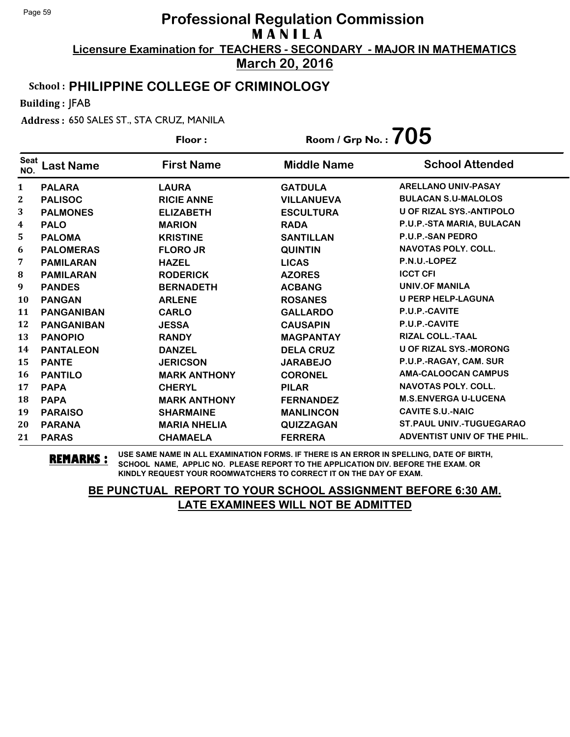# Professional Regulation Commission
## MANILA
### Licensure Examination for TEACHERS - SECONDARY - MAJOR IN MATHEMATICS
### March 20, 2016

**School : PHILIPPINE COLLEGE OF CRIMINOLOGY**

**Building :** JFAB

**Address :** 650 SALES ST., STA CRUZ, MANILA

**Floor :** 

**Room / Grp No. : 705**

| Seat NO. | Last Name | First Name | Middle Name | School Attended |
|---|---|---|---|---|
| 1 | PALARA | LAURA | GATDULA | ARELLANO UNIV-PASAY |
| 2 | PALISOC | RICIE ANNE | VILLANUEVA | BULACAN S.U-MALOLOS |
| 3 | PALMONES | ELIZABETH | ESCULTURA | U OF RIZAL SYS.-ANTIPOLO |
| 4 | PALO | MARION | RADA | P.U.P.-STA MARIA, BULACAN |
| 5 | PALOMA | KRISTINE | SANTILLAN | P.U.P.-SAN PEDRO |
| 6 | PALOMERAS | FLORO JR | QUINTIN | NAVOTAS POLY. COLL. |
| 7 | PAMILARAN | HAZEL | LICAS | P.N.U.-LOPEZ |
| 8 | PAMILARAN | RODERICK | AZORES | ICCT CFI |
| 9 | PANDES | BERNADETH | ACBANG | UNIV.OF MANILA |
| 10 | PANGAN | ARLENE | ROSANES | U PERP HELP-LAGUNA |
| 11 | PANGANIBAN | CARLO | GALLARDO | P.U.P.-CAVITE |
| 12 | PANGANIBAN | JESSA | CAUSAPIN | P.U.P.-CAVITE |
| 13 | PANOPIO | RANDY | MAGPANTAY | RIZAL COLL.-TAAL |
| 14 | PANTALEON | DANZEL | DELA CRUZ | U OF RIZAL SYS.-MORONG |
| 15 | PANTE | JERICSON | JARABEJO | P.U.P.-RAGAY, CAM. SUR |
| 16 | PANTILO | MARK ANTHONY | CORONEL | AMA-CALOOCAN CAMPUS |
| 17 | PAPA | CHERYL | PILAR | NAVOTAS POLY. COLL. |
| 18 | PAPA | MARK ANTHONY | FERNANDEZ | M.S.ENVERGA U-LUCENA |
| 19 | PARAISO | SHARMAINE | MANLINCON | CAVITE S.U.-NAIC |
| 20 | PARANA | MARIA NHELIA | QUIZZAGAN | ST.PAUL UNIV.-TUGUEGARAO |
| 21 | PARAS | CHAMAELA | FERRERA | ADVENTIST UNIV OF THE PHIL. |

**REMARKS :** USE SAME NAME IN ALL EXAMINATION FORMS. IF THERE IS AN ERROR IN SPELLING, DATE OF BIRTH, SCHOOL NAME, APPLIC NO. PLEASE REPORT TO THE APPLICATION DIV. BEFORE THE EXAM. OR KINDLY REQUEST YOUR ROOMWATCHERS TO CORRECT IT ON THE DAY OF EXAM.

**BE PUNCTUAL REPORT TO YOUR SCHOOL ASSIGNMENT BEFORE 6:30 AM.**
**LATE EXAMINEES WILL NOT BE ADMITTED**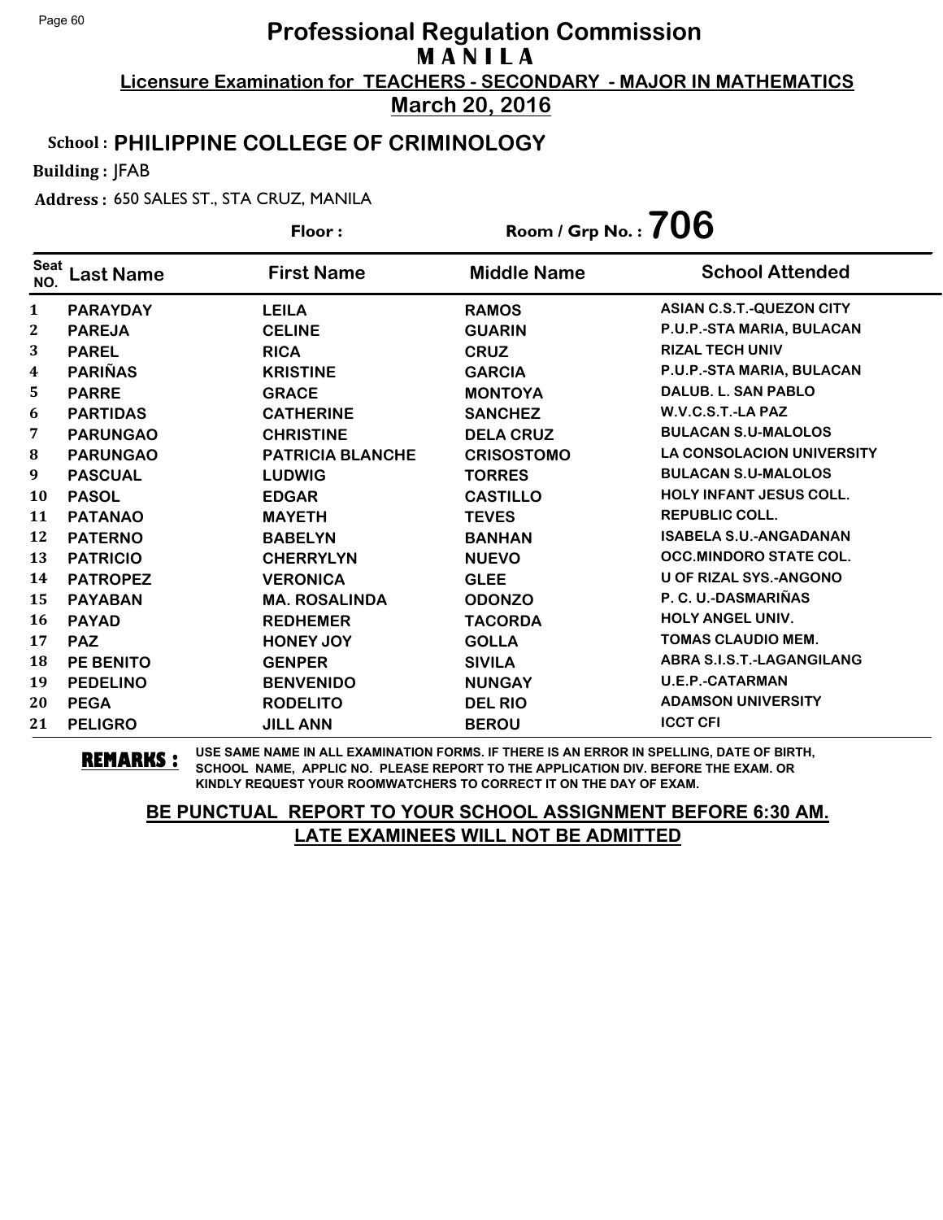# Professional Regulation Commission

**M A N I L A**

**Licensure Examination for TEACHERS - SECONDARY - MAJOR IN MATHEMATICS**

**March 20, 2016**

**School : PHILIPPINE COLLEGE OF CRIMINOLOGY**

**Building :** JFAB

**Address :** 650 SALES ST., STA CRUZ, MANILA

**Floor :** 

**Room / Grp No. : 706**

| Seat NO. | Last Name | First Name | Middle Name | School Attended |
|---|---|---|---|---|
| 1 | PARAYDAY | LEILA | RAMOS | ASIAN C.S.T.-QUEZON CITY |
| 2 | PAREJA | CELINE | GUARIN | P.U.P.-STA MARIA, BULACAN |
| 3 | PAREL | RICA | CRUZ | RIZAL TECH UNIV |
| 4 | PARIÑAS | KRISTINE | GARCIA | P.U.P.-STA MARIA, BULACAN |
| 5 | PARRE | GRACE | MONTOYA | DALUB. L. SAN PABLO |
| 6 | PARTIDAS | CATHERINE | SANCHEZ | W.V.C.S.T.-LA PAZ |
| 7 | PARUNGAO | CHRISTINE | DELA CRUZ | BULACAN S.U-MALOLOS |
| 8 | PARUNGAO | PATRICIA BLANCHE | CRISOSTOMO | LA CONSOLACION UNIVERSITY |
| 9 | PASCUAL | LUDWIG | TORRES | BULACAN S.U-MALOLOS |
| 10 | PASOL | EDGAR | CASTILLO | HOLY INFANT JESUS COLL. |
| 11 | PATANAO | MAYETH | TEVES | REPUBLIC COLL. |
| 12 | PATERNO | BABELYN | BANHAN | ISABELA S.U.-ANGADANAN |
| 13 | PATRICIO | CHERRYLYN | NUEVO | OCC.MINDORO STATE COL. |
| 14 | PATROPEZ | VERONICA | GLEE | U OF RIZAL SYS.-ANGONO |
| 15 | PAYABAN | MA. ROSALINDA | ODONZO | P. C. U.-DASMARIÑAS |
| 16 | PAYAD | REDHEMER | TACORDA | HOLY ANGEL UNIV. |
| 17 | PAZ | HONEY JOY | GOLLA | TOMAS CLAUDIO MEM. |
| 18 | PE BENITO | GENPER | SIVILA | ABRA S.I.S.T.-LAGANGILANG |
| 19 | PEDELINO | BENVENIDO | NUNGAY | U.E.P.-CATARMAN |
| 20 | PEGA | RODELITO | DEL RIO | ADAMSON UNIVERSITY |
| 21 | PELIGRO | JILL ANN | BEROU | ICCT CFI |

**REMARKS :** USE SAME NAME IN ALL EXAMINATION FORMS. IF THERE IS AN ERROR IN SPELLING, DATE OF BIRTH, SCHOOL NAME, APPLIC NO. PLEASE REPORT TO THE APPLICATION DIV. BEFORE THE EXAM. OR KINDLY REQUEST YOUR ROOMWATCHERS TO CORRECT IT ON THE DAY OF EXAM.

**BE PUNCTUAL REPORT TO YOUR SCHOOL ASSIGNMENT BEFORE 6:30 AM.**
**LATE EXAMINEES WILL NOT BE ADMITTED**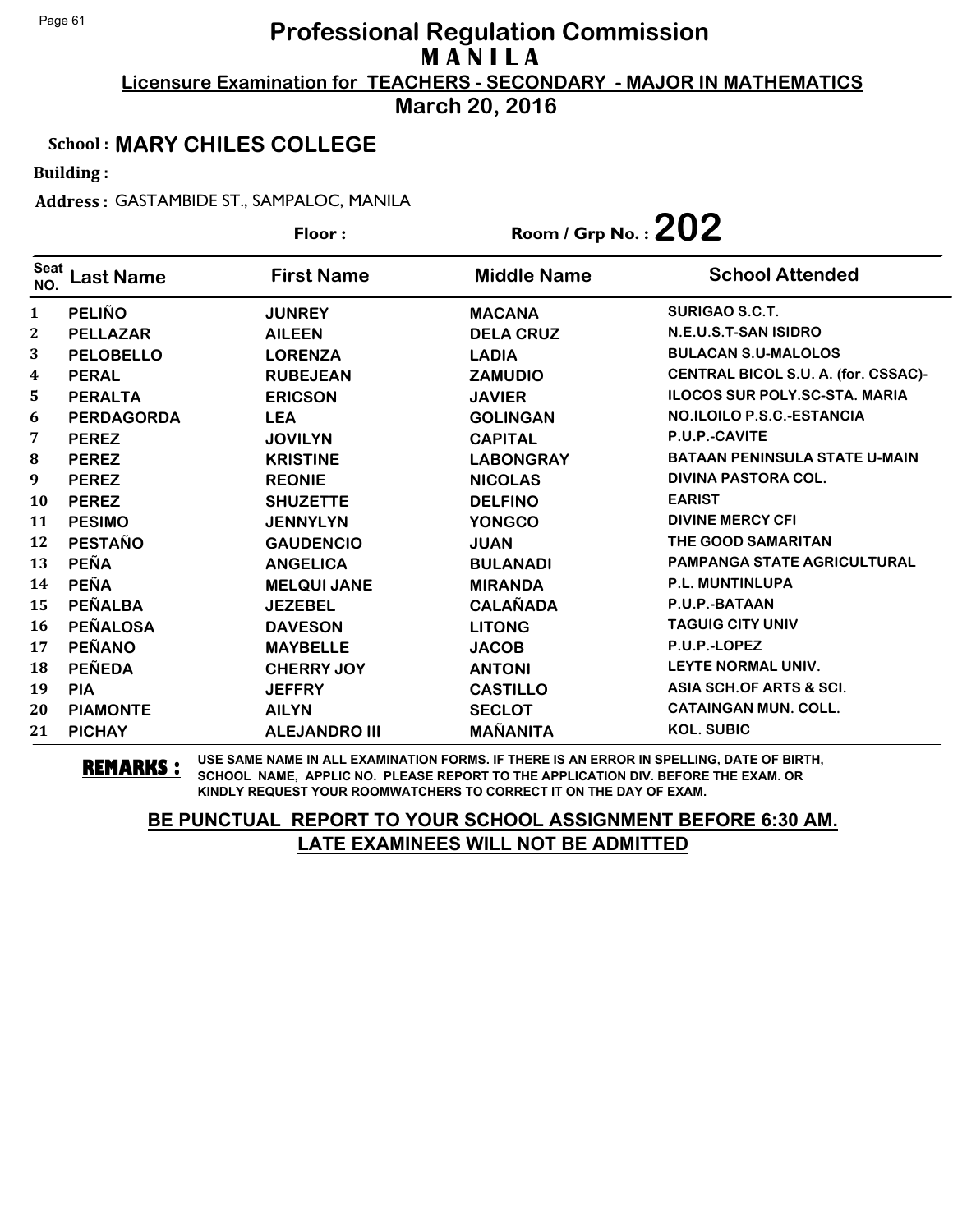# Professional Regulation Commission
## M A N I L A
### Licensure Examination for TEACHERS - SECONDARY - MAJOR IN MATHEMATICS
### March 20, 2016

**School :** MARY CHILES COLLEGE

**Building :**

**Address :** GASTAMBIDE ST., SAMPALOC, MANILA

**Floor :**

**Room / Grp No. :** 202

| Seat NO. | Last Name | First Name | Middle Name | School Attended |
|---|---|---|---|---|
| 1 | PELIÑO | JUNREY | MACANA | SURIGAO S.C.T. |
| 2 | PELLAZAR | AILEEN | DELA CRUZ | N.E.U.S.T-SAN ISIDRO |
| 3 | PELOBELLO | LORENZA | LADIA | BULACAN S.U-MALOLOS |
| 4 | PERAL | RUBEJEAN | ZAMUDIO | CENTRAL BICOL S.U. A. (for. CSSAC)- |
| 5 | PERALTA | ERICSON | JAVIER | ILOCOS SUR POLY.SC-STA. MARIA |
| 6 | PERDAGORDA | LEA | GOLINGAN | NO.ILOILO P.S.C.-ESTANCIA |
| 7 | PEREZ | JOVILYN | CAPITAL | P.U.P.-CAVITE |
| 8 | PEREZ | KRISTINE | LABONGRAY | BATAAN PENINSULA STATE U-MAIN |
| 9 | PEREZ | REONIE | NICOLAS | DIVINA PASTORA COL. |
| 10 | PEREZ | SHUZETTE | DELFINO | EARIST |
| 11 | PESIMO | JENNYLYN | YONGCO | DIVINE MERCY CFI |
| 12 | PESTAÑO | GAUDENCIO | JUAN | THE GOOD SAMARITAN |
| 13 | PEÑA | ANGELICA | BULANADI | PAMPANGA STATE AGRICULTURAL |
| 14 | PEÑA | MELQUI JANE | MIRANDA | P.L. MUNTINLUPA |
| 15 | PEÑALBA | JEZEBEL | CALAÑADA | P.U.P.-BATAAN |
| 16 | PEÑALOSA | DAVESON | LITONG | TAGUIG CITY UNIV |
| 17 | PEÑANO | MAYBELLE | JACOB | P.U.P.-LOPEZ |
| 18 | PEÑEDA | CHERRY JOY | ANTONI | LEYTE NORMAL UNIV. |
| 19 | PIA | JEFFRY | CASTILLO | ASIA SCH.OF ARTS & SCI. |
| 20 | PIAMONTE | AILYN | SECLOT | CATAINGAN MUN. COLL. |
| 21 | PICHAY | ALEJANDRO III | MAÑANITA | KOL. SUBIC |

**REMARKS :** USE SAME NAME IN ALL EXAMINATION FORMS. IF THERE IS AN ERROR IN SPELLING, DATE OF BIRTH, SCHOOL NAME, APPLIC NO. PLEASE REPORT TO THE APPLICATION DIV. BEFORE THE EXAM. OR KINDLY REQUEST YOUR ROOMWATCHERS TO CORRECT IT ON THE DAY OF EXAM.

**BE PUNCTUAL REPORT TO YOUR SCHOOL ASSIGNMENT BEFORE 6:30 AM.**
**LATE EXAMINEES WILL NOT BE ADMITTED**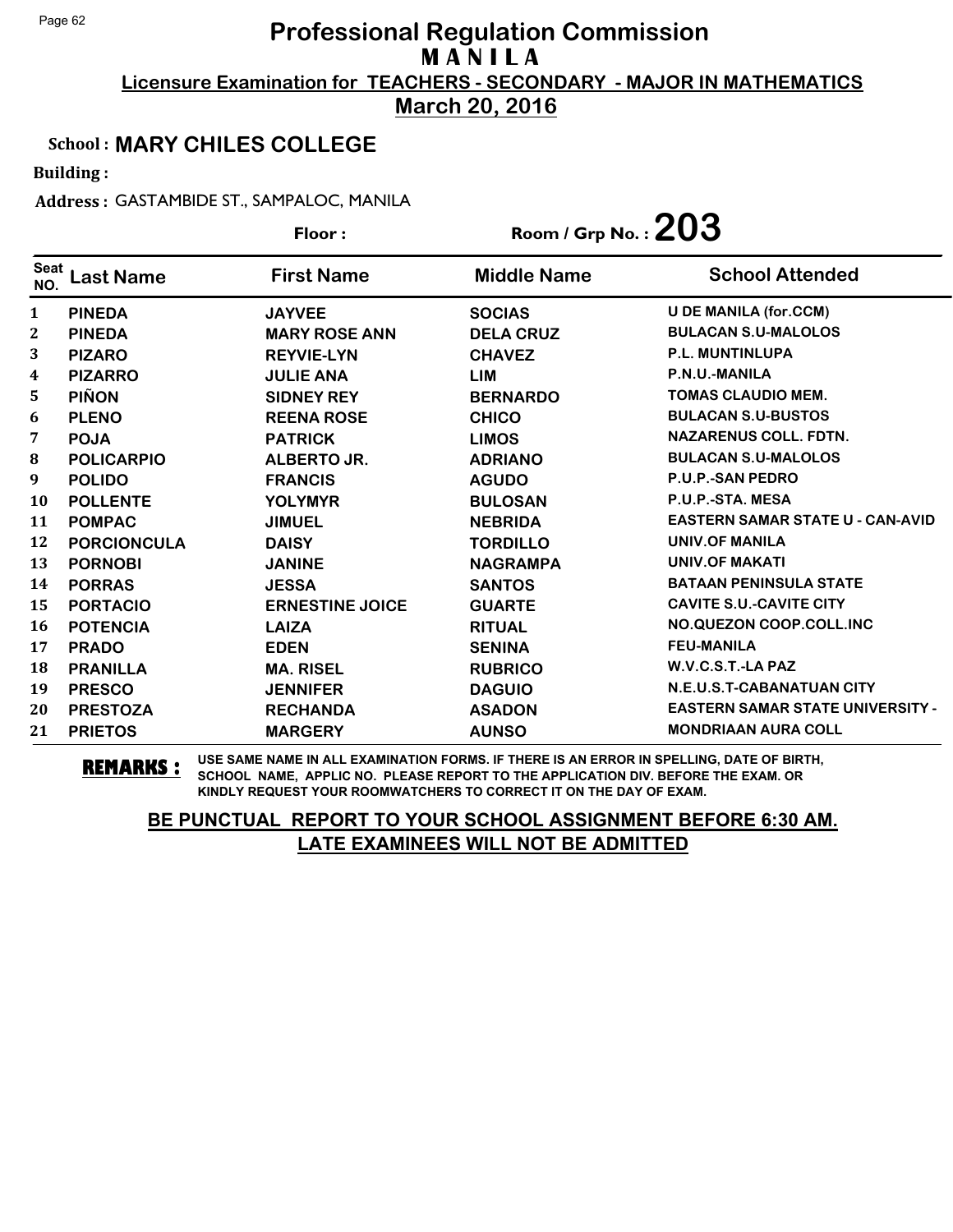# Professional Regulation Commission
## M A N I L A
### Licensure Examination for TEACHERS - SECONDARY - MAJOR IN MATHEMATICS
### March 20, 2016

**School : MARY CHILES COLLEGE**

**Building :**

**Address :** GASTAMBIDE ST., SAMPALOC, MANILA

**Floor :** **Room / Grp No. : 203**

| Seat NO. | Last Name | First Name | Middle Name | School Attended |
|---|---|---|---|---|
| 1 | PINEDA | JAYVEE | SOCIAS | U DE MANILA (for.CCM) |
| 2 | PINEDA | MARY ROSE ANN | DELA CRUZ | BULACAN S.U-MALOLOS |
| 3 | PIZARO | REYVIE-LYN | CHAVEZ | P.L. MUNTINLUPA |
| 4 | PIZARRO | JULIE ANA | LIM | P.N.U.-MANILA |
| 5 | PIÑON | SIDNEY REY | BERNARDO | TOMAS CLAUDIO MEM. |
| 6 | PLENO | REENA ROSE | CHICO | BULACAN S.U-BUSTOS |
| 7 | POJA | PATRICK | LIMOS | NAZARENUS COLL. FDTN. |
| 8 | POLICARPIO | ALBERTO JR. | ADRIANO | BULACAN S.U-MALOLOS |
| 9 | POLIDO | FRANCIS | AGUDO | P.U.P.-SAN PEDRO |
| 10 | POLLENTE | YOLYMYR | BULOSAN | P.U.P.-STA. MESA |
| 11 | POMPAC | JIMUEL | NEBRIDA | EASTERN SAMAR STATE U - CAN-AVID |
| 12 | PORCIONCULA | DAISY | TORDILLO | UNIV.OF MANILA |
| 13 | PORNOBI | JANINE | NAGRAMPA | UNIV.OF MAKATI |
| 14 | PORRAS | JESSA | SANTOS | BATAAN PENINSULA STATE |
| 15 | PORTACIO | ERNESTINE JOICE | GUARTE | CAVITE S.U.-CAVITE CITY |
| 16 | POTENCIA | LAIZA | RITUAL | NO.QUEZON COOP.COLL.INC |
| 17 | PRADO | EDEN | SENINA | FEU-MANILA |
| 18 | PRANILLA | MA. RISEL | RUBRICO | W.V.C.S.T.-LA PAZ |
| 19 | PRESCO | JENNIFER | DAGUIO | N.E.U.S.T-CABANATUAN CITY |
| 20 | PRESTOZA | RECHANDA | ASADON | EASTERN SAMAR STATE UNIVERSITY - |
| 21 | PRIETOS | MARGERY | AUNSO | MONDRIAAN AURA COLL |

**REMARKS :** USE SAME NAME IN ALL EXAMINATION FORMS. IF THERE IS AN ERROR IN SPELLING, DATE OF BIRTH, SCHOOL NAME, APPLIC NO. PLEASE REPORT TO THE APPLICATION DIV. BEFORE THE EXAM. OR KINDLY REQUEST YOUR ROOMWATCHERS TO CORRECT IT ON THE DAY OF EXAM.

**BE PUNCTUAL REPORT TO YOUR SCHOOL ASSIGNMENT BEFORE 6:30 AM.**
**LATE EXAMINEES WILL NOT BE ADMITTED**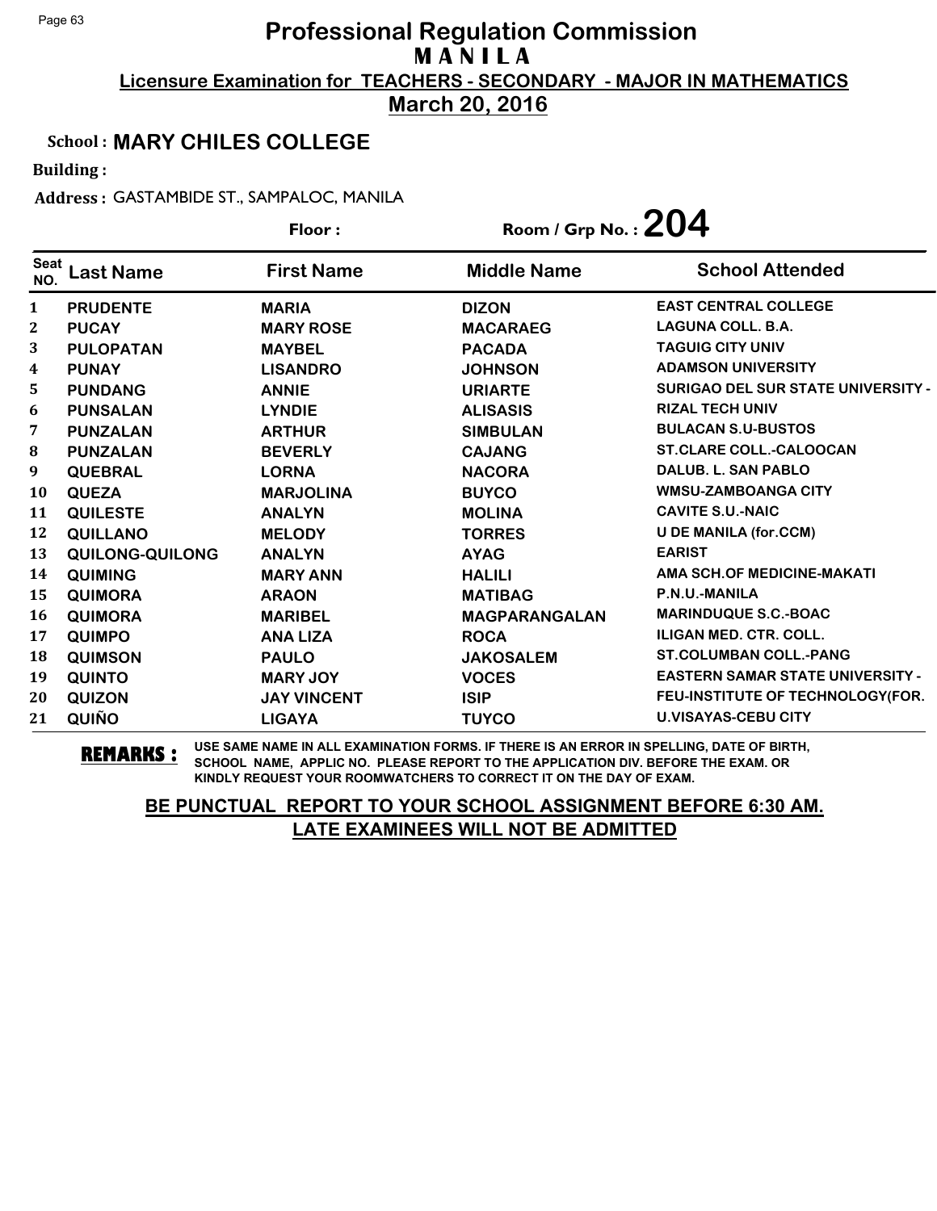# Professional Regulation Commission
## MANILA
### Licensure Examination for TEACHERS - SECONDARY - MAJOR IN MATHEMATICS
### March 20, 2016

**School : MARY CHILES COLLEGE**

**Building :**

**Address :** GASTAMBIDE ST., SAMPALOC, MANILA

**Floor :** **Room / Grp No. : 204**

| Seat NO. | Last Name | First Name | Middle Name | School Attended |
|---|---|---|---|---|
| 1 | PRUDENTE | MARIA | DIZON | EAST CENTRAL COLLEGE |
| 2 | PUCAY | MARY ROSE | MACARAEG | LAGUNA COLL. B.A. |
| 3 | PULOPATAN | MAYBEL | PACADA | TAGUIG CITY UNIV |
| 4 | PUNAY | LISANDRO | JOHNSON | ADAMSON UNIVERSITY |
| 5 | PUNDANG | ANNIE | URIARTE | SURIGAO DEL SUR STATE UNIVERSITY - |
| 6 | PUNSALAN | LYNDIE | ALISASIS | RIZAL TECH UNIV |
| 7 | PUNZALAN | ARTHUR | SIMBULAN | BULACAN S.U-BUSTOS |
| 8 | PUNZALAN | BEVERLY | CAJANG | ST.CLARE COLL.-CALOOCAN |
| 9 | QUEBRAL | LORNA | NACORA | DALUB. L. SAN PABLO |
| 10 | QUEZA | MARJOLINA | BUYCO | WMSU-ZAMBOANGA CITY |
| 11 | QUILESTE | ANALYN | MOLINA | CAVITE S.U.-NAIC |
| 12 | QUILLANO | MELODY | TORRES | U DE MANILA (for.CCM) |
| 13 | QUILONG-QUILONG | ANALYN | AYAG | EARIST |
| 14 | QUIMING | MARY ANN | HALILI | AMA SCH.OF MEDICINE-MAKATI |
| 15 | QUIMORA | ARAON | MATIBAG | P.N.U.-MANILA |
| 16 | QUIMORA | MARIBEL | MAGPARANGALAN | MARINDUQUE S.C.-BOAC |
| 17 | QUIMPO | ANA LIZA | ROCA | ILIGAN MED. CTR. COLL. |
| 18 | QUIMSON | PAULO | JAKOSALEM | ST.COLUMBAN COLL.-PANG |
| 19 | QUINTO | MARY JOY | VOCES | EASTERN SAMAR STATE UNIVERSITY - |
| 20 | QUIZON | JAY VINCENT | ISIP | FEU-INSTITUTE OF TECHNOLOGY(FOR. |
| 21 | QUIÑO | LIGAYA | TUYCO | U.VISAYAS-CEBU CITY |

**REMARKS :** USE SAME NAME IN ALL EXAMINATION FORMS. IF THERE IS AN ERROR IN SPELLING, DATE OF BIRTH, SCHOOL NAME, APPLIC NO. PLEASE REPORT TO THE APPLICATION DIV. BEFORE THE EXAM. OR KINDLY REQUEST YOUR ROOMWATCHERS TO CORRECT IT ON THE DAY OF EXAM.

**BE PUNCTUAL REPORT TO YOUR SCHOOL ASSIGNMENT BEFORE 6:30 AM. LATE EXAMINEES WILL NOT BE ADMITTED**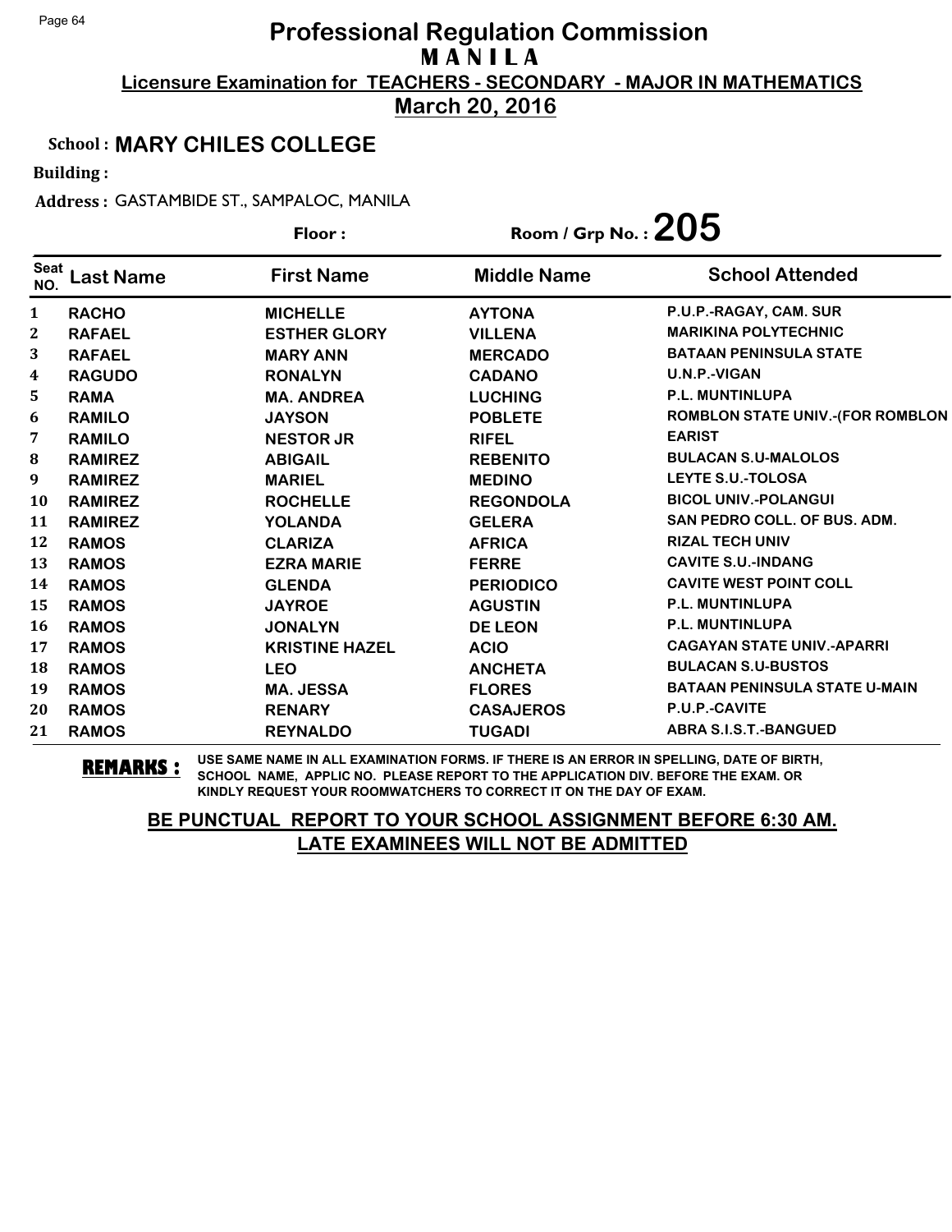# Professional Regulation Commission

## M A N I L A

**Licensure Examination for TEACHERS - SECONDARY - MAJOR IN MATHEMATICS**

**March 20, 2016**

**School : MARY CHILES COLLEGE**

**Building :**

**Address :** GASTAMBIDE ST., SAMPALOC, MANILA

**Floor :** **Room / Grp No. : 205**

| Seat NO. | Last Name | First Name | Middle Name | School Attended |
|---|---|---|---|---|
| 1 | RACHO | MICHELLE | AYTONA | P.U.P.-RAGAY, CAM. SUR |
| 2 | RAFAEL | ESTHER GLORY | VILLENA | MARIKINA POLYTECHNIC |
| 3 | RAFAEL | MARY ANN | MERCADO | BATAAN PENINSULA STATE |
| 4 | RAGUDO | RONALYN | CADANO | U.N.P.-VIGAN |
| 5 | RAMA | MA. ANDREA | LUCHING | P.L. MUNTINLUPA |
| 6 | RAMILO | JAYSON | POBLETE | ROMBLON STATE UNIV.-(FOR ROMBLON |
| 7 | RAMILO | NESTOR JR | RIFEL | EARIST |
| 8 | RAMIREZ | ABIGAIL | REBENITO | BULACAN S.U-MALOLOS |
| 9 | RAMIREZ | MARIEL | MEDINO | LEYTE S.U.-TOLOSA |
| 10 | RAMIREZ | ROCHELLE | REGONDOLA | BICOL UNIV.-POLANGUI |
| 11 | RAMIREZ | YOLANDA | GELERA | SAN PEDRO COLL. OF BUS. ADM. |
| 12 | RAMOS | CLARIZA | AFRICA | RIZAL TECH UNIV |
| 13 | RAMOS | EZRA MARIE | FERRE | CAVITE S.U.-INDANG |
| 14 | RAMOS | GLENDA | PERIODICO | CAVITE WEST POINT COLL |
| 15 | RAMOS | JAYROE | AGUSTIN | P.L. MUNTINLUPA |
| 16 | RAMOS | JONALYN | DE LEON | P.L. MUNTINLUPA |
| 17 | RAMOS | KRISTINE HAZEL | ACIO | CAGAYAN STATE UNIV.-APARRI |
| 18 | RAMOS | LEO | ANCHETA | BULACAN S.U-BUSTOS |
| 19 | RAMOS | MA. JESSA | FLORES | BATAAN PENINSULA STATE U-MAIN |
| 20 | RAMOS | RENARY | CASAJEROS | P.U.P.-CAVITE |
| 21 | RAMOS | REYNALDO | TUGADI | ABRA S.I.S.T.-BANGUED |

**REMARKS :** USE SAME NAME IN ALL EXAMINATION FORMS. IF THERE IS AN ERROR IN SPELLING, DATE OF BIRTH, SCHOOL NAME, APPLIC NO. PLEASE REPORT TO THE APPLICATION DIV. BEFORE THE EXAM. OR KINDLY REQUEST YOUR ROOMWATCHERS TO CORRECT IT ON THE DAY OF EXAM.

**BE PUNCTUAL REPORT TO YOUR SCHOOL ASSIGNMENT BEFORE 6:30 AM.**
**LATE EXAMINEES WILL NOT BE ADMITTED**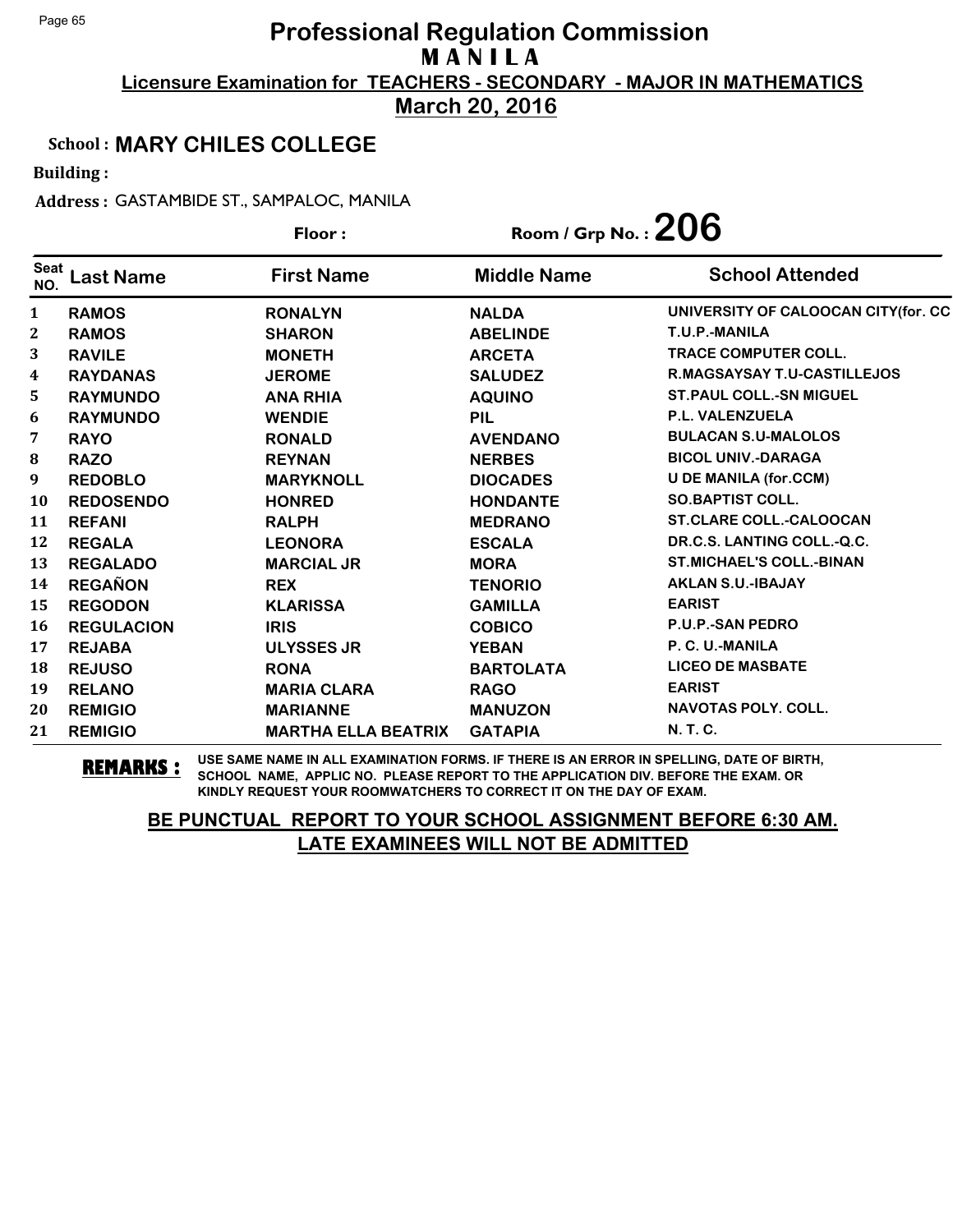# Professional Regulation Commission

## M A N I L A

### Licensure Examination for TEACHERS - SECONDARY - MAJOR IN MATHEMATICS

### March 20, 2016

**School : MARY CHILES COLLEGE**

**Building :**

**Address :** GASTAMBIDE ST., SAMPALOC, MANILA

**Floor :** **Room / Grp No. : 206**

| Seat NO. | Last Name | First Name | Middle Name | School Attended |
|---|---|---|---|---|
| 1 | RAMOS | RONALYN | NALDA | UNIVERSITY OF CALOOCAN CITY(for. CC |
| 2 | RAMOS | SHARON | ABELINDE | T.U.P.-MANILA |
| 3 | RAVILE | MONETH | ARCETA | TRACE COMPUTER COLL. |
| 4 | RAYDANAS | JEROME | SALUDEZ | R.MAGSAYSAY T.U-CASTILLEJOS |
| 5 | RAYMUNDO | ANA RHIA | AQUINO | ST.PAUL COLL.-SN MIGUEL |
| 6 | RAYMUNDO | WENDIE | PIL | P.L. VALENZUELA |
| 7 | RAYO | RONALD | AVENDANO | BULACAN S.U-MALOLOS |
| 8 | RAZO | REYNAN | NERBES | BICOL UNIV.-DARAGA |
| 9 | REDOBLO | MARYKNOLL | DIOCADES | U DE MANILA (for.CCM) |
| 10 | REDOSENDO | HONRED | HONDANTE | SO.BAPTIST COLL. |
| 11 | REFANI | RALPH | MEDRANO | ST.CLARE COLL.-CALOOCAN |
| 12 | REGALA | LEONORA | ESCALA | DR.C.S. LANTING COLL.-Q.C. |
| 13 | REGALADO | MARCIAL JR | MORA | ST.MICHAEL'S COLL.-BINAN |
| 14 | REGAÑON | REX | TENORIO | AKLAN S.U.-IBAJAY |
| 15 | REGODON | KLARISSA | GAMILLA | EARIST |
| 16 | REGULACION | IRIS | COBICO | P.U.P.-SAN PEDRO |
| 17 | REJABA | ULYSSES JR | YEBAN | P. C. U.-MANILA |
| 18 | REJUSO | RONA | BARTOLATA | LICEO DE MASBATE |
| 19 | RELANO | MARIA CLARA | RAGO | EARIST |
| 20 | REMIGIO | MARIANNE | MANUZON | NAVOTAS POLY. COLL. |
| 21 | REMIGIO | MARTHA ELLA BEATRIX | GATAPIA | N. T. C. |

**REMARKS :** USE SAME NAME IN ALL EXAMINATION FORMS. IF THERE IS AN ERROR IN SPELLING, DATE OF BIRTH, SCHOOL NAME, APPLIC NO. PLEASE REPORT TO THE APPLICATION DIV. BEFORE THE EXAM. OR KINDLY REQUEST YOUR ROOMWATCHERS TO CORRECT IT ON THE DAY OF EXAM.

**BE PUNCTUAL REPORT TO YOUR SCHOOL ASSIGNMENT BEFORE 6:30 AM.**
**LATE EXAMINEES WILL NOT BE ADMITTED**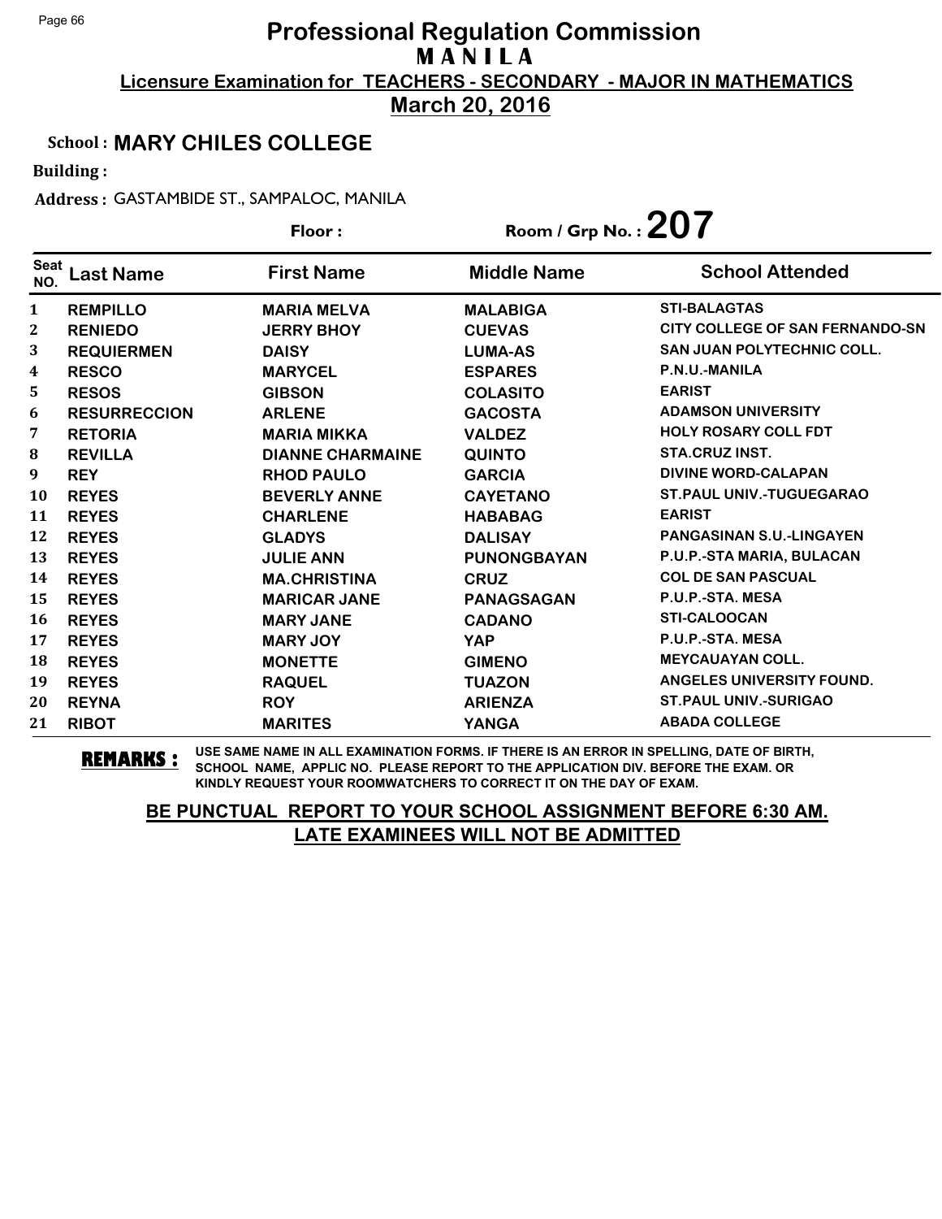# Professional Regulation Commission
## M A N I L A
### Licensure Examination for TEACHERS - SECONDARY - MAJOR IN MATHEMATICS
### March 20, 2016

**School :** MARY CHILES COLLEGE

**Building :**

**Address :** GASTAMBIDE ST., SAMPALOC, MANILA

**Floor :**

**Room / Grp No. :** 207

| Seat NO. | Last Name | First Name | Middle Name | School Attended |
|---|---|---|---|---|
| 1 | REMPILLO | MARIA MELVA | MALABIGA | STI-BALAGTAS |
| 2 | RENIEDO | JERRY BHOY | CUEVAS | CITY COLLEGE OF SAN FERNANDO-SN |
| 3 | REQUIERMEN | DAISY | LUMA-AS | SAN JUAN POLYTECHNIC COLL. |
| 4 | RESCO | MARYCEL | ESPARES | P.N.U.-MANILA |
| 5 | RESOS | GIBSON | COLASITO | EARIST |
| 6 | RESURRECCION | ARLENE | GACOSTA | ADAMSON UNIVERSITY |
| 7 | RETORIA | MARIA MIKKA | VALDEZ | HOLY ROSARY COLL FDT |
| 8 | REVILLA | DIANNE CHARMAINE | QUINTO | STA.CRUZ INST. |
| 9 | REY | RHOD PAULO | GARCIA | DIVINE WORD-CALAPAN |
| 10 | REYES | BEVERLY ANNE | CAYETANO | ST.PAUL UNIV.-TUGUEGARAO |
| 11 | REYES | CHARLENE | HABABAG | EARIST |
| 12 | REYES | GLADYS | DALISAY | PANGASINAN S.U.-LINGAYEN |
| 13 | REYES | JULIE ANN | PUNONGBAYAN | P.U.P.-STA MARIA, BULACAN |
| 14 | REYES | MA.CHRISTINA | CRUZ | COL DE SAN PASCUAL |
| 15 | REYES | MARICAR JANE | PANAGSAGAN | P.U.P.-STA. MESA |
| 16 | REYES | MARY JANE | CADANO | STI-CALOOCAN |
| 17 | REYES | MARY JOY | YAP | P.U.P.-STA. MESA |
| 18 | REYES | MONETTE | GIMENO | MEYCAUAYAN COLL. |
| 19 | REYES | RAQUEL | TUAZON | ANGELES UNIVERSITY FOUND. |
| 20 | REYNA | ROY | ARIENZA | ST.PAUL UNIV.-SURIGAO |
| 21 | RIBOT | MARITES | YANGA | ABADA COLLEGE |

**REMARKS :** USE SAME NAME IN ALL EXAMINATION FORMS. IF THERE IS AN ERROR IN SPELLING, DATE OF BIRTH, SCHOOL NAME, APPLIC NO. PLEASE REPORT TO THE APPLICATION DIV. BEFORE THE EXAM. OR KINDLY REQUEST YOUR ROOMWATCHERS TO CORRECT IT ON THE DAY OF EXAM.

**BE PUNCTUAL REPORT TO YOUR SCHOOL ASSIGNMENT BEFORE 6:30 AM. LATE EXAMINEES WILL NOT BE ADMITTED**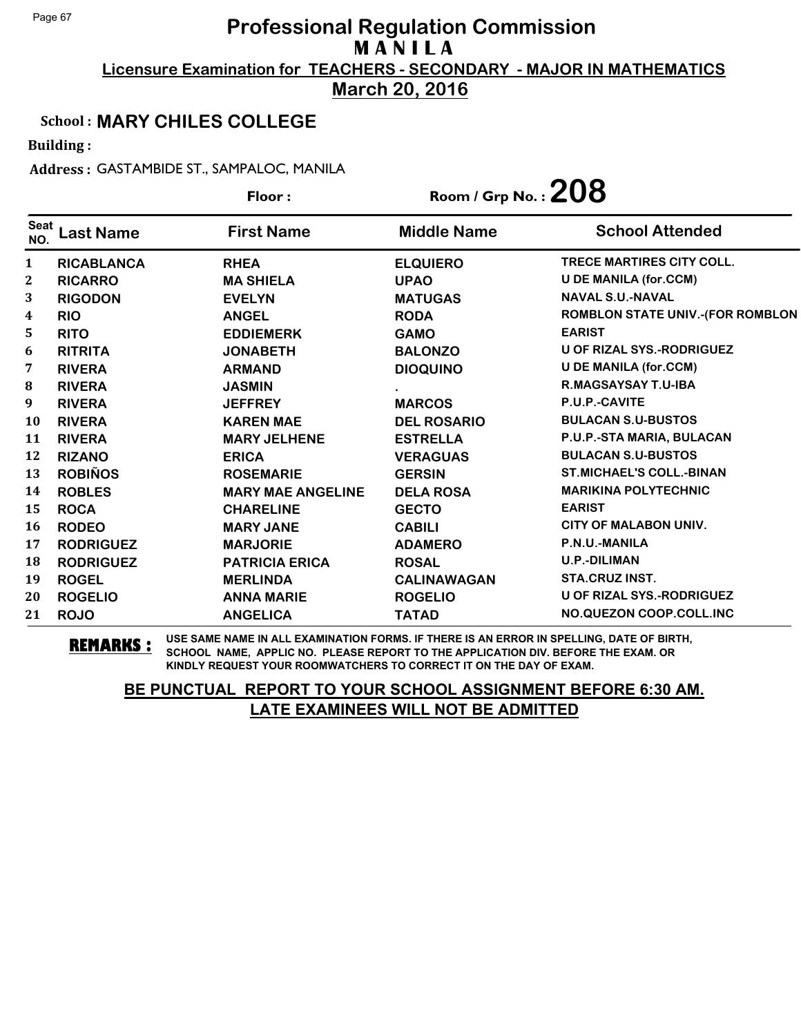# Professional Regulation Commission
## MANILA
### Licensure Examination for TEACHERS - SECONDARY - MAJOR IN MATHEMATICS
### March 20, 2016

**School : MARY CHILES COLLEGE**

**Building :**

**Address :** GASTAMBIDE ST., SAMPALOC, MANILA

**Floor :** 

**Room / Grp No. : 208**

| Seat NO. | Last Name | First Name | Middle Name | School Attended |
|---|---|---|---|---|
| 1 | RICABLANCA | RHEA | ELQUIERO | TRECE MARTIRES CITY COLL. |
| 2 | RICARRO | MA SHIELA | UPAO | U DE MANILA (for.CCM) |
| 3 | RIGODON | EVELYN | MATUGAS | NAVAL S.U.-NAVAL |
| 4 | RIO | ANGEL | RODA | ROMBLON STATE UNIV.-(FOR ROMBLON |
| 5 | RITO | EDDIEMERK | GAMO | EARIST |
| 6 | RITRITA | JONABETH | BALONZO | U OF RIZAL SYS.-RODRIGUEZ |
| 7 | RIVERA | ARMAND | DIOQUINO | U DE MANILA (for.CCM) |
| 8 | RIVERA | JASMIN | . | R.MAGSAYSAY T.U-IBA |
| 9 | RIVERA | JEFFREY | MARCOS | P.U.P.-CAVITE |
| 10 | RIVERA | KAREN MAE | DEL ROSARIO | BULACAN S.U-BUSTOS |
| 11 | RIVERA | MARY JELHENE | ESTRELLA | P.U.P.-STA MARIA, BULACAN |
| 12 | RIZANO | ERICA | VERAGUAS | BULACAN S.U-BUSTOS |
| 13 | ROBIÑOS | ROSEMARIE | GERSIN | ST.MICHAEL'S COLL.-BINAN |
| 14 | ROBLES | MARY MAE ANGELINE | DELA ROSA | MARIKINA POLYTECHNIC |
| 15 | ROCA | CHARELINE | GECTO | EARIST |
| 16 | RODEO | MARY JANE | CABILI | CITY OF MALABON UNIV. |
| 17 | RODRIGUEZ | MARJORIE | ADAMERO | P.N.U.-MANILA |
| 18 | RODRIGUEZ | PATRICIA ERICA | ROSAL | U.P.-DILIMAN |
| 19 | ROGEL | MERLINDA | CALINAWAGAN | STA.CRUZ INST. |
| 20 | ROGELIO | ANNA MARIE | ROGELIO | U OF RIZAL SYS.-RODRIGUEZ |
| 21 | ROJO | ANGELICA | TATAD | NO.QUEZON COOP.COLL.INC |

**REMARKS :** USE SAME NAME IN ALL EXAMINATION FORMS. IF THERE IS AN ERROR IN SPELLING, DATE OF BIRTH, SCHOOL NAME, APPLIC NO. PLEASE REPORT TO THE APPLICATION DIV. BEFORE THE EXAM. OR KINDLY REQUEST YOUR ROOMWATCHERS TO CORRECT IT ON THE DAY OF EXAM.

**BE PUNCTUAL REPORT TO YOUR SCHOOL ASSIGNMENT BEFORE 6:30 AM.**
**LATE EXAMINEES WILL NOT BE ADMITTED**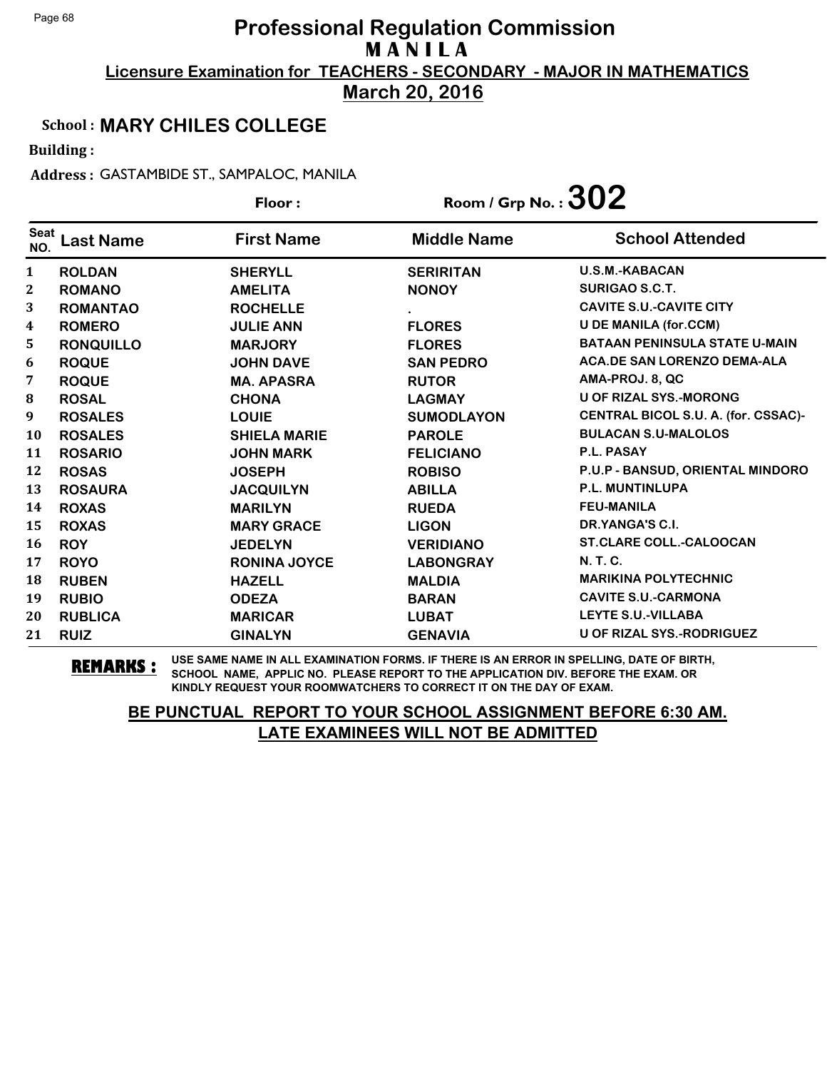# Professional Regulation Commission
## M A N I L A
### Licensure Examination for TEACHERS - SECONDARY - MAJOR IN MATHEMATICS
### March 20, 2016

**School :** MARY CHILES COLLEGE

**Building :**

**Address :** GASTAMBIDE ST., SAMPALOC, MANILA

**Floor :** 

**Room / Grp No. :** 302

| Seat NO. | Last Name | First Name | Middle Name | School Attended |
|---|---|---|---|---|
| 1 | ROLDAN | SHERYLL | SERIRITAN | U.S.M.-KABACAN |
| 2 | ROMANO | AMELITA | NONOY | SURIGAO S.C.T. |
| 3 | ROMANTAO | ROCHELLE | . | CAVITE S.U.-CAVITE CITY |
| 4 | ROMERO | JULIE ANN | FLORES | U DE MANILA (for.CCM) |
| 5 | RONQUILLO | MARJORY | FLORES | BATAAN PENINSULA STATE U-MAIN |
| 6 | ROQUE | JOHN DAVE | SAN PEDRO | ACA.DE SAN LORENZO DEMA-ALA |
| 7 | ROQUE | MA. APASRA | RUTOR | AMA-PROJ. 8, QC |
| 8 | ROSAL | CHONA | LAGMAY | U OF RIZAL SYS.-MORONG |
| 9 | ROSALES | LOUIE | SUMODLAYON | CENTRAL BICOL S.U. A. (for. CSSAC)- |
| 10 | ROSALES | SHIELA MARIE | PAROLE | BULACAN S.U-MALOLOS |
| 11 | ROSARIO | JOHN MARK | FELICIANO | P.L. PASAY |
| 12 | ROSAS | JOSEPH | ROBISO | P.U.P - BANSUD, ORIENTAL MINDORO |
| 13 | ROSAURA | JACQUILYN | ABILLA | P.L. MUNTINLUPA |
| 14 | ROXAS | MARILYN | RUEDA | FEU-MANILA |
| 15 | ROXAS | MARY GRACE | LIGON | DR.YANGA'S C.I. |
| 16 | ROY | JEDELYN | VERIDIANO | ST.CLARE COLL.-CALOOCAN |
| 17 | ROYO | RONINA JOYCE | LABONGRAY | N. T. C. |
| 18 | RUBEN | HAZELL | MALDIA | MARIKINA POLYTECHNIC |
| 19 | RUBIO | ODEZA | BARAN | CAVITE S.U.-CARMONA |
| 20 | RUBLICA | MARICAR | LUBAT | LEYTE S.U.-VILLABA |
| 21 | RUIZ | GINALYN | GENAVIA | U OF RIZAL SYS.-RODRIGUEZ |

**REMARKS :** USE SAME NAME IN ALL EXAMINATION FORMS. IF THERE IS AN ERROR IN SPELLING, DATE OF BIRTH, SCHOOL NAME, APPLIC NO. PLEASE REPORT TO THE APPLICATION DIV. BEFORE THE EXAM. OR KINDLY REQUEST YOUR ROOMWATCHERS TO CORRECT IT ON THE DAY OF EXAM.

**BE PUNCTUAL REPORT TO YOUR SCHOOL ASSIGNMENT BEFORE 6:30 AM. LATE EXAMINEES WILL NOT BE ADMITTED**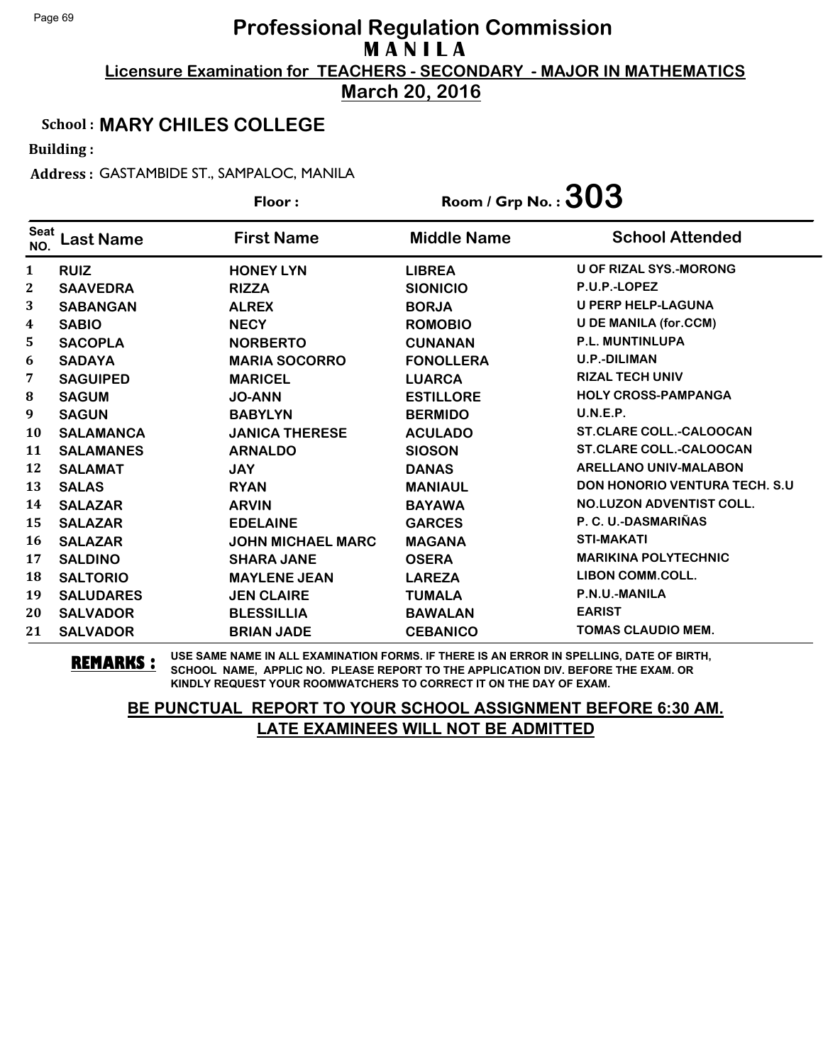# Professional Regulation Commission

## M A N I L A

### Licensure Examination for TEACHERS - SECONDARY - MAJOR IN MATHEMATICS

### March 20, 2016

**School : MARY CHILES COLLEGE**

**Building :**

**Address :** GASTAMBIDE ST., SAMPALOC, MANILA

**Floor :** 

**Room / Grp No. : 303**

| Seat NO. | Last Name | First Name | Middle Name | School Attended |
|---|---|---|---|---|
| 1 | RUIZ | HONEY LYN | LIBREA | U OF RIZAL SYS.-MORONG |
| 2 | SAAVEDRA | RIZZA | SIONICIO | P.U.P.-LOPEZ |
| 3 | SABANGAN | ALREX | BORJA | U PERP HELP-LAGUNA |
| 4 | SABIO | NECY | ROMOBIO | U DE MANILA (for.CCM) |
| 5 | SACOPLA | NORBERTO | CUNANAN | P.L. MUNTINLUPA |
| 6 | SADAYA | MARIA SOCORRO | FONOLLERA | U.P.-DILIMAN |
| 7 | SAGUIPED | MARICEL | LUARCA | RIZAL TECH UNIV |
| 8 | SAGUM | JO-ANN | ESTILLORE | HOLY CROSS-PAMPANGA |
| 9 | SAGUN | BABYLYN | BERMIDO | U.N.E.P. |
| 10 | SALAMANCA | JANICA THERESE | ACULADO | ST.CLARE COLL.-CALOOCAN |
| 11 | SALAMANES | ARNALDO | SIOSON | ST.CLARE COLL.-CALOOCAN |
| 12 | SALAMAT | JAY | DANAS | ARELLANO UNIV-MALABON |
| 13 | SALAS | RYAN | MANIAUL | DON HONORIO VENTURA TECH. S.U |
| 14 | SALAZAR | ARVIN | BAYAWA | NO.LUZON ADVENTIST COLL. |
| 15 | SALAZAR | EDELAINE | GARCES | P. C. U.-DASMARIÑAS |
| 16 | SALAZAR | JOHN MICHAEL MARC | MAGANA | STI-MAKATI |
| 17 | SALDINO | SHARA JANE | OSERA | MARIKINA POLYTECHNIC |
| 18 | SALTORIO | MAYLENE JEAN | LAREZA | LIBON COMM.COLL. |
| 19 | SALUDARES | JEN CLAIRE | TUMALA | P.N.U.-MANILA |
| 20 | SALVADOR | BLESSILLIA | BAWALAN | EARIST |
| 21 | SALVADOR | BRIAN JADE | CEBANICO | TOMAS CLAUDIO MEM. |

**REMARKS :** USE SAME NAME IN ALL EXAMINATION FORMS. IF THERE IS AN ERROR IN SPELLING, DATE OF BIRTH, SCHOOL NAME, APPLIC NO. PLEASE REPORT TO THE APPLICATION DIV. BEFORE THE EXAM. OR KINDLY REQUEST YOUR ROOMWATCHERS TO CORRECT IT ON THE DAY OF EXAM.

**BE PUNCTUAL REPORT TO YOUR SCHOOL ASSIGNMENT BEFORE 6:30 AM.**
**LATE EXAMINEES WILL NOT BE ADMITTED**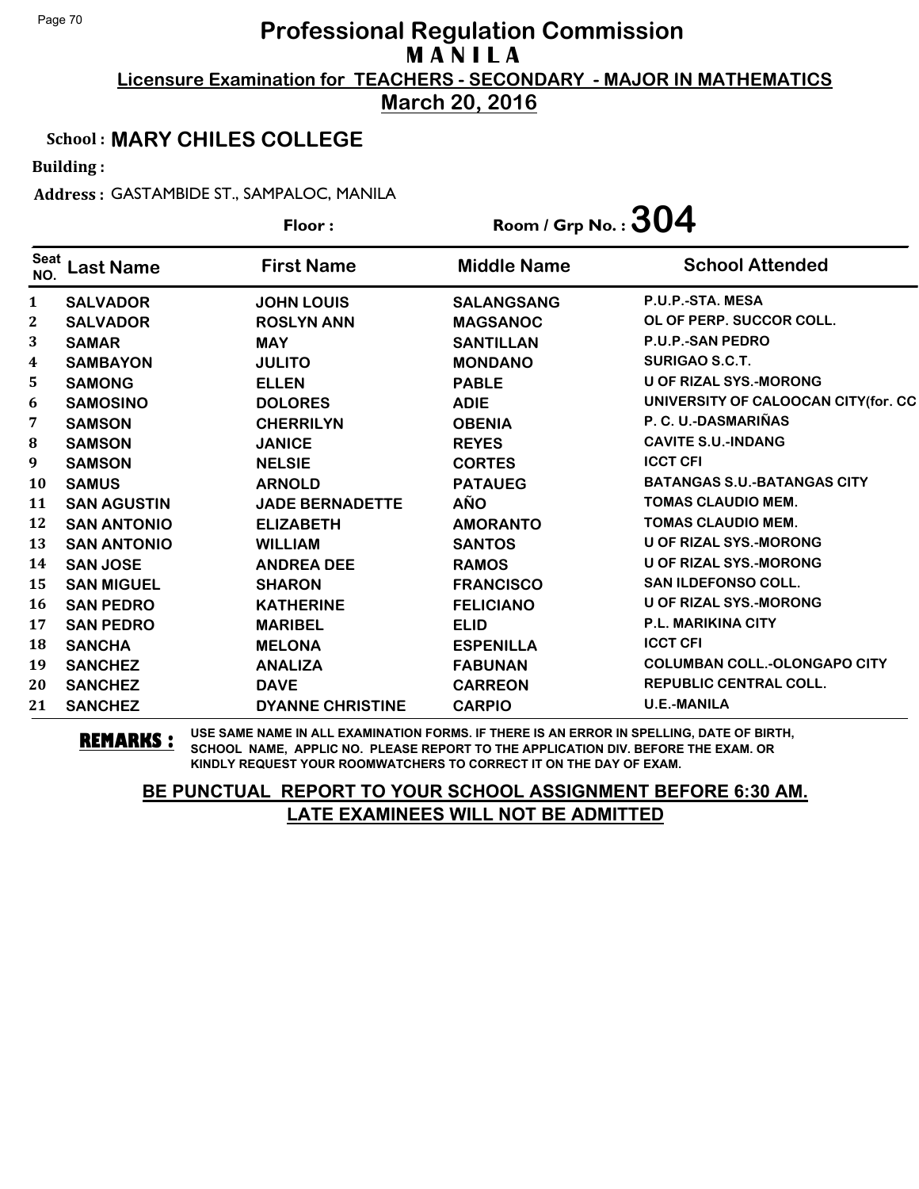# Professional Regulation Commission
## M A N I L A
### Licensure Examination for TEACHERS - SECONDARY - MAJOR IN MATHEMATICS
### March 20, 2016

**School :** MARY CHILES COLLEGE

**Building :**

**Address :** GASTAMBIDE ST., SAMPALOC, MANILA

**Floor :**

**Room / Grp No. :** 304

| Seat NO. | Last Name | First Name | Middle Name | School Attended |
|---|---|---|---|---|
| 1 | SALVADOR | JOHN LOUIS | SALANGSANG | P.U.P.-STA. MESA |
| 2 | SALVADOR | ROSLYN ANN | MAGSANOC | OL OF PERP. SUCCOR COLL. |
| 3 | SAMAR | MAY | SANTILLAN | P.U.P.-SAN PEDRO |
| 4 | SAMBAYON | JULITO | MONDANO | SURIGAO S.C.T. |
| 5 | SAMONG | ELLEN | PABLE | U OF RIZAL SYS.-MORONG |
| 6 | SAMOSINO | DOLORES | ADIE | UNIVERSITY OF CALOOCAN CITY(for. CC |
| 7 | SAMSON | CHERRILYN | OBENIA | P. C. U.-DASMARIÑAS |
| 8 | SAMSON | JANICE | REYES | CAVITE S.U.-INDANG |
| 9 | SAMSON | NELSIE | CORTES | ICCT CFI |
| 10 | SAMUS | ARNOLD | PATAUEG | BATANGAS S.U.-BATANGAS CITY |
| 11 | SAN AGUSTIN | JADE BERNADETTE | AÑO | TOMAS CLAUDIO MEM. |
| 12 | SAN ANTONIO | ELIZABETH | AMORANTO | TOMAS CLAUDIO MEM. |
| 13 | SAN ANTONIO | WILLIAM | SANTOS | U OF RIZAL SYS.-MORONG |
| 14 | SAN JOSE | ANDREA DEE | RAMOS | U OF RIZAL SYS.-MORONG |
| 15 | SAN MIGUEL | SHARON | FRANCISCO | SAN ILDEFONSO COLL. |
| 16 | SAN PEDRO | KATHERINE | FELICIANO | U OF RIZAL SYS.-MORONG |
| 17 | SAN PEDRO | MARIBEL | ELID | P.L. MARIKINA CITY |
| 18 | SANCHA | MELONA | ESPENILLA | ICCT CFI |
| 19 | SANCHEZ | ANALIZA | FABUNAN | COLUMBAN COLL.-OLONGAPO CITY |
| 20 | SANCHEZ | DAVE | CARREON | REPUBLIC CENTRAL COLL. |
| 21 | SANCHEZ | DYANNE CHRISTINE | CARPIO | U.E.-MANILA |

**REMARKS :** USE SAME NAME IN ALL EXAMINATION FORMS. IF THERE IS AN ERROR IN SPELLING, DATE OF BIRTH, SCHOOL NAME, APPLIC NO. PLEASE REPORT TO THE APPLICATION DIV. BEFORE THE EXAM. OR KINDLY REQUEST YOUR ROOMWATCHERS TO CORRECT IT ON THE DAY OF EXAM.

**BE PUNCTUAL REPORT TO YOUR SCHOOL ASSIGNMENT BEFORE 6:30 AM. LATE EXAMINEES WILL NOT BE ADMITTED**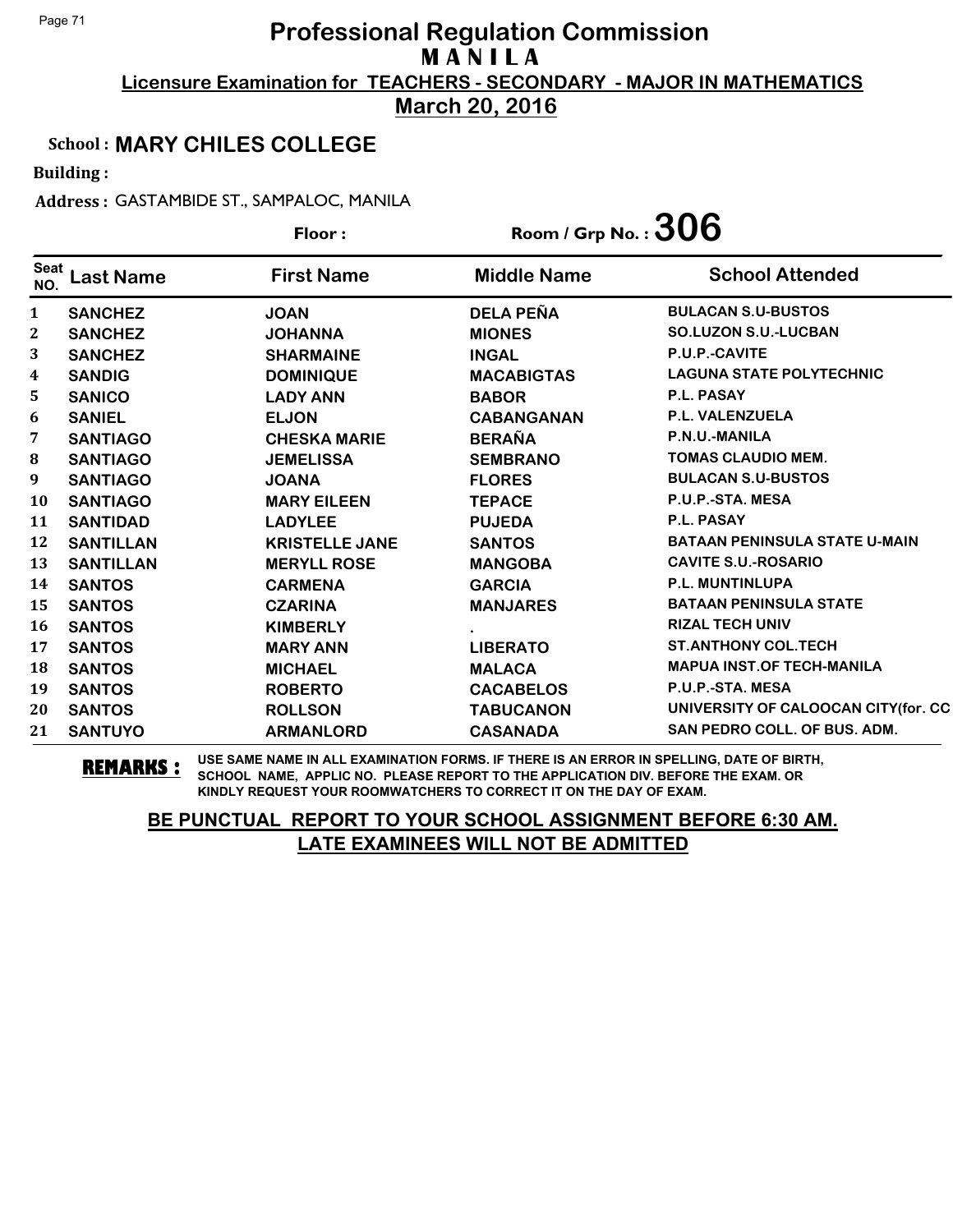# Professional Regulation Commission
## M A N I L A
### Licensure Examination for TEACHERS - SECONDARY - MAJOR IN MATHEMATICS
### March 20, 2016

**School :** MARY CHILES COLLEGE

**Building :**

**Address :** GASTAMBIDE ST., SAMPALOC, MANILA

**Floor :** 

**Room / Grp No. :** 306

| Seat NO. | Last Name | First Name | Middle Name | School Attended |
|---|---|---|---|---|
| 1 | SANCHEZ | JOAN | DELA PEÑA | BULACAN S.U-BUSTOS |
| 2 | SANCHEZ | JOHANNA | MIONES | SO.LUZON S.U.-LUCBAN |
| 3 | SANCHEZ | SHARMAINE | INGAL | P.U.P.-CAVITE |
| 4 | SANDIG | DOMINIQUE | MACABIGTAS | LAGUNA STATE POLYTECHNIC |
| 5 | SANICO | LADY ANN | BABOR | P.L. PASAY |
| 6 | SANIEL | ELJON | CABANGANAN | P.L. VALENZUELA |
| 7 | SANTIAGO | CHESKA MARIE | BERAÑA | P.N.U.-MANILA |
| 8 | SANTIAGO | JEMELISSA | SEMBRANO | TOMAS CLAUDIO MEM. |
| 9 | SANTIAGO | JOANA | FLORES | BULACAN S.U-BUSTOS |
| 10 | SANTIAGO | MARY EILEEN | TEPACE | P.U.P.-STA. MESA |
| 11 | SANTIDAD | LADYLEE | PUJEDA | P.L. PASAY |
| 12 | SANTILLAN | KRISTELLE JANE | SANTOS | BATAAN PENINSULA STATE U-MAIN |
| 13 | SANTILLAN | MERYLL ROSE | MANGOBA | CAVITE S.U.-ROSARIO |
| 14 | SANTOS | CARMENA | GARCIA | P.L. MUNTINLUPA |
| 15 | SANTOS | CZARINA | MANJARES | BATAAN PENINSULA STATE |
| 16 | SANTOS | KIMBERLY | . | RIZAL TECH UNIV |
| 17 | SANTOS | MARY ANN | LIBERATO | ST.ANTHONY COL.TECH |
| 18 | SANTOS | MICHAEL | MALACA | MAPUA INST.OF TECH-MANILA |
| 19 | SANTOS | ROBERTO | CACABELOS | P.U.P.-STA. MESA |
| 20 | SANTOS | ROLLSON | TABUCANON | UNIVERSITY OF CALOOCAN CITY(for. CC |
| 21 | SANTUYO | ARMANLORD | CASANADA | SAN PEDRO COLL. OF BUS. ADM. |

**REMARKS :** USE SAME NAME IN ALL EXAMINATION FORMS. IF THERE IS AN ERROR IN SPELLING, DATE OF BIRTH, SCHOOL NAME, APPLIC NO. PLEASE REPORT TO THE APPLICATION DIV. BEFORE THE EXAM. OR KINDLY REQUEST YOUR ROOMWATCHERS TO CORRECT IT ON THE DAY OF EXAM.

**BE PUNCTUAL REPORT TO YOUR SCHOOL ASSIGNMENT BEFORE 6:30 AM.**
**LATE EXAMINEES WILL NOT BE ADMITTED**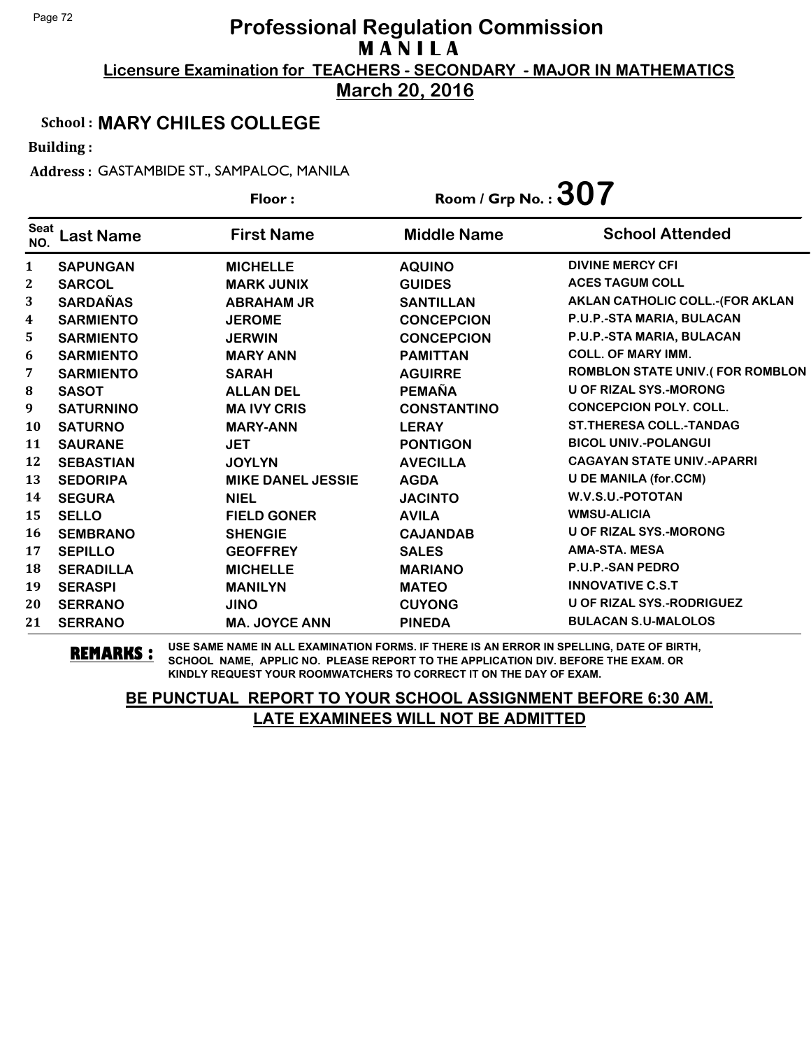# Professional Regulation Commission
## M A N I L A
**Licensure Examination for TEACHERS - SECONDARY - MAJOR IN MATHEMATICS**

**March 20, 2016**

**School : MARY CHILES COLLEGE**

**Building :**

**Address :** GASTAMBIDE ST., SAMPALOC, MANILA

**Floor :** **Room / Grp No. : 307**

| Seat NO. | Last Name | First Name | Middle Name | School Attended |
|---|---|---|---|---|
| 1 | SAPUNGAN | MICHELLE | AQUINO | DIVINE MERCY CFI |
| 2 | SARCOL | MARK JUNIX | GUIDES | ACES TAGUM COLL |
| 3 | SARDAÑAS | ABRAHAM JR | SANTILLAN | AKLAN CATHOLIC COLL.-(FOR AKLAN |
| 4 | SARMIENTO | JEROME | CONCEPCION | P.U.P.-STA MARIA, BULACAN |
| 5 | SARMIENTO | JERWIN | CONCEPCION | P.U.P.-STA MARIA, BULACAN |
| 6 | SARMIENTO | MARY ANN | PAMITTAN | COLL. OF MARY IMM. |
| 7 | SARMIENTO | SARAH | AGUIRRE | ROMBLON STATE UNIV.( FOR ROMBLON |
| 8 | SASOT | ALLAN DEL | PEMAÑA | U OF RIZAL SYS.-MORONG |
| 9 | SATURNINO | MA IVY CRIS | CONSTANTINO | CONCEPCION POLY. COLL. |
| 10 | SATURNO | MARY-ANN | LERAY | ST.THERESA COLL.-TANDAG |
| 11 | SAURANE | JET | PONTIGON | BICOL UNIV.-POLANGUI |
| 12 | SEBASTIAN | JOYLYN | AVECILLA | CAGAYAN STATE UNIV.-APARRI |
| 13 | SEDORIPA | MIKE DANEL JESSIE | AGDA | U DE MANILA (for.CCM) |
| 14 | SEGURA | NIEL | JACINTO | W.V.S.U.-POTOTAN |
| 15 | SELLO | FIELD GONER | AVILA | WMSU-ALICIA |
| 16 | SEMBRANO | SHENGIE | CAJANDAB | U OF RIZAL SYS.-MORONG |
| 17 | SEPILLO | GEOFFREY | SALES | AMA-STA. MESA |
| 18 | SERADILLA | MICHELLE | MARIANO | P.U.P.-SAN PEDRO |
| 19 | SERASPI | MANILYN | MATEO | INNOVATIVE C.S.T |
| 20 | SERRANO | JINO | CUYONG | U OF RIZAL SYS.-RODRIGUEZ |
| 21 | SERRANO | MA. JOYCE ANN | PINEDA | BULACAN S.U-MALOLOS |

**REMARKS :** USE SAME NAME IN ALL EXAMINATION FORMS. IF THERE IS AN ERROR IN SPELLING, DATE OF BIRTH, SCHOOL NAME, APPLIC NO. PLEASE REPORT TO THE APPLICATION DIV. BEFORE THE EXAM. OR KINDLY REQUEST YOUR ROOMWATCHERS TO CORRECT IT ON THE DAY OF EXAM.

**BE PUNCTUAL REPORT TO YOUR SCHOOL ASSIGNMENT BEFORE 6:30 AM. LATE EXAMINEES WILL NOT BE ADMITTED**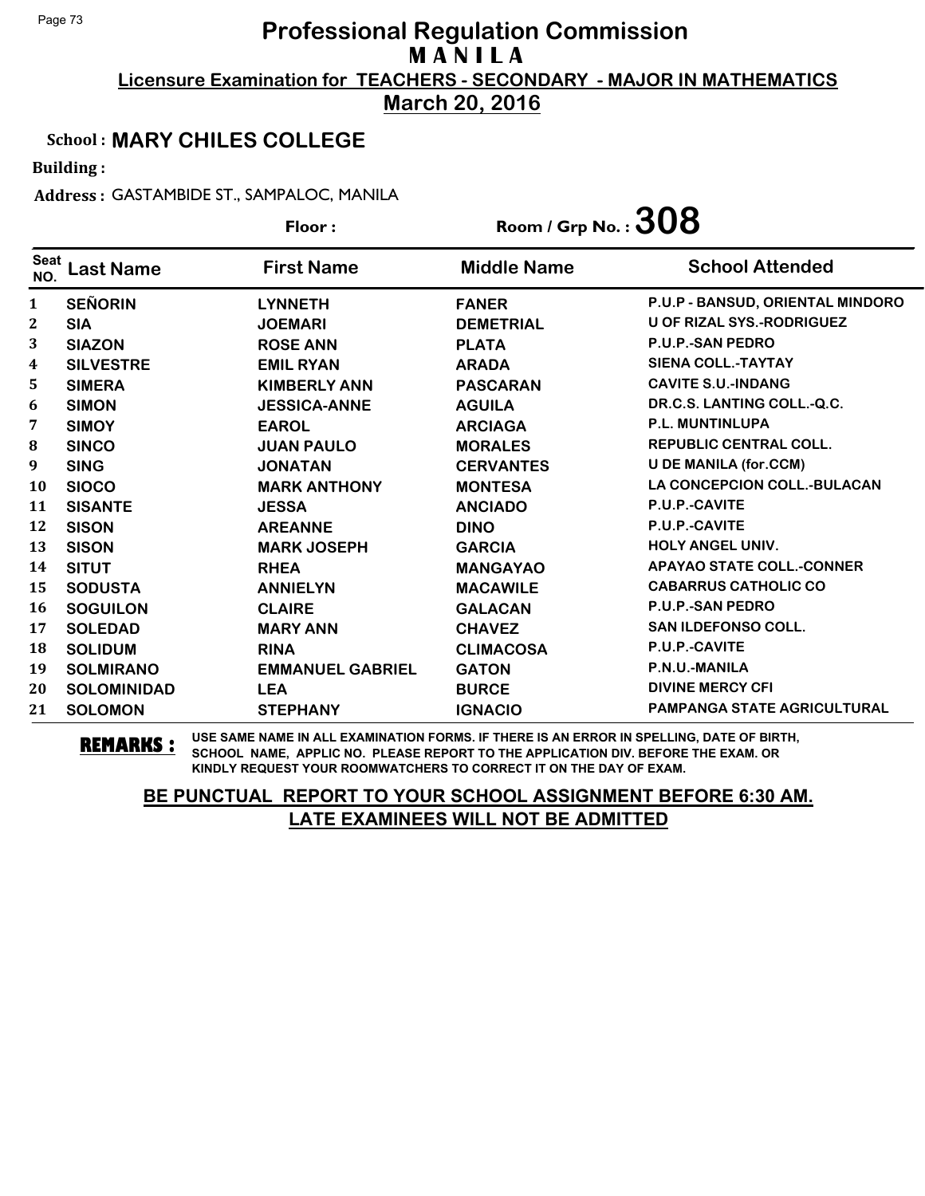# Professional Regulation Commission
## M A N I L A
### Licensure Examination for TEACHERS - SECONDARY - MAJOR IN MATHEMATICS
### March 20, 2016

**School :** MARY CHILES COLLEGE

**Building :**

**Address :** GASTAMBIDE ST., SAMPALOC, MANILA

**Floor :** **Room / Grp No. : 308**

| Seat NO. | Last Name | First Name | Middle Name | School Attended |
|---|---|---|---|---|
| 1 | SEÑORIN | LYNNETH | FANER | P.U.P - BANSUD, ORIENTAL MINDORO |
| 2 | SIA | JOEMARI | DEMETRIAL | U OF RIZAL SYS.-RODRIGUEZ |
| 3 | SIAZON | ROSE ANN | PLATA | P.U.P.-SAN PEDRO |
| 4 | SILVESTRE | EMIL RYAN | ARADA | SIENA COLL.-TAYTAY |
| 5 | SIMERA | KIMBERLY ANN | PASCARAN | CAVITE S.U.-INDANG |
| 6 | SIMON | JESSICA-ANNE | AGUILA | DR.C.S. LANTING COLL.-Q.C. |
| 7 | SIMOY | EAROL | ARCIAGA | P.L. MUNTINLUPA |
| 8 | SINCO | JUAN PAULO | MORALES | REPUBLIC CENTRAL COLL. |
| 9 | SING | JONATAN | CERVANTES | U DE MANILA (for.CCM) |
| 10 | SIOCO | MARK ANTHONY | MONTESA | LA CONCEPCION COLL.-BULACAN |
| 11 | SISANTE | JESSA | ANCIADO | P.U.P.-CAVITE |
| 12 | SISON | AREANNE | DINO | P.U.P.-CAVITE |
| 13 | SISON | MARK JOSEPH | GARCIA | HOLY ANGEL UNIV. |
| 14 | SITUT | RHEA | MANGAYAO | APAYAO STATE COLL.-CONNER |
| 15 | SODUSTA | ANNIELYN | MACAWILE | CABARRUS CATHOLIC CO |
| 16 | SOGUILON | CLAIRE | GALACAN | P.U.P.-SAN PEDRO |
| 17 | SOLEDAD | MARY ANN | CHAVEZ | SAN ILDEFONSO COLL. |
| 18 | SOLIDUM | RINA | CLIMACOSA | P.U.P.-CAVITE |
| 19 | SOLMIRANO | EMMANUEL GABRIEL | GATON | P.N.U.-MANILA |
| 20 | SOLOMINIDAD | LEA | BURCE | DIVINE MERCY CFI |
| 21 | SOLOMON | STEPHANY | IGNACIO | PAMPANGA STATE AGRICULTURAL |

**REMARKS :** USE SAME NAME IN ALL EXAMINATION FORMS. IF THERE IS AN ERROR IN SPELLING, DATE OF BIRTH, SCHOOL NAME, APPLIC NO. PLEASE REPORT TO THE APPLICATION DIV. BEFORE THE EXAM. OR KINDLY REQUEST YOUR ROOMWATCHERS TO CORRECT IT ON THE DAY OF EXAM.

**BE PUNCTUAL REPORT TO YOUR SCHOOL ASSIGNMENT BEFORE 6:30 AM.**
**LATE EXAMINEES WILL NOT BE ADMITTED**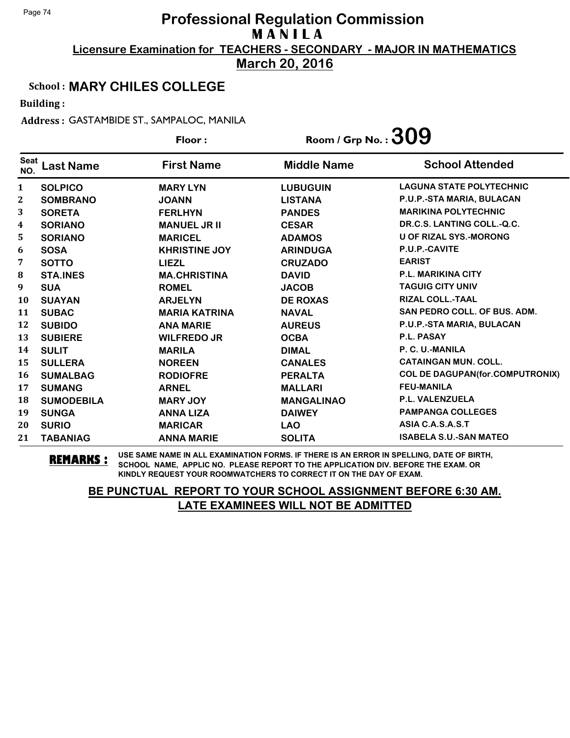# Professional Regulation Commission

## M A N I L A

### Licensure Examination for TEACHERS - SECONDARY - MAJOR IN MATHEMATICS

### March 20, 2016

**School : MARY CHILES COLLEGE**

**Building :**

**Address :** GASTAMBIDE ST., SAMPALOC, MANILA

**Floor :** **Room / Grp No. : 309**

| Seat NO. | Last Name | First Name | Middle Name | School Attended |
|---|---|---|---|---|
| 1 | SOLPICO | MARY LYN | LUBUGUIN | LAGUNA STATE POLYTECHNIC |
| 2 | SOMBRANO | JOANN | LISTANA | P.U.P.-STA MARIA, BULACAN |
| 3 | SORETA | FERLHYN | PANDES | MARIKINA POLYTECHNIC |
| 4 | SORIANO | MANUEL JR II | CESAR | DR.C.S. LANTING COLL.-Q.C. |
| 5 | SORIANO | MARICEL | ADAMOS | U OF RIZAL SYS.-MORONG |
| 6 | SOSA | KHRISTINE JOY | ARINDUGA | P.U.P.-CAVITE |
| 7 | SOTTO | LIEZL | CRUZADO | EARIST |
| 8 | STA.INES | MA.CHRISTINA | DAVID | P.L. MARIKINA CITY |
| 9 | SUA | ROMEL | JACOB | TAGUIG CITY UNIV |
| 10 | SUAYAN | ARJELYN | DE ROXAS | RIZAL COLL.-TAAL |
| 11 | SUBAC | MARIA KATRINA | NAVAL | SAN PEDRO COLL. OF BUS. ADM. |
| 12 | SUBIDO | ANA MARIE | AUREUS | P.U.P.-STA MARIA, BULACAN |
| 13 | SUBIERE | WILFREDO JR | OCBA | P.L. PASAY |
| 14 | SULIT | MARILA | DIMAL | P. C. U.-MANILA |
| 15 | SULLERA | NOREEN | CANALES | CATAINGAN MUN. COLL. |
| 16 | SUMALBAG | RODIOFRE | PERALTA | COL DE DAGUPAN(for.COMPUTRONIX) |
| 17 | SUMANG | ARNEL | MALLARI | FEU-MANILA |
| 18 | SUMODEBILA | MARY JOY | MANGALINAO | P.L. VALENZUELA |
| 19 | SUNGA | ANNA LIZA | DAIWEY | PAMPANGA COLLEGES |
| 20 | SURIO | MARICAR | LAO | ASIA C.A.S.A.S.T |
| 21 | TABANIAG | ANNA MARIE | SOLITA | ISABELA S.U.-SAN MATEO |

**REMARKS :** USE SAME NAME IN ALL EXAMINATION FORMS. IF THERE IS AN ERROR IN SPELLING, DATE OF BIRTH, SCHOOL NAME, APPLIC NO. PLEASE REPORT TO THE APPLICATION DIV. BEFORE THE EXAM. OR KINDLY REQUEST YOUR ROOMWATCHERS TO CORRECT IT ON THE DAY OF EXAM.

**BE PUNCTUAL REPORT TO YOUR SCHOOL ASSIGNMENT BEFORE 6:30 AM.**
**LATE EXAMINEES WILL NOT BE ADMITTED**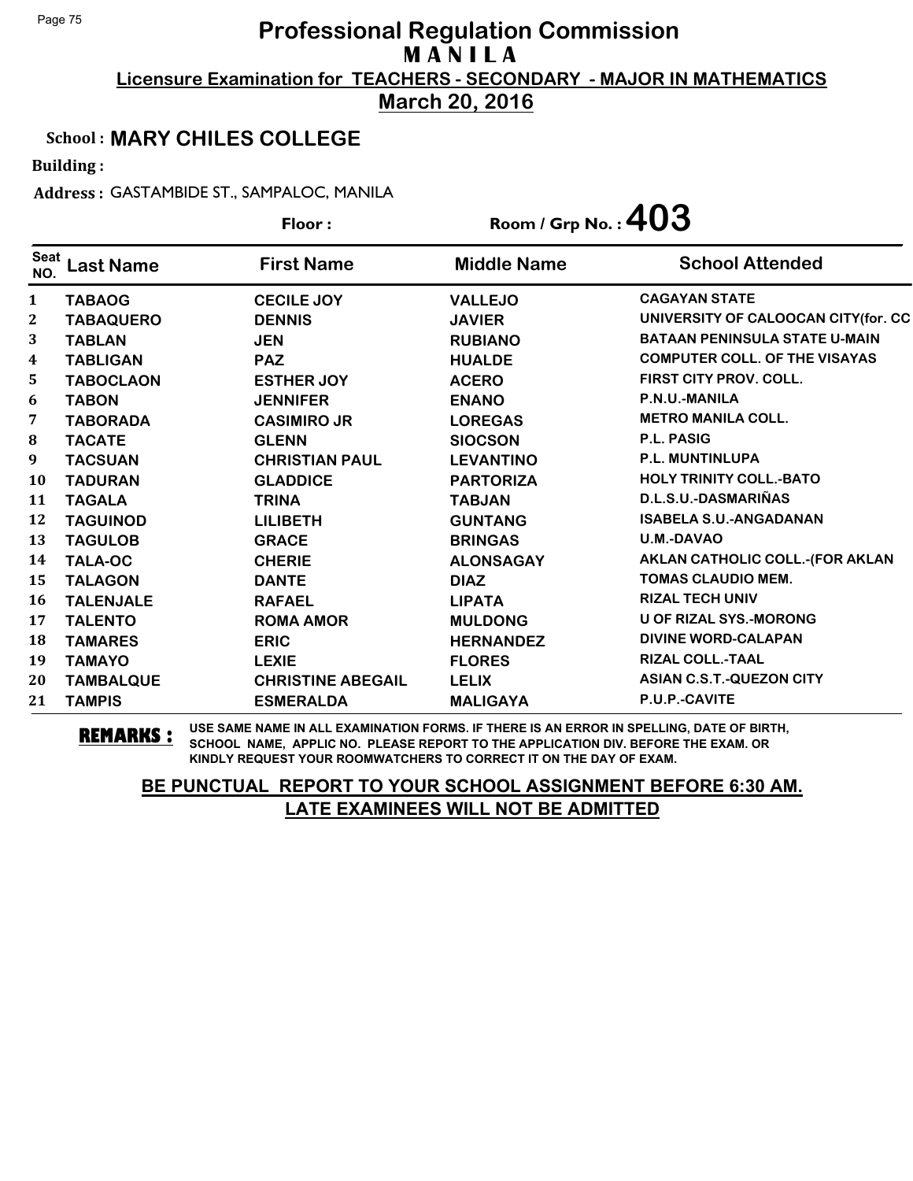# Professional Regulation Commission

## M A N I L A

**Licensure Examination for TEACHERS - SECONDARY - MAJOR IN MATHEMATICS**

**March 20, 2016**

**School : MARY CHILES COLLEGE**

**Building :**

**Address : GASTAMBIDE ST., SAMPALOC, MANILA**

**Floor :** **Room / Grp No. : 403**

| Seat NO. | Last Name | First Name | Middle Name | School Attended |
|---|---|---|---|---|
| 1 | TABAOG | CECILE JOY | VALLEJO | CAGAYAN STATE |
| 2 | TABAQUERO | DENNIS | JAVIER | UNIVERSITY OF CALOOCAN CITY(for. CC |
| 3 | TABLAN | JEN | RUBIANO | BATAAN PENINSULA STATE U-MAIN |
| 4 | TABLIGAN | PAZ | HUALDE | COMPUTER COLL. OF THE VISAYAS |
| 5 | TABOCLAON | ESTHER JOY | ACERO | FIRST CITY PROV. COLL. |
| 6 | TABON | JENNIFER | ENANO | P.N.U.-MANILA |
| 7 | TABORADA | CASIMIRO JR | LOREGAS | METRO MANILA COLL. |
| 8 | TACATE | GLENN | SIOCSON | P.L. PASIG |
| 9 | TACSUAN | CHRISTIAN PAUL | LEVANTINO | P.L. MUNTINLUPA |
| 10 | TADURAN | GLADDICE | PARTORIZA | HOLY TRINITY COLL.-BATO |
| 11 | TAGALA | TRINA | TABJAN | D.L.S.U.-DASMARIÑAS |
| 12 | TAGUINOD | LILIBETH | GUNTANG | ISABELA S.U.-ANGADANAN |
| 13 | TAGULOB | GRACE | BRINGAS | U.M.-DAVAO |
| 14 | TALA-OC | CHERIE | ALONSAGAY | AKLAN CATHOLIC COLL.-(FOR AKLAN |
| 15 | TALAGON | DANTE | DIAZ | TOMAS CLAUDIO MEM. |
| 16 | TALENJALE | RAFAEL | LIPATA | RIZAL TECH UNIV |
| 17 | TALENTO | ROMA AMOR | MULDONG | U OF RIZAL SYS.-MORONG |
| 18 | TAMARES | ERIC | HERNANDEZ | DIVINE WORD-CALAPAN |
| 19 | TAMAYO | LEXIE | FLORES | RIZAL COLL.-TAAL |
| 20 | TAMBALQUE | CHRISTINE ABEGAIL | LELIX | ASIAN C.S.T.-QUEZON CITY |
| 21 | TAMPIS | ESMERALDA | MALIGAYA | P.U.P.-CAVITE |

**REMARKS :** USE SAME NAME IN ALL EXAMINATION FORMS. IF THERE IS AN ERROR IN SPELLING, DATE OF BIRTH, SCHOOL NAME, APPLIC NO. PLEASE REPORT TO THE APPLICATION DIV. BEFORE THE EXAM. OR KINDLY REQUEST YOUR ROOMWATCHERS TO CORRECT IT ON THE DAY OF EXAM.

**BE PUNCTUAL REPORT TO YOUR SCHOOL ASSIGNMENT BEFORE 6:30 AM.**
**LATE EXAMINEES WILL NOT BE ADMITTED**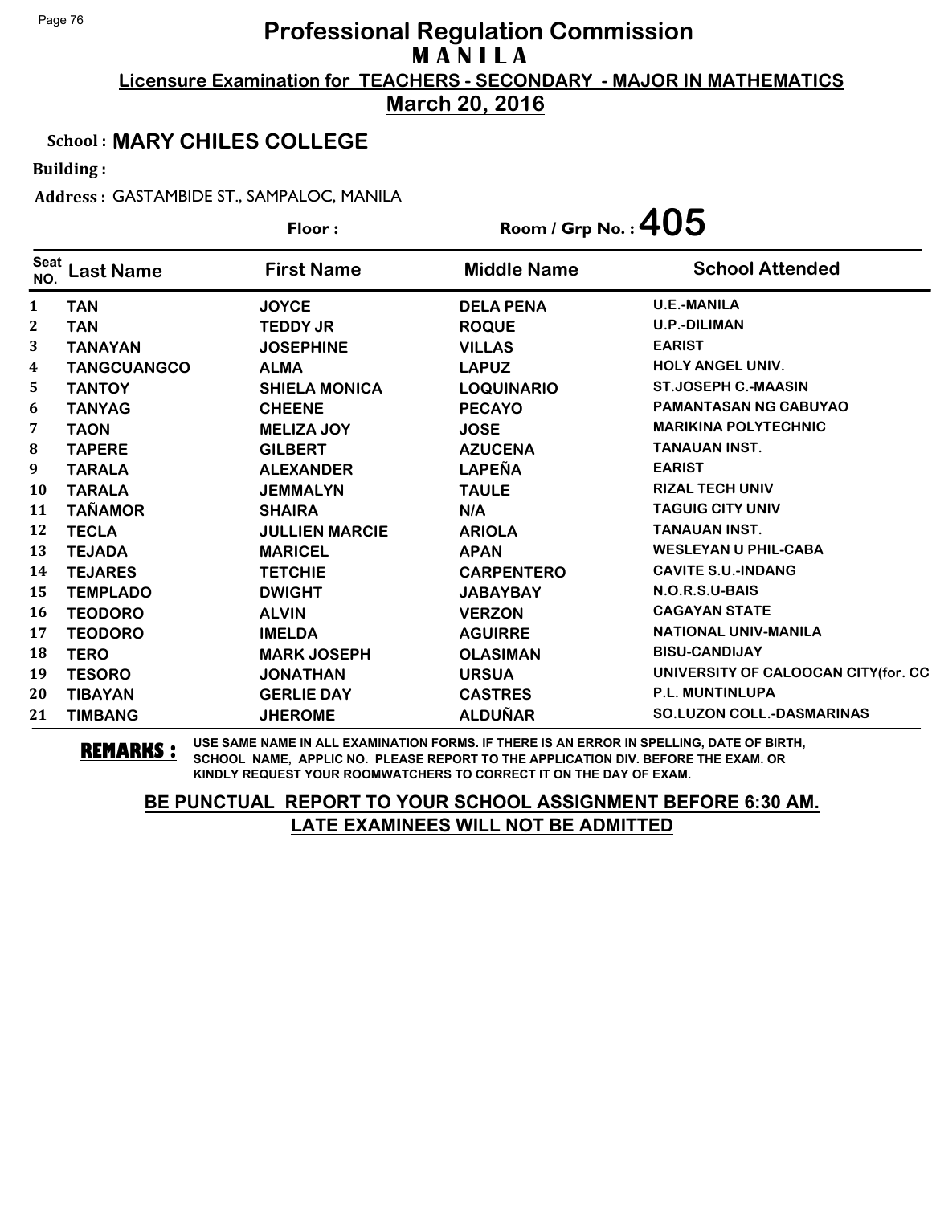# Professional Regulation Commission
## M A N I L A
### Licensure Examination for TEACHERS - SECONDARY - MAJOR IN MATHEMATICS
### March 20, 2016

**School : MARY CHILES COLLEGE**

**Building :**

**Address :** GASTAMBIDE ST., SAMPALOC, MANILA

**Floor :** **Room / Grp No. : 405**

| Seat NO. | Last Name | First Name | Middle Name | School Attended |
|---|---|---|---|---|
| 1 | TAN | JOYCE | DELA PENA | U.E.-MANILA |
| 2 | TAN | TEDDY JR | ROQUE | U.P.-DILIMAN |
| 3 | TANAYAN | JOSEPHINE | VILLAS | EARIST |
| 4 | TANGCUANGCO | ALMA | LAPUZ | HOLY ANGEL UNIV. |
| 5 | TANTOY | SHIELA MONICA | LOQUINARIO | ST.JOSEPH C.-MAASIN |
| 6 | TANYAG | CHEENE | PECAYO | PAMANTASAN NG CABUYAO |
| 7 | TAON | MELIZA JOY | JOSE | MARIKINA POLYTECHNIC |
| 8 | TAPERE | GILBERT | AZUCENA | TANAUAN INST. |
| 9 | TARALA | ALEXANDER | LAPEÑA | EARIST |
| 10 | TARALA | JEMMALYN | TAULE | RIZAL TECH UNIV |
| 11 | TAÑAMOR | SHAIRA | N/A | TAGUIG CITY UNIV |
| 12 | TECLA | JULLIEN MARCIE | ARIOLA | TANAUAN INST. |
| 13 | TEJADA | MARICEL | APAN | WESLEYAN U PHIL-CABA |
| 14 | TEJARES | TETCHIE | CARPENTERO | CAVITE S.U.-INDANG |
| 15 | TEMPLADO | DWIGHT | JABAYBAY | N.O.R.S.U-BAIS |
| 16 | TEODORO | ALVIN | VERZON | CAGAYAN STATE |
| 17 | TEODORO | IMELDA | AGUIRRE | NATIONAL UNIV-MANILA |
| 18 | TERO | MARK JOSEPH | OLASIMAN | BISU-CANDIJAY |
| 19 | TESORO | JONATHAN | URSUA | UNIVERSITY OF CALOOCAN CITY(for. CC |
| 20 | TIBAYAN | GERLIE DAY | CASTRES | P.L. MUNTINLUPA |
| 21 | TIMBANG | JHEROME | ALDUÑAR | SO.LUZON COLL.-DASMARINAS |

**REMARKS :** USE SAME NAME IN ALL EXAMINATION FORMS. IF THERE IS AN ERROR IN SPELLING, DATE OF BIRTH, SCHOOL NAME, APPLIC NO. PLEASE REPORT TO THE APPLICATION DIV. BEFORE THE EXAM. OR KINDLY REQUEST YOUR ROOMWATCHERS TO CORRECT IT ON THE DAY OF EXAM.

**BE PUNCTUAL REPORT TO YOUR SCHOOL ASSIGNMENT BEFORE 6:30 AM.**
**LATE EXAMINEES WILL NOT BE ADMITTED**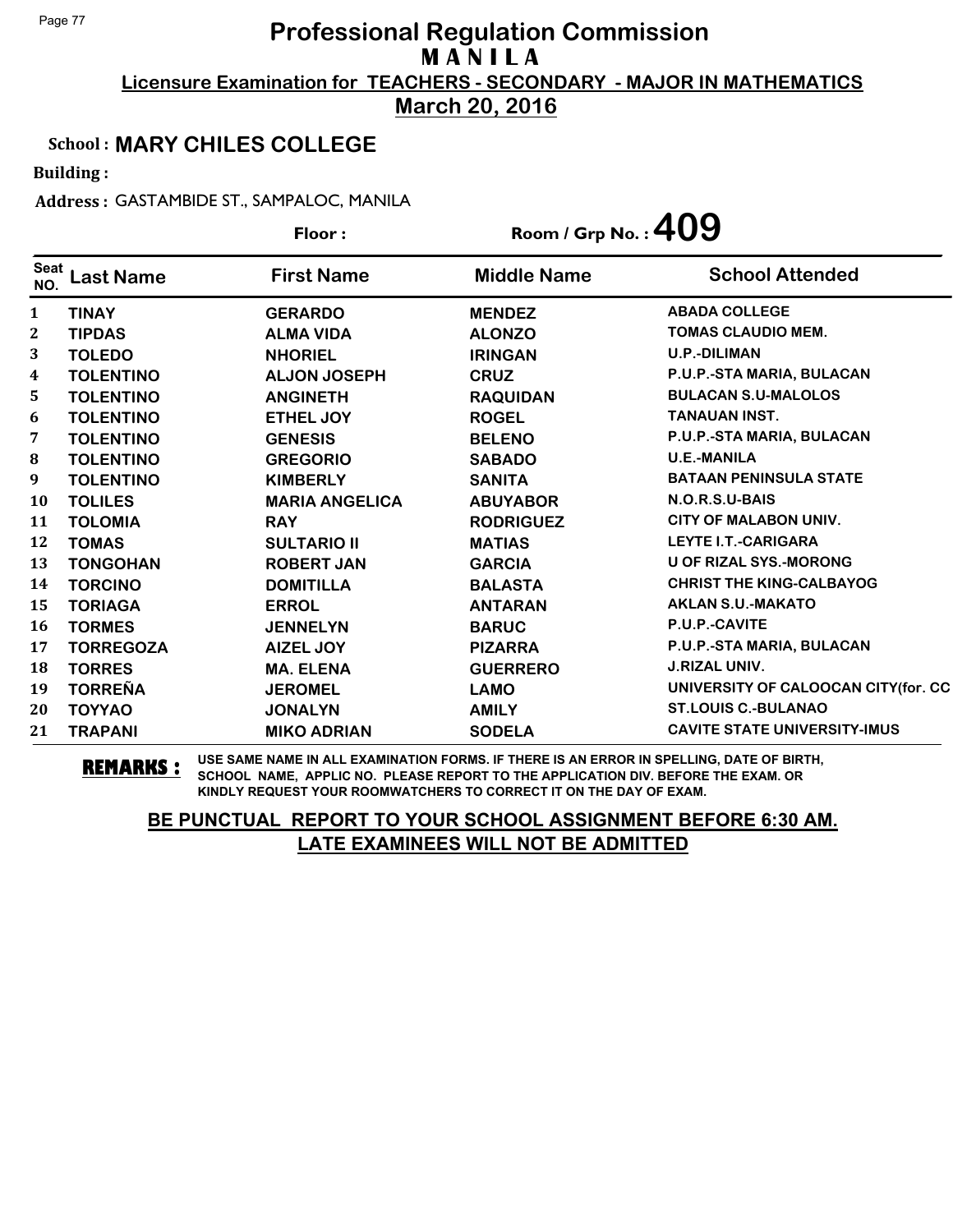# Professional Regulation Commission

## M A N I L A

**Licensure Examination for TEACHERS - SECONDARY - MAJOR IN MATHEMATICS**

**March 20, 2016**

**School : MARY CHILES COLLEGE**

**Building :**

**Address :** GASTAMBIDE ST., SAMPALOC, MANILA

**Floor :** **Room / Grp No. : 409**

| Seat NO. | Last Name | First Name | Middle Name | School Attended |
|---|---|---|---|---|
| 1 | TINAY | GERARDO | MENDEZ | ABADA COLLEGE |
| 2 | TIPDAS | ALMA VIDA | ALONZO | TOMAS CLAUDIO MEM. |
| 3 | TOLEDO | NHORIEL | IRINGAN | U.P.-DILIMAN |
| 4 | TOLENTINO | ALJON JOSEPH | CRUZ | P.U.P.-STA MARIA, BULACAN |
| 5 | TOLENTINO | ANGINETH | RAQUIDAN | BULACAN S.U-MALOLOS |
| 6 | TOLENTINO | ETHEL JOY | ROGEL | TANAUAN INST. |
| 7 | TOLENTINO | GENESIS | BELENO | P.U.P.-STA MARIA, BULACAN |
| 8 | TOLENTINO | GREGORIO | SABADO | U.E.-MANILA |
| 9 | TOLENTINO | KIMBERLY | SANITA | BATAAN PENINSULA STATE |
| 10 | TOLILES | MARIA ANGELICA | ABUYABOR | N.O.R.S.U-BAIS |
| 11 | TOLOMIA | RAY | RODRIGUEZ | CITY OF MALABON UNIV. |
| 12 | TOMAS | SULTARIO II | MATIAS | LEYTE I.T.-CARIGARA |
| 13 | TONGOHAN | ROBERT JAN | GARCIA | U OF RIZAL SYS.-MORONG |
| 14 | TORCINO | DOMITILLA | BALASTA | CHRIST THE KING-CALBAYOG |
| 15 | TORIAGA | ERROL | ANTARAN | AKLAN S.U.-MAKATO |
| 16 | TORMES | JENNELYN | BARUC | P.U.P.-CAVITE |
| 17 | TORREGOZA | AIZEL JOY | PIZARRA | P.U.P.-STA MARIA, BULACAN |
| 18 | TORRES | MA. ELENA | GUERRERO | J.RIZAL UNIV. |
| 19 | TORREÑA | JEROMEL | LAMO | UNIVERSITY OF CALOOCAN CITY(for. CC |
| 20 | TOYYAO | JONALYN | AMILY | ST.LOUIS C.-BULANAO |
| 21 | TRAPANI | MIKO ADRIAN | SODELA | CAVITE STATE UNIVERSITY-IMUS |

**REMARKS :** USE SAME NAME IN ALL EXAMINATION FORMS. IF THERE IS AN ERROR IN SPELLING, DATE OF BIRTH, SCHOOL NAME, APPLIC NO. PLEASE REPORT TO THE APPLICATION DIV. BEFORE THE EXAM. OR KINDLY REQUEST YOUR ROOMWATCHERS TO CORRECT IT ON THE DAY OF EXAM.

**BE PUNCTUAL REPORT TO YOUR SCHOOL ASSIGNMENT BEFORE 6:30 AM. LATE EXAMINEES WILL NOT BE ADMITTED**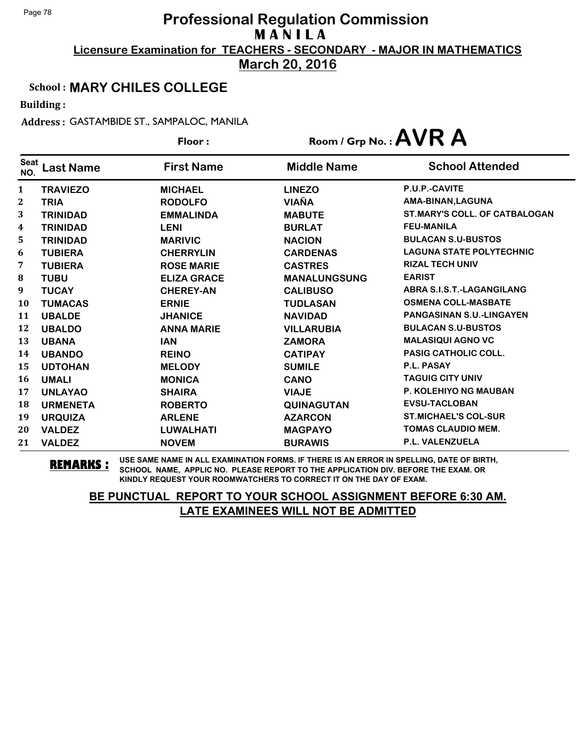# Professional Regulation Commission
## MANILA
### Licensure Examination for TEACHERS - SECONDARY - MAJOR IN MATHEMATICS
### March 20, 2016

**School : MARY CHILES COLLEGE**

**Building :**

**Address :** GASTAMBIDE ST., SAMPALOC, MANILA

**Floor :** **Room / Grp No. : AVR A**

| Seat NO. | Last Name | First Name | Middle Name | School Attended |
|---|---|---|---|---|
| 1 | TRAVIEZO | MICHAEL | LINEZO | P.U.P.-CAVITE |
| 2 | TRIA | RODOLFO | VIAÑA | AMA-BINAN,LAGUNA |
| 3 | TRINIDAD | EMMALINDA | MABUTE | ST.MARY'S COLL. OF CATBALOGAN |
| 4 | TRINIDAD | LENI | BURLAT | FEU-MANILA |
| 5 | TRINIDAD | MARIVIC | NACION | BULACAN S.U-BUSTOS |
| 6 | TUBIERA | CHERRYLIN | CARDENAS | LAGUNA STATE POLYTECHNIC |
| 7 | TUBIERA | ROSE MARIE | CASTRES | RIZAL TECH UNIV |
| 8 | TUBU | ELIZA GRACE | MANALUNGSUNG | EARIST |
| 9 | TUCAY | CHEREY-AN | CALIBUSO | ABRA S.I.S.T.-LAGANGILANG |
| 10 | TUMACAS | ERNIE | TUDLASAN | OSMENA COLL-MASBATE |
| 11 | UBALDE | JHANICE | NAVIDAD | PANGASINAN S.U.-LINGAYEN |
| 12 | UBALDO | ANNA MARIE | VILLARUBIA | BULACAN S.U-BUSTOS |
| 13 | UBANA | IAN | ZAMORA | MALASIQUI AGNO VC |
| 14 | UBANDO | REINO | CATIPAY | PASIG CATHOLIC COLL. |
| 15 | UDTOHAN | MELODY | SUMILE | P.L. PASAY |
| 16 | UMALI | MONICA | CANO | TAGUIG CITY UNIV |
| 17 | UNLAYAO | SHAIRA | VIAJE | P. KOLEHIYO NG MAUBAN |
| 18 | URMENETA | ROBERTO | QUINAGUTAN | EVSU-TACLOBAN |
| 19 | URQUIZA | ARLENE | AZARCON | ST.MICHAEL'S COL-SUR |
| 20 | VALDEZ | LUWALHATI | MAGPAYO | TOMAS CLAUDIO MEM. |
| 21 | VALDEZ | NOVEM | BURAWIS | P.L. VALENZUELA |

**REMARKS :** USE SAME NAME IN ALL EXAMINATION FORMS. IF THERE IS AN ERROR IN SPELLING, DATE OF BIRTH, SCHOOL NAME, APPLIC NO. PLEASE REPORT TO THE APPLICATION DIV. BEFORE THE EXAM. OR KINDLY REQUEST YOUR ROOMWATCHERS TO CORRECT IT ON THE DAY OF EXAM.

**BE PUNCTUAL REPORT TO YOUR SCHOOL ASSIGNMENT BEFORE 6:30 AM.**
**LATE EXAMINEES WILL NOT BE ADMITTED**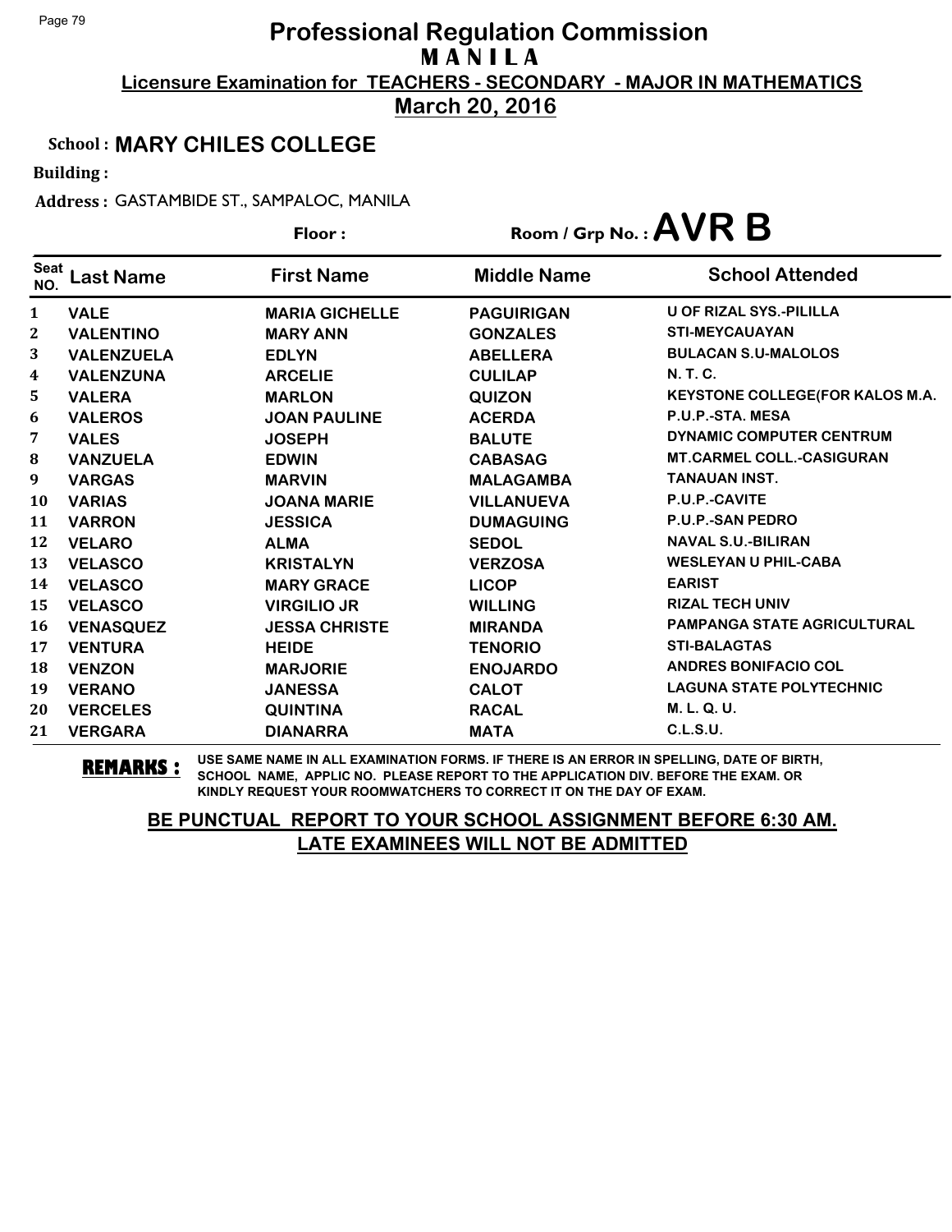# Professional Regulation Commission

## M A N I L A

**Licensure Examination for TEACHERS - SECONDARY - MAJOR IN MATHEMATICS**

**March 20, 2016**

**School : MARY CHILES COLLEGE**

**Building :**

**Address :** GASTAMBIDE ST., SAMPALOC, MANILA

**Floor :** 

**Room / Grp No. : AVR B**

| Seat NO. | Last Name | First Name | Middle Name | School Attended |
|---|---|---|---|---|
| 1 | VALE | MARIA GICHELLE | PAGUIRIGAN | U OF RIZAL SYS.-PILILLA |
| 2 | VALENTINO | MARY ANN | GONZALES | STI-MEYCAUAYAN |
| 3 | VALENZUELA | EDLYN | ABELLERA | BULACAN S.U-MALOLOS |
| 4 | VALENZUNA | ARCELIE | CULILAP | N. T. C. |
| 5 | VALERA | MARLON | QUIZON | KEYSTONE COLLEGE(FOR KALOS M.A. |
| 6 | VALEROS | JOAN PAULINE | ACERDA | P.U.P.-STA. MESA |
| 7 | VALES | JOSEPH | BALUTE | DYNAMIC COMPUTER CENTRUM |
| 8 | VANZUELA | EDWIN | CABASAG | MT.CARMEL COLL.-CASIGURAN |
| 9 | VARGAS | MARVIN | MALAGAMBA | TANAUAN INST. |
| 10 | VARIAS | JOANA MARIE | VILLANUEVA | P.U.P.-CAVITE |
| 11 | VARRON | JESSICA | DUMAGUING | P.U.P.-SAN PEDRO |
| 12 | VELARO | ALMA | SEDOL | NAVAL S.U.-BILIRAN |
| 13 | VELASCO | KRISTALYN | VERZOSA | WESLEYAN U PHIL-CABA |
| 14 | VELASCO | MARY GRACE | LICOP | EARIST |
| 15 | VELASCO | VIRGILIO JR | WILLING | RIZAL TECH UNIV |
| 16 | VENASQUEZ | JESSA CHRISTE | MIRANDA | PAMPANGA STATE AGRICULTURAL |
| 17 | VENTURA | HEIDE | TENORIO | STI-BALAGTAS |
| 18 | VENZON | MARJORIE | ENOJARDO | ANDRES BONIFACIO COL |
| 19 | VERANO | JANESSA | CALOT | LAGUNA STATE POLYTECHNIC |
| 20 | VERCELES | QUINTINA | RACAL | M. L. Q. U. |
| 21 | VERGARA | DIANARRA | MATA | C.L.S.U. |

**REMARKS :** USE SAME NAME IN ALL EXAMINATION FORMS. IF THERE IS AN ERROR IN SPELLING, DATE OF BIRTH, SCHOOL NAME, APPLIC NO. PLEASE REPORT TO THE APPLICATION DIV. BEFORE THE EXAM. OR KINDLY REQUEST YOUR ROOMWATCHERS TO CORRECT IT ON THE DAY OF EXAM.

**BE PUNCTUAL REPORT TO YOUR SCHOOL ASSIGNMENT BEFORE 6:30 AM. LATE EXAMINEES WILL NOT BE ADMITTED**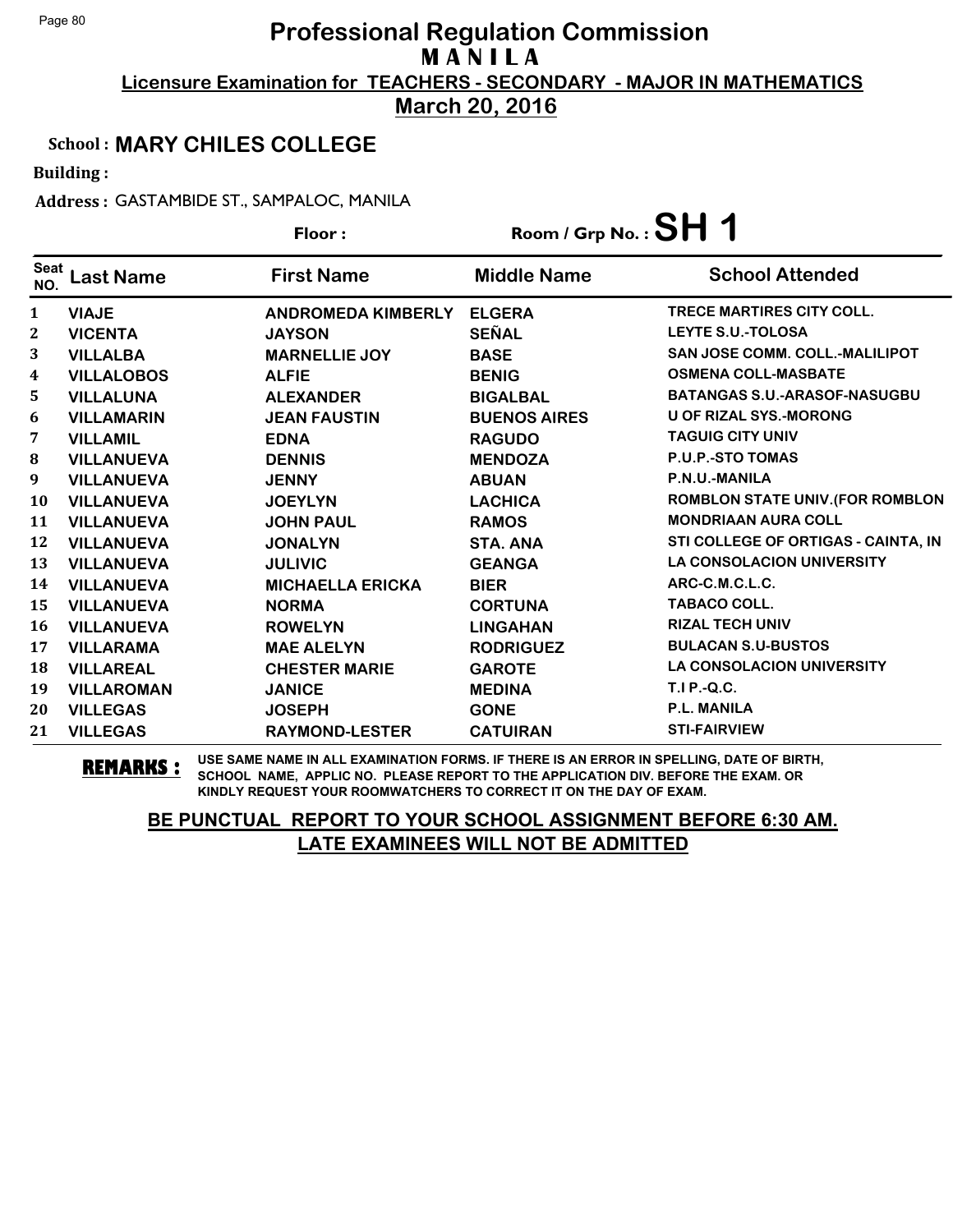# Professional Regulation Commission
## MANILA
### Licensure Examination for TEACHERS - SECONDARY - MAJOR IN MATHEMATICS
### March 20, 2016

**School : MARY CHILES COLLEGE**

**Building :**

**Address :** GASTAMBIDE ST., SAMPALOC, MANILA

**Floor :** **Room / Grp No. : SH 1**

| Seat NO. | Last Name | First Name | Middle Name | School Attended |
|---|---|---|---|---|
| 1 | VIAJE | ANDROMEDA KIMBERLY | ELGERA | TRECE MARTIRES CITY COLL. |
| 2 | VICENTA | JAYSON | SEÑAL | LEYTE S.U.-TOLOSA |
| 3 | VILLALBA | MARNELLIE JOY | BASE | SAN JOSE COMM. COLL.-MALILIPOT |
| 4 | VILLALOBOS | ALFIE | BENIG | OSMENA COLL-MASBATE |
| 5 | VILLALUNA | ALEXANDER | BIGALBAL | BATANGAS S.U.-ARASOF-NASUGBU |
| 6 | VILLAMARIN | JEAN FAUSTIN | BUENOS AIRES | U OF RIZAL SYS.-MORONG |
| 7 | VILLAMIL | EDNA | RAGUDO | TAGUIG CITY UNIV |
| 8 | VILLANUEVA | DENNIS | MENDOZA | P.U.P.-STO TOMAS |
| 9 | VILLANUEVA | JENNY | ABUAN | P.N.U.-MANILA |
| 10 | VILLANUEVA | JOEYLYN | LACHICA | ROMBLON STATE UNIV.(FOR ROMBLON |
| 11 | VILLANUEVA | JOHN PAUL | RAMOS | MONDRIAAN AURA COLL |
| 12 | VILLANUEVA | JONALYN | STA. ANA | STI COLLEGE OF ORTIGAS - CAINTA, IN |
| 13 | VILLANUEVA | JULIVIC | GEANGA | LA CONSOLACION UNIVERSITY |
| 14 | VILLANUEVA | MICHAELLA ERICKA | BIER | ARC-C.M.C.L.C. |
| 15 | VILLANUEVA | NORMA | CORTUNA | TABACO COLL. |
| 16 | VILLANUEVA | ROWELYN | LINGAHAN | RIZAL TECH UNIV |
| 17 | VILLARAMA | MAE ALELYN | RODRIGUEZ | BULACAN S.U-BUSTOS |
| 18 | VILLAREAL | CHESTER MARIE | GAROTE | LA CONSOLACION UNIVERSITY |
| 19 | VILLAROMAN | JANICE | MEDINA | T.I P.-Q.C. |
| 20 | VILLEGAS | JOSEPH | GONE | P.L. MANILA |
| 21 | VILLEGAS | RAYMOND-LESTER | CATUIRAN | STI-FAIRVIEW |

**REMARKS :** USE SAME NAME IN ALL EXAMINATION FORMS. IF THERE IS AN ERROR IN SPELLING, DATE OF BIRTH, SCHOOL NAME, APPLIC NO. PLEASE REPORT TO THE APPLICATION DIV. BEFORE THE EXAM. OR KINDLY REQUEST YOUR ROOMWATCHERS TO CORRECT IT ON THE DAY OF EXAM.

**BE PUNCTUAL REPORT TO YOUR SCHOOL ASSIGNMENT BEFORE 6:30 AM.**
**LATE EXAMINEES WILL NOT BE ADMITTED**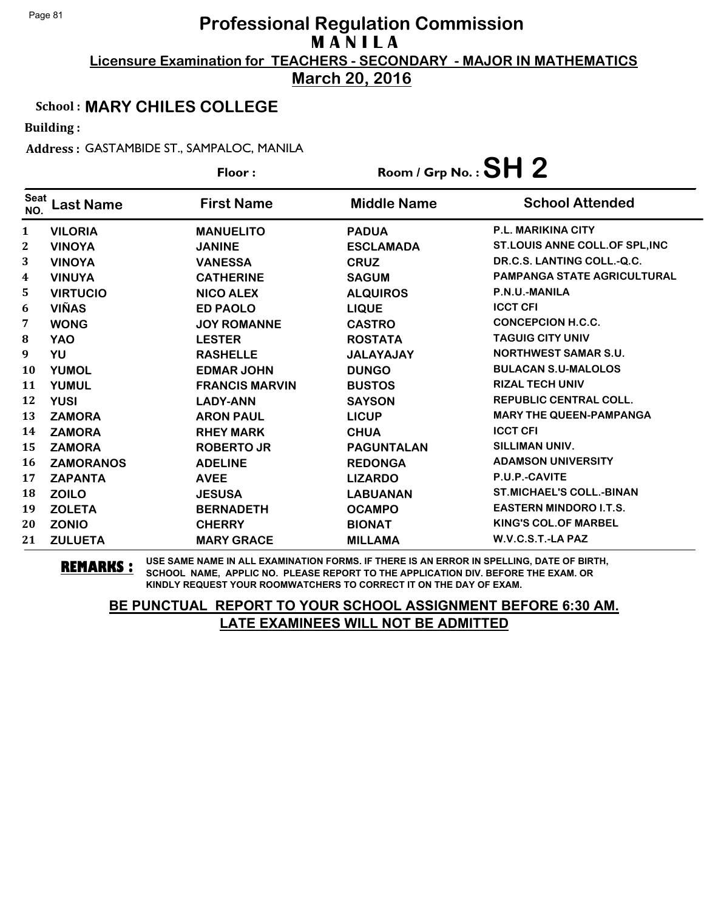# Professional Regulation Commission
## M A N I L A
### Licensure Examination for TEACHERS - SECONDARY - MAJOR IN MATHEMATICS
### March 20, 2016

**School :** MARY CHILES COLLEGE

**Building :**

**Address :** GASTAMBIDE ST., SAMPALOC, MANILA

**Floor :** 

**Room / Grp No. :** SH 2

| Seat NO. | Last Name | First Name | Middle Name | School Attended |
|---|---|---|---|---|
| 1 | VILORIA | MANUELITO | PADUA | P.L. MARIKINA CITY |
| 2 | VINOYA | JANINE | ESCLAMADA | ST.LOUIS ANNE COLL.OF SPL,INC |
| 3 | VINOYA | VANESSA | CRUZ | DR.C.S. LANTING COLL.-Q.C. |
| 4 | VINUYA | CATHERINE | SAGUM | PAMPANGA STATE AGRICULTURAL |
| 5 | VIRTUCIO | NICO ALEX | ALQUIROS | P.N.U.-MANILA |
| 6 | VIÑAS | ED PAOLO | LIQUE | ICCT CFI |
| 7 | WONG | JOY ROMANNE | CASTRO | CONCEPCION H.C.C. |
| 8 | YAO | LESTER | ROSTATA | TAGUIG CITY UNIV |
| 9 | YU | RASHELLE | JALAYAJAY | NORTHWEST SAMAR S.U. |
| 10 | YUMOL | EDMAR JOHN | DUNGO | BULACAN S.U-MALOLOS |
| 11 | YUMUL | FRANCIS MARVIN | BUSTOS | RIZAL TECH UNIV |
| 12 | YUSI | LADY-ANN | SAYSON | REPUBLIC CENTRAL COLL. |
| 13 | ZAMORA | ARON PAUL | LICUP | MARY THE QUEEN-PAMPANGA |
| 14 | ZAMORA | RHEY MARK | CHUA | ICCT CFI |
| 15 | ZAMORA | ROBERTO JR | PAGUNTALAN | SILLIMAN UNIV. |
| 16 | ZAMORANOS | ADELINE | REDONGA | ADAMSON UNIVERSITY |
| 17 | ZAPANTA | AVEE | LIZARDO | P.U.P.-CAVITE |
| 18 | ZOILO | JESUSA | LABUANAN | ST.MICHAEL'S COLL.-BINAN |
| 19 | ZOLETA | BERNADETH | OCAMPO | EASTERN MINDORO I.T.S. |
| 20 | ZONIO | CHERRY | BIONAT | KING'S COL.OF MARBEL |
| 21 | ZULUETA | MARY GRACE | MILLAMA | W.V.C.S.T.-LA PAZ |

**REMARKS :** USE SAME NAME IN ALL EXAMINATION FORMS. IF THERE IS AN ERROR IN SPELLING, DATE OF BIRTH, SCHOOL NAME, APPLIC NO. PLEASE REPORT TO THE APPLICATION DIV. BEFORE THE EXAM. OR KINDLY REQUEST YOUR ROOMWATCHERS TO CORRECT IT ON THE DAY OF EXAM.

**BE PUNCTUAL REPORT TO YOUR SCHOOL ASSIGNMENT BEFORE 6:30 AM.**
**LATE EXAMINEES WILL NOT BE ADMITTED**